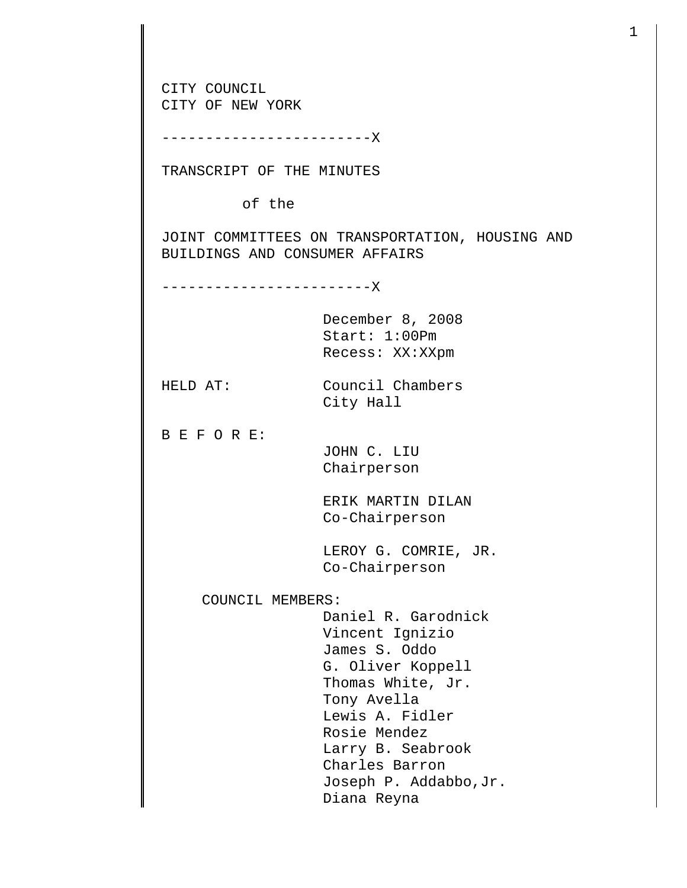CITY COUNCIL
CITY OF NEW YORK

------------------------X

TRANSCRIPT OF THE MINUTES

of the

JOINT COMMITTEES ON TRANSPORTATION, HOUSING AND BUILDINGS AND CONSUMER AFFAIRS

------------------------X

December 8, 2008
Start: 1:00Pm
Recess: XX:XXpm

HELD AT: Council Chambers
City Hall

B E F O R E:

JOHN C. LIU
Chairperson

ERIK MARTIN DILAN
Co-Chairperson

LEROY G. COMRIE, JR.
Co-Chairperson

COUNCIL MEMBERS:

Daniel R. Garodnick
Vincent Ignizio
James S. Oddo
G. Oliver Koppell
Thomas White, Jr.
Tony Avella
Lewis A. Fidler
Rosie Mendez
Larry B. Seabrook
Charles Barron
Joseph P. Addabbo,Jr.
Diana Reyna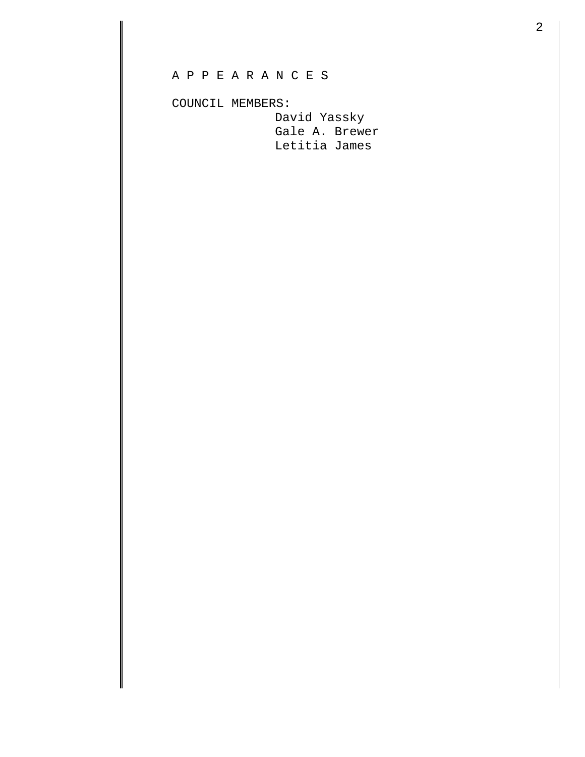A P P E A R A N C E S

COUNCIL MEMBERS:

David Yassky
Gale A. Brewer
Letitia James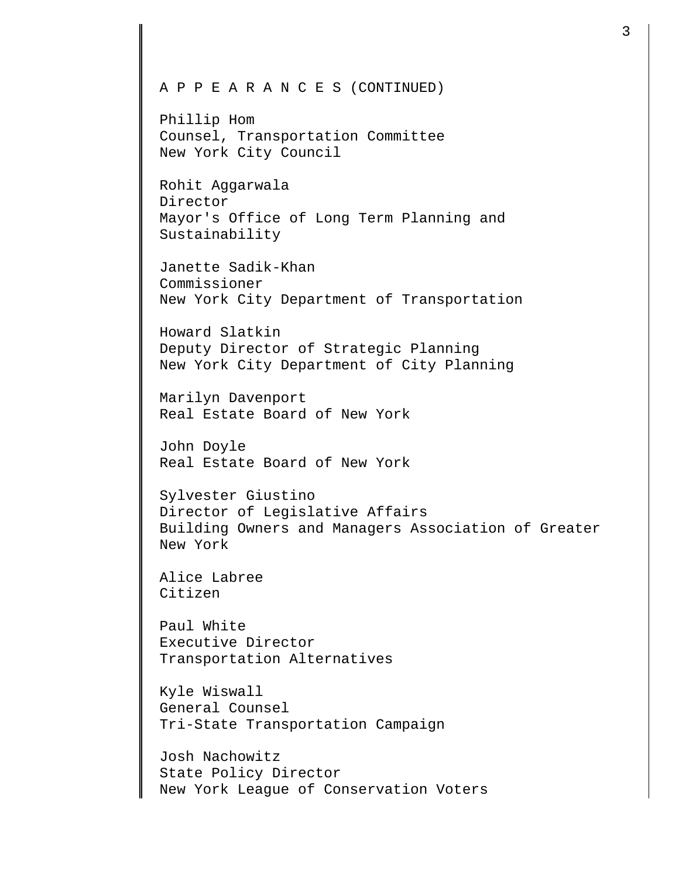A P P E A R A N C E S (CONTINUED)

Phillip Hom
Counsel, Transportation Committee
New York City Council

Rohit Aggarwala
Director
Mayor's Office of Long Term Planning and Sustainability

Janette Sadik-Khan
Commissioner
New York City Department of Transportation

Howard Slatkin
Deputy Director of Strategic Planning
New York City Department of City Planning

Marilyn Davenport
Real Estate Board of New York

John Doyle
Real Estate Board of New York

Sylvester Giustino
Director of Legislative Affairs
Building Owners and Managers Association of Greater New York

Alice Labree
Citizen

Paul White
Executive Director
Transportation Alternatives

Kyle Wiswall
General Counsel
Tri-State Transportation Campaign

Josh Nachowitz
State Policy Director
New York League of Conservation Voters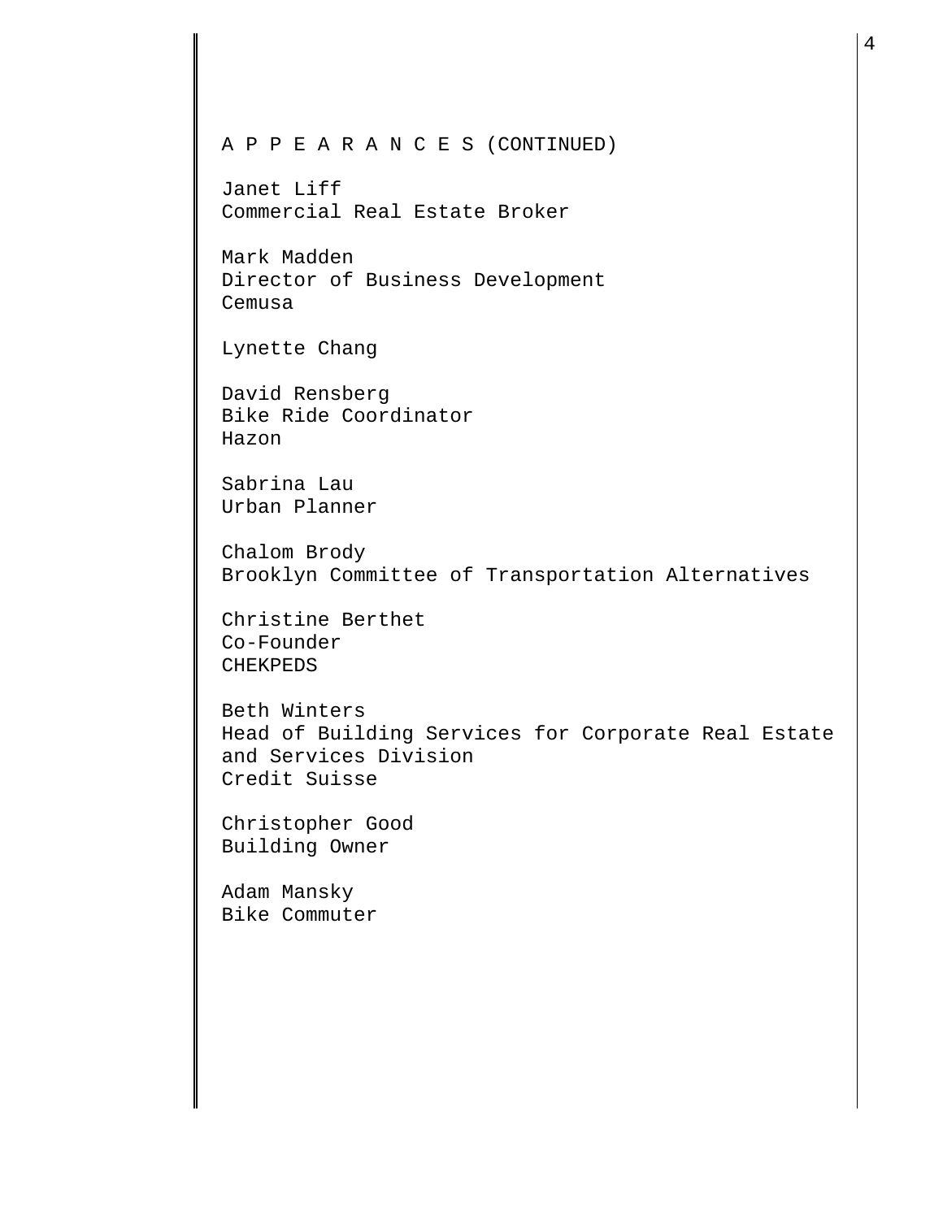A P P E A R A N C E S (CONTINUED)

Janet Liff
Commercial Real Estate Broker

Mark Madden
Director of Business Development
Cemusa

Lynette Chang

David Rensberg
Bike Ride Coordinator
Hazon

Sabrina Lau
Urban Planner

Chalom Brody
Brooklyn Committee of Transportation Alternatives

Christine Berthet
Co-Founder
CHEKPEDS

Beth Winters
Head of Building Services for Corporate Real Estate and Services Division
Credit Suisse

Christopher Good
Building Owner

Adam Mansky
Bike Commuter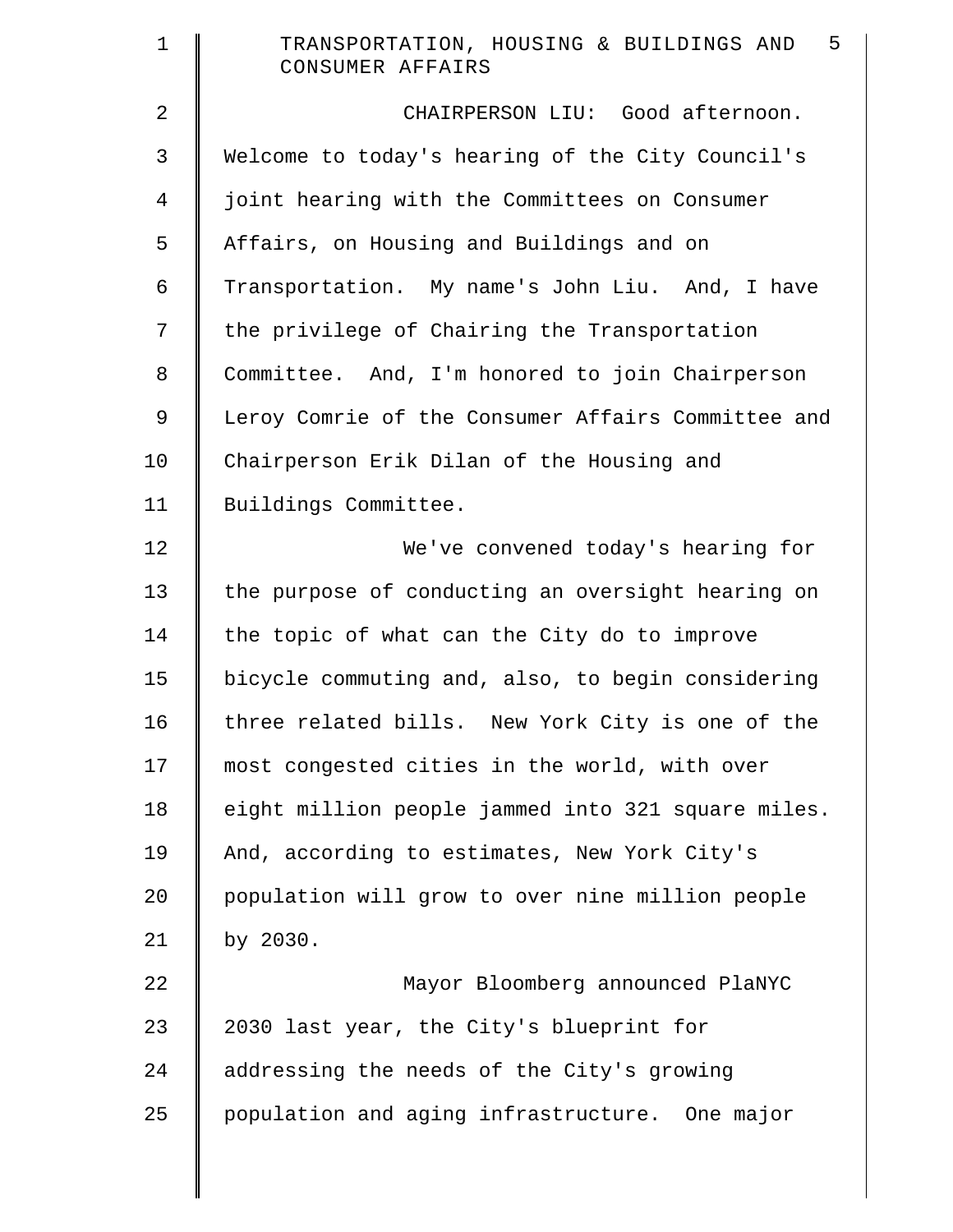CHAIRPERSON LIU: Good afternoon. Welcome to today's hearing of the City Council's joint hearing with the Committees on Consumer Affairs, on Housing and Buildings and on Transportation. My name's John Liu. And, I have the privilege of Chairing the Transportation Committee. And, I'm honored to join Chairperson Leroy Comrie of the Consumer Affairs Committee and Chairperson Erik Dilan of the Housing and Buildings Committee.

We've convened today's hearing for the purpose of conducting an oversight hearing on the topic of what can the City do to improve bicycle commuting and, also, to begin considering three related bills. New York City is one of the most congested cities in the world, with over eight million people jammed into 321 square miles. And, according to estimates, New York City's population will grow to over nine million people by 2030.

Mayor Bloomberg announced PlaNYC 2030 last year, the City's blueprint for addressing the needs of the City's growing population and aging infrastructure. One major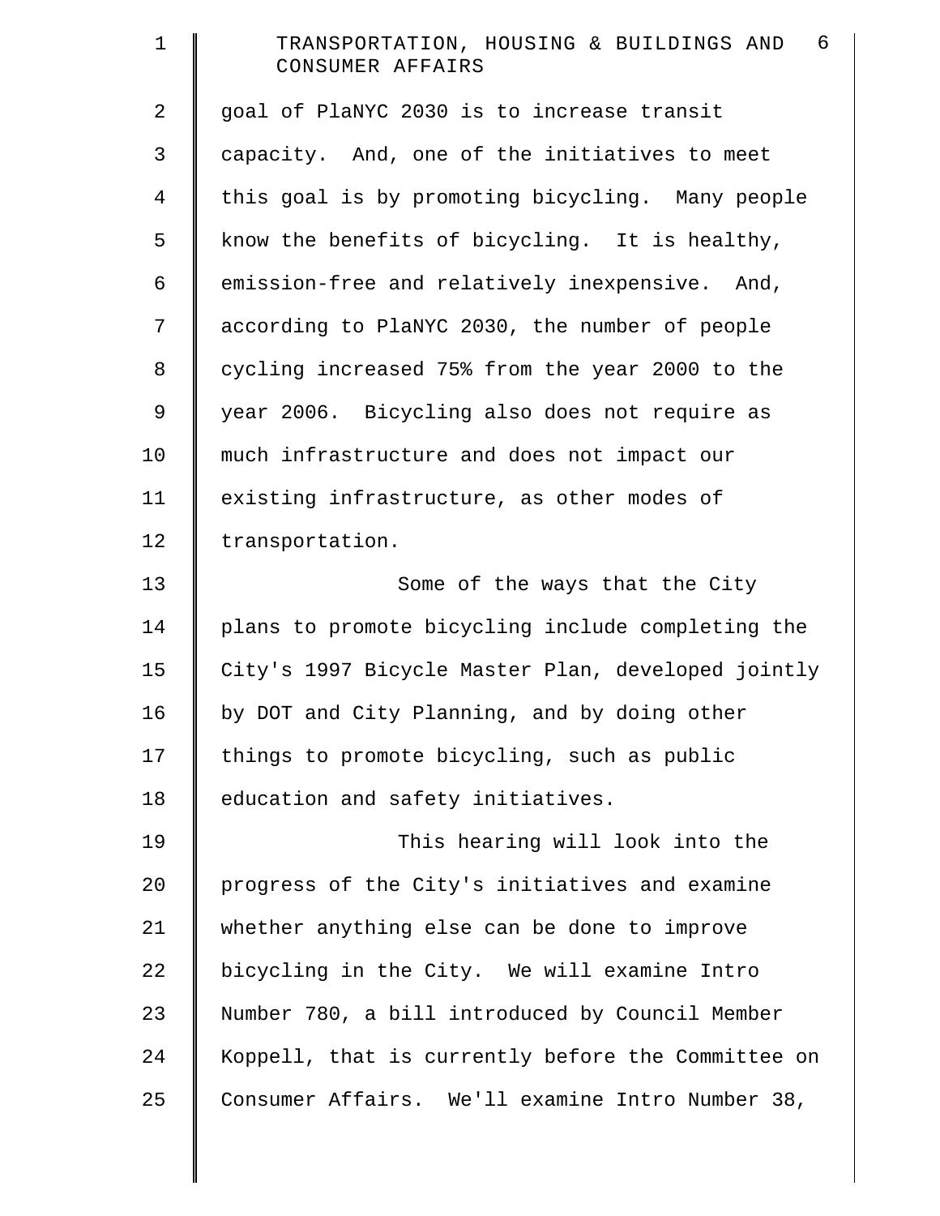goal of PlaNYC 2030 is to increase transit capacity. And, one of the initiatives to meet this goal is by promoting bicycling. Many people know the benefits of bicycling. It is healthy, emission-free and relatively inexpensive. And, according to PlaNYC 2030, the number of people cycling increased 75% from the year 2000 to the year 2006. Bicycling also does not require as much infrastructure and does not impact our existing infrastructure, as other modes of transportation.

Some of the ways that the City plans to promote bicycling include completing the City's 1997 Bicycle Master Plan, developed jointly by DOT and City Planning, and by doing other things to promote bicycling, such as public education and safety initiatives.

This hearing will look into the progress of the City's initiatives and examine whether anything else can be done to improve bicycling in the City. We will examine Intro Number 780, a bill introduced by Council Member Koppell, that is currently before the Committee on Consumer Affairs. We'll examine Intro Number 38,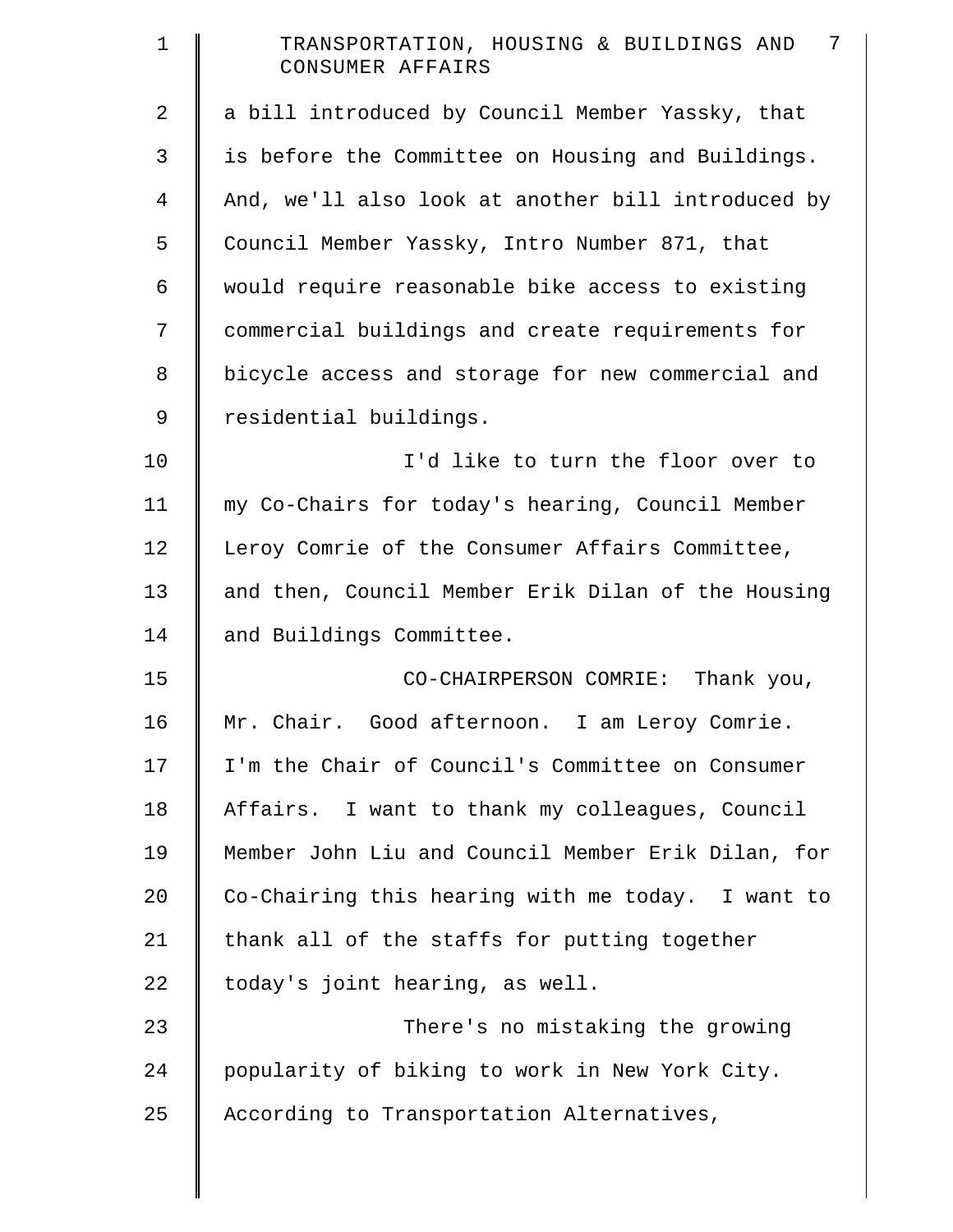a bill introduced by Council Member Yassky, that is before the Committee on Housing and Buildings. And, we'll also look at another bill introduced by Council Member Yassky, Intro Number 871, that would require reasonable bike access to existing commercial buildings and create requirements for bicycle access and storage for new commercial and residential buildings.

I'd like to turn the floor over to my Co-Chairs for today's hearing, Council Member Leroy Comrie of the Consumer Affairs Committee, and then, Council Member Erik Dilan of the Housing and Buildings Committee.

CO-CHAIRPERSON COMRIE: Thank you, Mr. Chair. Good afternoon. I am Leroy Comrie. I'm the Chair of Council's Committee on Consumer Affairs. I want to thank my colleagues, Council Member John Liu and Council Member Erik Dilan, for Co-Chairing this hearing with me today. I want to thank all of the staffs for putting together today's joint hearing, as well.

There's no mistaking the growing popularity of biking to work in New York City. According to Transportation Alternatives,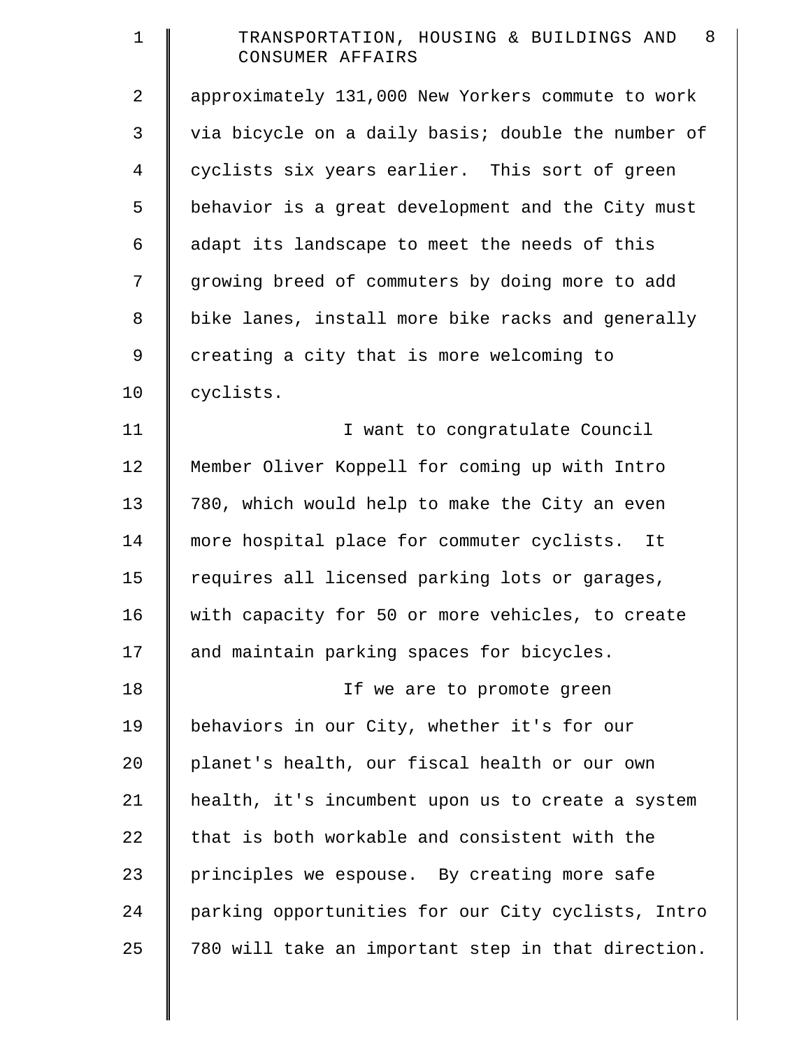approximately 131,000 New Yorkers commute to work via bicycle on a daily basis; double the number of cyclists six years earlier. This sort of green behavior is a great development and the City must adapt its landscape to meet the needs of this growing breed of commuters by doing more to add bike lanes, install more bike racks and generally creating a city that is more welcoming to cyclists.

I want to congratulate Council Member Oliver Koppell for coming up with Intro 780, which would help to make the City an even more hospital place for commuter cyclists. It requires all licensed parking lots or garages, with capacity for 50 or more vehicles, to create and maintain parking spaces for bicycles.

If we are to promote green behaviors in our City, whether it's for our planet's health, our fiscal health or our own health, it's incumbent upon us to create a system that is both workable and consistent with the principles we espouse. By creating more safe parking opportunities for our City cyclists, Intro 780 will take an important step in that direction.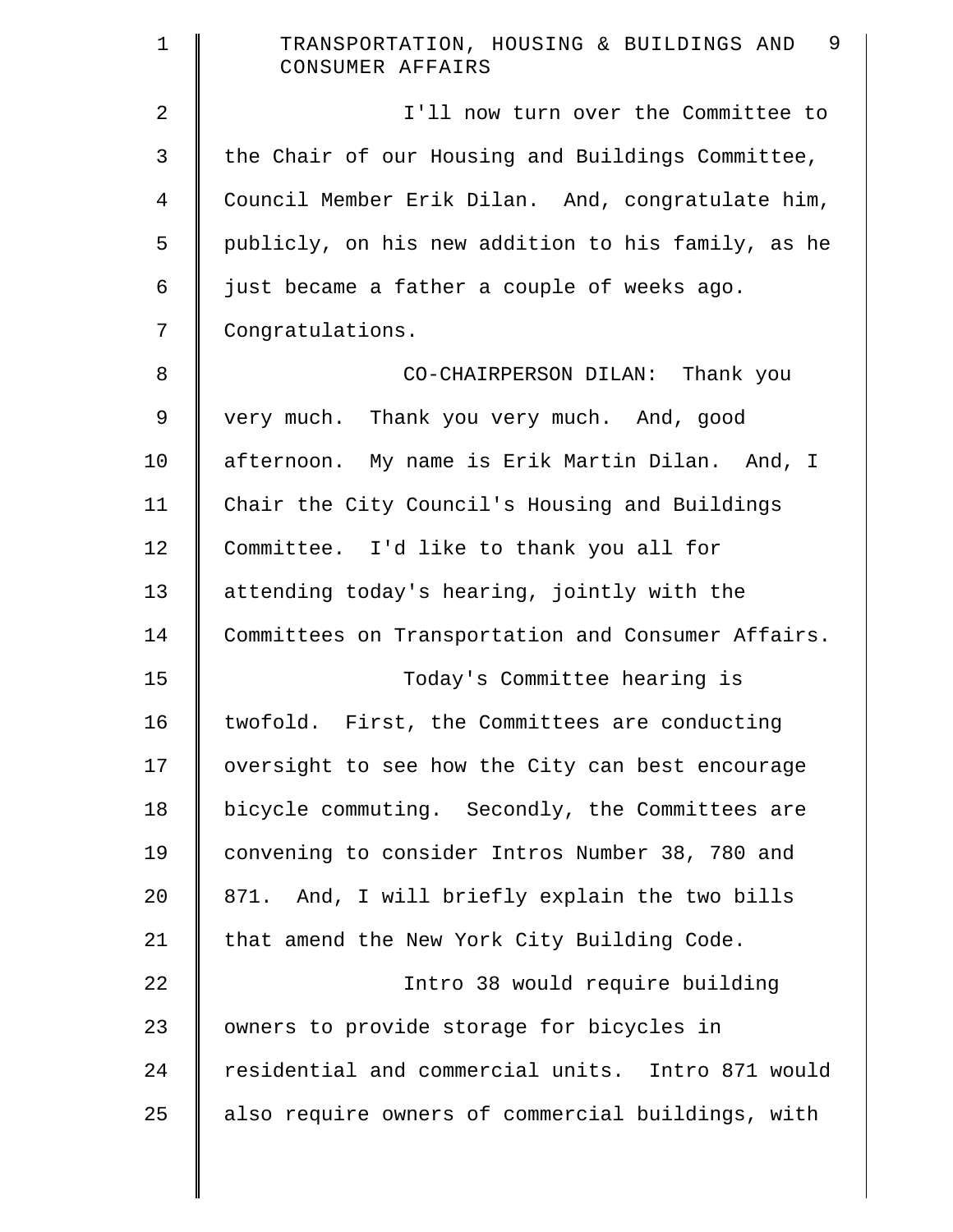I'll now turn over the Committee to the Chair of our Housing and Buildings Committee, Council Member Erik Dilan. And, congratulate him, publicly, on his new addition to his family, as he just became a father a couple of weeks ago. Congratulations.

CO-CHAIRPERSON DILAN: Thank you very much. Thank you very much. And, good afternoon. My name is Erik Martin Dilan. And, I Chair the City Council's Housing and Buildings Committee. I'd like to thank you all for attending today's hearing, jointly with the Committees on Transportation and Consumer Affairs.

Today's Committee hearing is twofold. First, the Committees are conducting oversight to see how the City can best encourage bicycle commuting. Secondly, the Committees are convening to consider Intros Number 38, 780 and 871. And, I will briefly explain the two bills that amend the New York City Building Code.

Intro 38 would require building owners to provide storage for bicycles in residential and commercial units. Intro 871 would also require owners of commercial buildings, with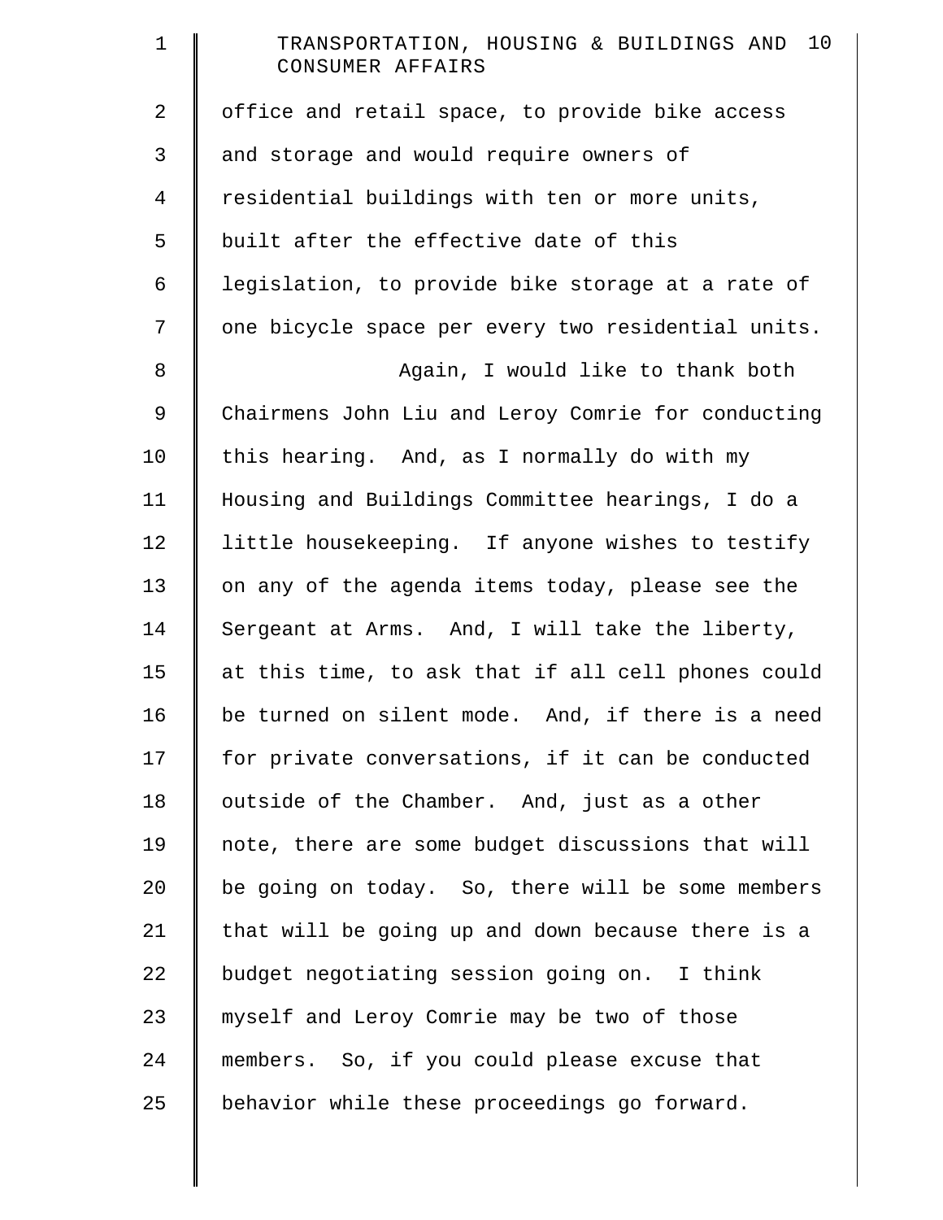office and retail space, to provide bike access and storage and would require owners of residential buildings with ten or more units, built after the effective date of this legislation, to provide bike storage at a rate of one bicycle space per every two residential units.

Again, I would like to thank both Chairmens John Liu and Leroy Comrie for conducting this hearing. And, as I normally do with my Housing and Buildings Committee hearings, I do a little housekeeping. If anyone wishes to testify on any of the agenda items today, please see the Sergeant at Arms. And, I will take the liberty, at this time, to ask that if all cell phones could be turned on silent mode. And, if there is a need for private conversations, if it can be conducted outside of the Chamber. And, just as a other note, there are some budget discussions that will be going on today. So, there will be some members that will be going up and down because there is a budget negotiating session going on. I think myself and Leroy Comrie may be two of those members. So, if you could please excuse that behavior while these proceedings go forward.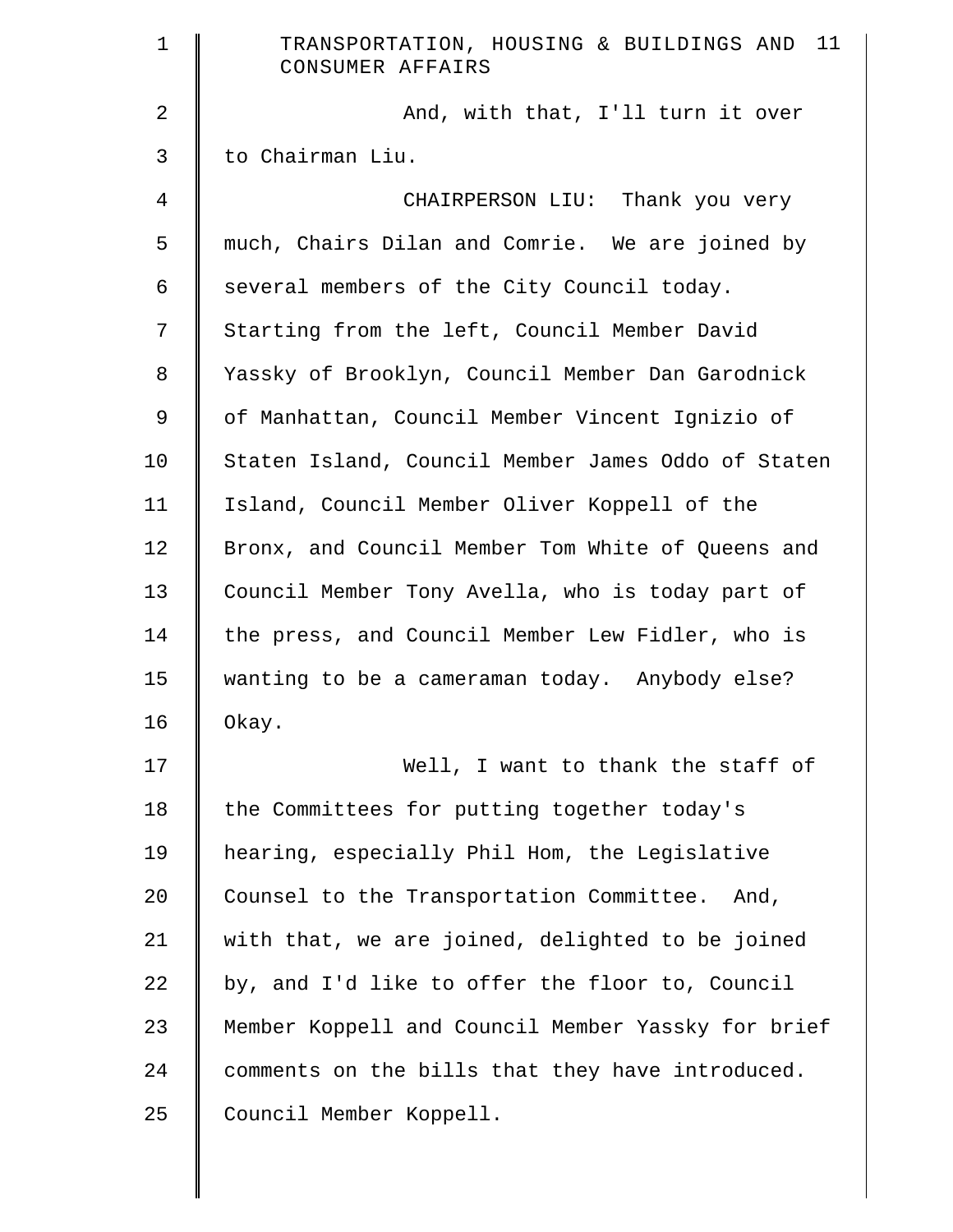And, with that, I'll turn it over to Chairman Liu.

CHAIRPERSON LIU: Thank you very much, Chairs Dilan and Comrie. We are joined by several members of the City Council today. Starting from the left, Council Member David Yassky of Brooklyn, Council Member Dan Garodnick of Manhattan, Council Member Vincent Ignizio of Staten Island, Council Member James Oddo of Staten Island, Council Member Oliver Koppell of the Bronx, and Council Member Tom White of Queens and Council Member Tony Avella, who is today part of the press, and Council Member Lew Fidler, who is wanting to be a cameraman today. Anybody else? Okay.

Well, I want to thank the staff of the Committees for putting together today's hearing, especially Phil Hom, the Legislative Counsel to the Transportation Committee. And, with that, we are joined, delighted to be joined by, and I'd like to offer the floor to, Council Member Koppell and Council Member Yassky for brief comments on the bills that they have introduced. Council Member Koppell.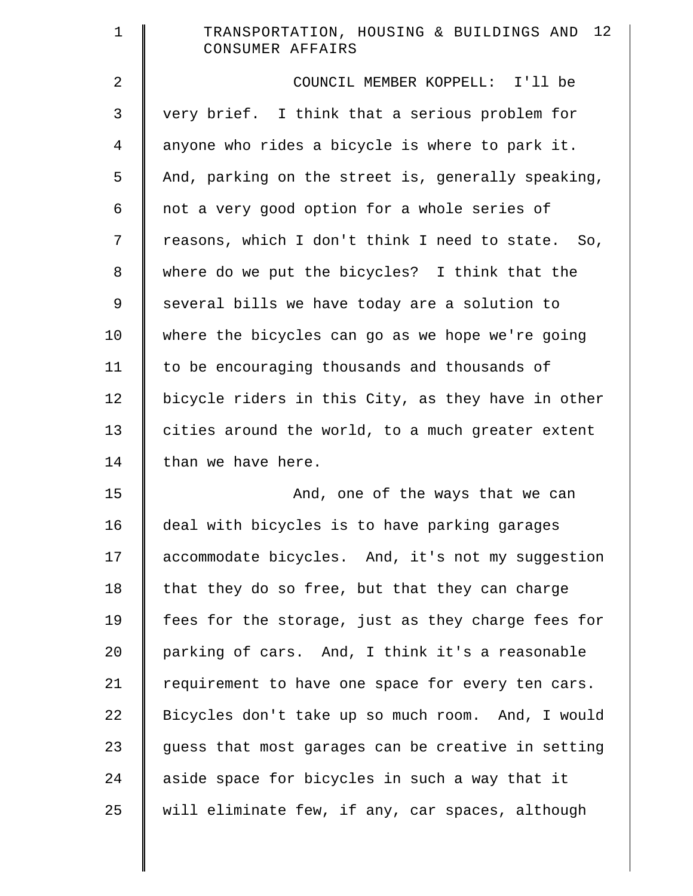COUNCIL MEMBER KOPPELL: I'll be very brief. I think that a serious problem for anyone who rides a bicycle is where to park it. And, parking on the street is, generally speaking, not a very good option for a whole series of reasons, which I don't think I need to state. So, where do we put the bicycles? I think that the several bills we have today are a solution to where the bicycles can go as we hope we're going to be encouraging thousands and thousands of bicycle riders in this City, as they have in other cities around the world, to a much greater extent than we have here.

And, one of the ways that we can deal with bicycles is to have parking garages accommodate bicycles. And, it's not my suggestion that they do so free, but that they can charge fees for the storage, just as they charge fees for parking of cars. And, I think it's a reasonable requirement to have one space for every ten cars. Bicycles don't take up so much room. And, I would guess that most garages can be creative in setting aside space for bicycles in such a way that it will eliminate few, if any, car spaces, although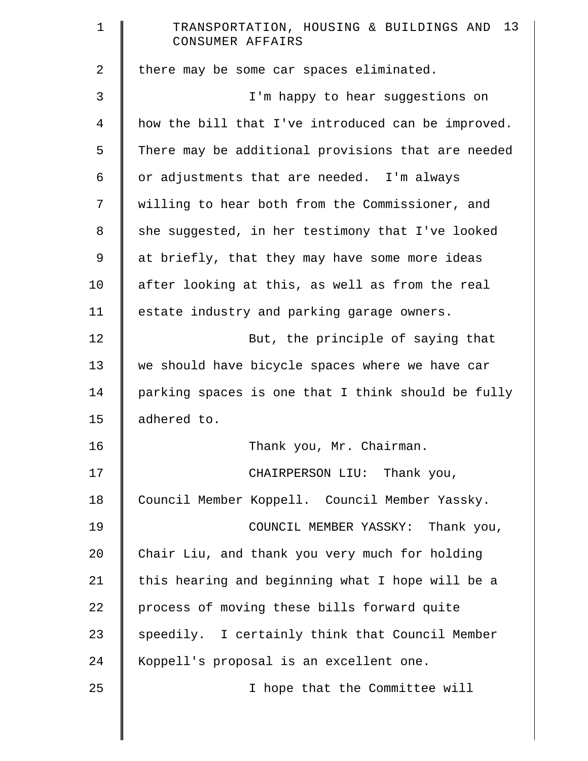there may be some car spaces eliminated.

I'm happy to hear suggestions on how the bill that I've introduced can be improved. There may be additional provisions that are needed or adjustments that are needed. I'm always willing to hear both from the Commissioner, and she suggested, in her testimony that I've looked at briefly, that they may have some more ideas after looking at this, as well as from the real estate industry and parking garage owners.

But, the principle of saying that we should have bicycle spaces where we have car parking spaces is one that I think should be fully adhered to.

Thank you, Mr. Chairman.

CHAIRPERSON LIU: Thank you, Council Member Koppell. Council Member Yassky.

COUNCIL MEMBER YASSKY: Thank you, Chair Liu, and thank you very much for holding this hearing and beginning what I hope will be a process of moving these bills forward quite speedily. I certainly think that Council Member Koppell's proposal is an excellent one.

I hope that the Committee will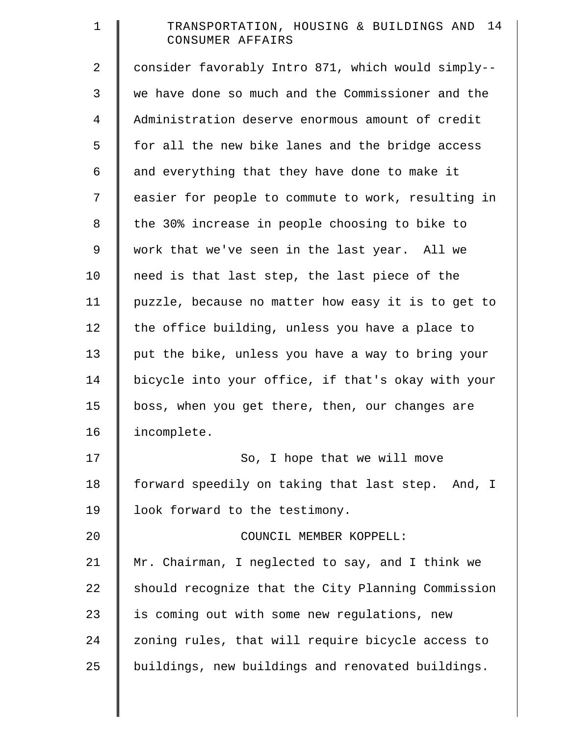consider favorably Intro 871, which would simply-- we have done so much and the Commissioner and the Administration deserve enormous amount of credit for all the new bike lanes and the bridge access and everything that they have done to make it easier for people to commute to work, resulting in the 30% increase in people choosing to bike to work that we've seen in the last year. All we need is that last step, the last piece of the puzzle, because no matter how easy it is to get to the office building, unless you have a place to put the bike, unless you have a way to bring your bicycle into your office, if that's okay with your boss, when you get there, then, our changes are incomplete.

So, I hope that we will move forward speedily on taking that last step. And, I look forward to the testimony.

COUNCIL MEMBER KOPPELL:

Mr. Chairman, I neglected to say, and I think we should recognize that the City Planning Commission is coming out with some new regulations, new zoning rules, that will require bicycle access to buildings, new buildings and renovated buildings.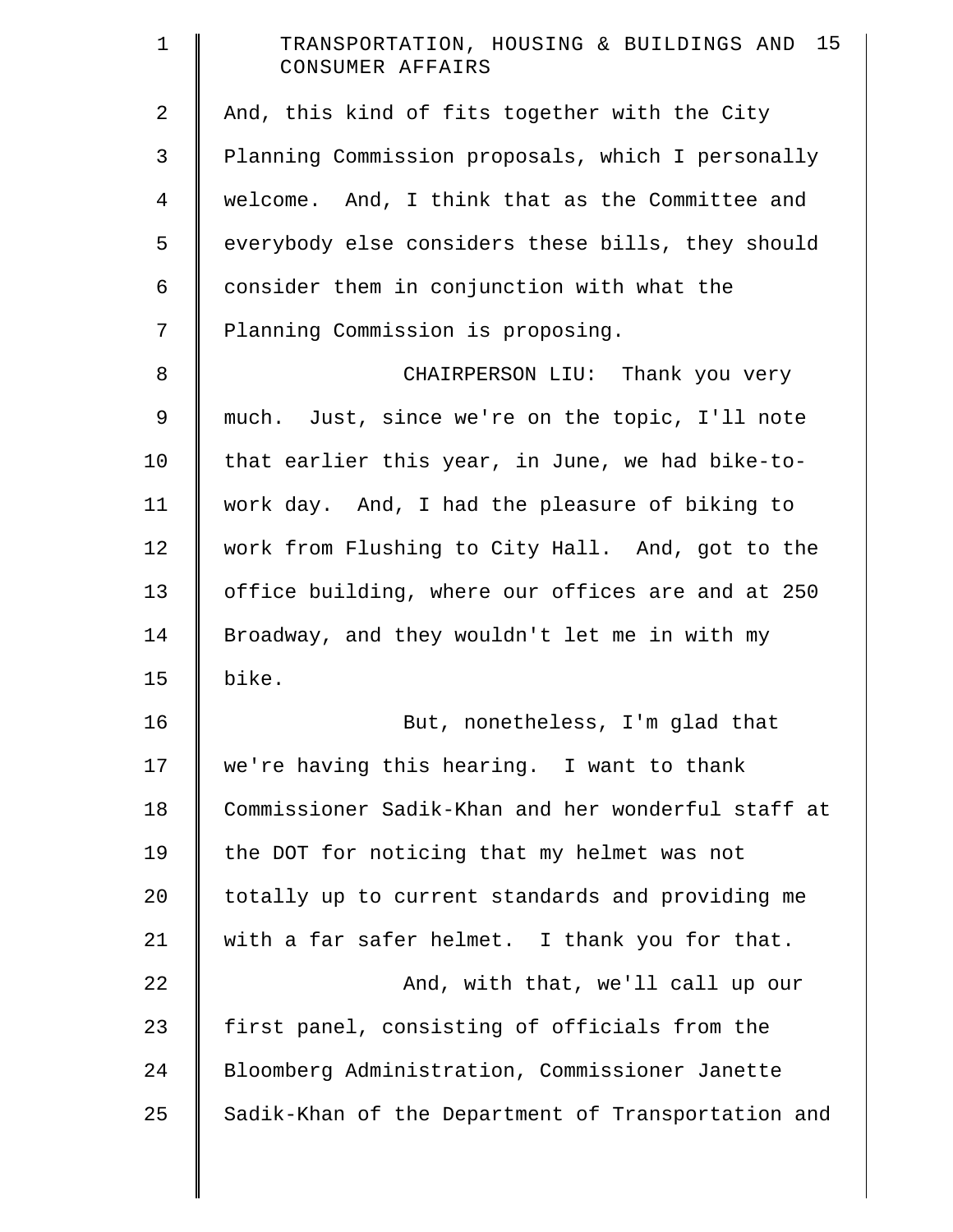And, this kind of fits together with the City Planning Commission proposals, which I personally welcome. And, I think that as the Committee and everybody else considers these bills, they should consider them in conjunction with what the Planning Commission is proposing.

CHAIRPERSON LIU: Thank you very much. Just, since we're on the topic, I'll note that earlier this year, in June, we had bike-to-work day. And, I had the pleasure of biking to work from Flushing to City Hall. And, got to the office building, where our offices are and at 250 Broadway, and they wouldn't let me in with my bike.

But, nonetheless, I'm glad that we're having this hearing. I want to thank Commissioner Sadik-Khan and her wonderful staff at the DOT for noticing that my helmet was not totally up to current standards and providing me with a far safer helmet. I thank you for that.

And, with that, we'll call up our first panel, consisting of officials from the Bloomberg Administration, Commissioner Janette Sadik-Khan of the Department of Transportation and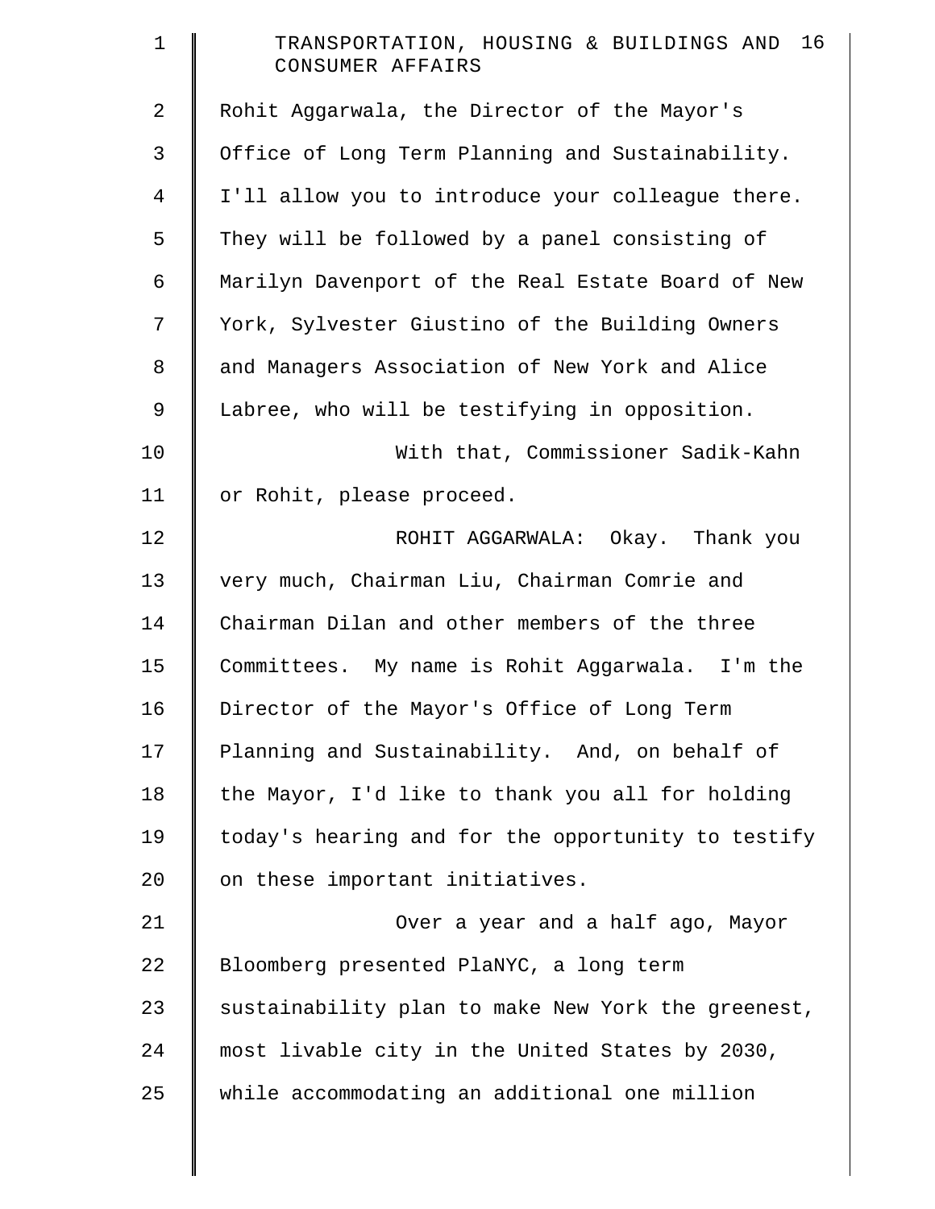Rohit Aggarwala, the Director of the Mayor's Office of Long Term Planning and Sustainability. I'll allow you to introduce your colleague there. They will be followed by a panel consisting of Marilyn Davenport of the Real Estate Board of New York, Sylvester Giustino of the Building Owners and Managers Association of New York and Alice Labree, who will be testifying in opposition.

With that, Commissioner Sadik-Kahn or Rohit, please proceed.

ROHIT AGGARWALA: Okay. Thank you very much, Chairman Liu, Chairman Comrie and Chairman Dilan and other members of the three Committees. My name is Rohit Aggarwala. I'm the Director of the Mayor's Office of Long Term Planning and Sustainability. And, on behalf of the Mayor, I'd like to thank you all for holding today's hearing and for the opportunity to testify on these important initiatives.

Over a year and a half ago, Mayor Bloomberg presented PlaNYC, a long term sustainability plan to make New York the greenest, most livable city in the United States by 2030, while accommodating an additional one million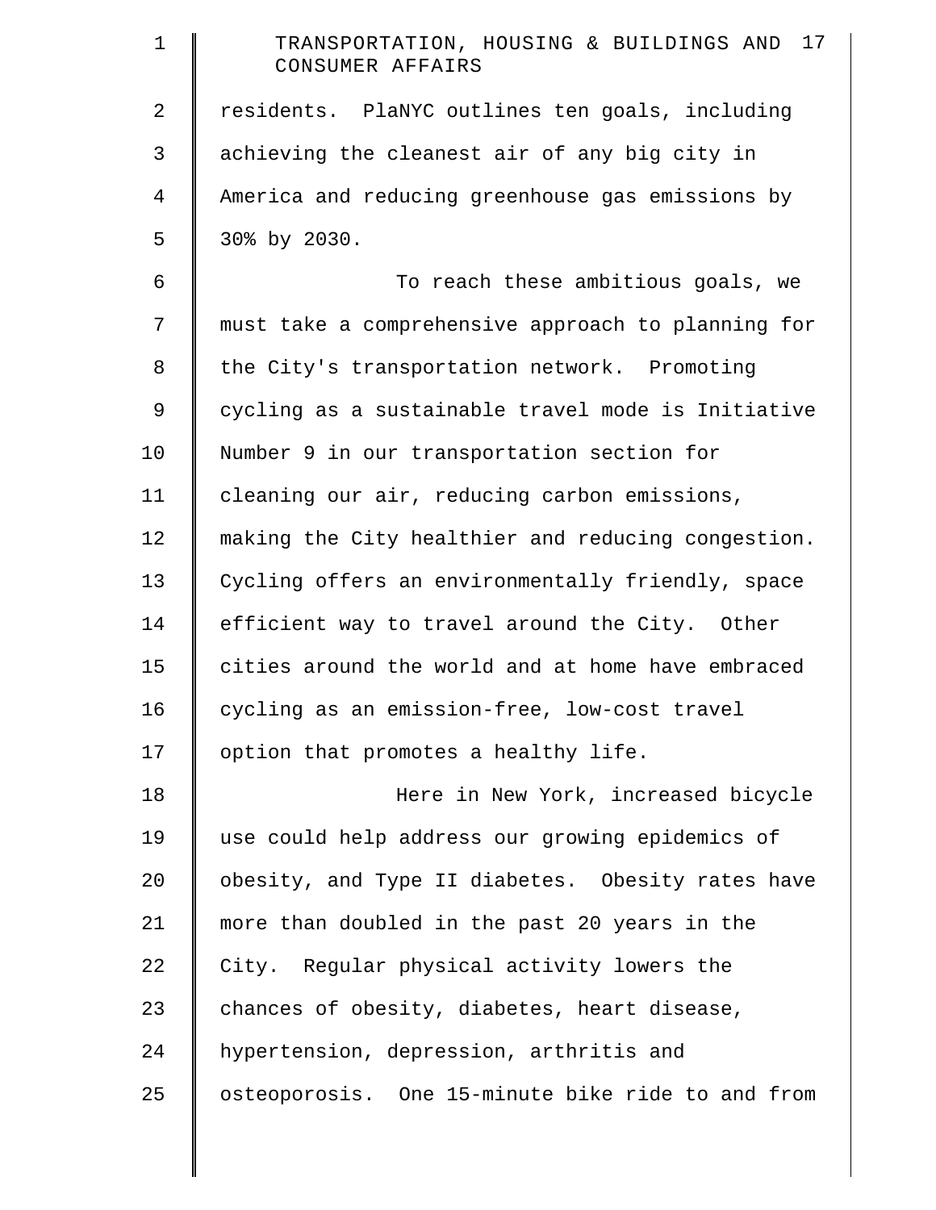residents. PlaNYC outlines ten goals, including achieving the cleanest air of any big city in America and reducing greenhouse gas emissions by 30% by 2030.

To reach these ambitious goals, we must take a comprehensive approach to planning for the City's transportation network. Promoting cycling as a sustainable travel mode is Initiative Number 9 in our transportation section for cleaning our air, reducing carbon emissions, making the City healthier and reducing congestion. Cycling offers an environmentally friendly, space efficient way to travel around the City. Other cities around the world and at home have embraced cycling as an emission-free, low-cost travel option that promotes a healthy life.

Here in New York, increased bicycle use could help address our growing epidemics of obesity, and Type II diabetes. Obesity rates have more than doubled in the past 20 years in the City. Regular physical activity lowers the chances of obesity, diabetes, heart disease, hypertension, depression, arthritis and osteoporosis. One 15-minute bike ride to and from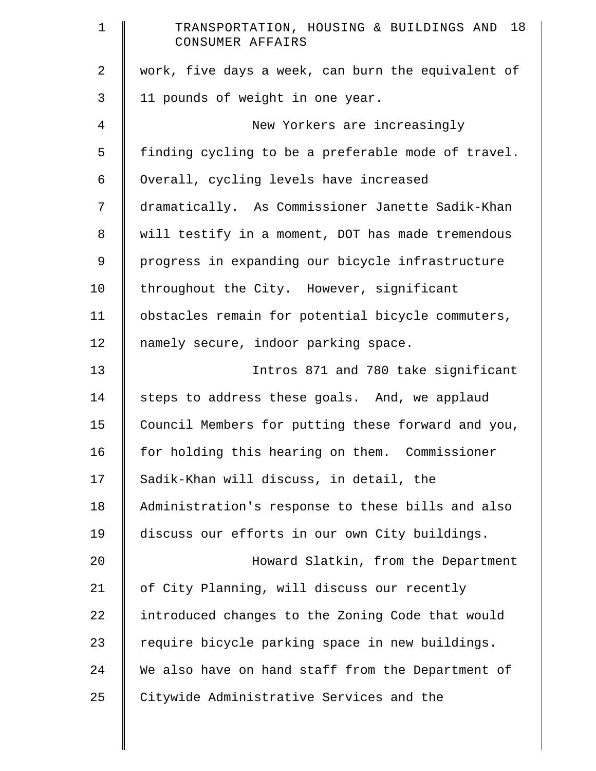work, five days a week, can burn the equivalent of 11 pounds of weight in one year.

New Yorkers are increasingly finding cycling to be a preferable mode of travel. Overall, cycling levels have increased dramatically. As Commissioner Janette Sadik-Khan will testify in a moment, DOT has made tremendous progress in expanding our bicycle infrastructure throughout the City. However, significant obstacles remain for potential bicycle commuters, namely secure, indoor parking space.

Intros 871 and 780 take significant steps to address these goals. And, we applaud Council Members for putting these forward and you, for holding this hearing on them. Commissioner Sadik-Khan will discuss, in detail, the Administration's response to these bills and also discuss our efforts in our own City buildings.

Howard Slatkin, from the Department of City Planning, will discuss our recently introduced changes to the Zoning Code that would require bicycle parking space in new buildings. We also have on hand staff from the Department of Citywide Administrative Services and the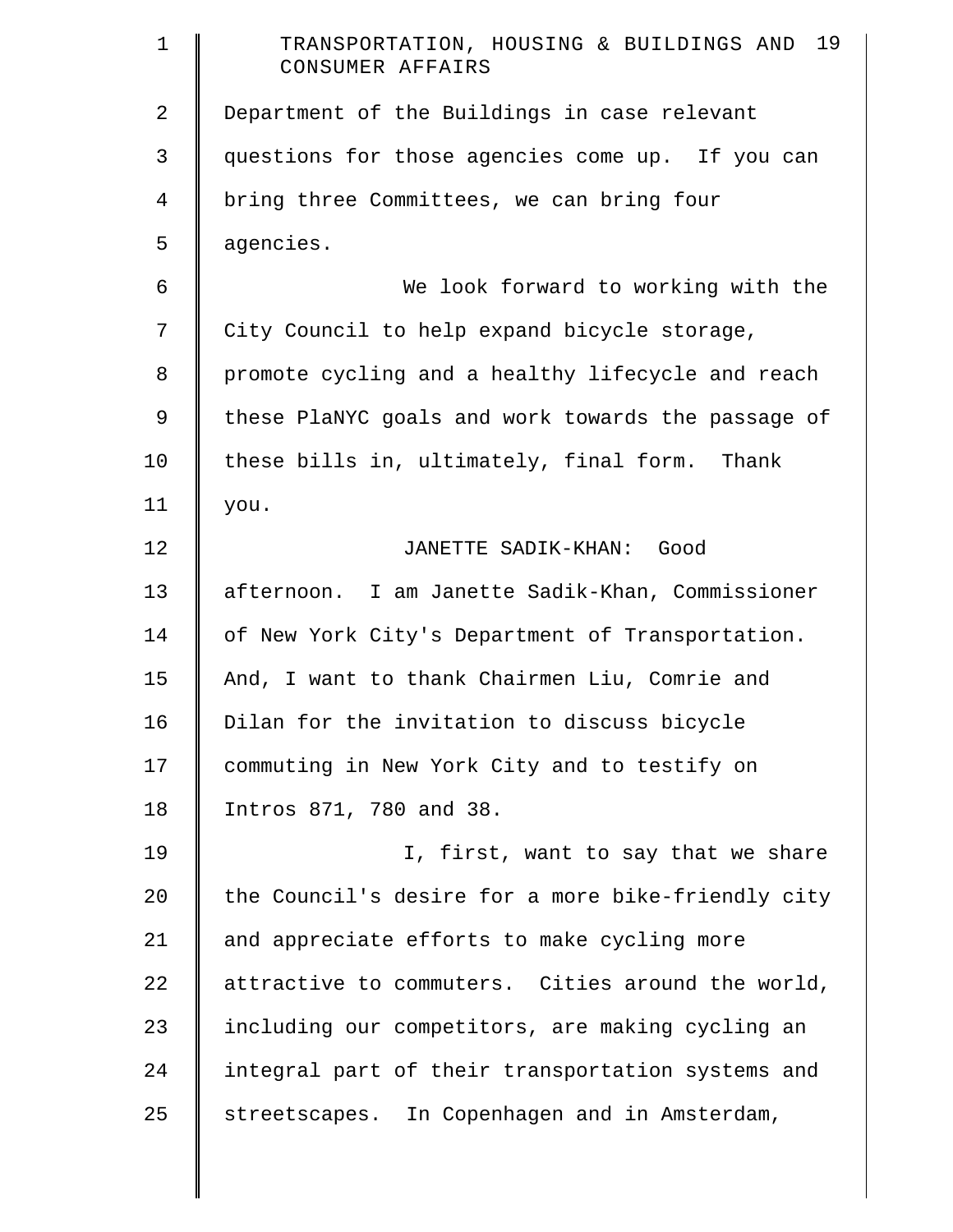Department of the Buildings in case relevant questions for those agencies come up. If you can bring three Committees, we can bring four agencies.

We look forward to working with the City Council to help expand bicycle storage, promote cycling and a healthy lifecycle and reach these PlaNYC goals and work towards the passage of these bills in, ultimately, final form. Thank you.

JANETTE SADIK-KHAN: Good afternoon. I am Janette Sadik-Khan, Commissioner of New York City's Department of Transportation. And, I want to thank Chairmen Liu, Comrie and Dilan for the invitation to discuss bicycle commuting in New York City and to testify on Intros 871, 780 and 38.

I, first, want to say that we share the Council's desire for a more bike-friendly city and appreciate efforts to make cycling more attractive to commuters. Cities around the world, including our competitors, are making cycling an integral part of their transportation systems and streetscapes. In Copenhagen and in Amsterdam,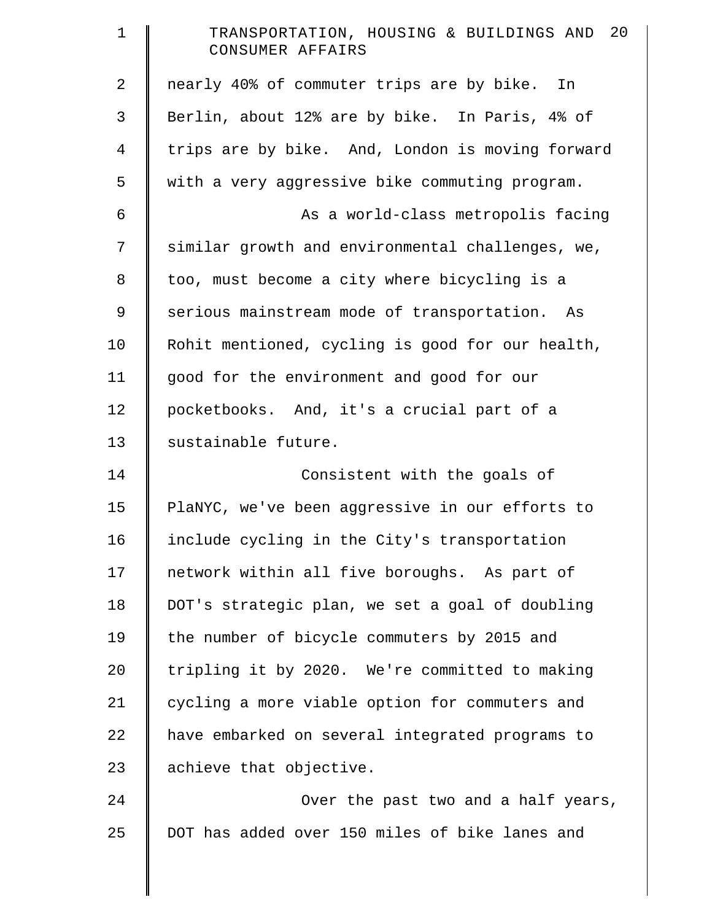nearly 40% of commuter trips are by bike. In Berlin, about 12% are by bike. In Paris, 4% of trips are by bike. And, London is moving forward with a very aggressive bike commuting program.

As a world-class metropolis facing similar growth and environmental challenges, we, too, must become a city where bicycling is a serious mainstream mode of transportation. As Rohit mentioned, cycling is good for our health, good for the environment and good for our pocketbooks. And, it's a crucial part of a sustainable future.

Consistent with the goals of PlaNYC, we've been aggressive in our efforts to include cycling in the City's transportation network within all five boroughs. As part of DOT's strategic plan, we set a goal of doubling the number of bicycle commuters by 2015 and tripling it by 2020. We're committed to making cycling a more viable option for commuters and have embarked on several integrated programs to achieve that objective.

Over the past two and a half years, DOT has added over 150 miles of bike lanes and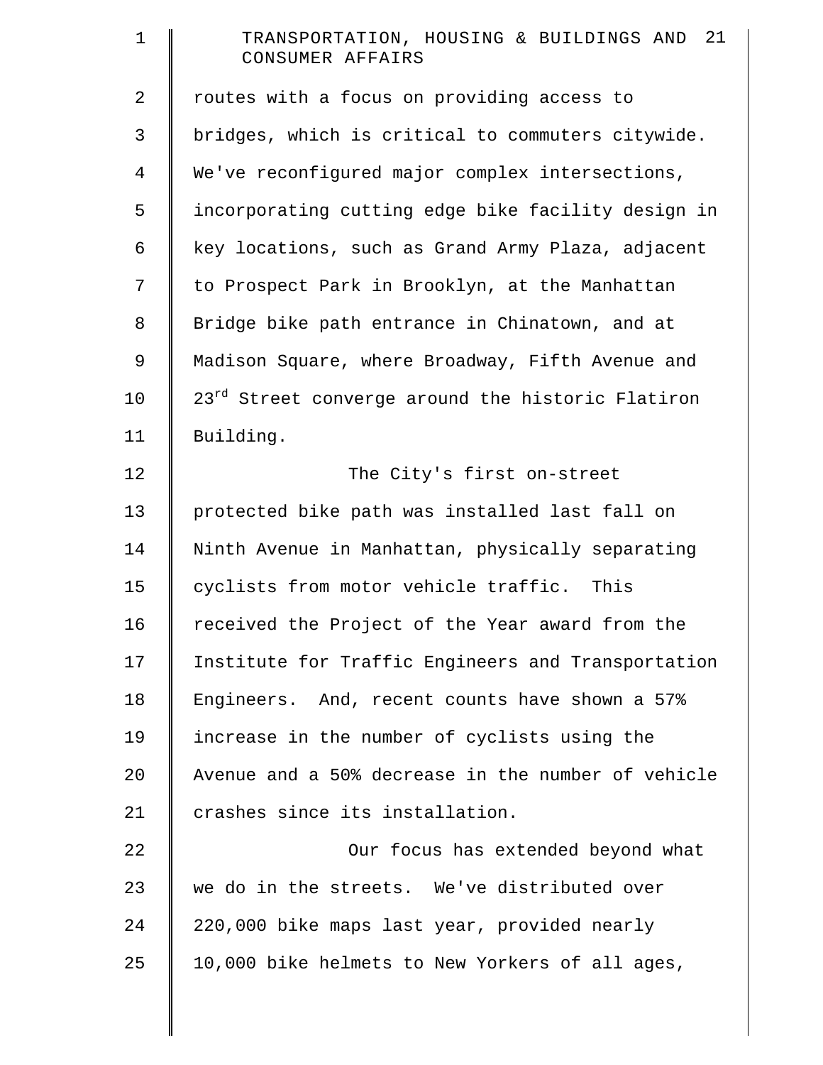routes with a focus on providing access to bridges, which is critical to commuters citywide. We've reconfigured major complex intersections, incorporating cutting edge bike facility design in key locations, such as Grand Army Plaza, adjacent to Prospect Park in Brooklyn, at the Manhattan Bridge bike path entrance in Chinatown, and at Madison Square, where Broadway, Fifth Avenue and 23rd Street converge around the historic Flatiron Building.

The City's first on-street protected bike path was installed last fall on Ninth Avenue in Manhattan, physically separating cyclists from motor vehicle traffic. This received the Project of the Year award from the Institute for Traffic Engineers and Transportation Engineers. And, recent counts have shown a 57% increase in the number of cyclists using the Avenue and a 50% decrease in the number of vehicle crashes since its installation.

Our focus has extended beyond what we do in the streets. We've distributed over 220,000 bike maps last year, provided nearly 10,000 bike helmets to New Yorkers of all ages,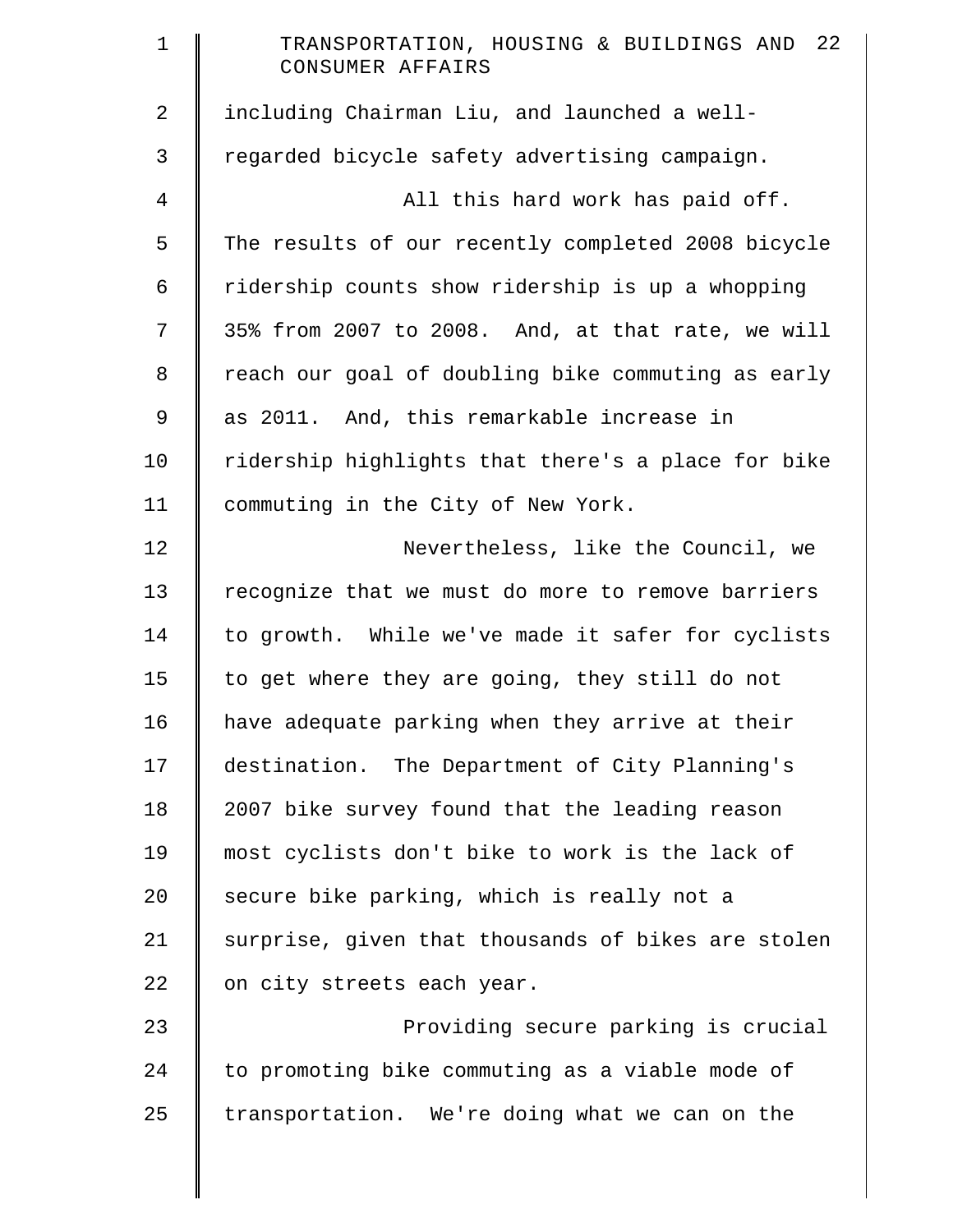including Chairman Liu, and launched a well-regarded bicycle safety advertising campaign.

All this hard work has paid off. The results of our recently completed 2008 bicycle ridership counts show ridership is up a whopping 35% from 2007 to 2008. And, at that rate, we will reach our goal of doubling bike commuting as early as 2011. And, this remarkable increase in ridership highlights that there's a place for bike commuting in the City of New York.

Nevertheless, like the Council, we recognize that we must do more to remove barriers to growth. While we've made it safer for cyclists to get where they are going, they still do not have adequate parking when they arrive at their destination. The Department of City Planning's 2007 bike survey found that the leading reason most cyclists don't bike to work is the lack of secure bike parking, which is really not a surprise, given that thousands of bikes are stolen on city streets each year.

Providing secure parking is crucial to promoting bike commuting as a viable mode of transportation. We're doing what we can on the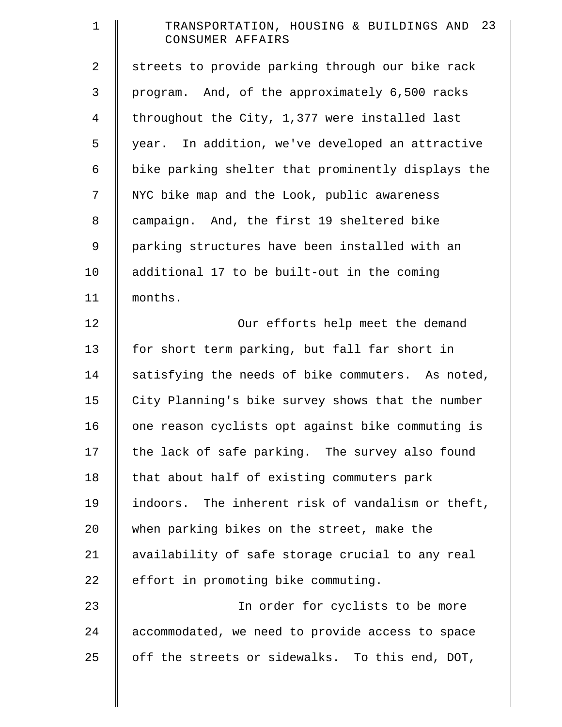streets to provide parking through our bike rack program. And, of the approximately 6,500 racks throughout the City, 1,377 were installed last year. In addition, we've developed an attractive bike parking shelter that prominently displays the NYC bike map and the Look, public awareness campaign. And, the first 19 sheltered bike parking structures have been installed with an additional 17 to be built-out in the coming months.

Our efforts help meet the demand for short term parking, but fall far short in satisfying the needs of bike commuters. As noted, City Planning's bike survey shows that the number one reason cyclists opt against bike commuting is the lack of safe parking. The survey also found that about half of existing commuters park indoors. The inherent risk of vandalism or theft, when parking bikes on the street, make the availability of safe storage crucial to any real effort in promoting bike commuting.

In order for cyclists to be more accommodated, we need to provide access to space off the streets or sidewalks. To this end, DOT,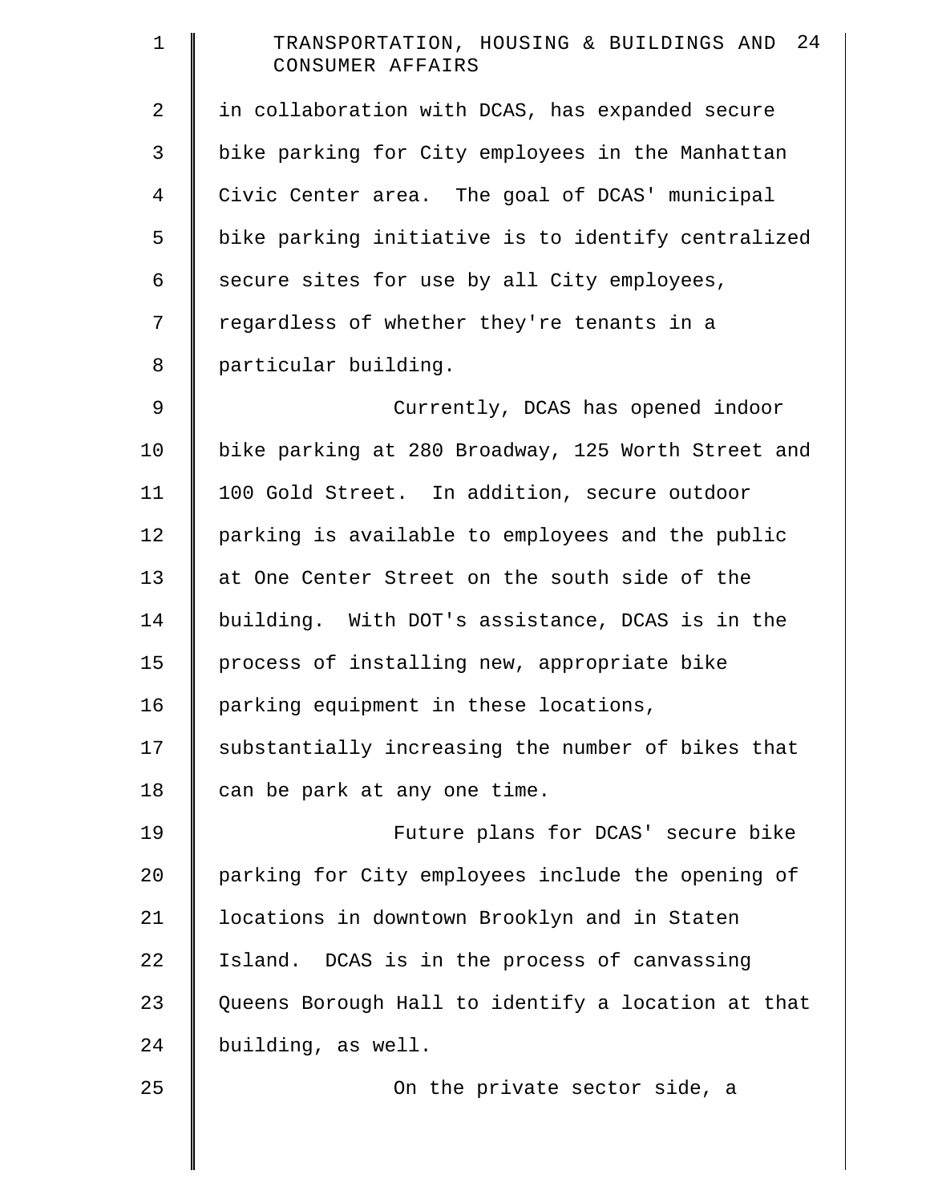in collaboration with DCAS, has expanded secure bike parking for City employees in the Manhattan Civic Center area. The goal of DCAS' municipal bike parking initiative is to identify centralized secure sites for use by all City employees, regardless of whether they're tenants in a particular building.

Currently, DCAS has opened indoor bike parking at 280 Broadway, 125 Worth Street and 100 Gold Street. In addition, secure outdoor parking is available to employees and the public at One Center Street on the south side of the building. With DOT's assistance, DCAS is in the process of installing new, appropriate bike parking equipment in these locations, substantially increasing the number of bikes that can be park at any one time.

Future plans for DCAS' secure bike parking for City employees include the opening of locations in downtown Brooklyn and in Staten Island. DCAS is in the process of canvassing Queens Borough Hall to identify a location at that building, as well.

On the private sector side, a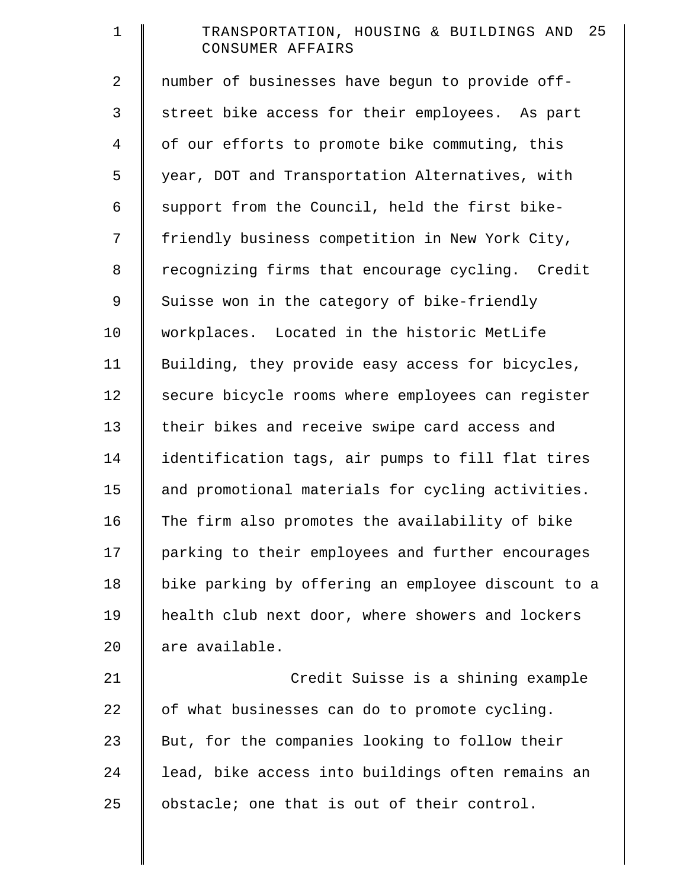number of businesses have begun to provide off-street bike access for their employees. As part of our efforts to promote bike commuting, this year, DOT and Transportation Alternatives, with support from the Council, held the first bike-friendly business competition in New York City, recognizing firms that encourage cycling. Credit Suisse won in the category of bike-friendly workplaces. Located in the historic MetLife Building, they provide easy access for bicycles, secure bicycle rooms where employees can register their bikes and receive swipe card access and identification tags, air pumps to fill flat tires and promotional materials for cycling activities. The firm also promotes the availability of bike parking to their employees and further encourages bike parking by offering an employee discount to a health club next door, where showers and lockers are available.

Credit Suisse is a shining example of what businesses can do to promote cycling. But, for the companies looking to follow their lead, bike access into buildings often remains an obstacle; one that is out of their control.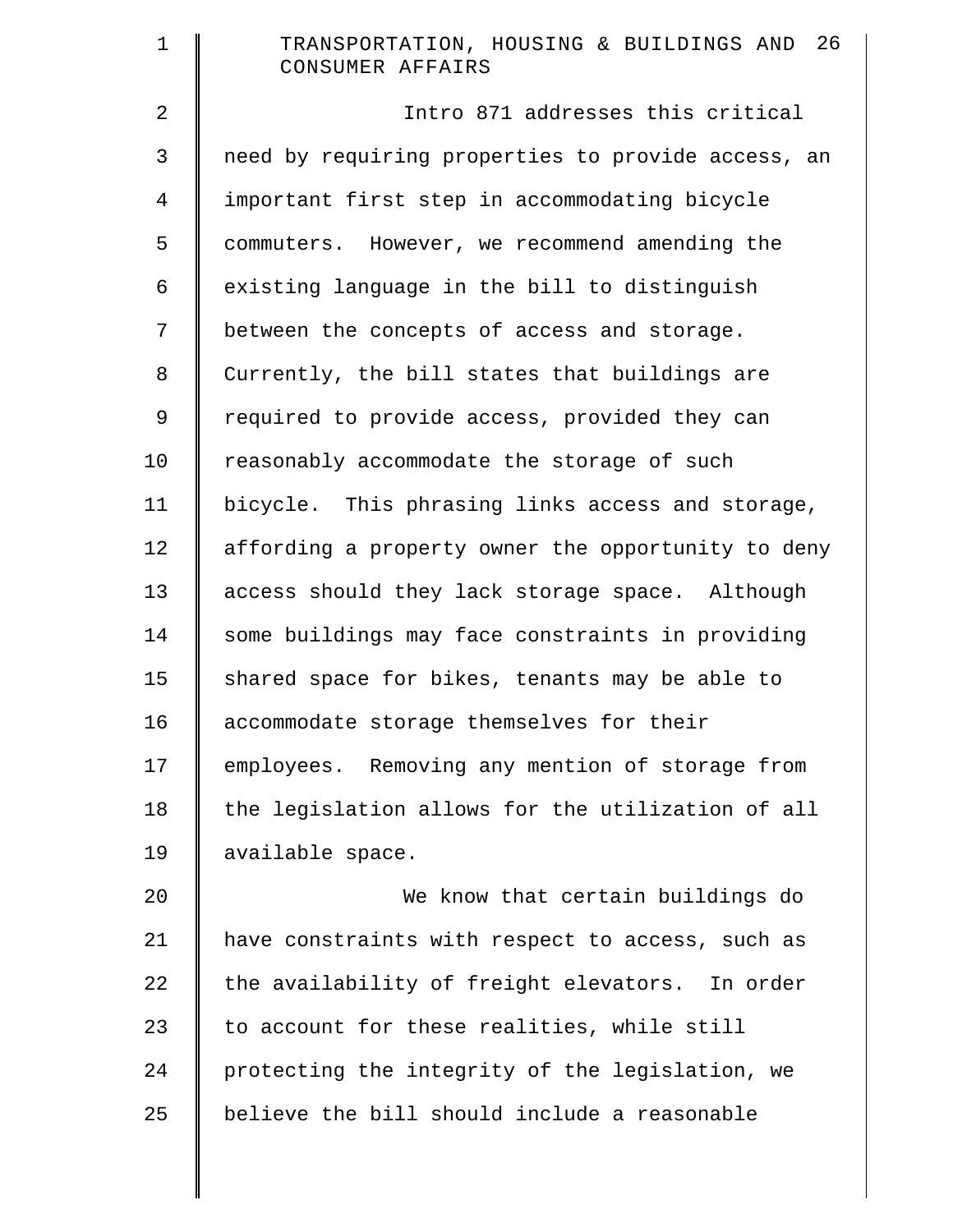Intro 871 addresses this critical need by requiring properties to provide access, an important first step in accommodating bicycle commuters. However, we recommend amending the existing language in the bill to distinguish between the concepts of access and storage. Currently, the bill states that buildings are required to provide access, provided they can reasonably accommodate the storage of such bicycle. This phrasing links access and storage, affording a property owner the opportunity to deny access should they lack storage space. Although some buildings may face constraints in providing shared space for bikes, tenants may be able to accommodate storage themselves for their employees. Removing any mention of storage from the legislation allows for the utilization of all available space.

We know that certain buildings do have constraints with respect to access, such as the availability of freight elevators. In order to account for these realities, while still protecting the integrity of the legislation, we believe the bill should include a reasonable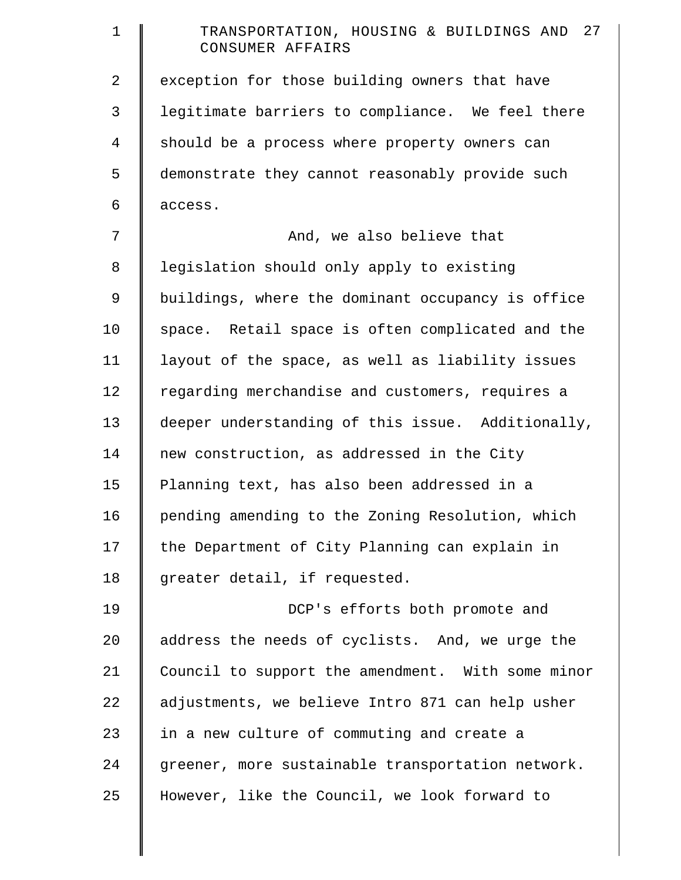exception for those building owners that have legitimate barriers to compliance. We feel there should be a process where property owners can demonstrate they cannot reasonably provide such access.

And, we also believe that legislation should only apply to existing buildings, where the dominant occupancy is office space. Retail space is often complicated and the layout of the space, as well as liability issues regarding merchandise and customers, requires a deeper understanding of this issue. Additionally, new construction, as addressed in the City Planning text, has also been addressed in a pending amending to the Zoning Resolution, which the Department of City Planning can explain in greater detail, if requested.

DCP's efforts both promote and address the needs of cyclists. And, we urge the Council to support the amendment. With some minor adjustments, we believe Intro 871 can help usher in a new culture of commuting and create a greener, more sustainable transportation network. However, like the Council, we look forward to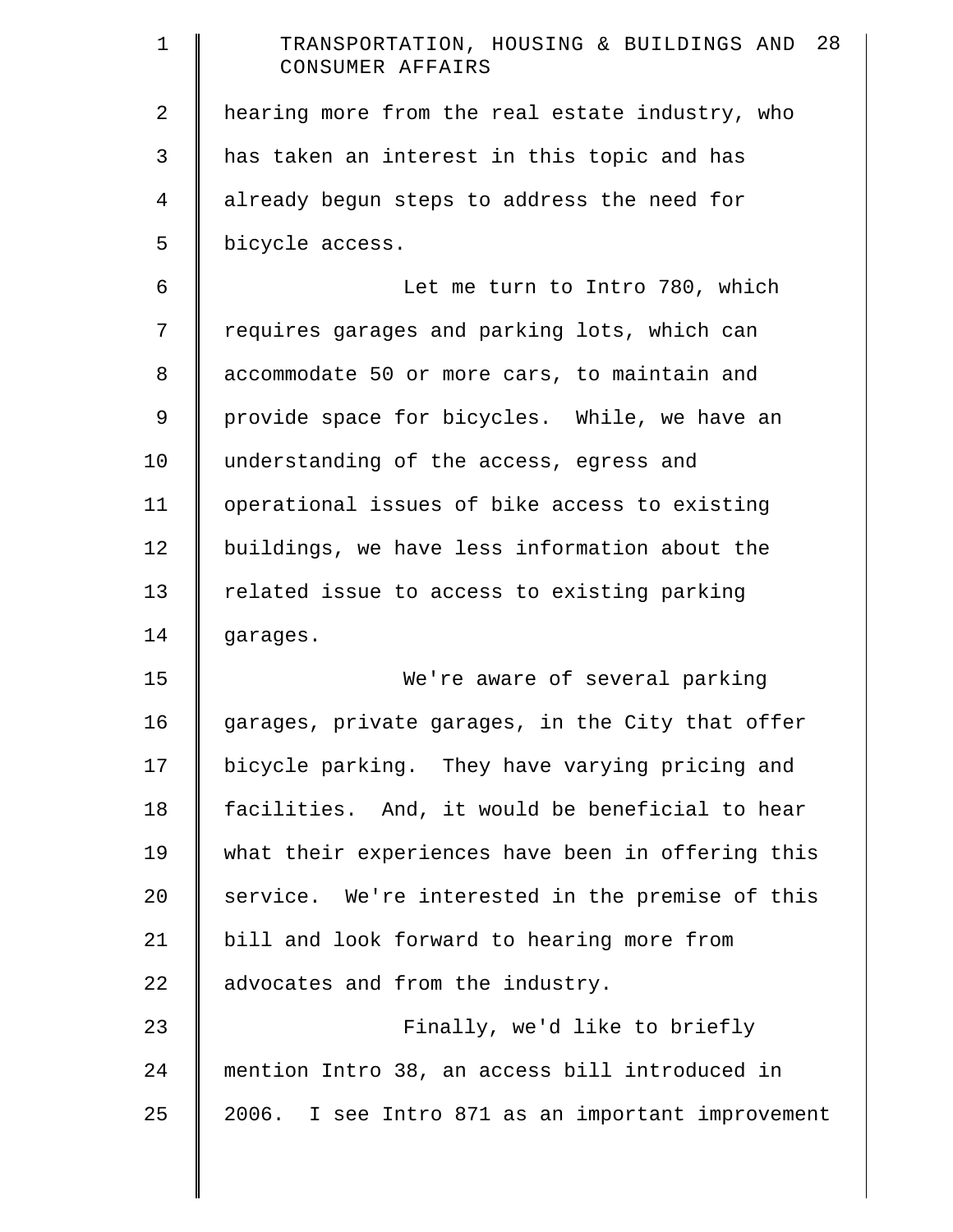hearing more from the real estate industry, who has taken an interest in this topic and has already begun steps to address the need for bicycle access.

Let me turn to Intro 780, which requires garages and parking lots, which can accommodate 50 or more cars, to maintain and provide space for bicycles. While, we have an understanding of the access, egress and operational issues of bike access to existing buildings, we have less information about the related issue to access to existing parking garages.

We're aware of several parking garages, private garages, in the City that offer bicycle parking. They have varying pricing and facilities. And, it would be beneficial to hear what their experiences have been in offering this service. We're interested in the premise of this bill and look forward to hearing more from advocates and from the industry.

Finally, we'd like to briefly mention Intro 38, an access bill introduced in 2006. I see Intro 871 as an important improvement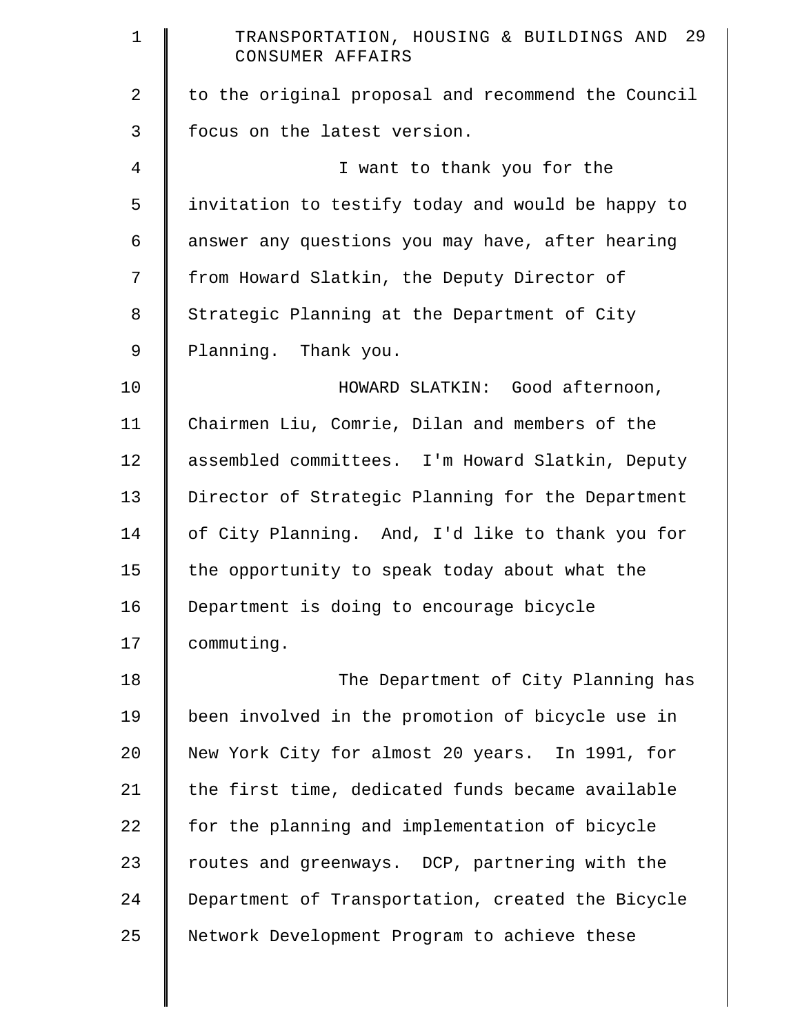to the original proposal and recommend the Council focus on the latest version.

I want to thank you for the invitation to testify today and would be happy to answer any questions you may have, after hearing from Howard Slatkin, the Deputy Director of Strategic Planning at the Department of City Planning. Thank you.

HOWARD SLATKIN: Good afternoon, Chairmen Liu, Comrie, Dilan and members of the assembled committees. I'm Howard Slatkin, Deputy Director of Strategic Planning for the Department of City Planning. And, I'd like to thank you for the opportunity to speak today about what the Department is doing to encourage bicycle commuting.

The Department of City Planning has been involved in the promotion of bicycle use in New York City for almost 20 years. In 1991, for the first time, dedicated funds became available for the planning and implementation of bicycle routes and greenways. DCP, partnering with the Department of Transportation, created the Bicycle Network Development Program to achieve these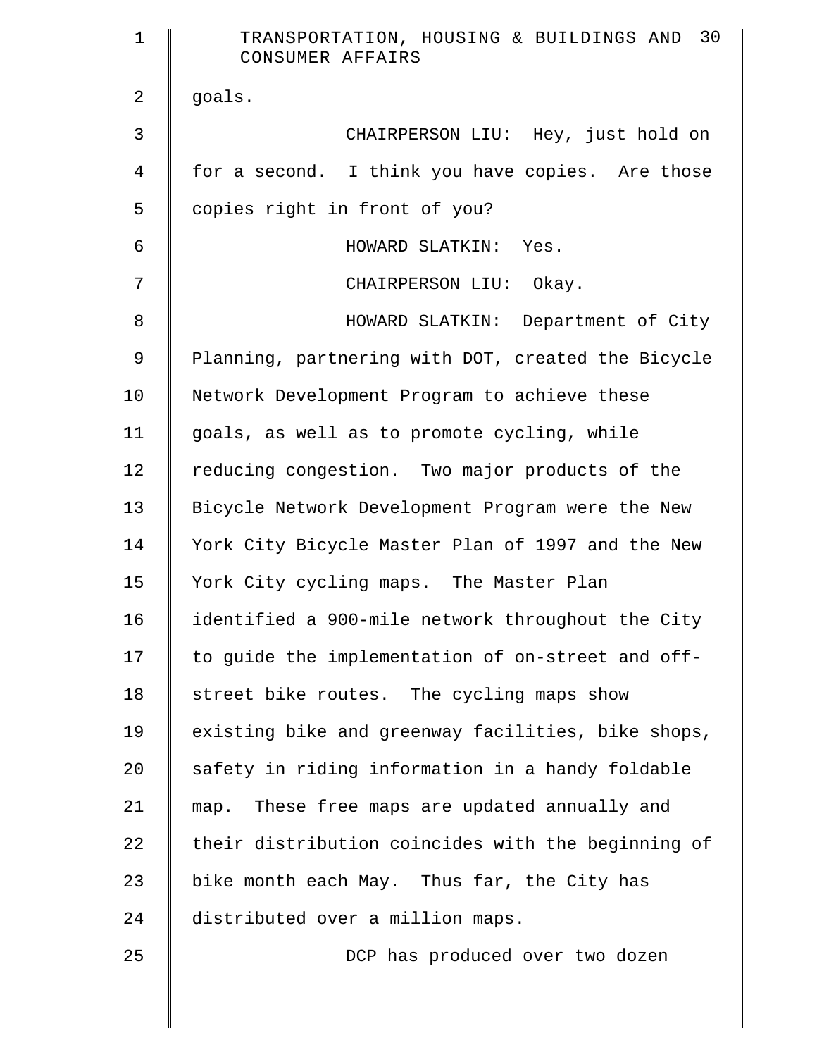goals.

CHAIRPERSON LIU: Hey, just hold on for a second. I think you have copies. Are those copies right in front of you?

HOWARD SLATKIN: Yes.

CHAIRPERSON LIU: Okay.

HOWARD SLATKIN: Department of City Planning, partnering with DOT, created the Bicycle Network Development Program to achieve these goals, as well as to promote cycling, while reducing congestion. Two major products of the Bicycle Network Development Program were the New York City Bicycle Master Plan of 1997 and the New York City cycling maps. The Master Plan identified a 900-mile network throughout the City to guide the implementation of on-street and off-street bike routes. The cycling maps show existing bike and greenway facilities, bike shops, safety in riding information in a handy foldable map. These free maps are updated annually and their distribution coincides with the beginning of bike month each May. Thus far, the City has distributed over a million maps.

DCP has produced over two dozen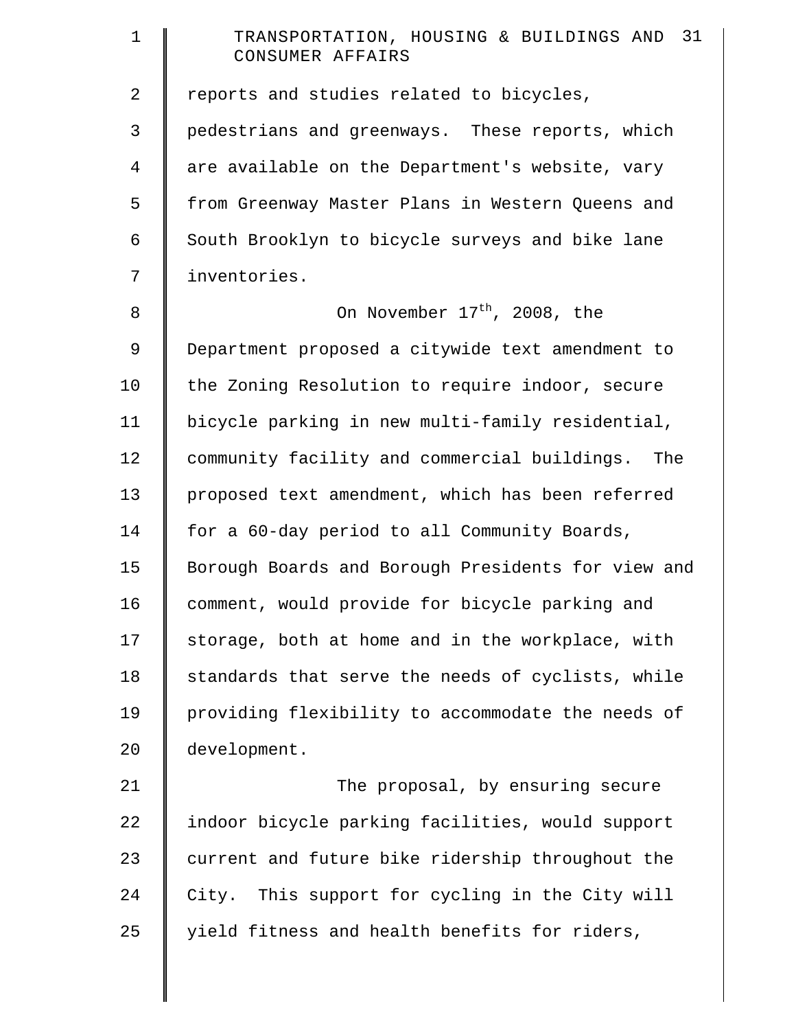reports and studies related to bicycles, pedestrians and greenways. These reports, which are available on the Department's website, vary from Greenway Master Plans in Western Queens and South Brooklyn to bicycle surveys and bike lane inventories.

On November 17th, 2008, the Department proposed a citywide text amendment to the Zoning Resolution to require indoor, secure bicycle parking in new multi-family residential, community facility and commercial buildings. The proposed text amendment, which has been referred for a 60-day period to all Community Boards, Borough Boards and Borough Presidents for view and comment, would provide for bicycle parking and storage, both at home and in the workplace, with standards that serve the needs of cyclists, while providing flexibility to accommodate the needs of development.

The proposal, by ensuring secure indoor bicycle parking facilities, would support current and future bike ridership throughout the City. This support for cycling in the City will yield fitness and health benefits for riders,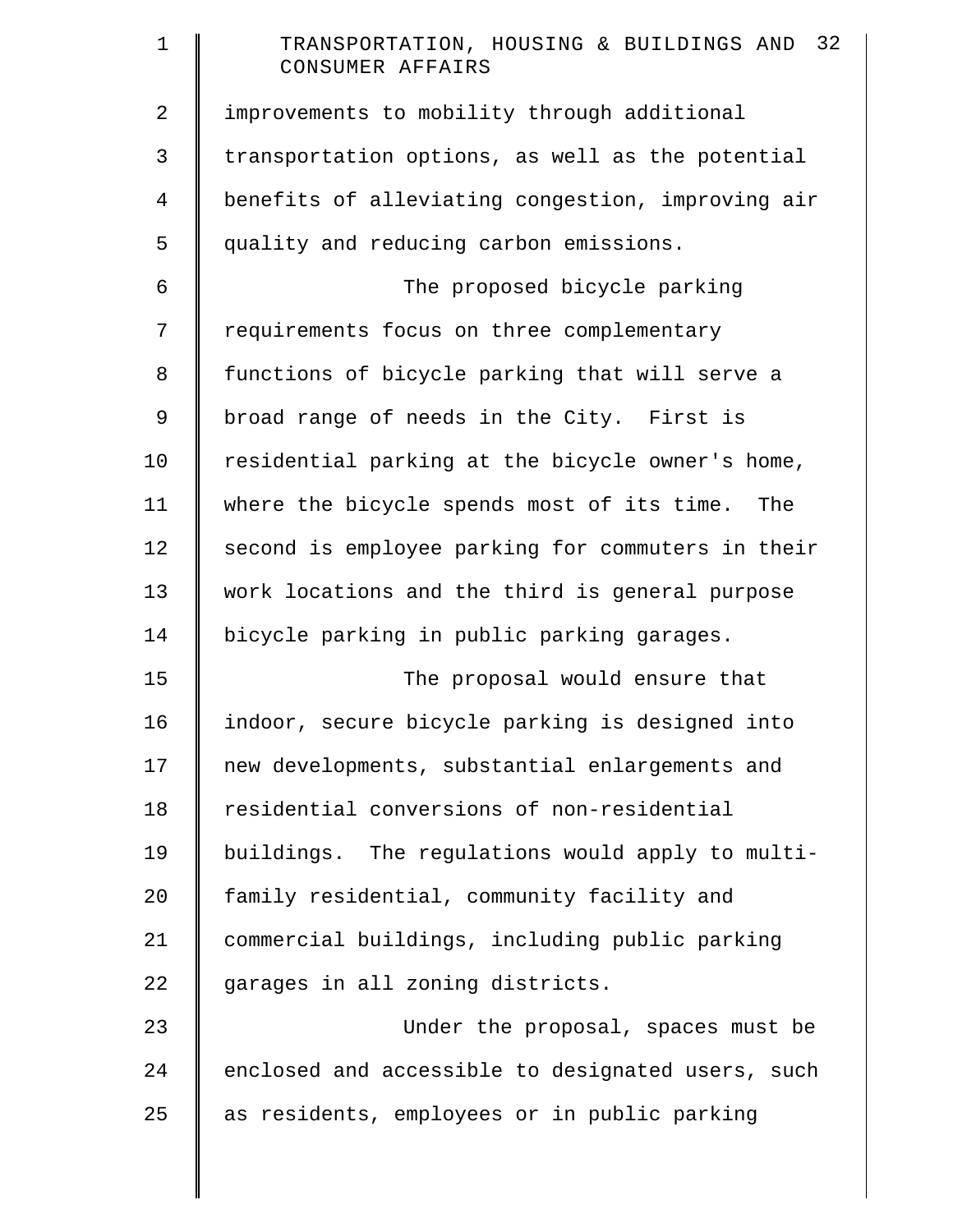improvements to mobility through additional transportation options, as well as the potential benefits of alleviating congestion, improving air quality and reducing carbon emissions.

The proposed bicycle parking requirements focus on three complementary functions of bicycle parking that will serve a broad range of needs in the City. First is residential parking at the bicycle owner's home, where the bicycle spends most of its time. The second is employee parking for commuters in their work locations and the third is general purpose bicycle parking in public parking garages.

The proposal would ensure that indoor, secure bicycle parking is designed into new developments, substantial enlargements and residential conversions of non-residential buildings. The regulations would apply to multi-family residential, community facility and commercial buildings, including public parking garages in all zoning districts.

Under the proposal, spaces must be enclosed and accessible to designated users, such as residents, employees or in public parking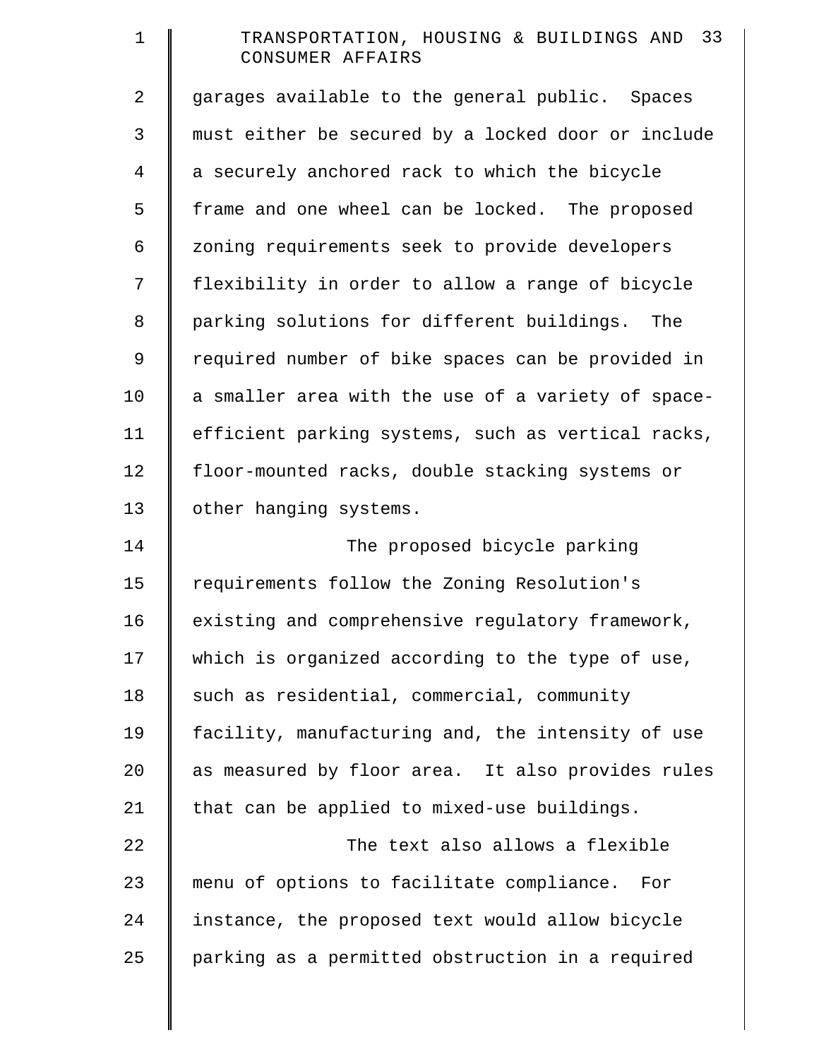garages available to the general public. Spaces must either be secured by a locked door or include a securely anchored rack to which the bicycle frame and one wheel can be locked. The proposed zoning requirements seek to provide developers flexibility in order to allow a range of bicycle parking solutions for different buildings. The required number of bike spaces can be provided in a smaller area with the use of a variety of space-efficient parking systems, such as vertical racks, floor-mounted racks, double stacking systems or other hanging systems.

The proposed bicycle parking requirements follow the Zoning Resolution's existing and comprehensive regulatory framework, which is organized according to the type of use, such as residential, commercial, community facility, manufacturing and, the intensity of use as measured by floor area. It also provides rules that can be applied to mixed-use buildings.

The text also allows a flexible menu of options to facilitate compliance. For instance, the proposed text would allow bicycle parking as a permitted obstruction in a required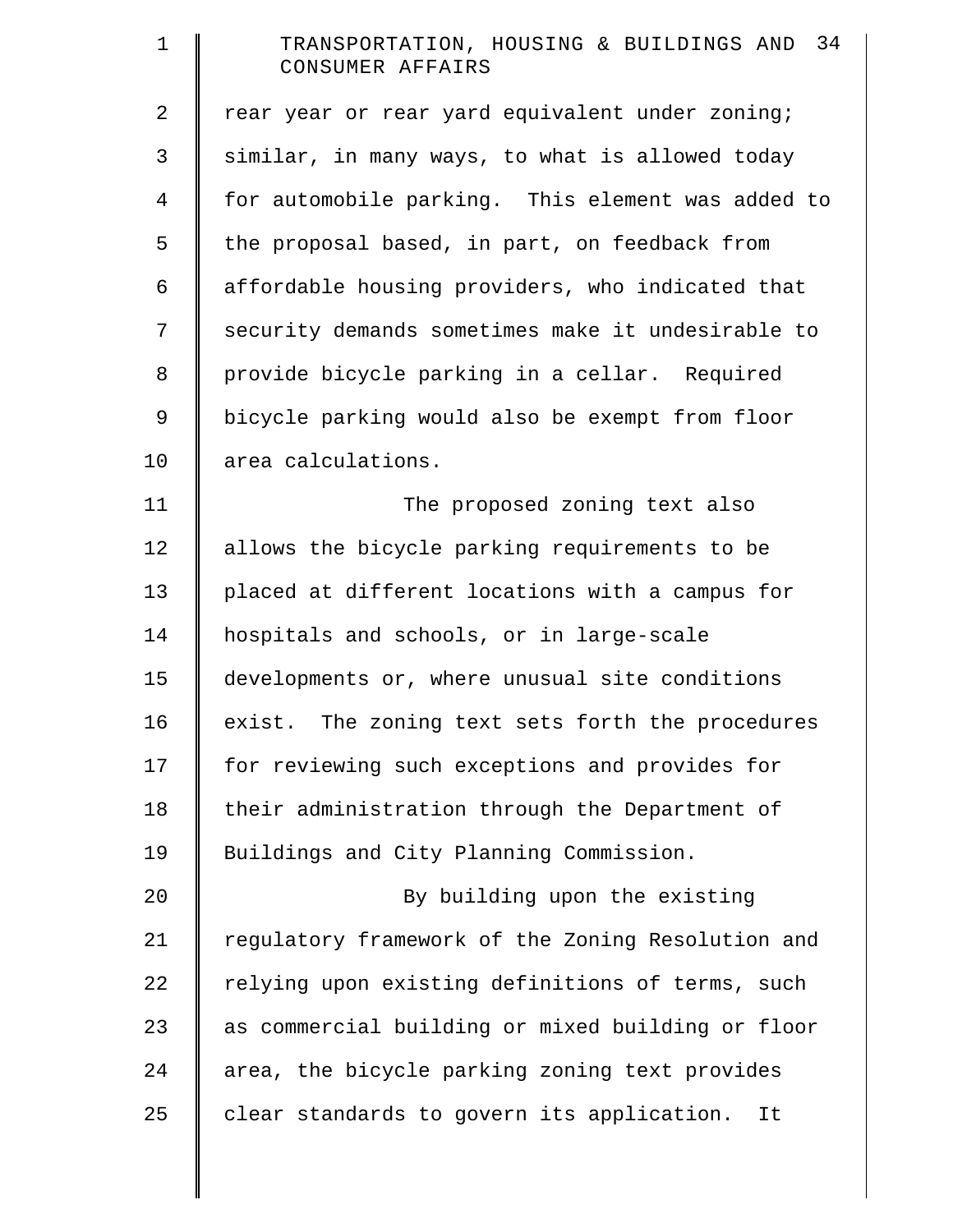rear year or rear yard equivalent under zoning; similar, in many ways, to what is allowed today for automobile parking. This element was added to the proposal based, in part, on feedback from affordable housing providers, who indicated that security demands sometimes make it undesirable to provide bicycle parking in a cellar. Required bicycle parking would also be exempt from floor area calculations.

The proposed zoning text also allows the bicycle parking requirements to be placed at different locations with a campus for hospitals and schools, or in large-scale developments or, where unusual site conditions exist. The zoning text sets forth the procedures for reviewing such exceptions and provides for their administration through the Department of Buildings and City Planning Commission.

By building upon the existing regulatory framework of the Zoning Resolution and relying upon existing definitions of terms, such as commercial building or mixed building or floor area, the bicycle parking zoning text provides clear standards to govern its application. It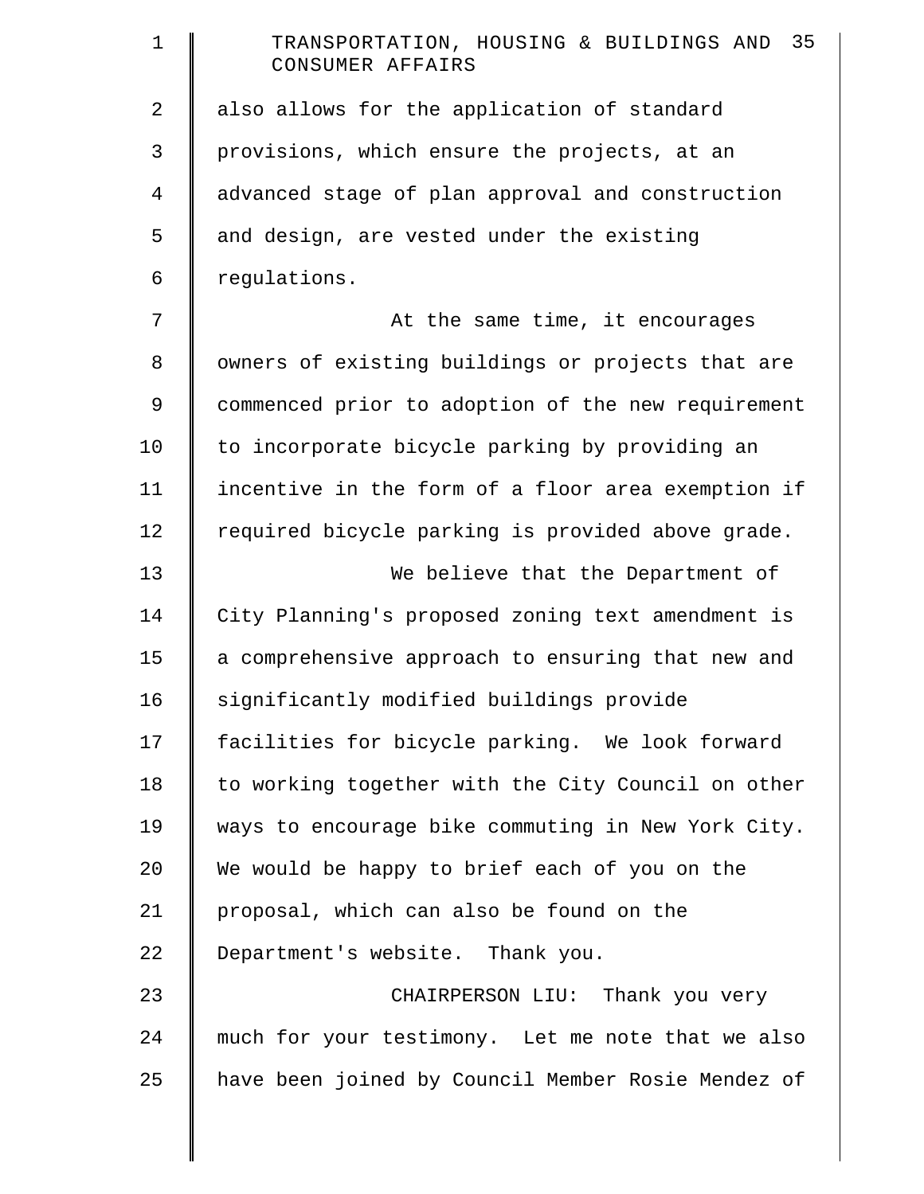also allows for the application of standard provisions, which ensure the projects, at an advanced stage of plan approval and construction and design, are vested under the existing regulations.

At the same time, it encourages owners of existing buildings or projects that are commenced prior to adoption of the new requirement to incorporate bicycle parking by providing an incentive in the form of a floor area exemption if required bicycle parking is provided above grade.

We believe that the Department of City Planning's proposed zoning text amendment is a comprehensive approach to ensuring that new and significantly modified buildings provide facilities for bicycle parking. We look forward to working together with the City Council on other ways to encourage bike commuting in New York City. We would be happy to brief each of you on the proposal, which can also be found on the Department's website. Thank you.

CHAIRPERSON LIU: Thank you very much for your testimony. Let me note that we also have been joined by Council Member Rosie Mendez of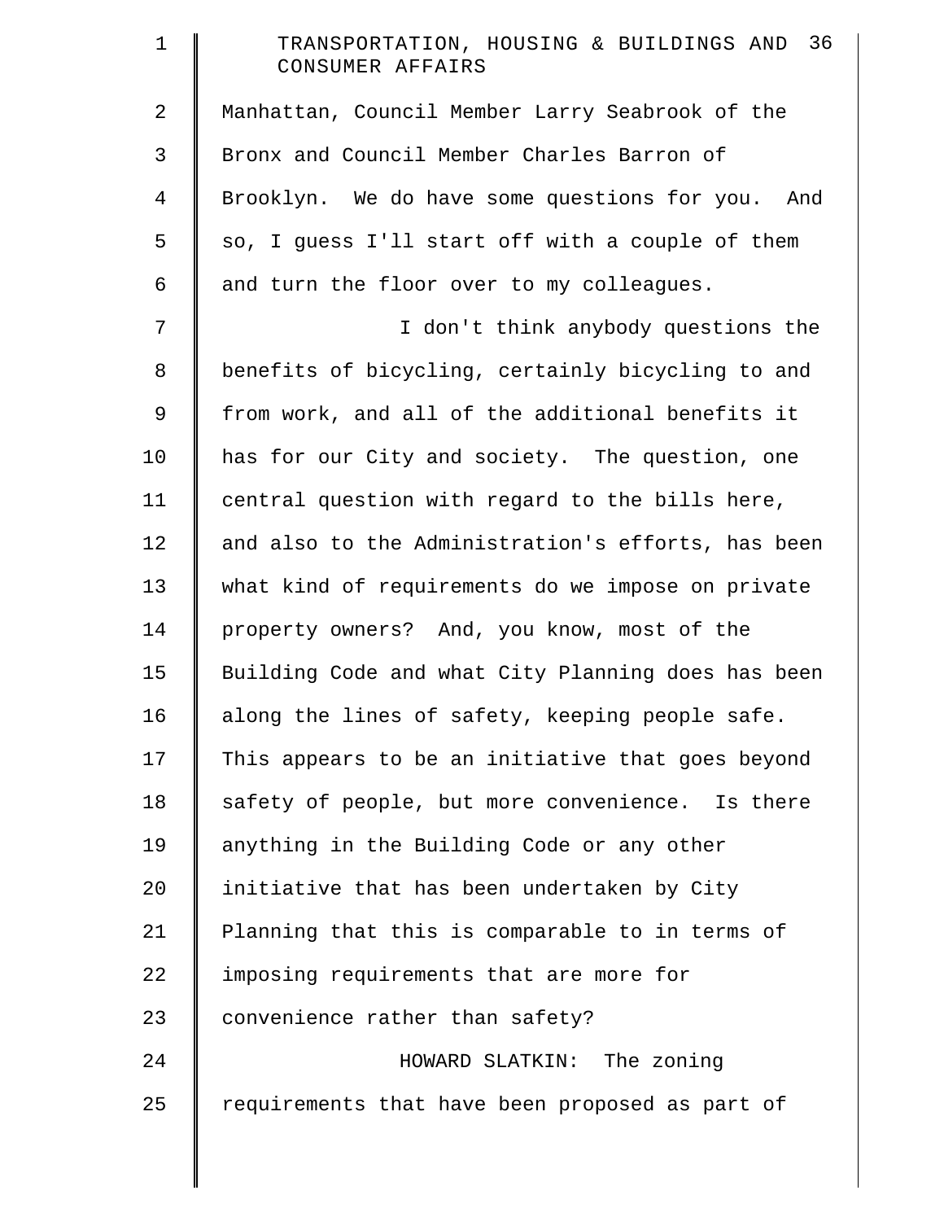Manhattan, Council Member Larry Seabrook of the Bronx and Council Member Charles Barron of Brooklyn. We do have some questions for you. And so, I guess I'll start off with a couple of them and turn the floor over to my colleagues.

I don't think anybody questions the benefits of bicycling, certainly bicycling to and from work, and all of the additional benefits it has for our City and society. The question, one central question with regard to the bills here, and also to the Administration's efforts, has been what kind of requirements do we impose on private property owners? And, you know, most of the Building Code and what City Planning does has been along the lines of safety, keeping people safe. This appears to be an initiative that goes beyond safety of people, but more convenience. Is there anything in the Building Code or any other initiative that has been undertaken by City Planning that this is comparable to in terms of imposing requirements that are more for convenience rather than safety?

HOWARD SLATKIN: The zoning requirements that have been proposed as part of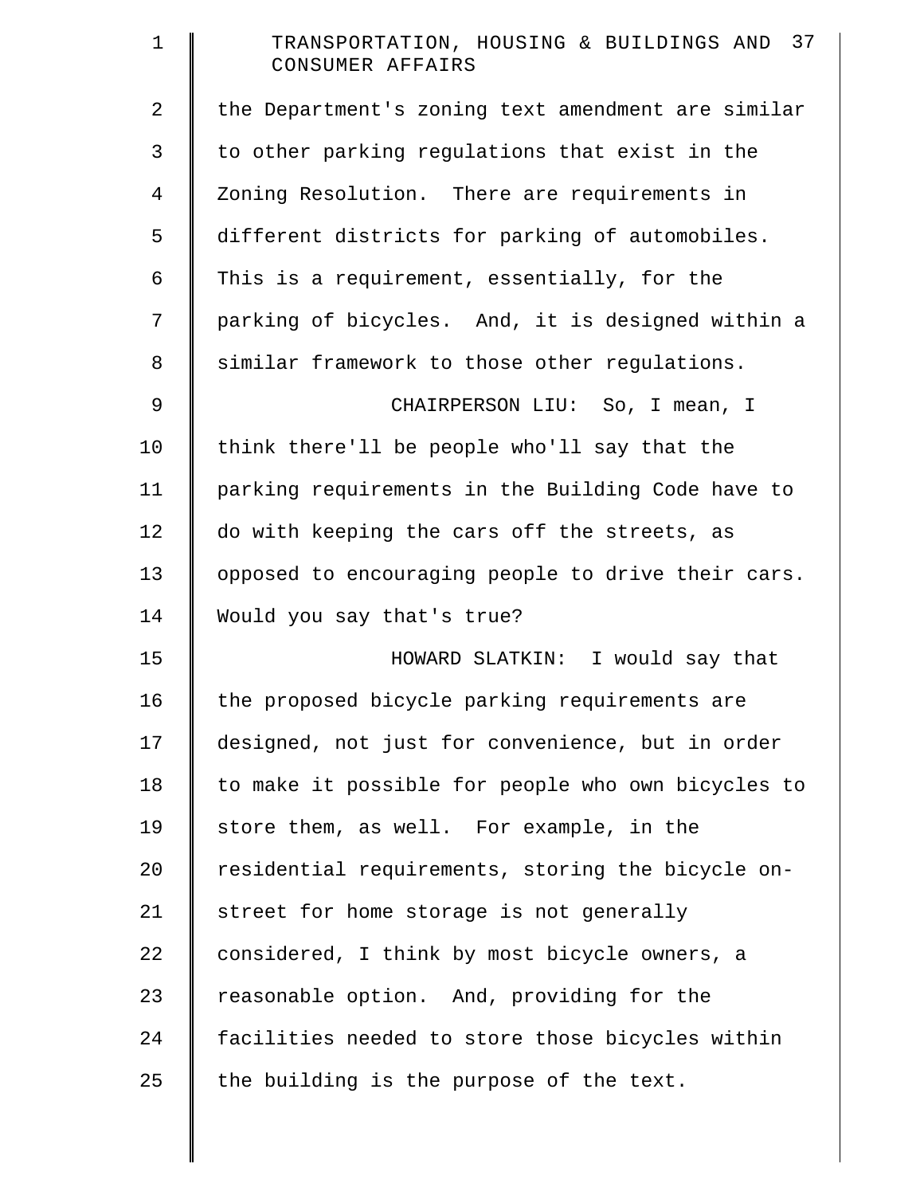the Department's zoning text amendment are similar to other parking regulations that exist in the Zoning Resolution. There are requirements in different districts for parking of automobiles. This is a requirement, essentially, for the parking of bicycles. And, it is designed within a similar framework to those other regulations.

CHAIRPERSON LIU: So, I mean, I think there'll be people who'll say that the parking requirements in the Building Code have to do with keeping the cars off the streets, as opposed to encouraging people to drive their cars. Would you say that's true?

HOWARD SLATKIN: I would say that the proposed bicycle parking requirements are designed, not just for convenience, but in order to make it possible for people who own bicycles to store them, as well. For example, in the residential requirements, storing the bicycle on-street for home storage is not generally considered, I think by most bicycle owners, a reasonable option. And, providing for the facilities needed to store those bicycles within the building is the purpose of the text.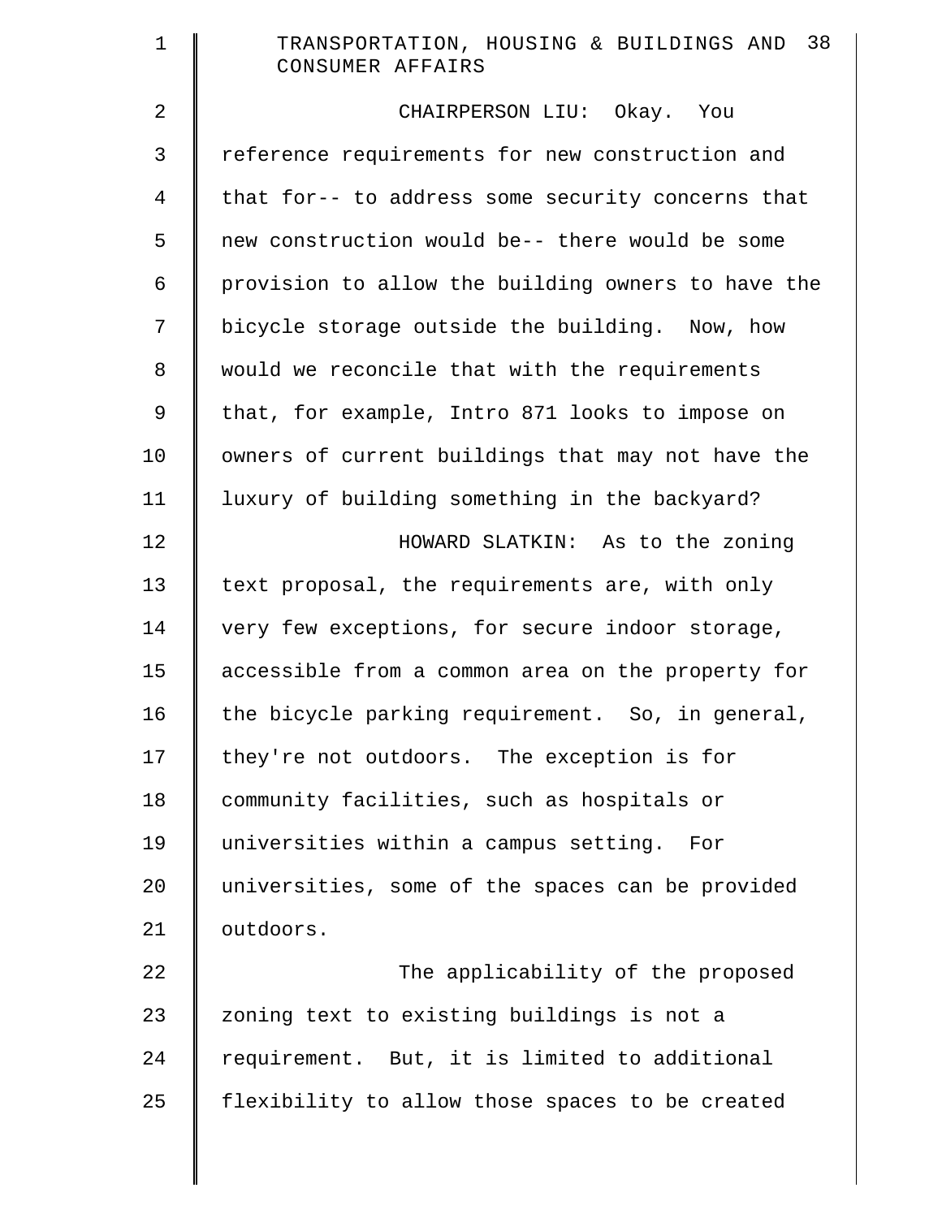CHAIRPERSON LIU: Okay. You reference requirements for new construction and that for-- to address some security concerns that new construction would be-- there would be some provision to allow the building owners to have the bicycle storage outside the building. Now, how would we reconcile that with the requirements that, for example, Intro 871 looks to impose on owners of current buildings that may not have the luxury of building something in the backyard?

HOWARD SLATKIN: As to the zoning text proposal, the requirements are, with only very few exceptions, for secure indoor storage, accessible from a common area on the property for the bicycle parking requirement. So, in general, they're not outdoors. The exception is for community facilities, such as hospitals or universities within a campus setting. For universities, some of the spaces can be provided outdoors.

The applicability of the proposed zoning text to existing buildings is not a requirement. But, it is limited to additional flexibility to allow those spaces to be created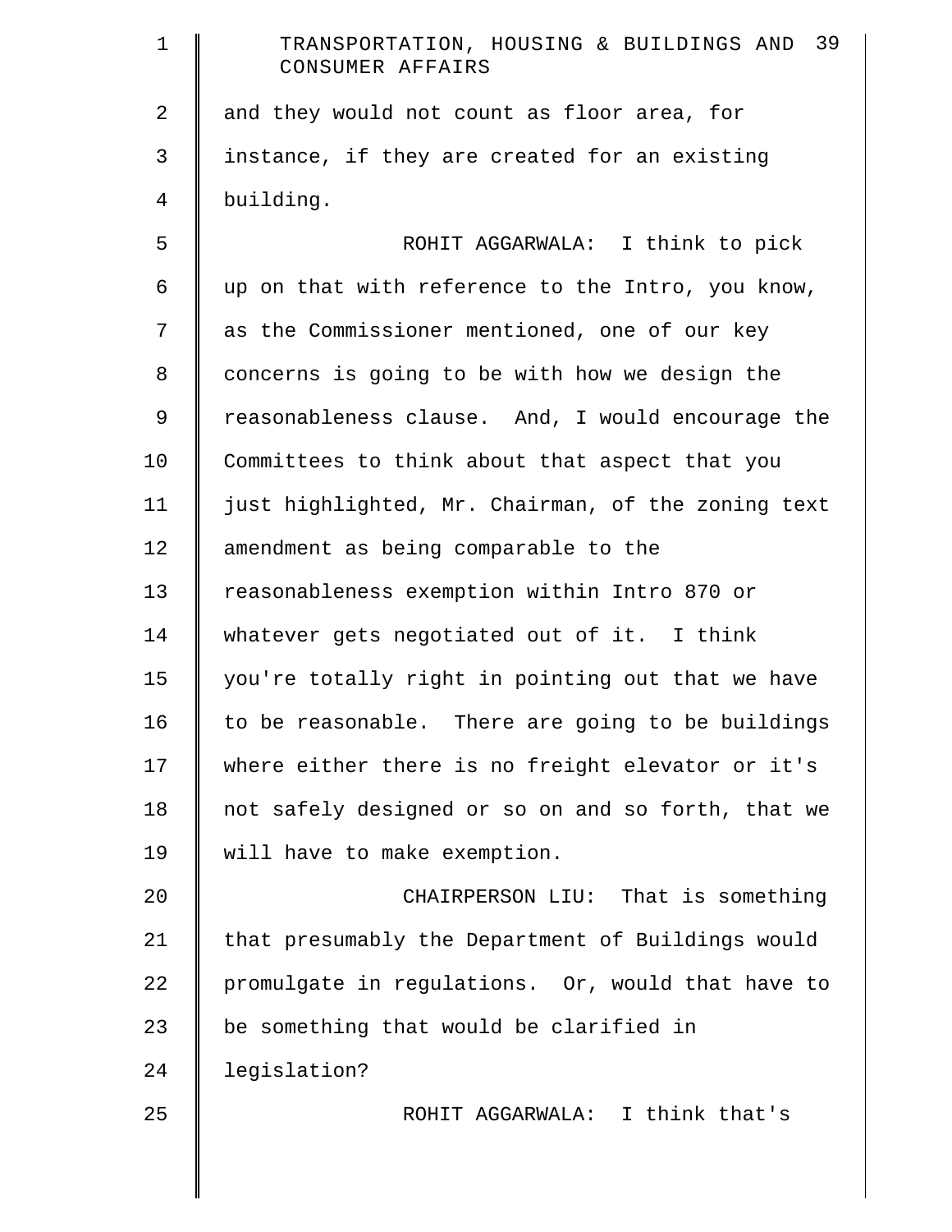and they would not count as floor area, for instance, if they are created for an existing building.

ROHIT AGGARWALA: I think to pick up on that with reference to the Intro, you know, as the Commissioner mentioned, one of our key concerns is going to be with how we design the reasonableness clause. And, I would encourage the Committees to think about that aspect that you just highlighted, Mr. Chairman, of the zoning text amendment as being comparable to the reasonableness exemption within Intro 870 or whatever gets negotiated out of it. I think you're totally right in pointing out that we have to be reasonable. There are going to be buildings where either there is no freight elevator or it's not safely designed or so on and so forth, that we will have to make exemption.

CHAIRPERSON LIU: That is something that presumably the Department of Buildings would promulgate in regulations. Or, would that have to be something that would be clarified in legislation?

ROHIT AGGARWALA: I think that's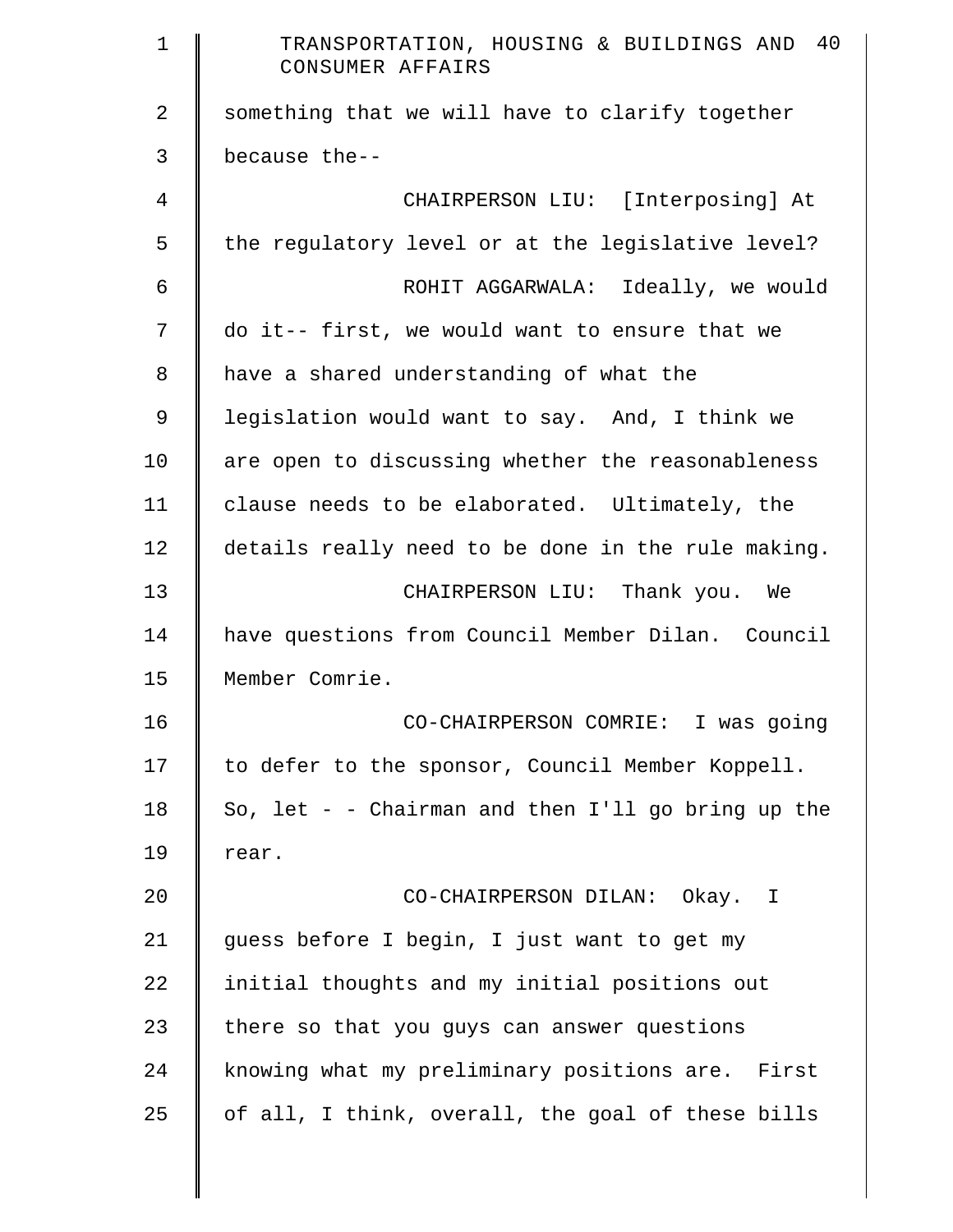something that we will have to clarify together because the--

CHAIRPERSON LIU: [Interposing] At the regulatory level or at the legislative level?

ROHIT AGGARWALA: Ideally, we would do it-- first, we would want to ensure that we have a shared understanding of what the legislation would want to say. And, I think we are open to discussing whether the reasonableness clause needs to be elaborated. Ultimately, the details really need to be done in the rule making.

CHAIRPERSON LIU: Thank you. We have questions from Council Member Dilan. Council Member Comrie.

CO-CHAIRPERSON COMRIE: I was going to defer to the sponsor, Council Member Koppell. So, let - - Chairman and then I'll go bring up the rear.

CO-CHAIRPERSON DILAN: Okay. I guess before I begin, I just want to get my initial thoughts and my initial positions out there so that you guys can answer questions knowing what my preliminary positions are. First of all, I think, overall, the goal of these bills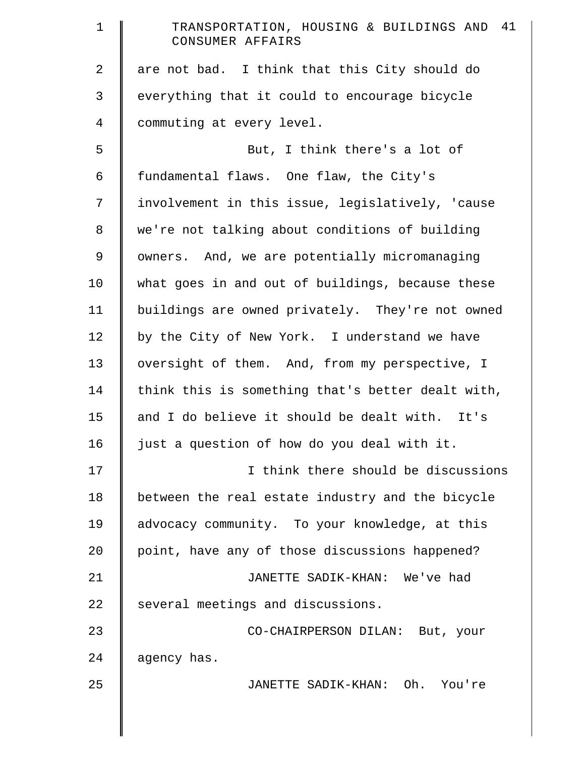are not bad. I think that this City should do everything that it could to encourage bicycle commuting at every level.

But, I think there's a lot of fundamental flaws. One flaw, the City's involvement in this issue, legislatively, 'cause we're not talking about conditions of building owners. And, we are potentially micromanaging what goes in and out of buildings, because these buildings are owned privately. They're not owned by the City of New York. I understand we have oversight of them. And, from my perspective, I think this is something that's better dealt with, and I do believe it should be dealt with. It's just a question of how do you deal with it.

I think there should be discussions between the real estate industry and the bicycle advocacy community. To your knowledge, at this point, have any of those discussions happened?

JANETTE SADIK-KHAN: We've had several meetings and discussions.

CO-CHAIRPERSON DILAN: But, your agency has.

JANETTE SADIK-KHAN: Oh. You're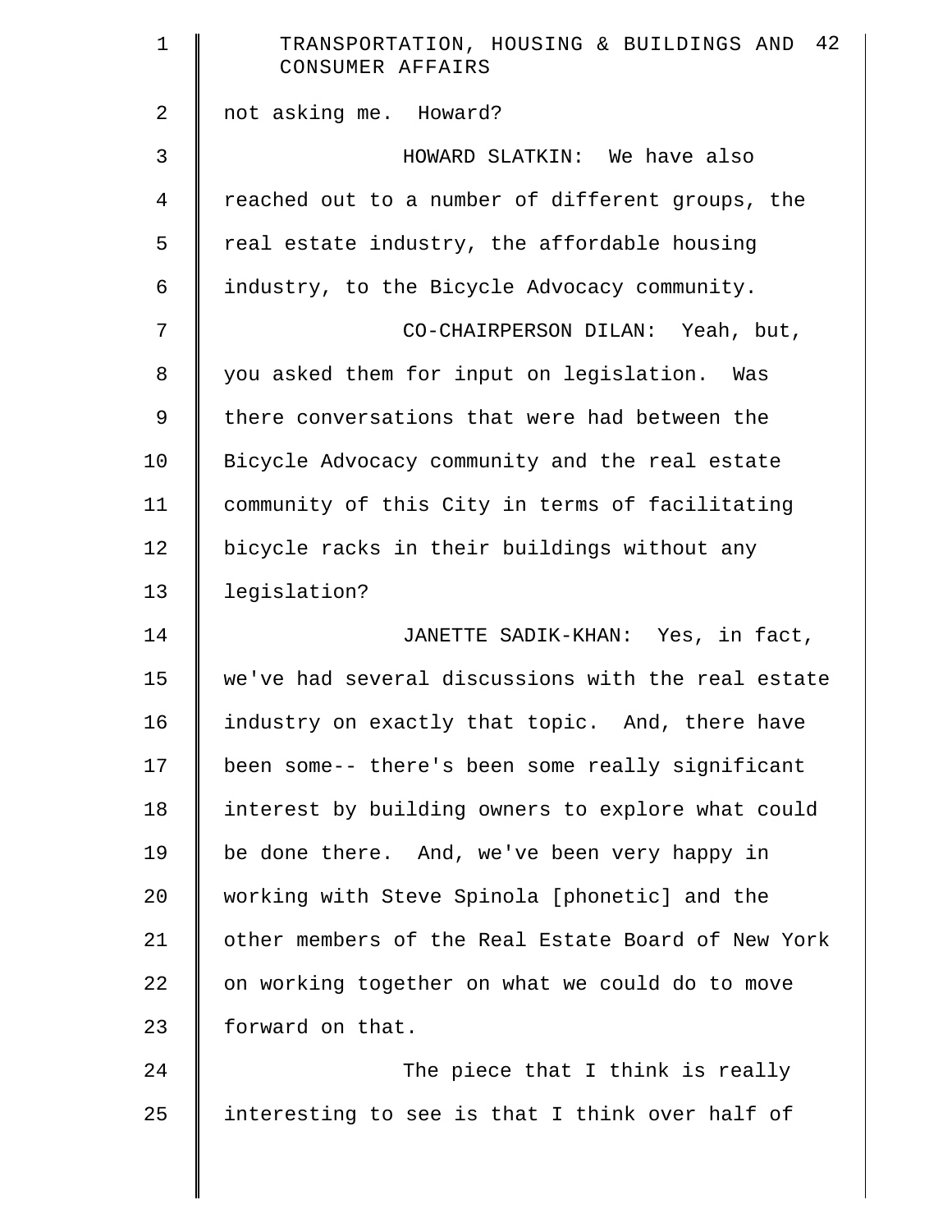not asking me. Howard?

HOWARD SLATKIN: We have also reached out to a number of different groups, the real estate industry, the affordable housing industry, to the Bicycle Advocacy community.

CO-CHAIRPERSON DILAN: Yeah, but, you asked them for input on legislation. Was there conversations that were had between the Bicycle Advocacy community and the real estate community of this City in terms of facilitating bicycle racks in their buildings without any legislation?

JANETTE SADIK-KHAN: Yes, in fact, we've had several discussions with the real estate industry on exactly that topic. And, there have been some-- there's been some really significant interest by building owners to explore what could be done there. And, we've been very happy in working with Steve Spinola [phonetic] and the other members of the Real Estate Board of New York on working together on what we could do to move forward on that.

The piece that I think is really interesting to see is that I think over half of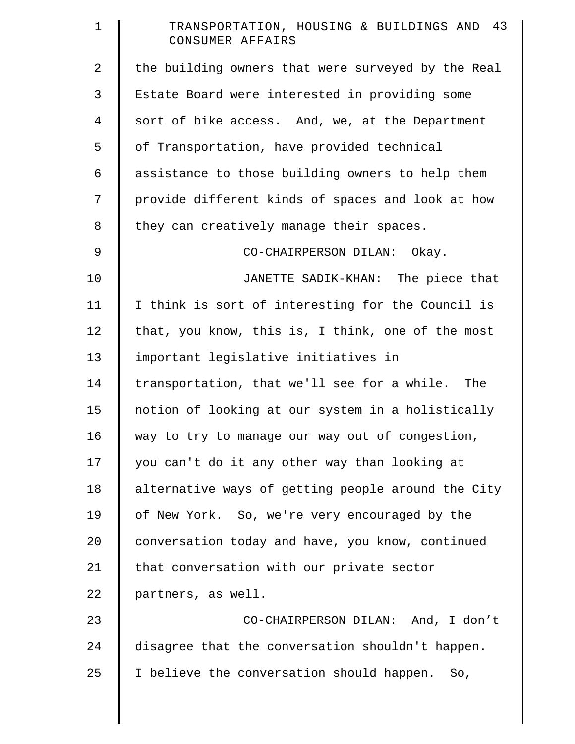the building owners that were surveyed by the Real Estate Board were interested in providing some sort of bike access. And, we, at the Department of Transportation, have provided technical assistance to those building owners to help them provide different kinds of spaces and look at how they can creatively manage their spaces.

CO-CHAIRPERSON DILAN: Okay.

JANETTE SADIK-KHAN: The piece that I think is sort of interesting for the Council is that, you know, this is, I think, one of the most important legislative initiatives in transportation, that we'll see for a while. The notion of looking at our system in a holistically way to try to manage our way out of congestion, you can't do it any other way than looking at alternative ways of getting people around the City of New York. So, we're very encouraged by the conversation today and have, you know, continued that conversation with our private sector partners, as well.

CO-CHAIRPERSON DILAN: And, I don't disagree that the conversation shouldn't happen. I believe the conversation should happen. So,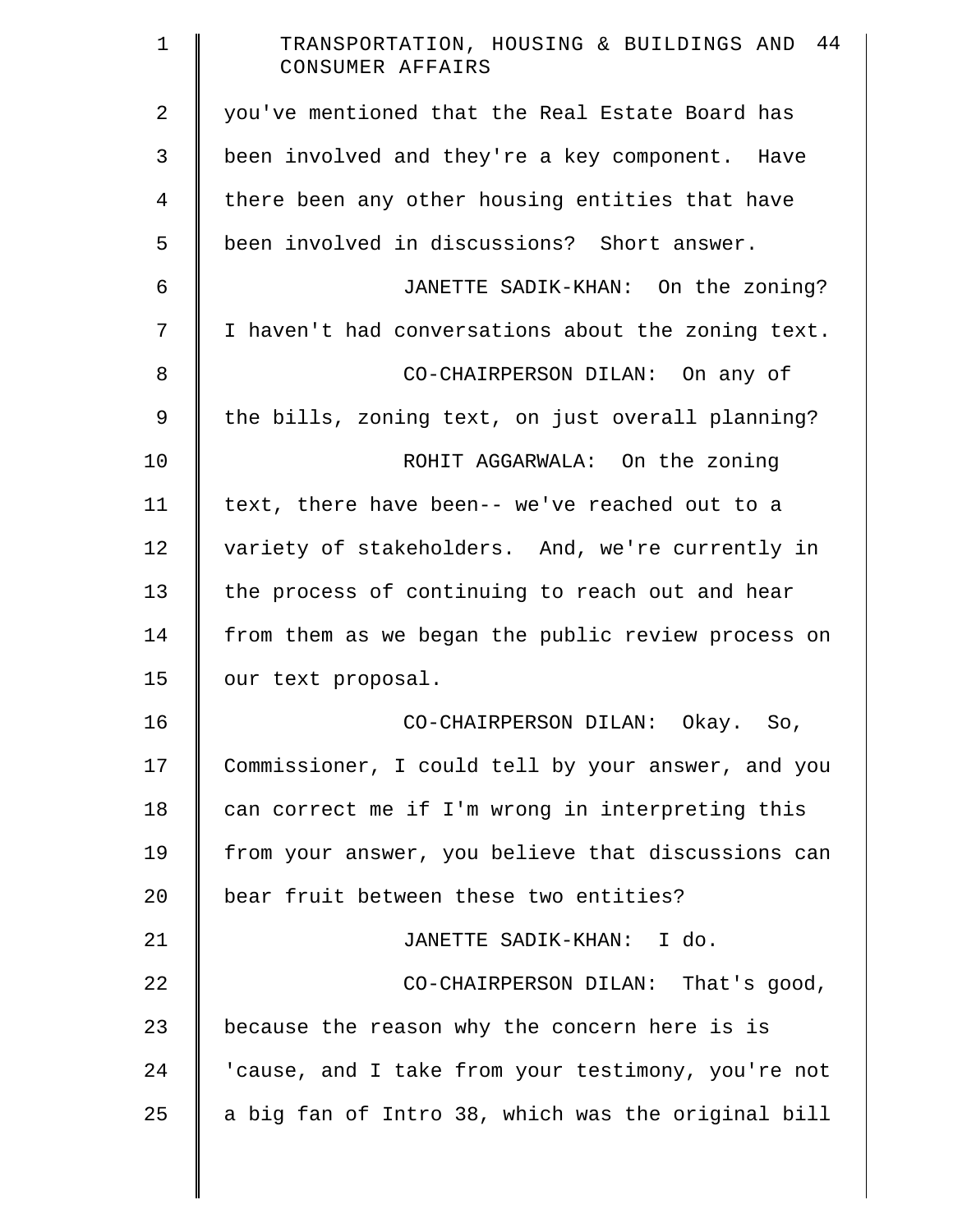you've mentioned that the Real Estate Board has been involved and they're a key component. Have there been any other housing entities that have been involved in discussions? Short answer.

JANETTE SADIK-KHAN: On the zoning? I haven't had conversations about the zoning text.

CO-CHAIRPERSON DILAN: On any of the bills, zoning text, on just overall planning?

ROHIT AGGARWALA: On the zoning text, there have been-- we've reached out to a variety of stakeholders. And, we're currently in the process of continuing to reach out and hear from them as we began the public review process on our text proposal.

CO-CHAIRPERSON DILAN: Okay. So, Commissioner, I could tell by your answer, and you can correct me if I'm wrong in interpreting this from your answer, you believe that discussions can bear fruit between these two entities?

JANETTE SADIK-KHAN: I do.

CO-CHAIRPERSON DILAN: That's good, because the reason why the concern here is is 'cause, and I take from your testimony, you're not a big fan of Intro 38, which was the original bill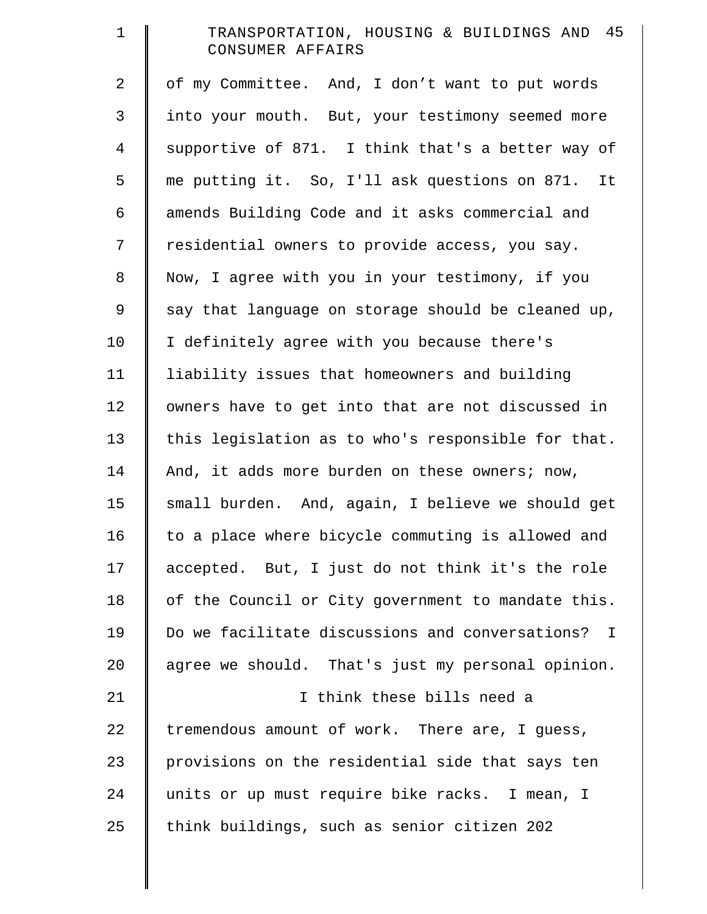of my Committee. And, I don't want to put words into your mouth. But, your testimony seemed more supportive of 871. I think that's a better way of me putting it. So, I'll ask questions on 871. It amends Building Code and it asks commercial and residential owners to provide access, you say. Now, I agree with you in your testimony, if you say that language on storage should be cleaned up, I definitely agree with you because there's liability issues that homeowners and building owners have to get into that are not discussed in this legislation as to who's responsible for that. And, it adds more burden on these owners; now, small burden. And, again, I believe we should get to a place where bicycle commuting is allowed and accepted. But, I just do not think it's the role of the Council or City government to mandate this. Do we facilitate discussions and conversations? I agree we should. That's just my personal opinion.

I think these bills need a tremendous amount of work. There are, I guess, provisions on the residential side that says ten units or up must require bike racks. I mean, I think buildings, such as senior citizen 202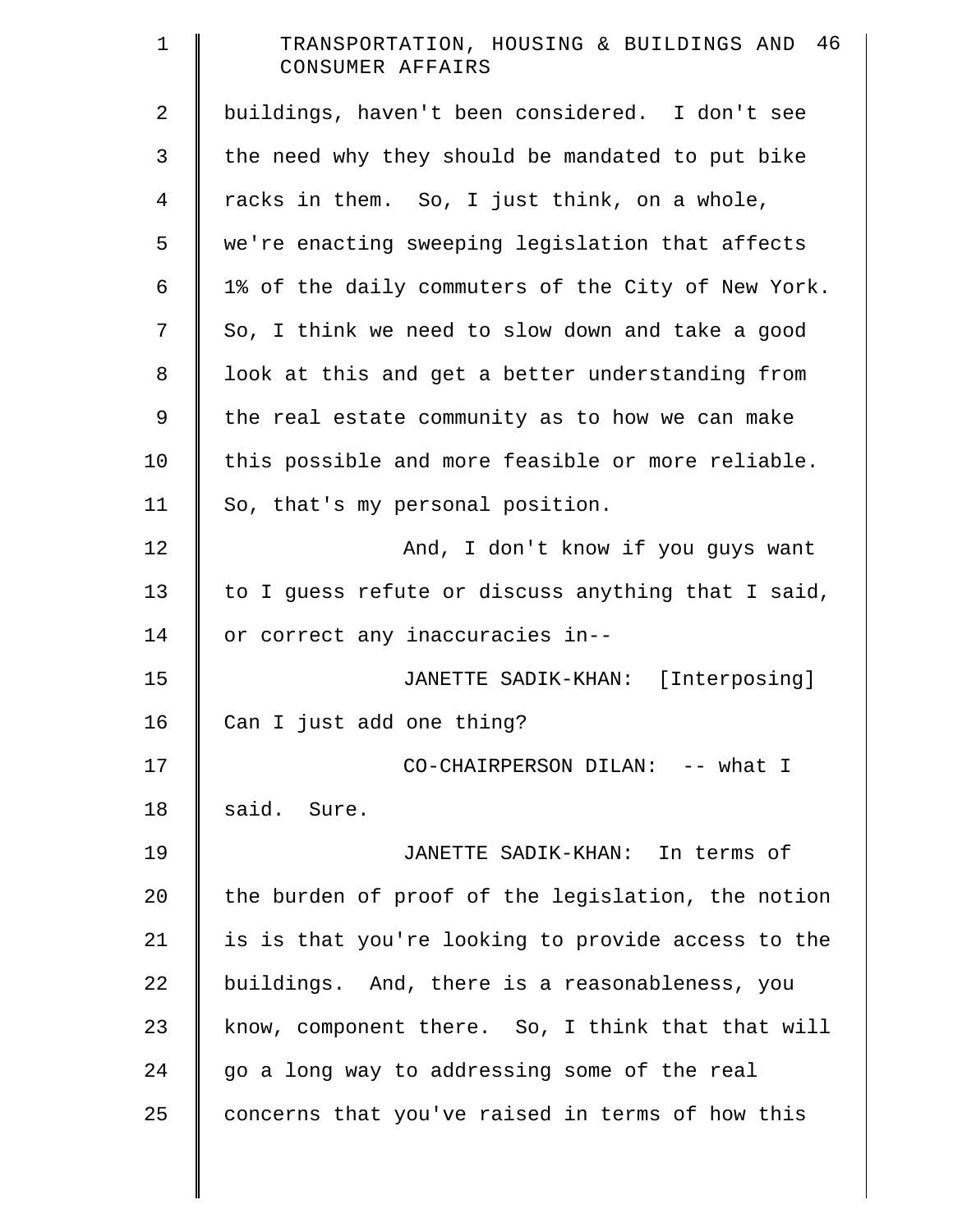buildings, haven't been considered. I don't see the need why they should be mandated to put bike racks in them. So, I just think, on a whole, we're enacting sweeping legislation that affects 1% of the daily commuters of the City of New York. So, I think we need to slow down and take a good look at this and get a better understanding from the real estate community as to how we can make this possible and more feasible or more reliable. So, that's my personal position.

And, I don't know if you guys want to I guess refute or discuss anything that I said, or correct any inaccuracies in--

JANETTE SADIK-KHAN: [Interposing] Can I just add one thing?

CO-CHAIRPERSON DILAN: -- what I said. Sure.

JANETTE SADIK-KHAN: In terms of the burden of proof of the legislation, the notion is is that you're looking to provide access to the buildings. And, there is a reasonableness, you know, component there. So, I think that that will go a long way to addressing some of the real concerns that you've raised in terms of how this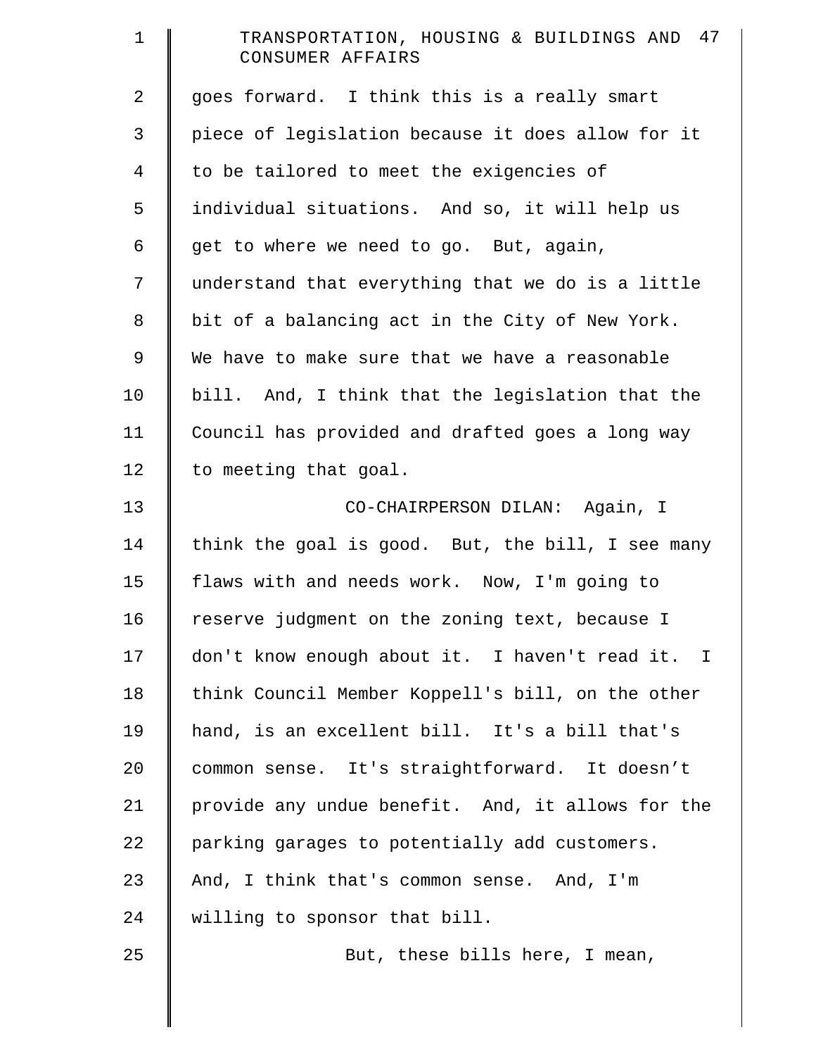goes forward. I think this is a really smart piece of legislation because it does allow for it to be tailored to meet the exigencies of individual situations. And so, it will help us get to where we need to go. But, again, understand that everything that we do is a little bit of a balancing act in the City of New York. We have to make sure that we have a reasonable bill. And, I think that the legislation that the Council has provided and drafted goes a long way to meeting that goal.

CO-CHAIRPERSON DILAN: Again, I think the goal is good. But, the bill, I see many flaws with and needs work. Now, I'm going to reserve judgment on the zoning text, because I don't know enough about it. I haven't read it. I think Council Member Koppell's bill, on the other hand, is an excellent bill. It's a bill that's common sense. It's straightforward. It doesn't provide any undue benefit. And, it allows for the parking garages to potentially add customers. And, I think that's common sense. And, I'm willing to sponsor that bill.

But, these bills here, I mean,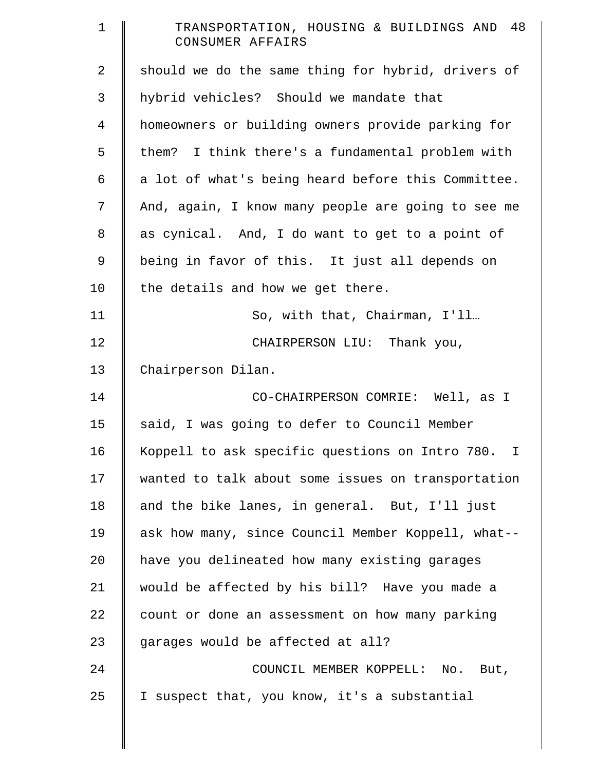should we do the same thing for hybrid, drivers of hybrid vehicles? Should we mandate that homeowners or building owners provide parking for them? I think there's a fundamental problem with a lot of what's being heard before this Committee. And, again, I know many people are going to see me as cynical. And, I do want to get to a point of being in favor of this. It just all depends on the details and how we get there.

So, with that, Chairman, I'll…

CHAIRPERSON LIU: Thank you, Chairperson Dilan.

CO-CHAIRPERSON COMRIE: Well, as I said, I was going to defer to Council Member Koppell to ask specific questions on Intro 780. I wanted to talk about some issues on transportation and the bike lanes, in general. But, I'll just ask how many, since Council Member Koppell, what-- have you delineated how many existing garages would be affected by his bill? Have you made a count or done an assessment on how many parking garages would be affected at all?

COUNCIL MEMBER KOPPELL: No. But, I suspect that, you know, it's a substantial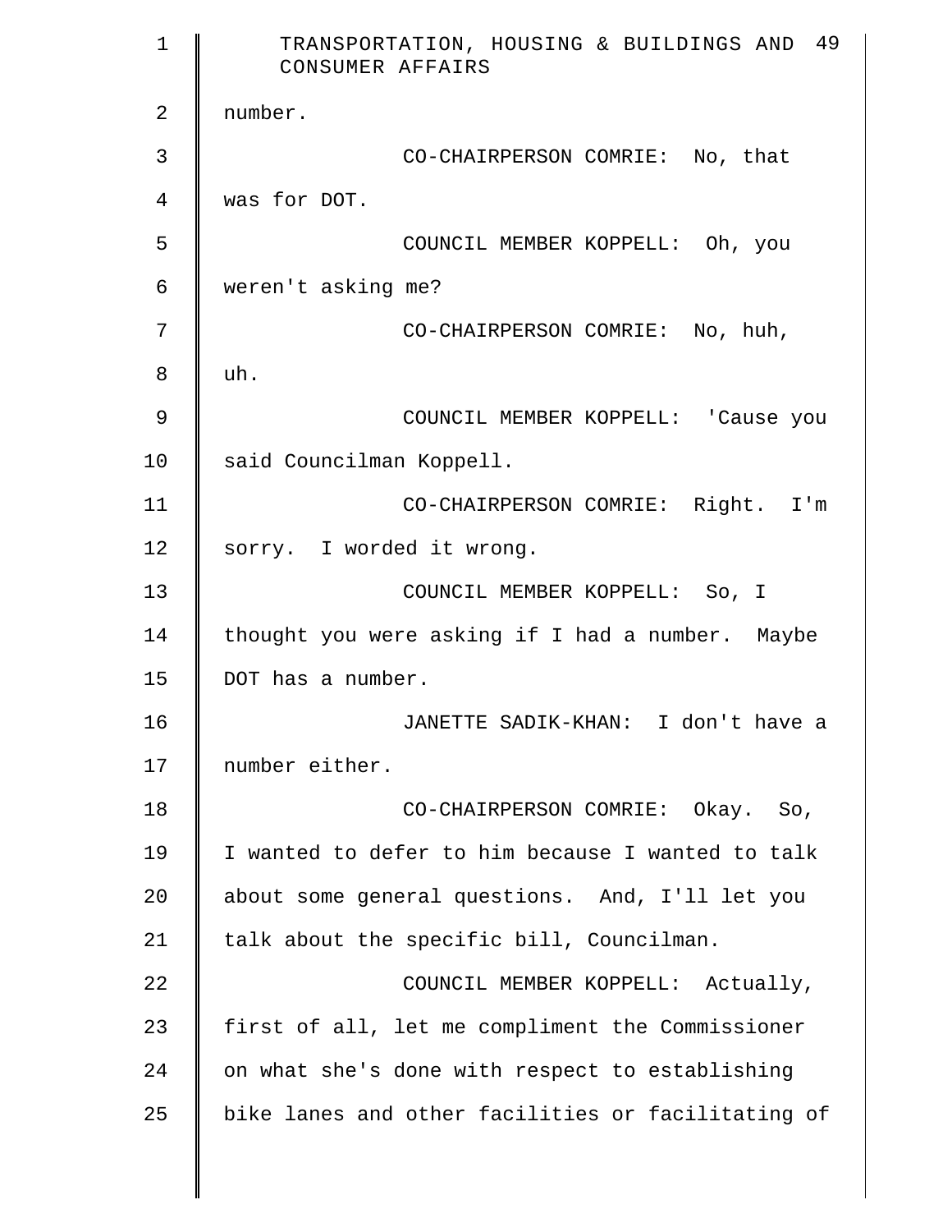number.

CO-CHAIRPERSON COMRIE: No, that was for DOT.

COUNCIL MEMBER KOPPELL: Oh, you weren't asking me?

CO-CHAIRPERSON COMRIE: No, huh, uh.

COUNCIL MEMBER KOPPELL: 'Cause you said Councilman Koppell.

CO-CHAIRPERSON COMRIE: Right. I'm sorry. I worded it wrong.

COUNCIL MEMBER KOPPELL: So, I thought you were asking if I had a number. Maybe DOT has a number.

JANETTE SADIK-KHAN: I don't have a number either.

CO-CHAIRPERSON COMRIE: Okay. So, I wanted to defer to him because I wanted to talk about some general questions. And, I'll let you talk about the specific bill, Councilman.

COUNCIL MEMBER KOPPELL: Actually, first of all, let me compliment the Commissioner on what she's done with respect to establishing bike lanes and other facilities or facilitating of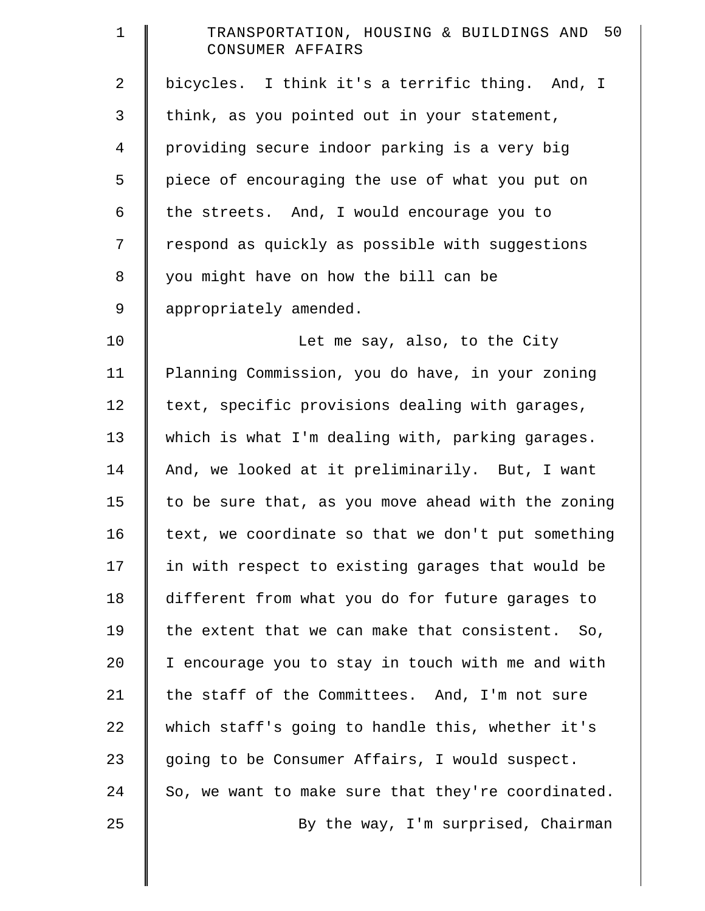bicycles. I think it's a terrific thing. And, I think, as you pointed out in your statement, providing secure indoor parking is a very big piece of encouraging the use of what you put on the streets. And, I would encourage you to respond as quickly as possible with suggestions you might have on how the bill can be appropriately amended.

Let me say, also, to the City Planning Commission, you do have, in your zoning text, specific provisions dealing with garages, which is what I'm dealing with, parking garages. And, we looked at it preliminarily. But, I want to be sure that, as you move ahead with the zoning text, we coordinate so that we don't put something in with respect to existing garages that would be different from what you do for future garages to the extent that we can make that consistent. So, I encourage you to stay in touch with me and with the staff of the Committees. And, I'm not sure which staff's going to handle this, whether it's going to be Consumer Affairs, I would suspect. So, we want to make sure that they're coordinated.

By the way, I'm surprised, Chairman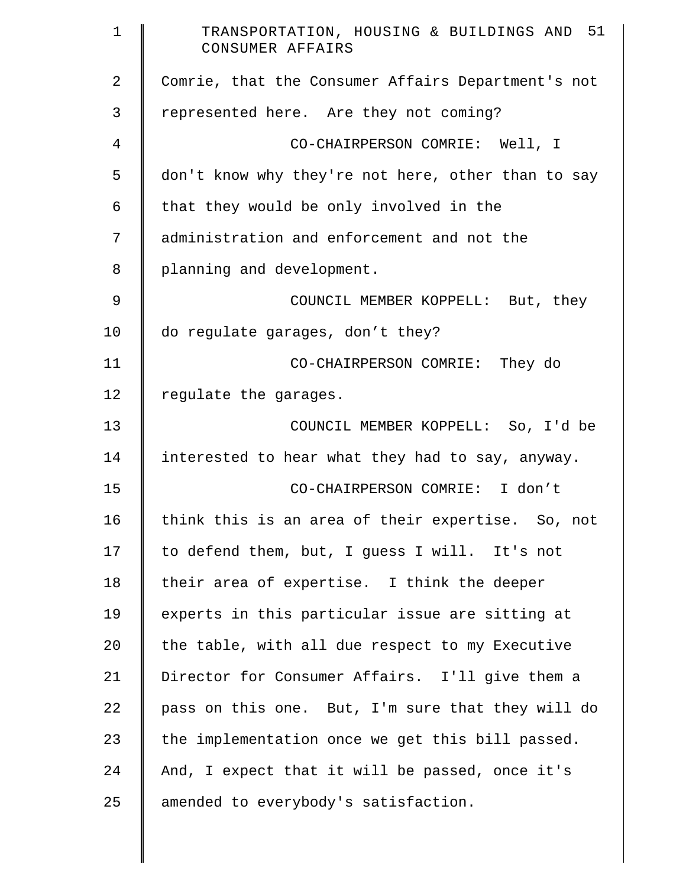Comrie, that the Consumer Affairs Department's not represented here. Are they not coming?

CO-CHAIRPERSON COMRIE: Well, I don't know why they're not here, other than to say that they would be only involved in the administration and enforcement and not the planning and development.

COUNCIL MEMBER KOPPELL: But, they do regulate garages, don't they?

CO-CHAIRPERSON COMRIE: They do regulate the garages.

COUNCIL MEMBER KOPPELL: So, I'd be interested to hear what they had to say, anyway.

CO-CHAIRPERSON COMRIE: I don't think this is an area of their expertise. So, not to defend them, but, I guess I will. It's not their area of expertise. I think the deeper experts in this particular issue are sitting at the table, with all due respect to my Executive Director for Consumer Affairs. I'll give them a pass on this one. But, I'm sure that they will do the implementation once we get this bill passed. And, I expect that it will be passed, once it's amended to everybody's satisfaction.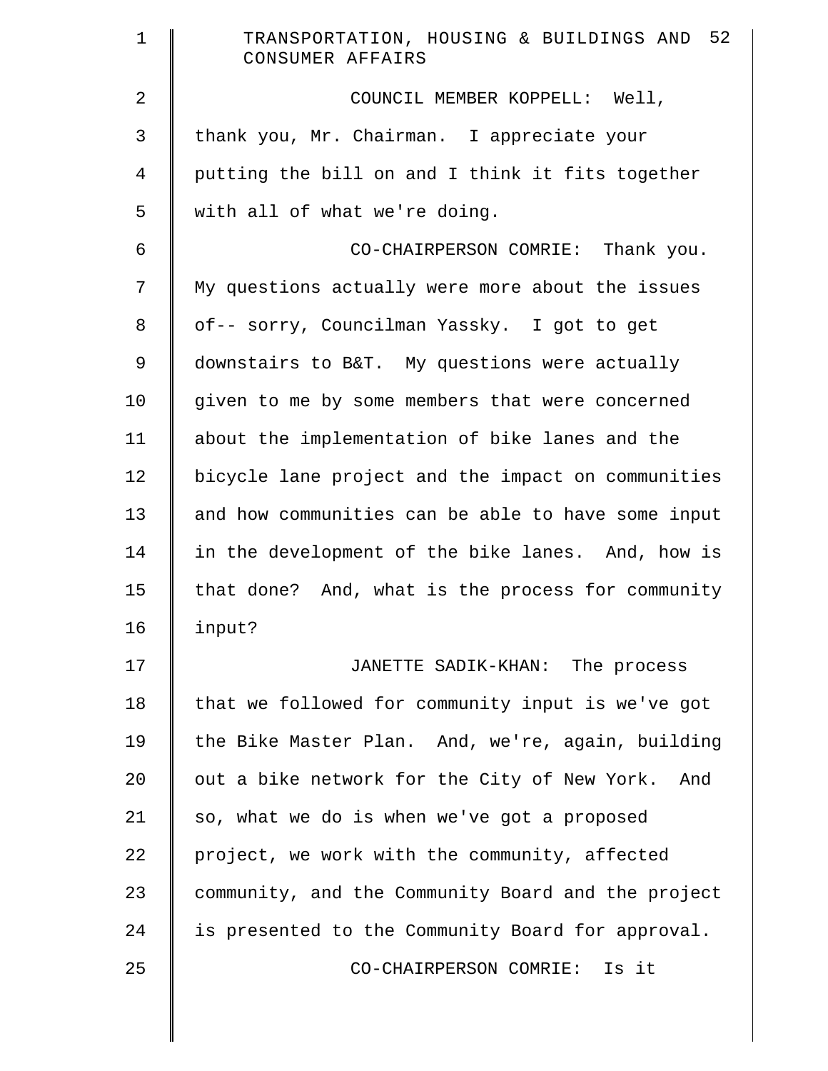COUNCIL MEMBER KOPPELL: Well, thank you, Mr. Chairman. I appreciate your putting the bill on and I think it fits together with all of what we're doing.

CO-CHAIRPERSON COMRIE: Thank you. My questions actually were more about the issues of-- sorry, Councilman Yassky. I got to get downstairs to B&T. My questions were actually given to me by some members that were concerned about the implementation of bike lanes and the bicycle lane project and the impact on communities and how communities can be able to have some input in the development of the bike lanes. And, how is that done? And, what is the process for community input?

JANETTE SADIK-KHAN: The process that we followed for community input is we've got the Bike Master Plan. And, we're, again, building out a bike network for the City of New York. And so, what we do is when we've got a proposed project, we work with the community, affected community, and the Community Board and the project is presented to the Community Board for approval.

CO-CHAIRPERSON COMRIE: Is it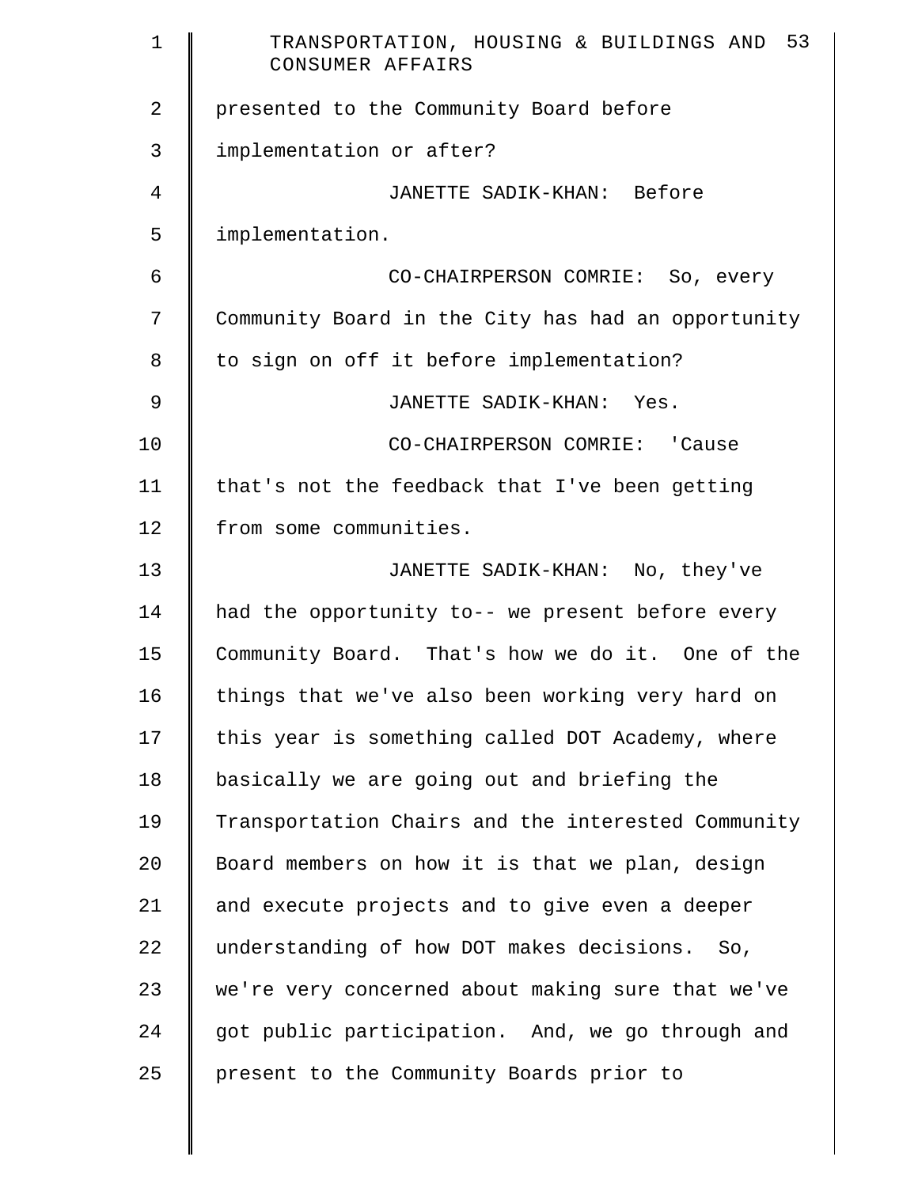presented to the Community Board before implementation or after?

JANETTE SADIK-KHAN: Before implementation.

CO-CHAIRPERSON COMRIE: So, every Community Board in the City has had an opportunity to sign on off it before implementation?

JANETTE SADIK-KHAN: Yes.

CO-CHAIRPERSON COMRIE: 'Cause that's not the feedback that I've been getting from some communities.

JANETTE SADIK-KHAN: No, they've had the opportunity to-- we present before every Community Board. That's how we do it. One of the things that we've also been working very hard on this year is something called DOT Academy, where basically we are going out and briefing the Transportation Chairs and the interested Community Board members on how it is that we plan, design and execute projects and to give even a deeper understanding of how DOT makes decisions. So, we're very concerned about making sure that we've got public participation. And, we go through and present to the Community Boards prior to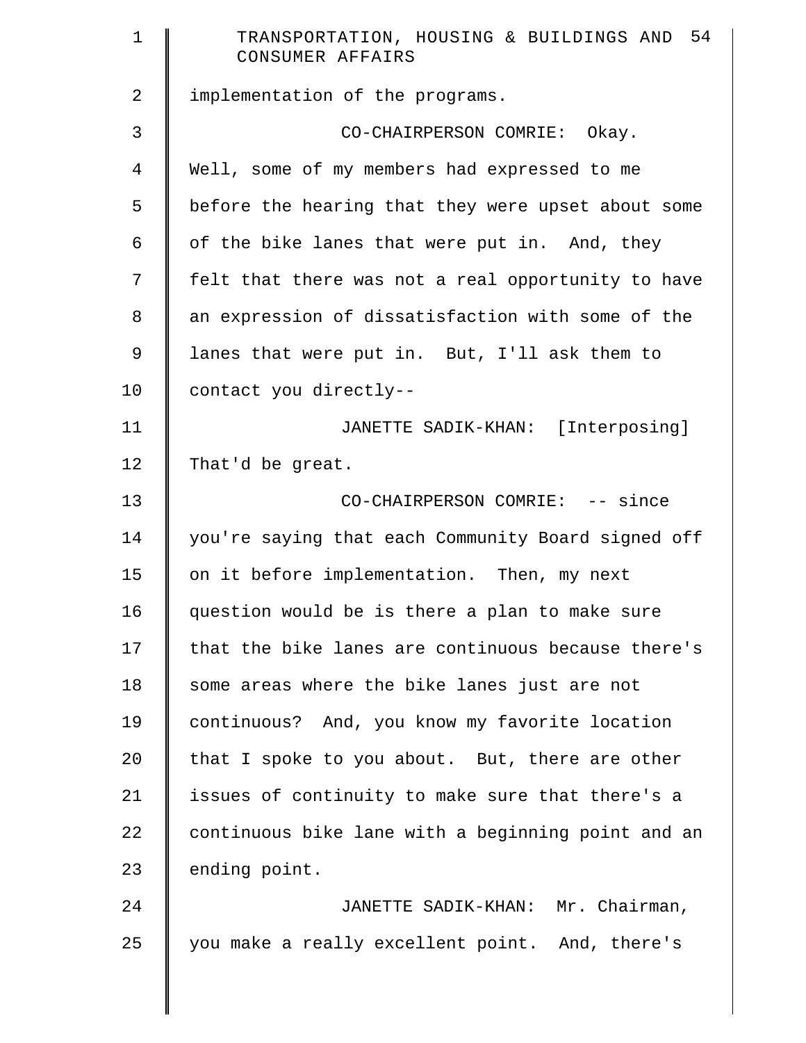implementation of the programs.

CO-CHAIRPERSON COMRIE: Okay. Well, some of my members had expressed to me before the hearing that they were upset about some of the bike lanes that were put in. And, they felt that there was not a real opportunity to have an expression of dissatisfaction with some of the lanes that were put in. But, I'll ask them to contact you directly--

JANETTE SADIK-KHAN: [Interposing] That'd be great.

CO-CHAIRPERSON COMRIE: -- since you're saying that each Community Board signed off on it before implementation. Then, my next question would be is there a plan to make sure that the bike lanes are continuous because there's some areas where the bike lanes just are not continuous? And, you know my favorite location that I spoke to you about. But, there are other issues of continuity to make sure that there's a continuous bike lane with a beginning point and an ending point.

JANETTE SADIK-KHAN: Mr. Chairman, you make a really excellent point. And, there's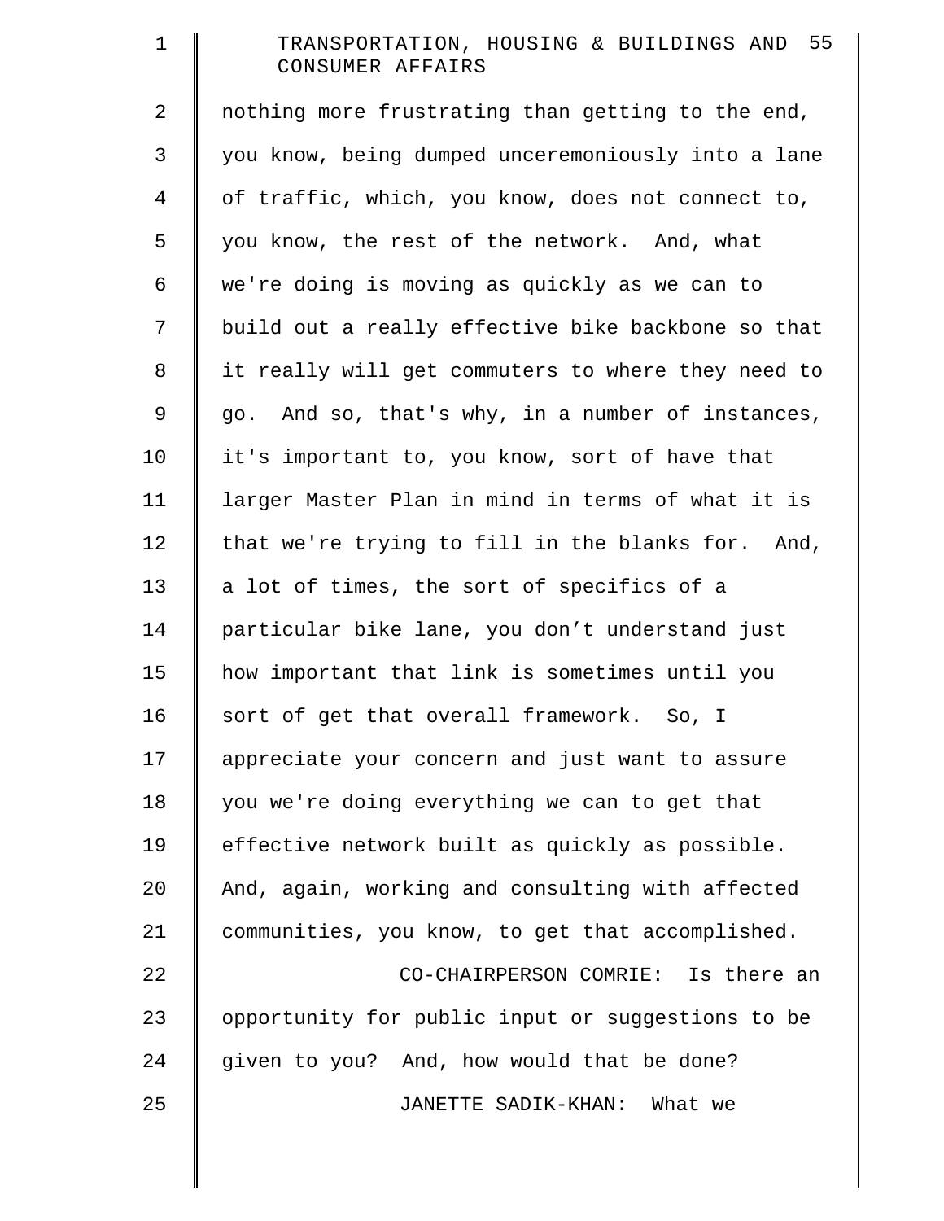nothing more frustrating than getting to the end, you know, being dumped unceremoniously into a lane of traffic, which, you know, does not connect to, you know, the rest of the network. And, what we're doing is moving as quickly as we can to build out a really effective bike backbone so that it really will get commuters to where they need to go. And so, that's why, in a number of instances, it's important to, you know, sort of have that larger Master Plan in mind in terms of what it is that we're trying to fill in the blanks for. And, a lot of times, the sort of specifics of a particular bike lane, you don't understand just how important that link is sometimes until you sort of get that overall framework. So, I appreciate your concern and just want to assure you we're doing everything we can to get that effective network built as quickly as possible. And, again, working and consulting with affected communities, you know, to get that accomplished.

CO-CHAIRPERSON COMRIE: Is there an opportunity for public input or suggestions to be given to you? And, how would that be done?

JANETTE SADIK-KHAN: What we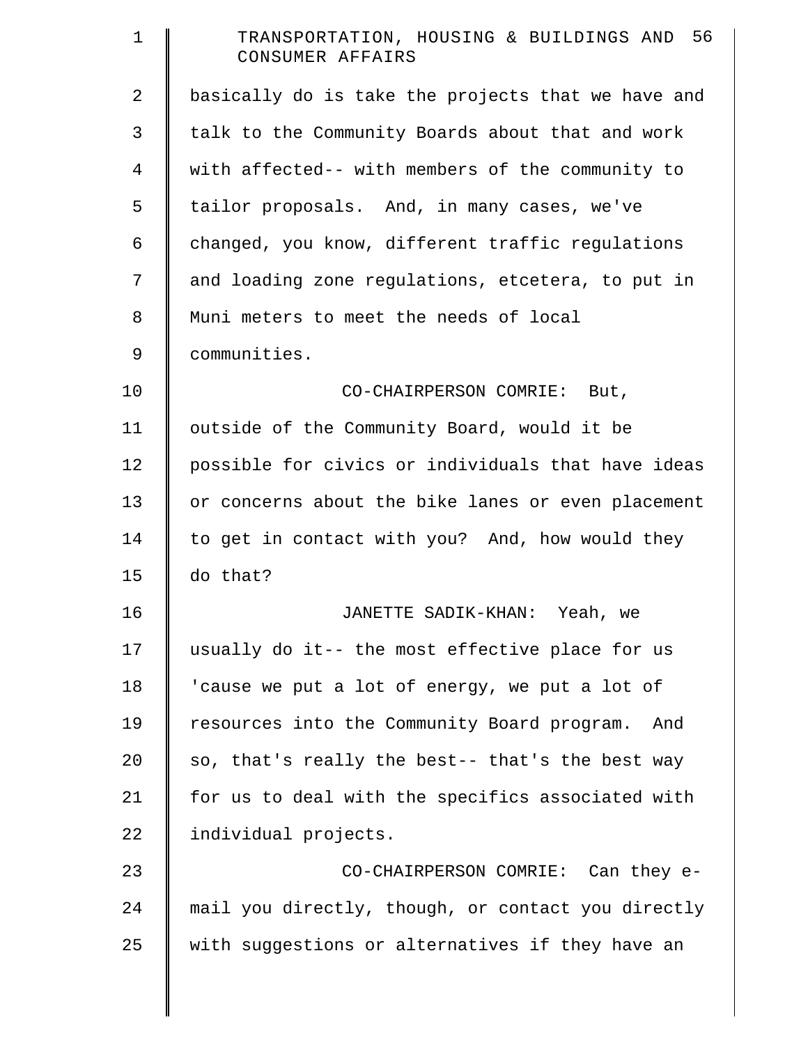basically do is take the projects that we have and talk to the Community Boards about that and work with affected-- with members of the community to tailor proposals. And, in many cases, we've changed, you know, different traffic regulations and loading zone regulations, etcetera, to put in Muni meters to meet the needs of local communities.

CO-CHAIRPERSON COMRIE: But, outside of the Community Board, would it be possible for civics or individuals that have ideas or concerns about the bike lanes or even placement to get in contact with you? And, how would they do that?

JANETTE SADIK-KHAN: Yeah, we usually do it-- the most effective place for us 'cause we put a lot of energy, we put a lot of resources into the Community Board program. And so, that's really the best-- that's the best way for us to deal with the specifics associated with individual projects.

CO-CHAIRPERSON COMRIE: Can they e-mail you directly, though, or contact you directly with suggestions or alternatives if they have an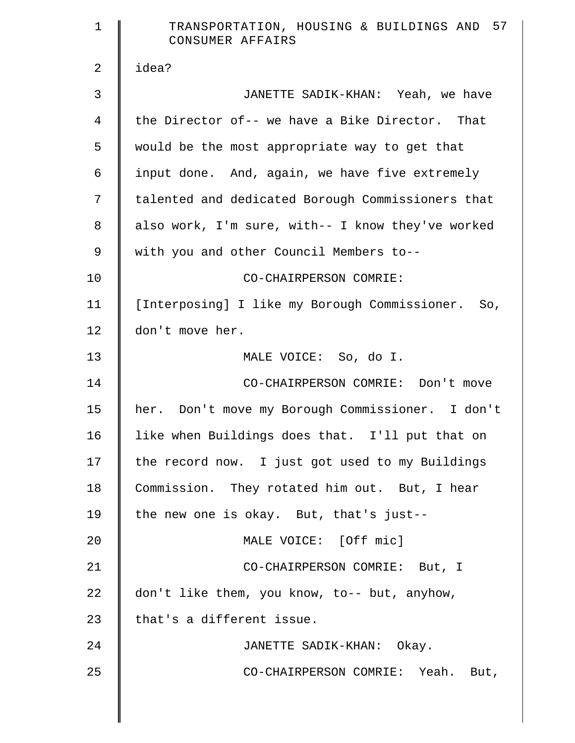idea?

JANETTE SADIK-KHAN: Yeah, we have the Director of-- we have a Bike Director. That would be the most appropriate way to get that input done. And, again, we have five extremely talented and dedicated Borough Commissioners that also work, I'm sure, with-- I know they've worked with you and other Council Members to--

CO-CHAIRPERSON COMRIE: [Interposing] I like my Borough Commissioner. So, don't move her.

MALE VOICE: So, do I.

CO-CHAIRPERSON COMRIE: Don't move her. Don't move my Borough Commissioner. I don't like when Buildings does that. I'll put that on the record now. I just got used to my Buildings Commission. They rotated him out. But, I hear the new one is okay. But, that's just--

MALE VOICE: [Off mic]

CO-CHAIRPERSON COMRIE: But, I don't like them, you know, to-- but, anyhow, that's a different issue.

JANETTE SADIK-KHAN: Okay.

CO-CHAIRPERSON COMRIE: Yeah. But,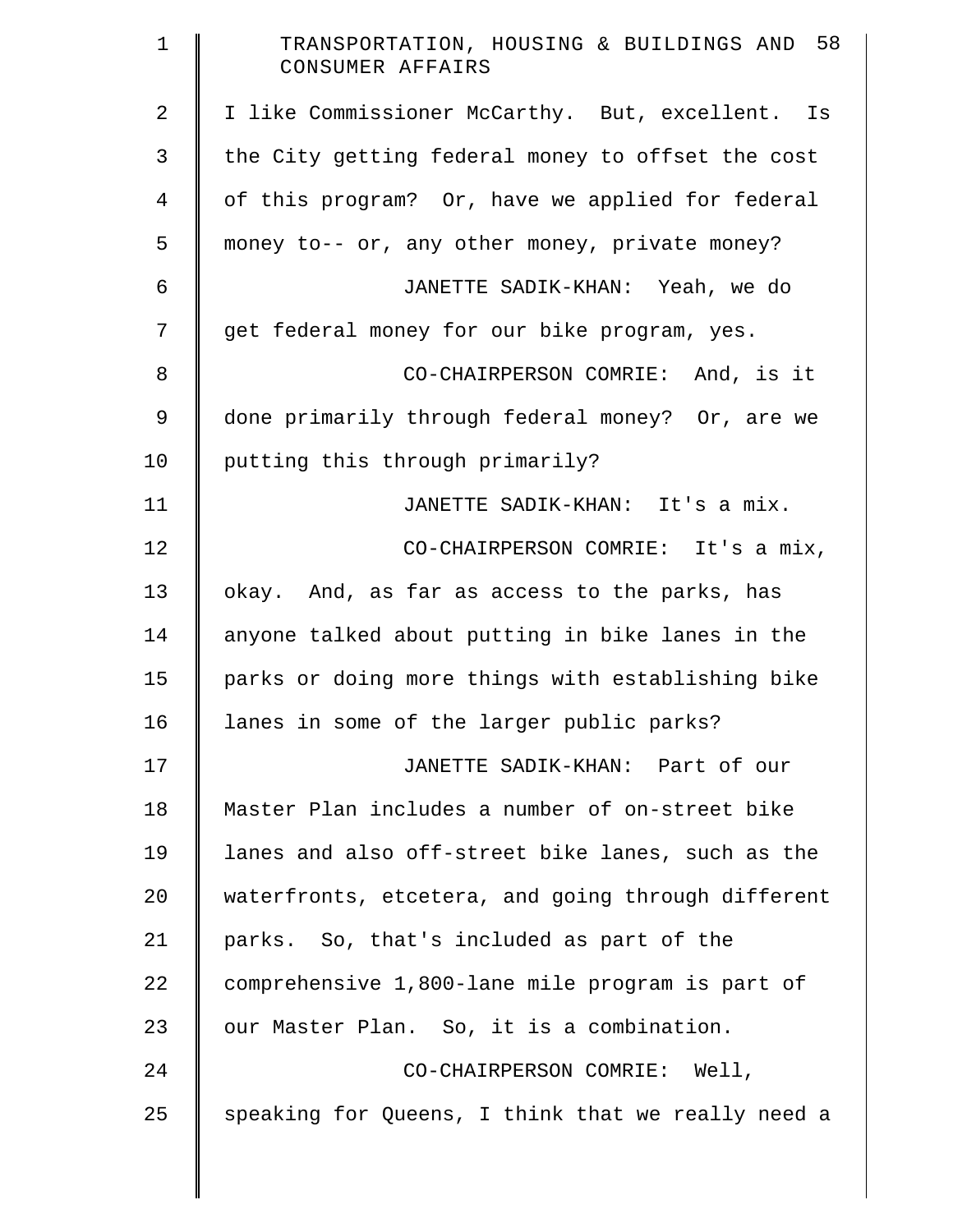I like Commissioner McCarthy. But, excellent. Is the City getting federal money to offset the cost of this program? Or, have we applied for federal money to-- or, any other money, private money?

JANETTE SADIK-KHAN: Yeah, we do get federal money for our bike program, yes.

CO-CHAIRPERSON COMRIE: And, is it done primarily through federal money? Or, are we putting this through primarily?

JANETTE SADIK-KHAN: It's a mix.

CO-CHAIRPERSON COMRIE: It's a mix, okay. And, as far as access to the parks, has anyone talked about putting in bike lanes in the parks or doing more things with establishing bike lanes in some of the larger public parks?

JANETTE SADIK-KHAN: Part of our Master Plan includes a number of on-street bike lanes and also off-street bike lanes, such as the waterfronts, etcetera, and going through different parks. So, that's included as part of the comprehensive 1,800-lane mile program is part of our Master Plan. So, it is a combination.

CO-CHAIRPERSON COMRIE: Well, speaking for Queens, I think that we really need a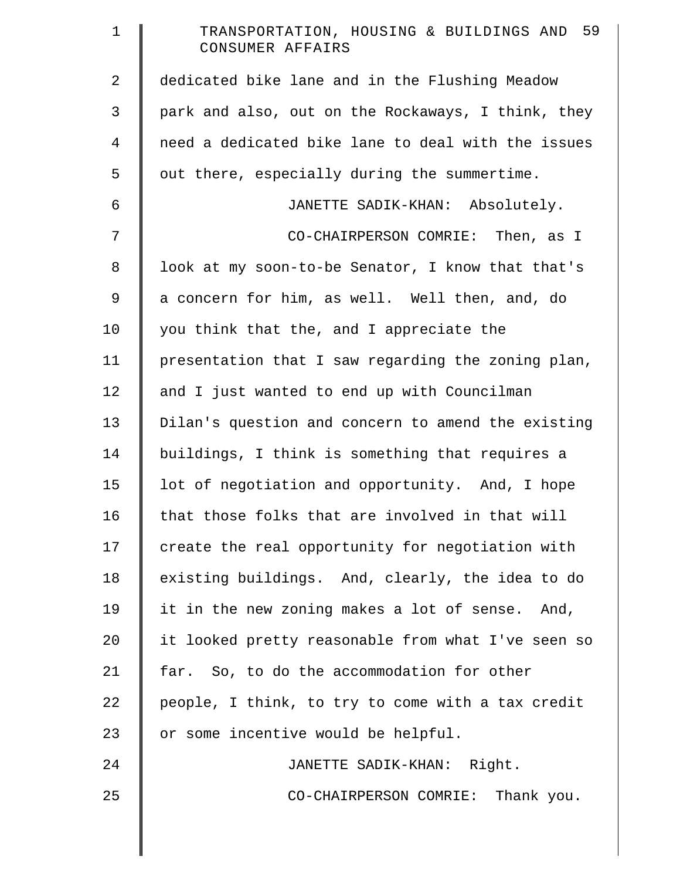dedicated bike lane and in the Flushing Meadow park and also, out on the Rockaways, I think, they need a dedicated bike lane to deal with the issues out there, especially during the summertime.

JANETTE SADIK-KHAN: Absolutely.

CO-CHAIRPERSON COMRIE: Then, as I look at my soon-to-be Senator, I know that that's a concern for him, as well. Well then, and, do you think that the, and I appreciate the presentation that I saw regarding the zoning plan, and I just wanted to end up with Councilman Dilan's question and concern to amend the existing buildings, I think is something that requires a lot of negotiation and opportunity. And, I hope that those folks that are involved in that will create the real opportunity for negotiation with existing buildings. And, clearly, the idea to do it in the new zoning makes a lot of sense. And, it looked pretty reasonable from what I've seen so far. So, to do the accommodation for other people, I think, to try to come with a tax credit or some incentive would be helpful.

JANETTE SADIK-KHAN: Right.

CO-CHAIRPERSON COMRIE: Thank you.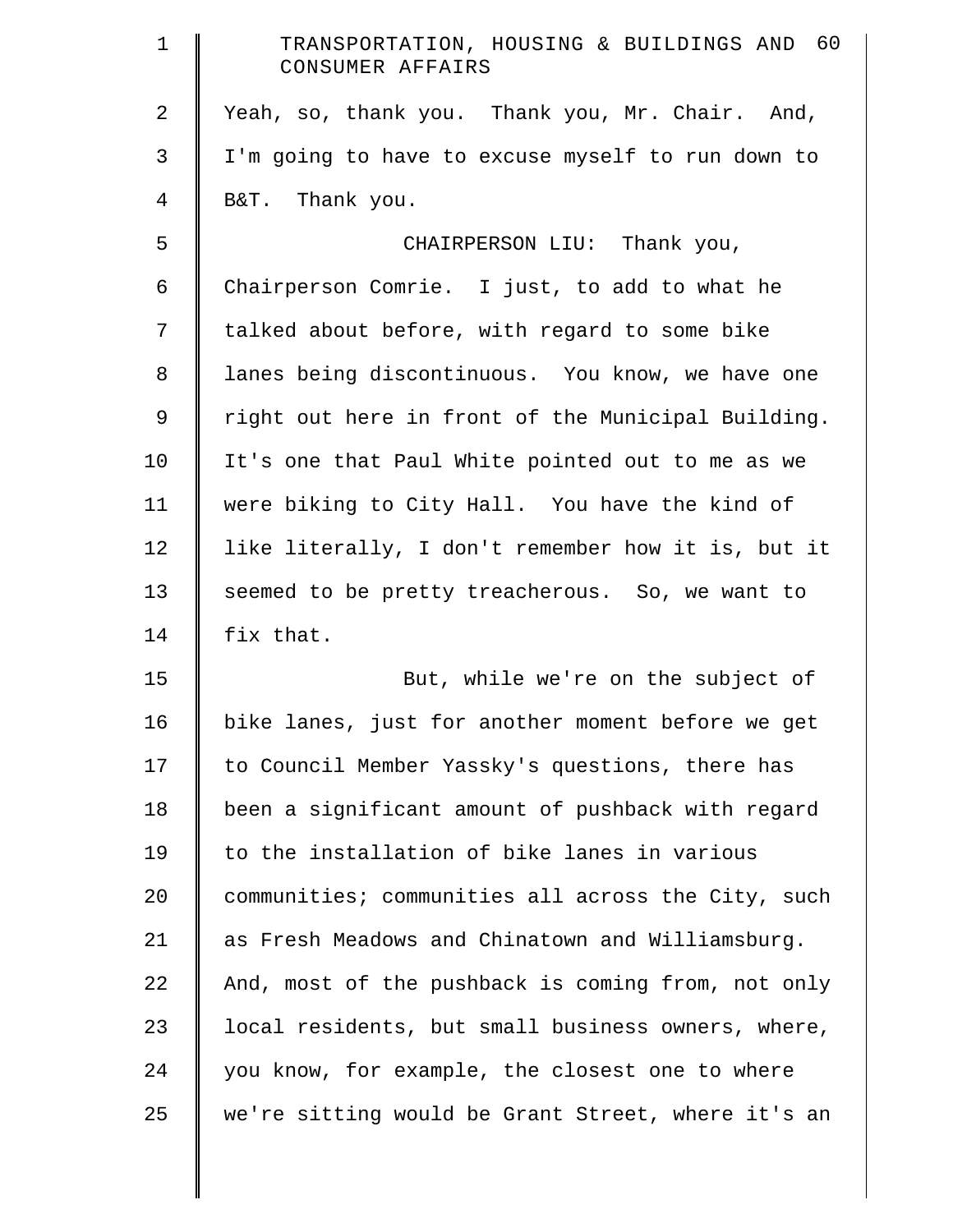Yeah, so, thank you. Thank you, Mr. Chair. And, I'm going to have to excuse myself to run down to B&T. Thank you.

CHAIRPERSON LIU: Thank you, Chairperson Comrie. I just, to add to what he talked about before, with regard to some bike lanes being discontinuous. You know, we have one right out here in front of the Municipal Building. It's one that Paul White pointed out to me as we were biking to City Hall. You have the kind of like literally, I don't remember how it is, but it seemed to be pretty treacherous. So, we want to fix that.

But, while we're on the subject of bike lanes, just for another moment before we get to Council Member Yassky's questions, there has been a significant amount of pushback with regard to the installation of bike lanes in various communities; communities all across the City, such as Fresh Meadows and Chinatown and Williamsburg. And, most of the pushback is coming from, not only local residents, but small business owners, where, you know, for example, the closest one to where we're sitting would be Grant Street, where it's an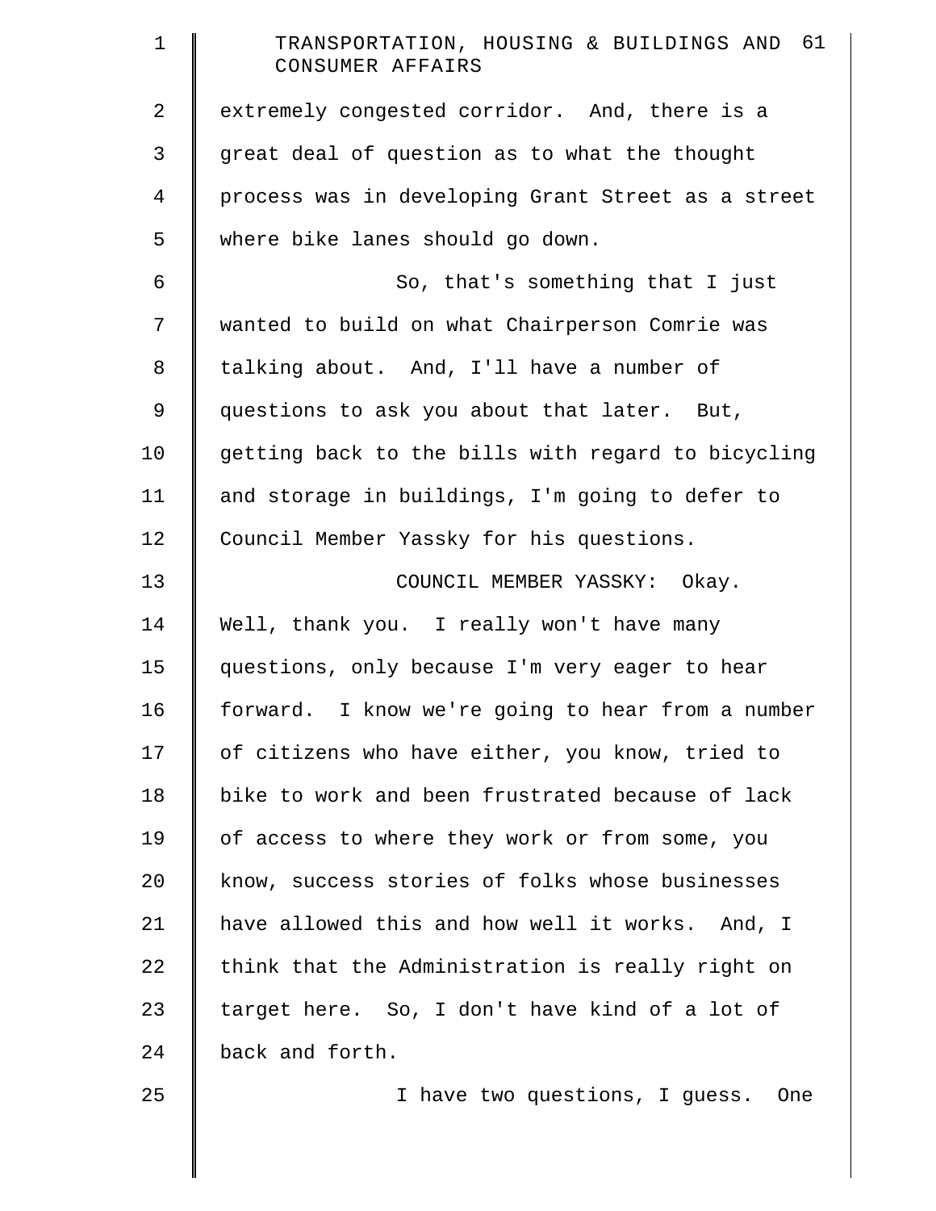extremely congested corridor. And, there is a great deal of question as to what the thought process was in developing Grant Street as a street where bike lanes should go down.

So, that's something that I just wanted to build on what Chairperson Comrie was talking about. And, I'll have a number of questions to ask you about that later. But, getting back to the bills with regard to bicycling and storage in buildings, I'm going to defer to Council Member Yassky for his questions.

COUNCIL MEMBER YASSKY: Okay. Well, thank you. I really won't have many questions, only because I'm very eager to hear forward. I know we're going to hear from a number of citizens who have either, you know, tried to bike to work and been frustrated because of lack of access to where they work or from some, you know, success stories of folks whose businesses have allowed this and how well it works. And, I think that the Administration is really right on target here. So, I don't have kind of a lot of back and forth.

I have two questions, I guess. One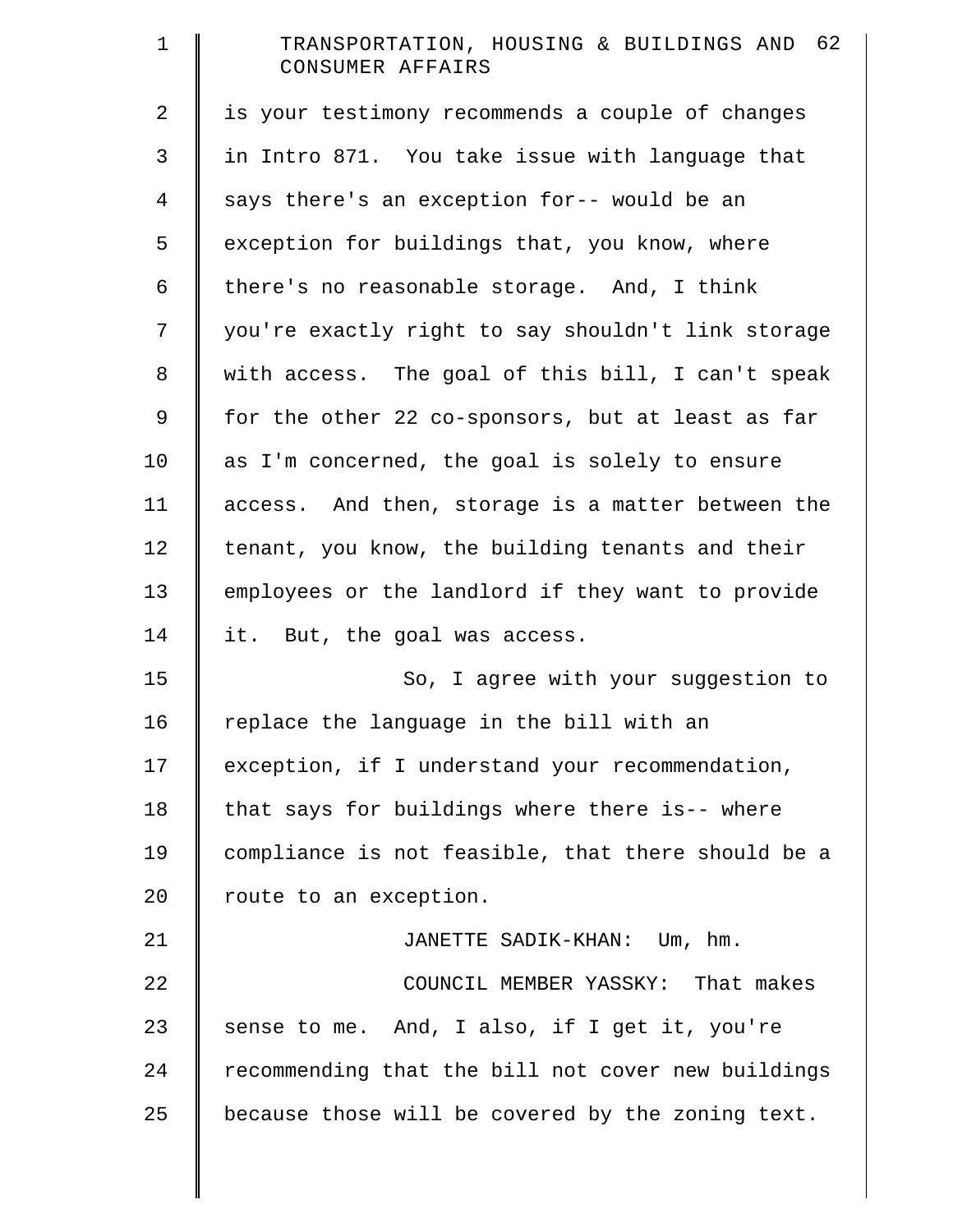is your testimony recommends a couple of changes in Intro 871. You take issue with language that says there's an exception for-- would be an exception for buildings that, you know, where there's no reasonable storage. And, I think you're exactly right to say shouldn't link storage with access. The goal of this bill, I can't speak for the other 22 co-sponsors, but at least as far as I'm concerned, the goal is solely to ensure access. And then, storage is a matter between the tenant, you know, the building tenants and their employees or the landlord if they want to provide it. But, the goal was access.

So, I agree with your suggestion to replace the language in the bill with an exception, if I understand your recommendation, that says for buildings where there is-- where compliance is not feasible, that there should be a route to an exception.

JANETTE SADIK-KHAN: Um, hm.

COUNCIL MEMBER YASSKY: That makes sense to me. And, I also, if I get it, you're recommending that the bill not cover new buildings because those will be covered by the zoning text.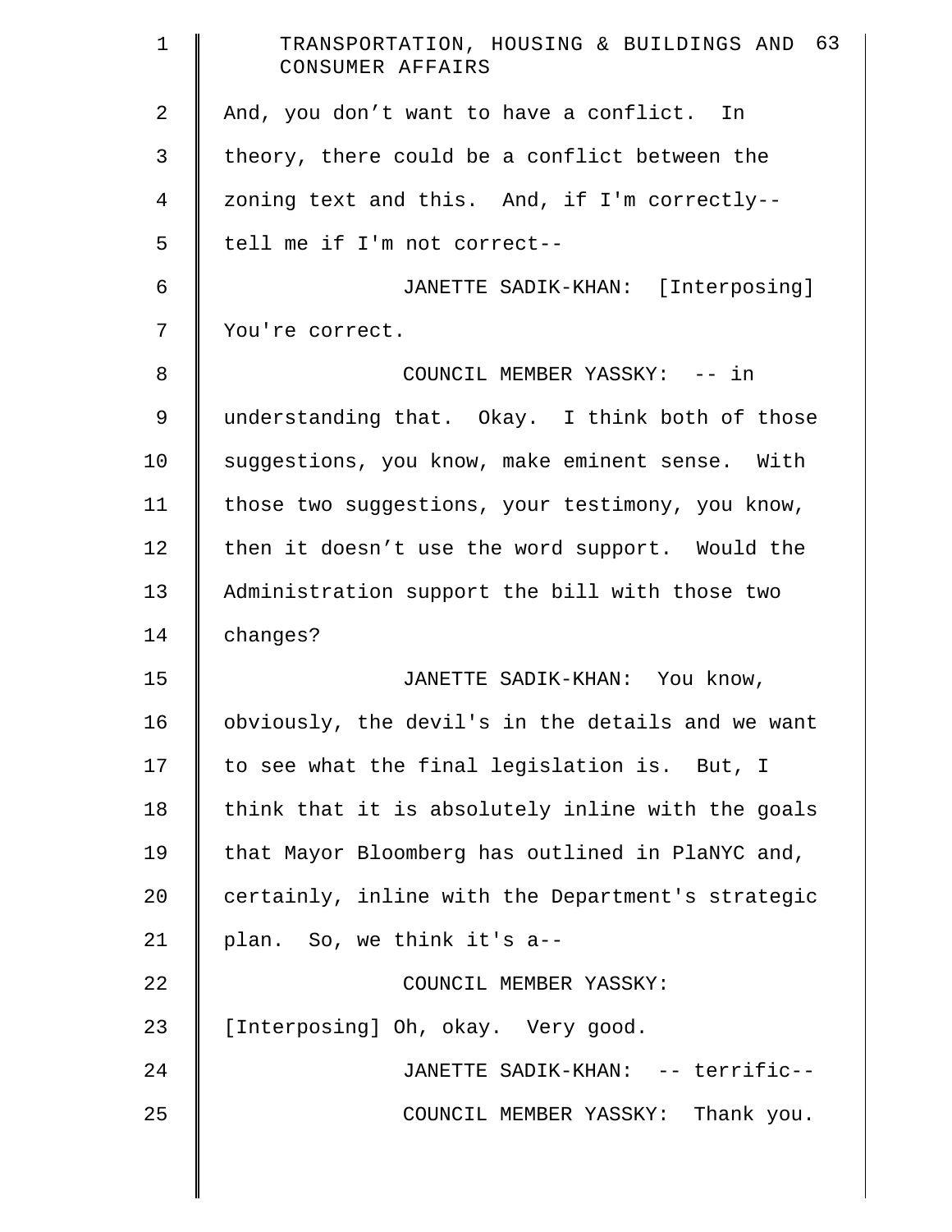And, you don't want to have a conflict. In theory, there could be a conflict between the zoning text and this. And, if I'm correctly-- tell me if I'm not correct--

JANETTE SADIK-KHAN: [Interposing] You're correct.

COUNCIL MEMBER YASSKY: -- in understanding that. Okay. I think both of those suggestions, you know, make eminent sense. With those two suggestions, your testimony, you know, then it doesn't use the word support. Would the Administration support the bill with those two changes?

JANETTE SADIK-KHAN: You know, obviously, the devil's in the details and we want to see what the final legislation is. But, I think that it is absolutely inline with the goals that Mayor Bloomberg has outlined in PlaNYC and, certainly, inline with the Department's strategic plan. So, we think it's a--

COUNCIL MEMBER YASSKY: [Interposing] Oh, okay. Very good.

JANETTE SADIK-KHAN: -- terrific--

COUNCIL MEMBER YASSKY: Thank you.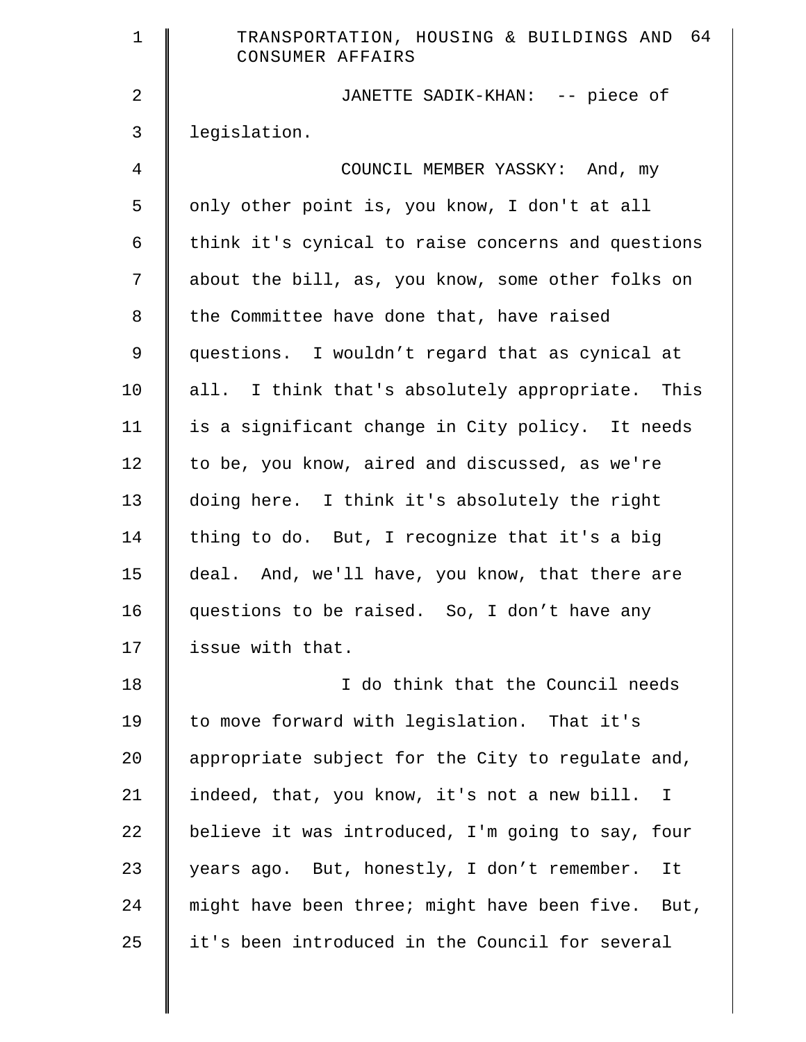JANETTE SADIK-KHAN: -- piece of legislation.

COUNCIL MEMBER YASSKY: And, my only other point is, you know, I don't at all think it's cynical to raise concerns and questions about the bill, as, you know, some other folks on the Committee have done that, have raised questions. I wouldn't regard that as cynical at all. I think that's absolutely appropriate. This is a significant change in City policy. It needs to be, you know, aired and discussed, as we're doing here. I think it's absolutely the right thing to do. But, I recognize that it's a big deal. And, we'll have, you know, that there are questions to be raised. So, I don't have any issue with that.

I do think that the Council needs to move forward with legislation. That it's appropriate subject for the City to regulate and, indeed, that, you know, it's not a new bill. I believe it was introduced, I'm going to say, four years ago. But, honestly, I don't remember. It might have been three; might have been five. But, it's been introduced in the Council for several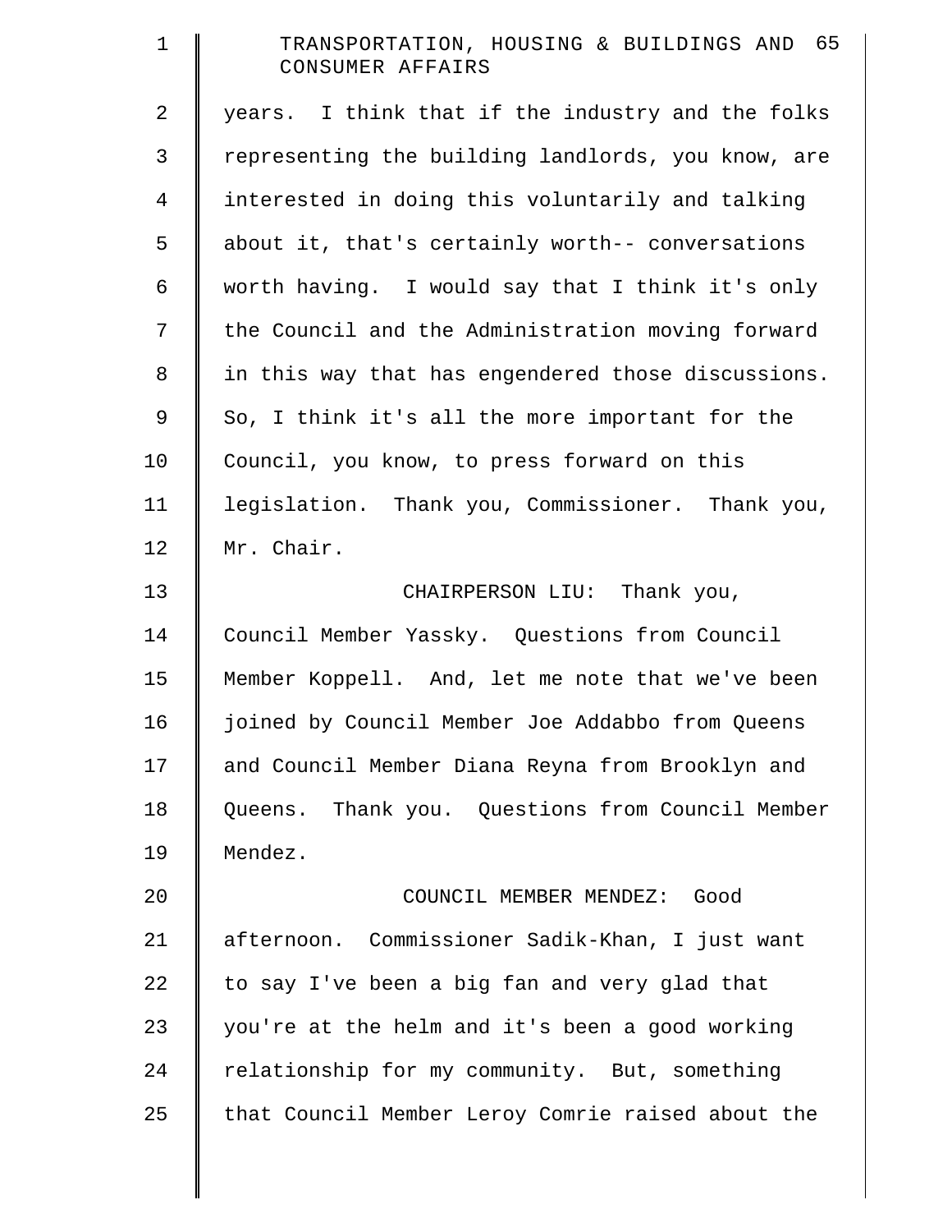years. I think that if the industry and the folks representing the building landlords, you know, are interested in doing this voluntarily and talking about it, that's certainly worth-- conversations worth having. I would say that I think it's only the Council and the Administration moving forward in this way that has engendered those discussions. So, I think it's all the more important for the Council, you know, to press forward on this legislation. Thank you, Commissioner. Thank you, Mr. Chair.

CHAIRPERSON LIU: Thank you, Council Member Yassky. Questions from Council Member Koppell. And, let me note that we've been joined by Council Member Joe Addabbo from Queens and Council Member Diana Reyna from Brooklyn and Queens. Thank you. Questions from Council Member Mendez.

COUNCIL MEMBER MENDEZ: Good afternoon. Commissioner Sadik-Khan, I just want to say I've been a big fan and very glad that you're at the helm and it's been a good working relationship for my community. But, something that Council Member Leroy Comrie raised about the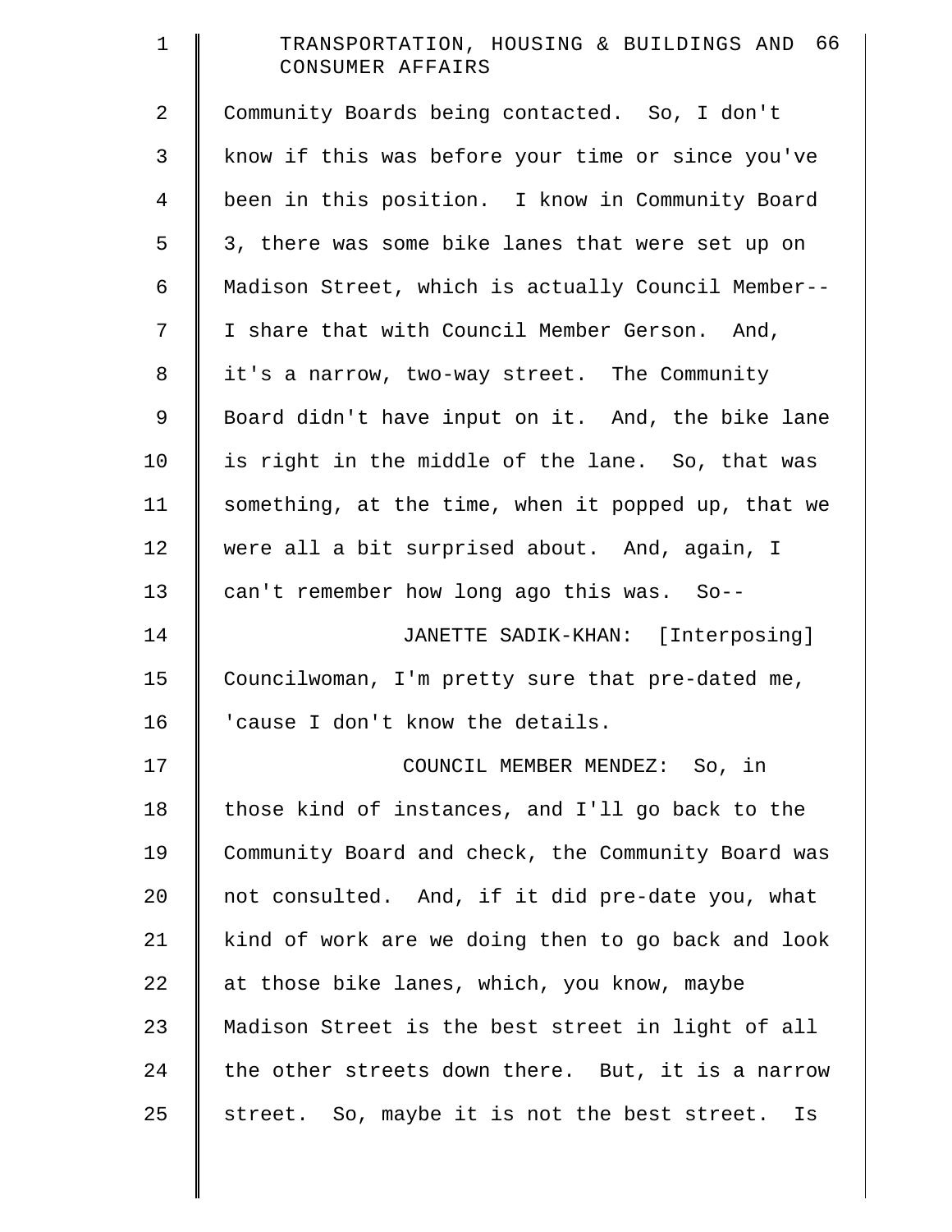Community Boards being contacted. So, I don't know if this was before your time or since you've been in this position. I know in Community Board 3, there was some bike lanes that were set up on Madison Street, which is actually Council Member-- I share that with Council Member Gerson. And, it's a narrow, two-way street. The Community Board didn't have input on it. And, the bike lane is right in the middle of the lane. So, that was something, at the time, when it popped up, that we were all a bit surprised about. And, again, I can't remember how long ago this was. So--

JANETTE SADIK-KHAN: [Interposing] Councilwoman, I'm pretty sure that pre-dated me, 'cause I don't know the details.

COUNCIL MEMBER MENDEZ: So, in those kind of instances, and I'll go back to the Community Board and check, the Community Board was not consulted. And, if it did pre-date you, what kind of work are we doing then to go back and look at those bike lanes, which, you know, maybe Madison Street is the best street in light of all the other streets down there. But, it is a narrow street. So, maybe it is not the best street. Is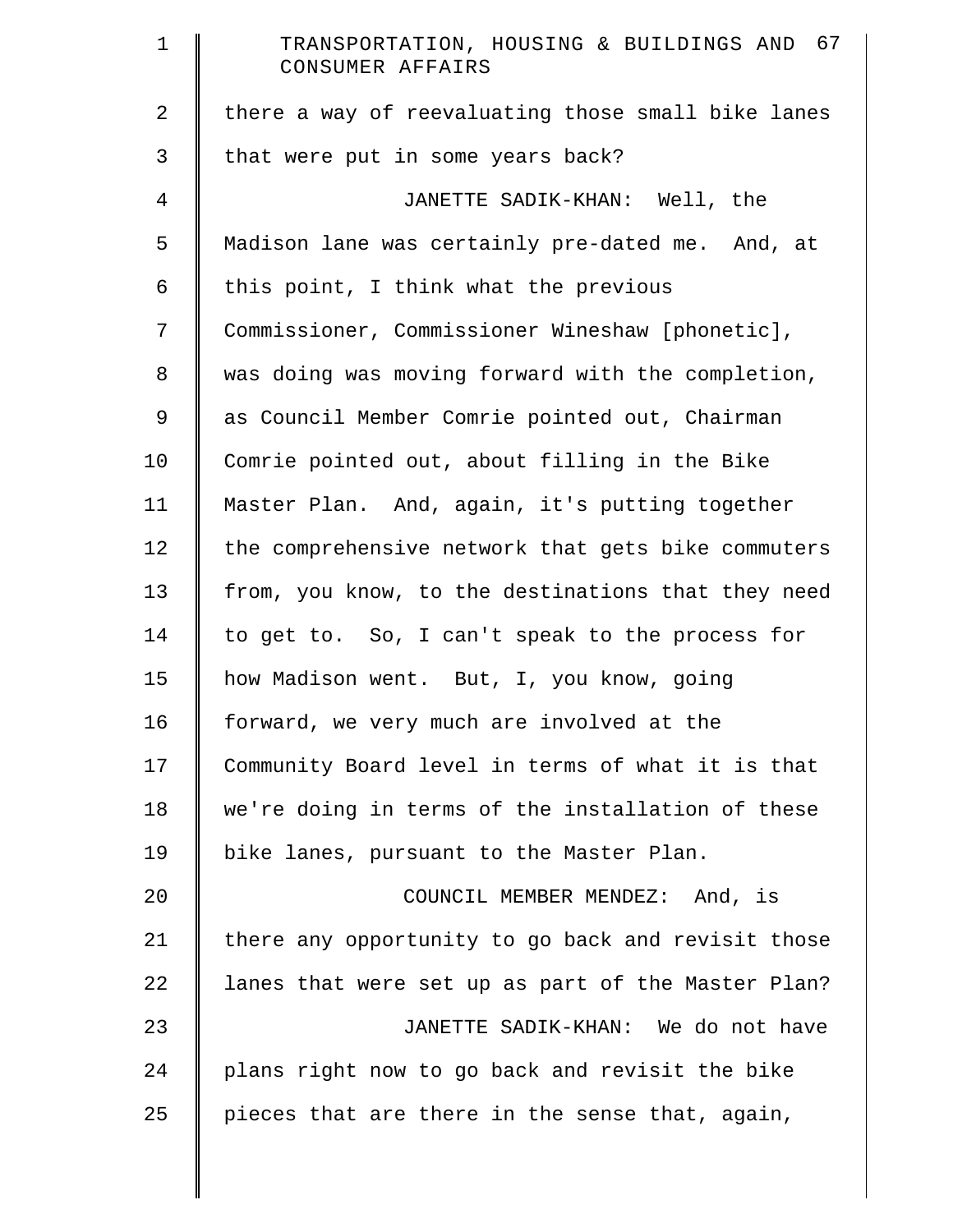there a way of reevaluating those small bike lanes that were put in some years back?

JANETTE SADIK-KHAN: Well, the Madison lane was certainly pre-dated me. And, at this point, I think what the previous Commissioner, Commissioner Wineshaw [phonetic], was doing was moving forward with the completion, as Council Member Comrie pointed out, Chairman Comrie pointed out, about filling in the Bike Master Plan. And, again, it's putting together the comprehensive network that gets bike commuters from, you know, to the destinations that they need to get to. So, I can't speak to the process for how Madison went. But, I, you know, going forward, we very much are involved at the Community Board level in terms of what it is that we're doing in terms of the installation of these bike lanes, pursuant to the Master Plan.

COUNCIL MEMBER MENDEZ: And, is there any opportunity to go back and revisit those lanes that were set up as part of the Master Plan?

JANETTE SADIK-KHAN: We do not have plans right now to go back and revisit the bike pieces that are there in the sense that, again,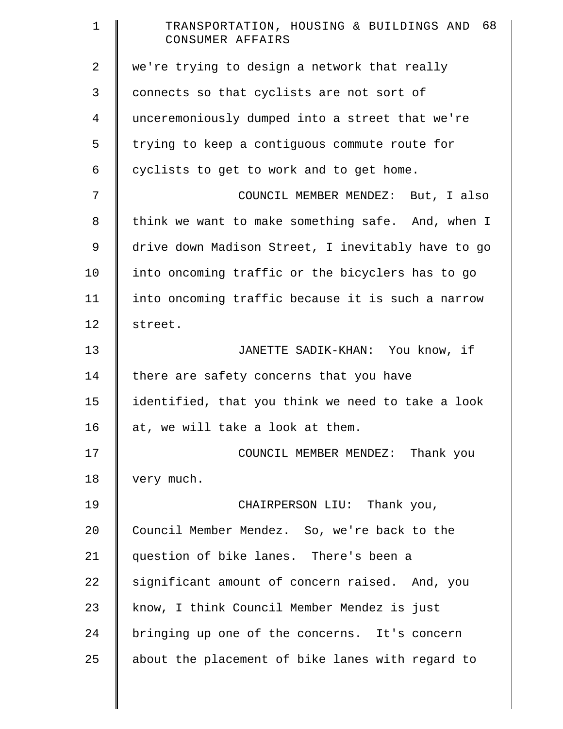we're trying to design a network that really connects so that cyclists are not sort of unceremoniously dumped into a street that we're trying to keep a contiguous commute route for cyclists to get to work and to get home.

COUNCIL MEMBER MENDEZ: But, I also think we want to make something safe. And, when I drive down Madison Street, I inevitably have to go into oncoming traffic or the bicyclers has to go into oncoming traffic because it is such a narrow street.

JANETTE SADIK-KHAN: You know, if there are safety concerns that you have identified, that you think we need to take a look at, we will take a look at them.

COUNCIL MEMBER MENDEZ: Thank you very much.

CHAIRPERSON LIU: Thank you, Council Member Mendez. So, we're back to the question of bike lanes. There's been a significant amount of concern raised. And, you know, I think Council Member Mendez is just bringing up one of the concerns. It's concern about the placement of bike lanes with regard to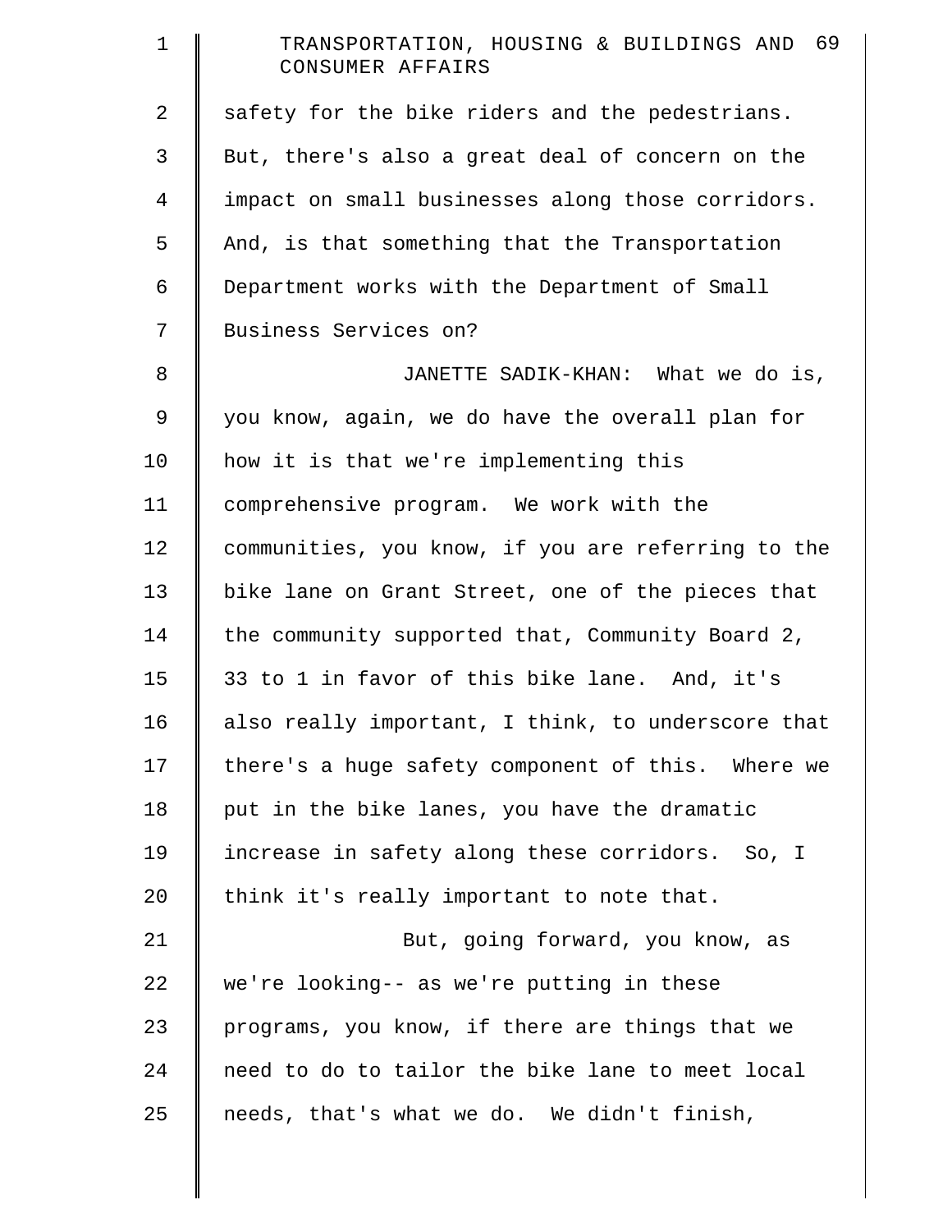safety for the bike riders and the pedestrians. But, there's also a great deal of concern on the impact on small businesses along those corridors. And, is that something that the Transportation Department works with the Department of Small Business Services on?

JANETTE SADIK-KHAN: What we do is, you know, again, we do have the overall plan for how it is that we're implementing this comprehensive program. We work with the communities, you know, if you are referring to the bike lane on Grant Street, one of the pieces that the community supported that, Community Board 2, 33 to 1 in favor of this bike lane. And, it's also really important, I think, to underscore that there's a huge safety component of this. Where we put in the bike lanes, you have the dramatic increase in safety along these corridors. So, I think it's really important to note that.

But, going forward, you know, as we're looking-- as we're putting in these programs, you know, if there are things that we need to do to tailor the bike lane to meet local needs, that's what we do. We didn't finish,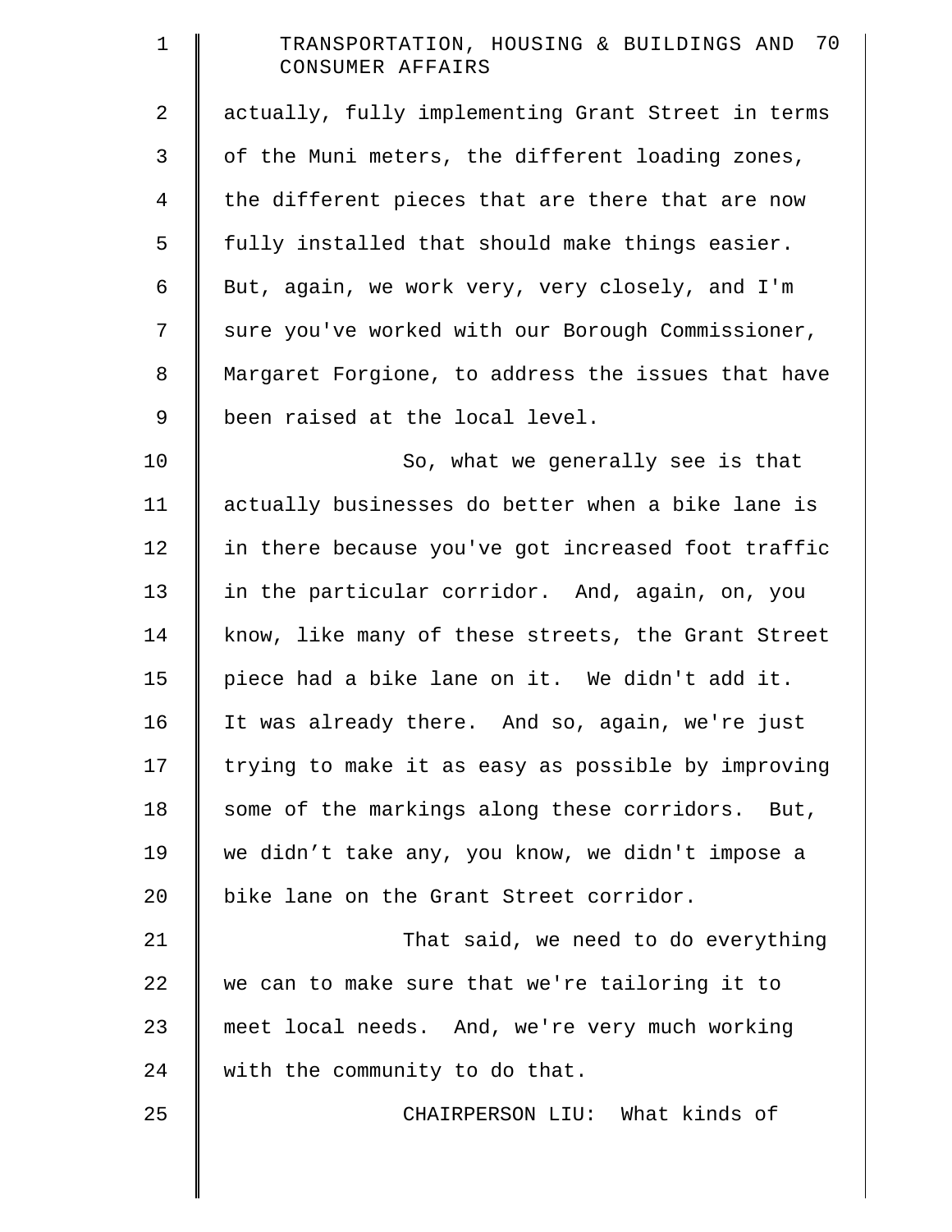actually, fully implementing Grant Street in terms of the Muni meters, the different loading zones, the different pieces that are there that are now fully installed that should make things easier. But, again, we work very, very closely, and I'm sure you've worked with our Borough Commissioner, Margaret Forgione, to address the issues that have been raised at the local level.

So, what we generally see is that actually businesses do better when a bike lane is in there because you've got increased foot traffic in the particular corridor. And, again, on, you know, like many of these streets, the Grant Street piece had a bike lane on it. We didn't add it. It was already there. And so, again, we're just trying to make it as easy as possible by improving some of the markings along these corridors. But, we didn't take any, you know, we didn't impose a bike lane on the Grant Street corridor.

That said, we need to do everything we can to make sure that we're tailoring it to meet local needs. And, we're very much working with the community to do that.

CHAIRPERSON LIU: What kinds of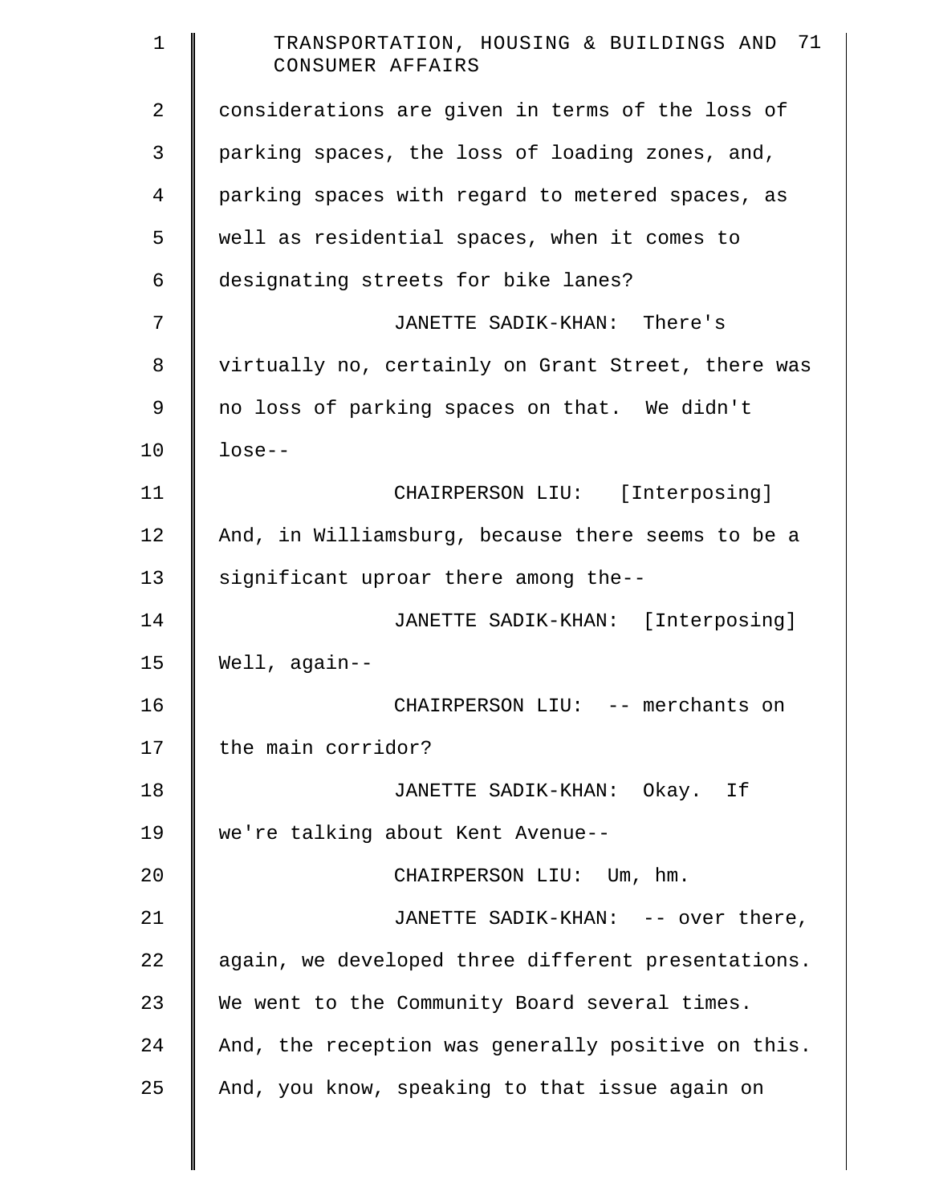considerations are given in terms of the loss of parking spaces, the loss of loading zones, and, parking spaces with regard to metered spaces, as well as residential spaces, when it comes to designating streets for bike lanes?

JANETTE SADIK-KHAN: There's virtually no, certainly on Grant Street, there was no loss of parking spaces on that. We didn't lose--

CHAIRPERSON LIU: [Interposing] And, in Williamsburg, because there seems to be a significant uproar there among the--

JANETTE SADIK-KHAN: [Interposing] Well, again--

CHAIRPERSON LIU: -- merchants on the main corridor?

JANETTE SADIK-KHAN: Okay. If we're talking about Kent Avenue--

CHAIRPERSON LIU: Um, hm.

JANETTE SADIK-KHAN: -- over there, again, we developed three different presentations. We went to the Community Board several times. And, the reception was generally positive on this. And, you know, speaking to that issue again on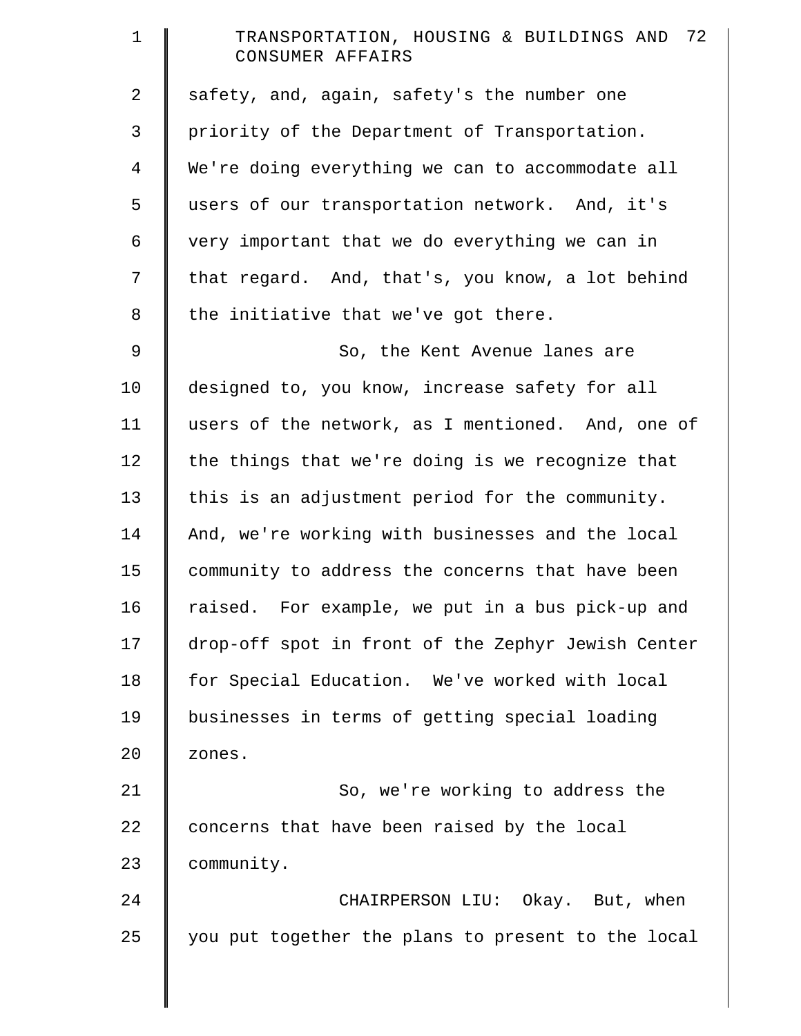safety, and, again, safety's the number one priority of the Department of Transportation. We're doing everything we can to accommodate all users of our transportation network. And, it's very important that we do everything we can in that regard. And, that's, you know, a lot behind the initiative that we've got there.

So, the Kent Avenue lanes are designed to, you know, increase safety for all users of the network, as I mentioned. And, one of the things that we're doing is we recognize that this is an adjustment period for the community. And, we're working with businesses and the local community to address the concerns that have been raised. For example, we put in a bus pick-up and drop-off spot in front of the Zephyr Jewish Center for Special Education. We've worked with local businesses in terms of getting special loading zones.

So, we're working to address the concerns that have been raised by the local community.

CHAIRPERSON LIU: Okay. But, when you put together the plans to present to the local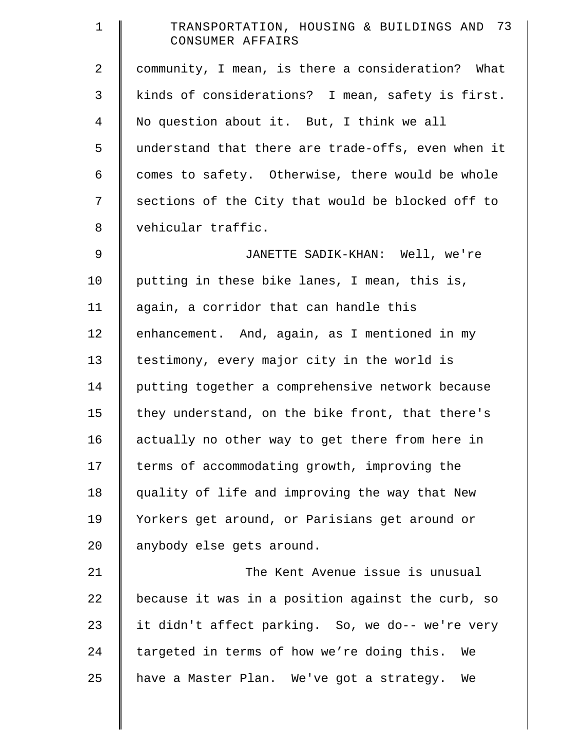community, I mean, is there a consideration? What kinds of considerations? I mean, safety is first. No question about it. But, I think we all understand that there are trade-offs, even when it comes to safety. Otherwise, there would be whole sections of the City that would be blocked off to vehicular traffic.

JANETTE SADIK-KHAN: Well, we're putting in these bike lanes, I mean, this is, again, a corridor that can handle this enhancement. And, again, as I mentioned in my testimony, every major city in the world is putting together a comprehensive network because they understand, on the bike front, that there's actually no other way to get there from here in terms of accommodating growth, improving the quality of life and improving the way that New Yorkers get around, or Parisians get around or anybody else gets around.

The Kent Avenue issue is unusual because it was in a position against the curb, so it didn't affect parking. So, we do-- we're very targeted in terms of how we’re doing this. We have a Master Plan. We've got a strategy. We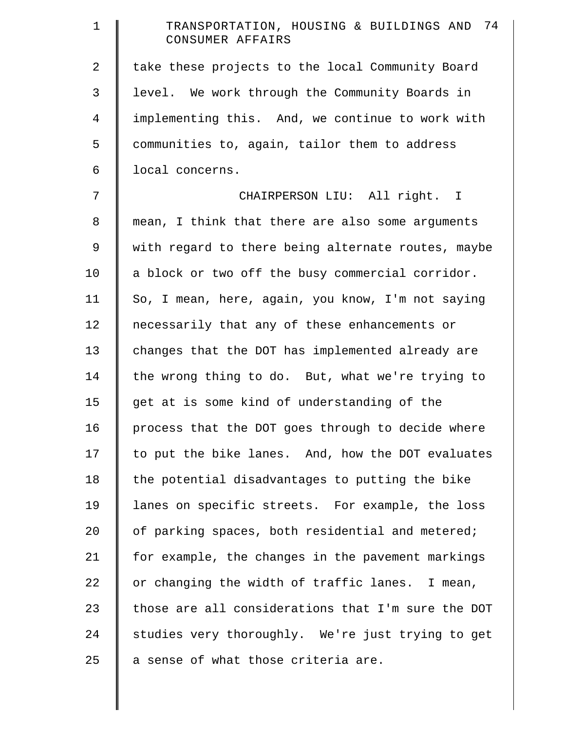take these projects to the local Community Board level. We work through the Community Boards in implementing this. And, we continue to work with communities to, again, tailor them to address local concerns.

CHAIRPERSON LIU: All right. I mean, I think that there are also some arguments with regard to there being alternate routes, maybe a block or two off the busy commercial corridor. So, I mean, here, again, you know, I'm not saying necessarily that any of these enhancements or changes that the DOT has implemented already are the wrong thing to do. But, what we're trying to get at is some kind of understanding of the process that the DOT goes through to decide where to put the bike lanes. And, how the DOT evaluates the potential disadvantages to putting the bike lanes on specific streets. For example, the loss of parking spaces, both residential and metered; for example, the changes in the pavement markings or changing the width of traffic lanes. I mean, those are all considerations that I'm sure the DOT studies very thoroughly. We're just trying to get a sense of what those criteria are.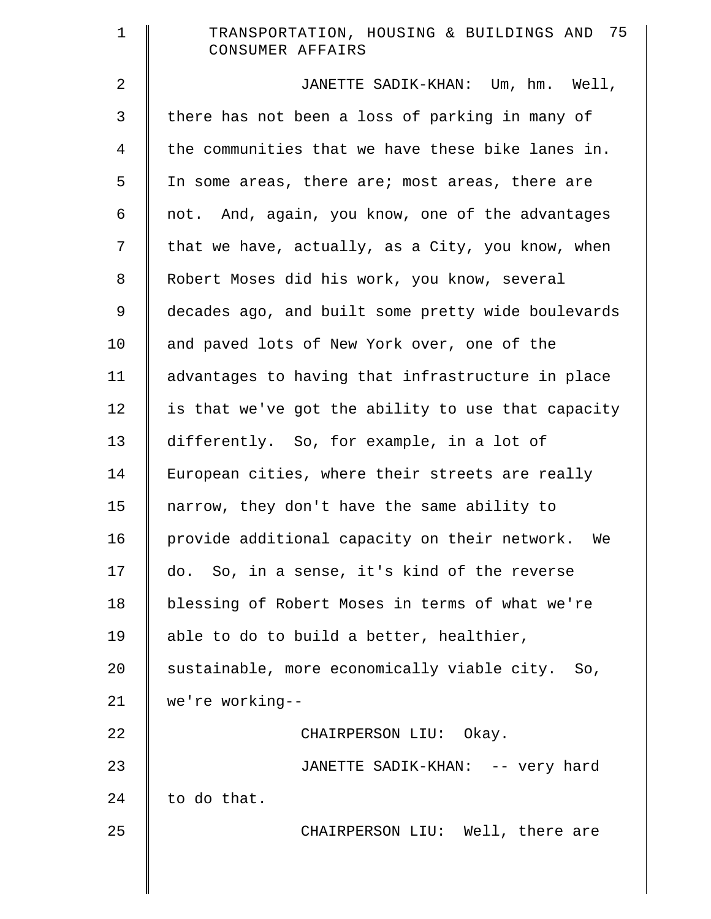JANETTE SADIK-KHAN: Um, hm. Well, there has not been a loss of parking in many of the communities that we have these bike lanes in. In some areas, there are; most areas, there are not. And, again, you know, one of the advantages that we have, actually, as a City, you know, when Robert Moses did his work, you know, several decades ago, and built some pretty wide boulevards and paved lots of New York over, one of the advantages to having that infrastructure in place is that we've got the ability to use that capacity differently. So, for example, in a lot of European cities, where their streets are really narrow, they don't have the same ability to provide additional capacity on their network. We do. So, in a sense, it's kind of the reverse blessing of Robert Moses in terms of what we're able to do to build a better, healthier, sustainable, more economically viable city. So, we're working--

CHAIRPERSON LIU: Okay.

JANETTE SADIK-KHAN: -- very hard to do that.

CHAIRPERSON LIU: Well, there are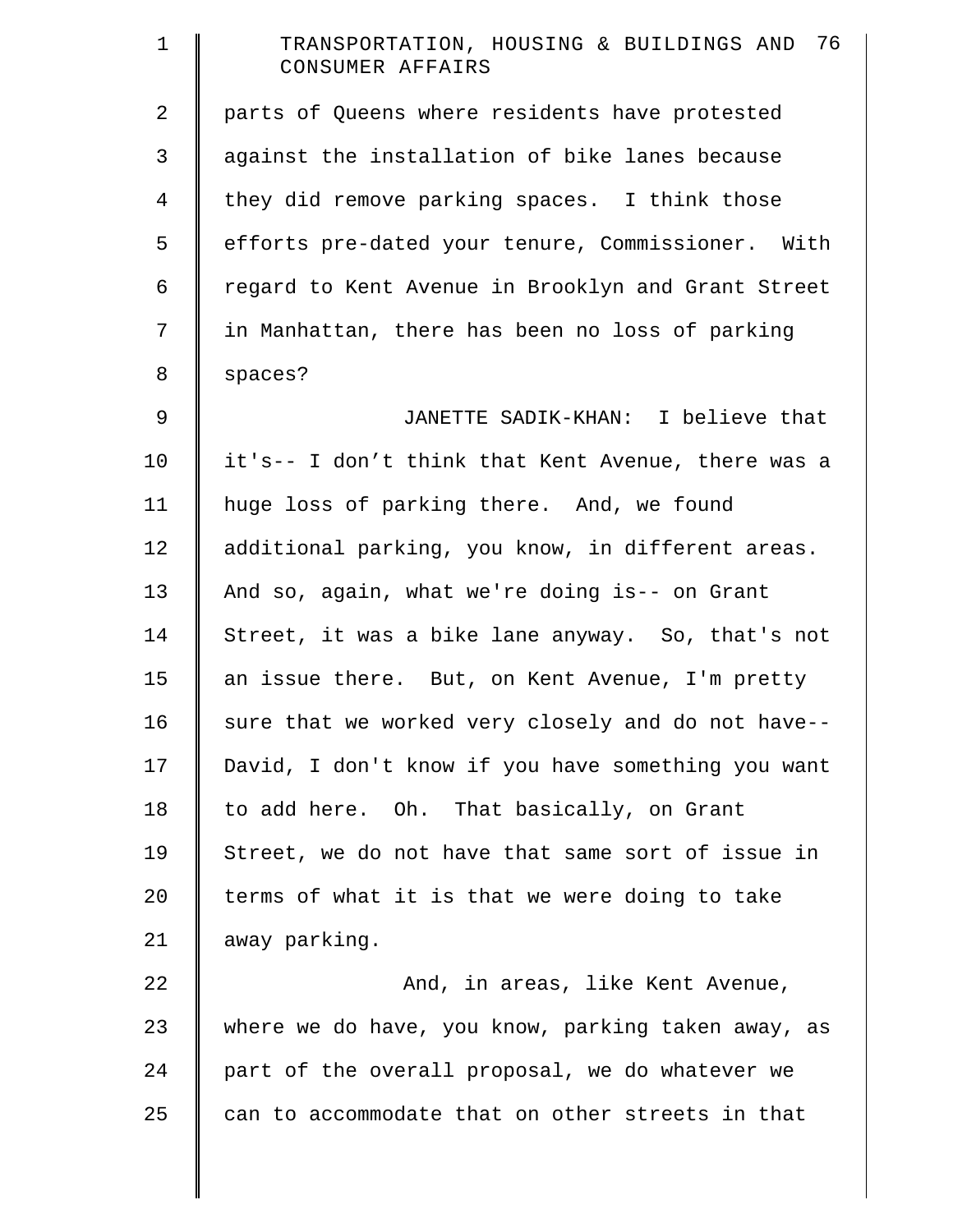parts of Queens where residents have protested against the installation of bike lanes because they did remove parking spaces. I think those efforts pre-dated your tenure, Commissioner. With regard to Kent Avenue in Brooklyn and Grant Street in Manhattan, there has been no loss of parking spaces?

JANETTE SADIK-KHAN: I believe that it's-- I don't think that Kent Avenue, there was a huge loss of parking there. And, we found additional parking, you know, in different areas. And so, again, what we're doing is-- on Grant Street, it was a bike lane anyway. So, that's not an issue there. But, on Kent Avenue, I'm pretty sure that we worked very closely and do not have-- David, I don't know if you have something you want to add here. Oh. That basically, on Grant Street, we do not have that same sort of issue in terms of what it is that we were doing to take away parking.

And, in areas, like Kent Avenue, where we do have, you know, parking taken away, as part of the overall proposal, we do whatever we can to accommodate that on other streets in that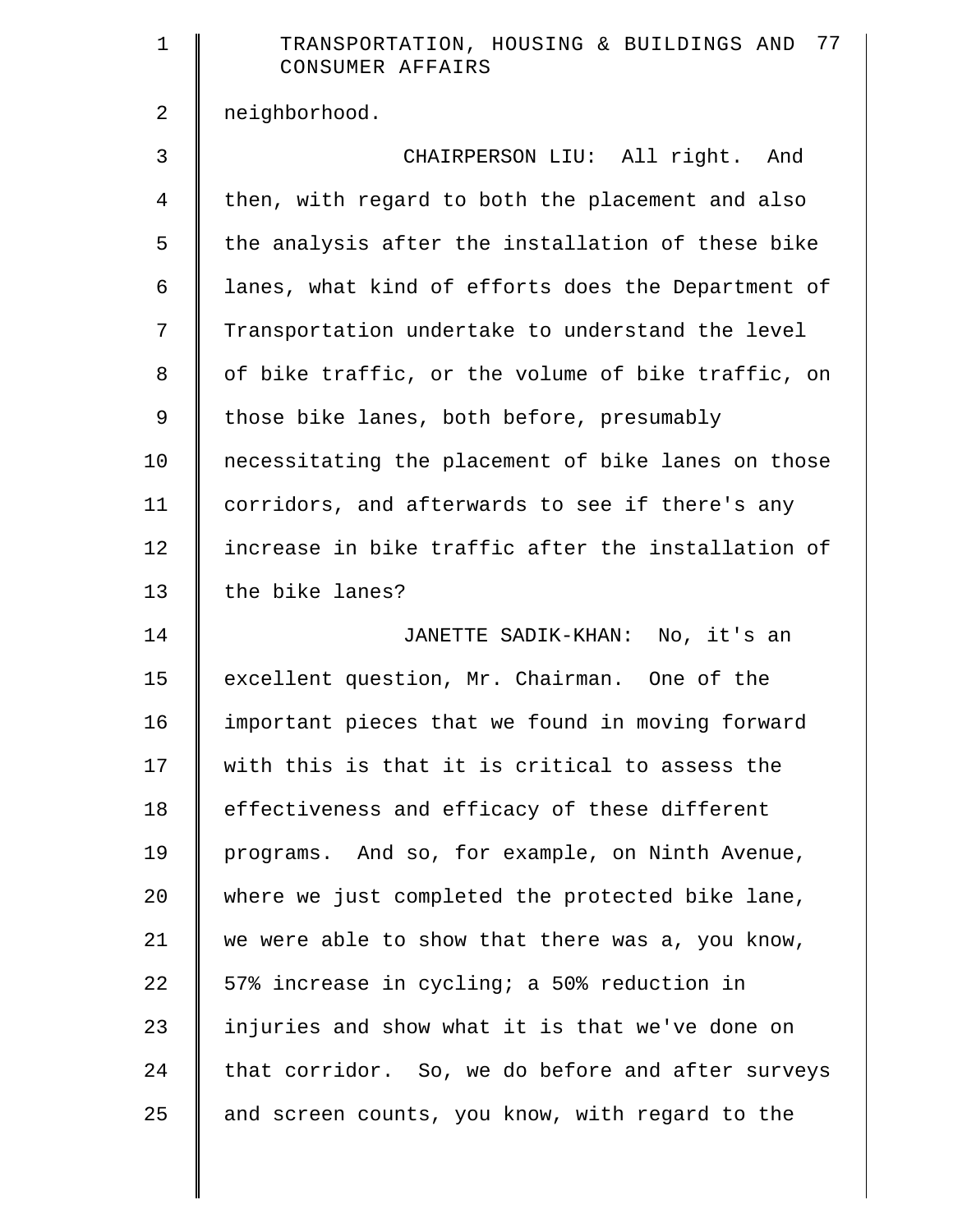neighborhood.

CHAIRPERSON LIU: All right. And then, with regard to both the placement and also the analysis after the installation of these bike lanes, what kind of efforts does the Department of Transportation undertake to understand the level of bike traffic, or the volume of bike traffic, on those bike lanes, both before, presumably necessitating the placement of bike lanes on those corridors, and afterwards to see if there's any increase in bike traffic after the installation of the bike lanes?

JANETTE SADIK-KHAN: No, it's an excellent question, Mr. Chairman. One of the important pieces that we found in moving forward with this is that it is critical to assess the effectiveness and efficacy of these different programs. And so, for example, on Ninth Avenue, where we just completed the protected bike lane, we were able to show that there was a, you know, 57% increase in cycling; a 50% reduction in injuries and show what it is that we've done on that corridor. So, we do before and after surveys and screen counts, you know, with regard to the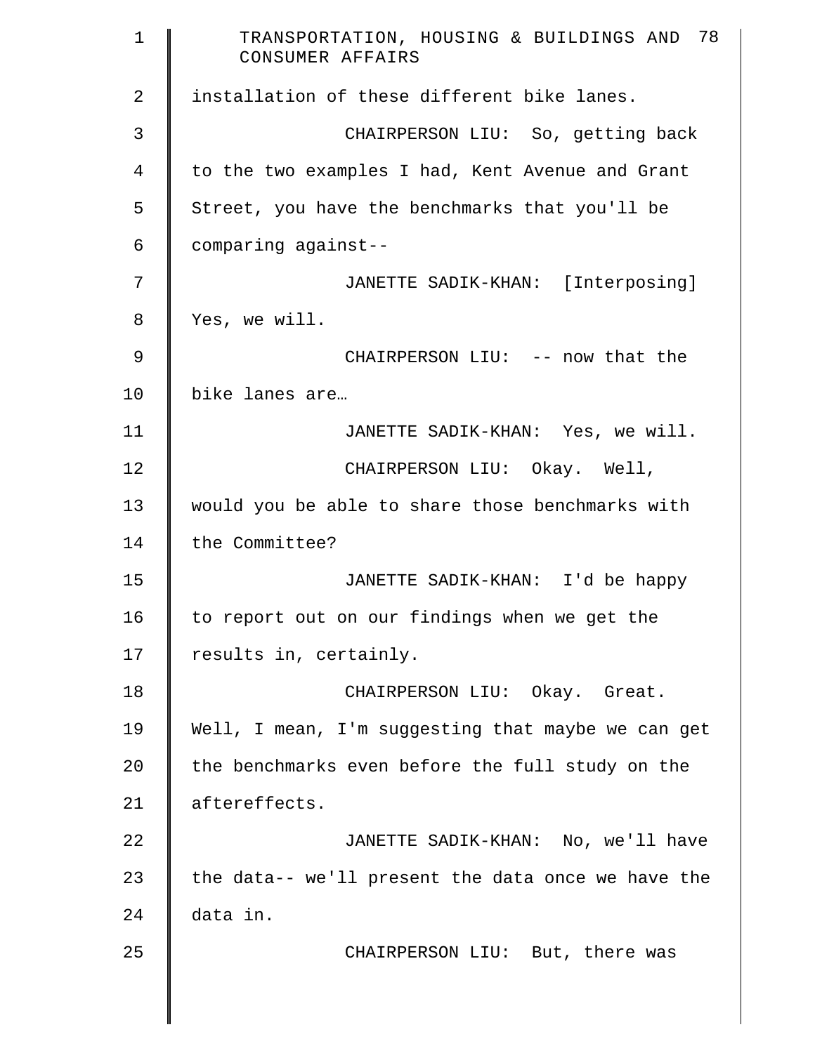installation of these different bike lanes.

CHAIRPERSON LIU: So, getting back to the two examples I had, Kent Avenue and Grant Street, you have the benchmarks that you'll be comparing against--

JANETTE SADIK-KHAN: [Interposing] Yes, we will.

CHAIRPERSON LIU: -- now that the bike lanes are…

JANETTE SADIK-KHAN: Yes, we will.

CHAIRPERSON LIU: Okay. Well, would you be able to share those benchmarks with the Committee?

JANETTE SADIK-KHAN: I'd be happy to report out on our findings when we get the results in, certainly.

CHAIRPERSON LIU: Okay. Great. Well, I mean, I'm suggesting that maybe we can get the benchmarks even before the full study on the aftereffects.

JANETTE SADIK-KHAN: No, we'll have the data-- we'll present the data once we have the data in.

CHAIRPERSON LIU: But, there was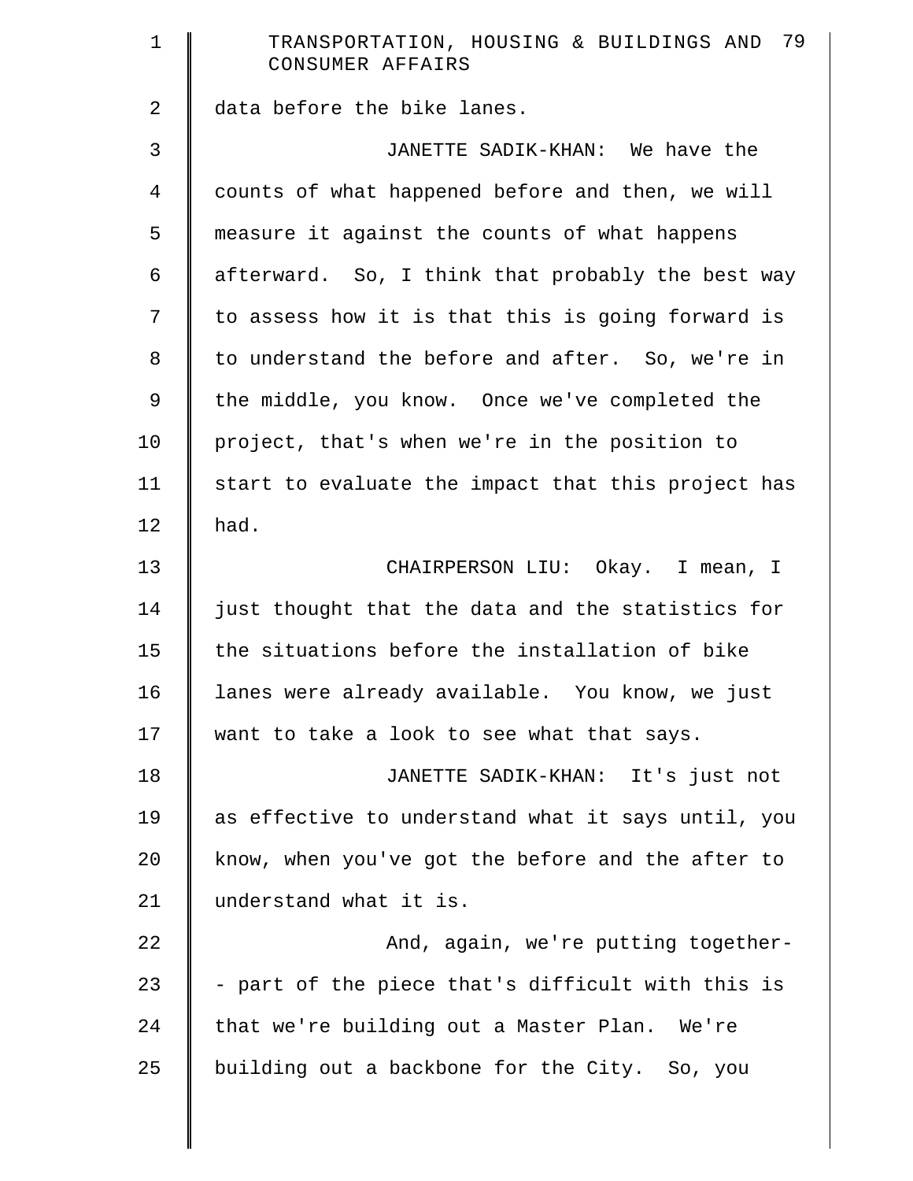data before the bike lanes.

JANETTE SADIK-KHAN: We have the counts of what happened before and then, we will measure it against the counts of what happens afterward. So, I think that probably the best way to assess how it is that this is going forward is to understand the before and after. So, we're in the middle, you know. Once we've completed the project, that's when we're in the position to start to evaluate the impact that this project has had.

CHAIRPERSON LIU: Okay. I mean, I just thought that the data and the statistics for the situations before the installation of bike lanes were already available. You know, we just want to take a look to see what that says.

JANETTE SADIK-KHAN: It's just not as effective to understand what it says until, you know, when you've got the before and the after to understand what it is.

And, again, we're putting together-- part of the piece that's difficult with this is that we're building out a Master Plan. We're building out a backbone for the City. So, you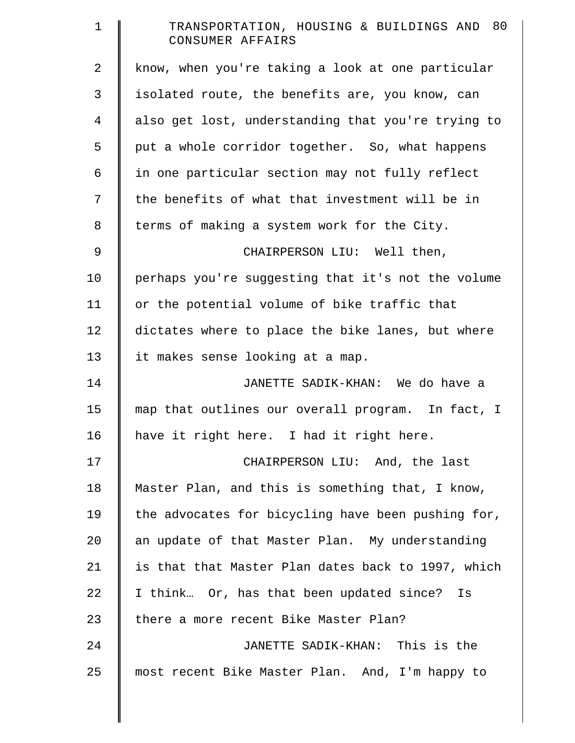know, when you're taking a look at one particular isolated route, the benefits are, you know, can also get lost, understanding that you're trying to put a whole corridor together. So, what happens in one particular section may not fully reflect the benefits of what that investment will be in terms of making a system work for the City.

CHAIRPERSON LIU: Well then, perhaps you're suggesting that it's not the volume or the potential volume of bike traffic that dictates where to place the bike lanes, but where it makes sense looking at a map.

JANETTE SADIK-KHAN: We do have a map that outlines our overall program. In fact, I have it right here. I had it right here.

CHAIRPERSON LIU: And, the last Master Plan, and this is something that, I know, the advocates for bicycling have been pushing for, an update of that Master Plan. My understanding is that that Master Plan dates back to 1997, which I think… Or, has that been updated since? Is there a more recent Bike Master Plan?

JANETTE SADIK-KHAN: This is the most recent Bike Master Plan. And, I'm happy to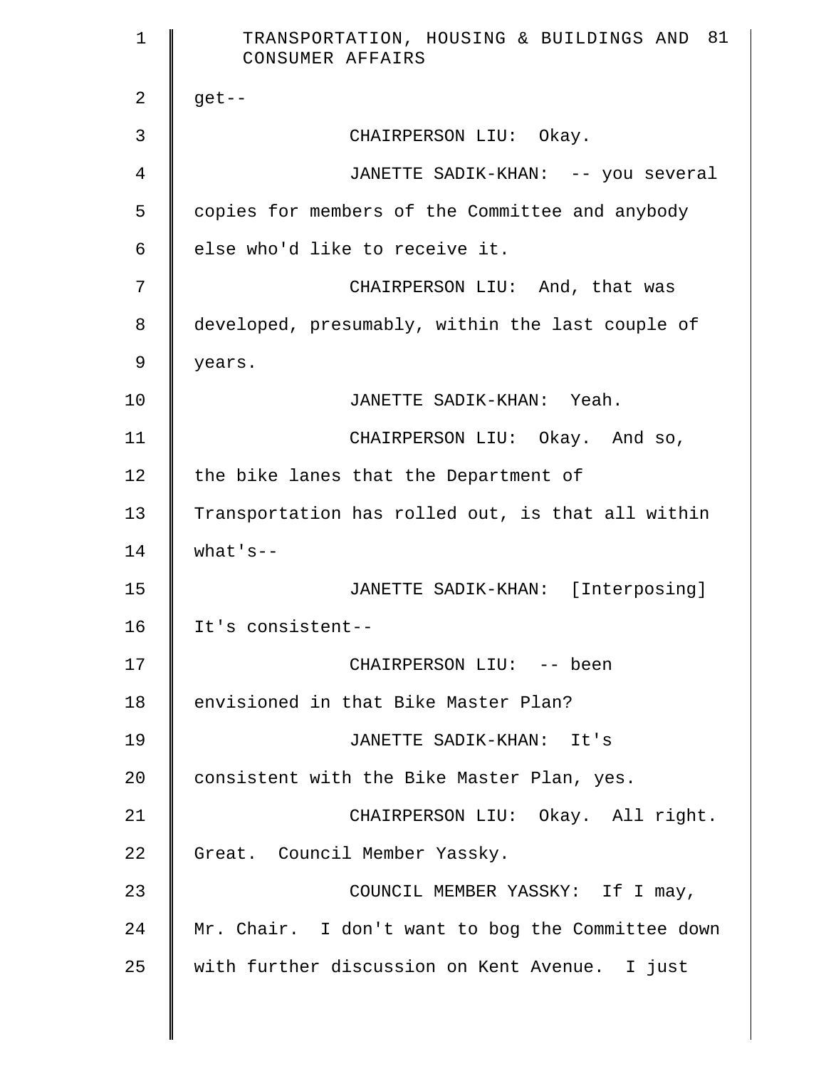get--

CHAIRPERSON LIU: Okay.

JANETTE SADIK-KHAN: -- you several copies for members of the Committee and anybody else who'd like to receive it.

CHAIRPERSON LIU: And, that was developed, presumably, within the last couple of years.

JANETTE SADIK-KHAN: Yeah.

CHAIRPERSON LIU: Okay. And so, the bike lanes that the Department of Transportation has rolled out, is that all within what's--

JANETTE SADIK-KHAN: [Interposing] It's consistent--

CHAIRPERSON LIU: -- been envisioned in that Bike Master Plan?

JANETTE SADIK-KHAN: It's consistent with the Bike Master Plan, yes.

CHAIRPERSON LIU: Okay. All right. Great. Council Member Yassky.

COUNCIL MEMBER YASSKY: If I may, Mr. Chair. I don't want to bog the Committee down with further discussion on Kent Avenue. I just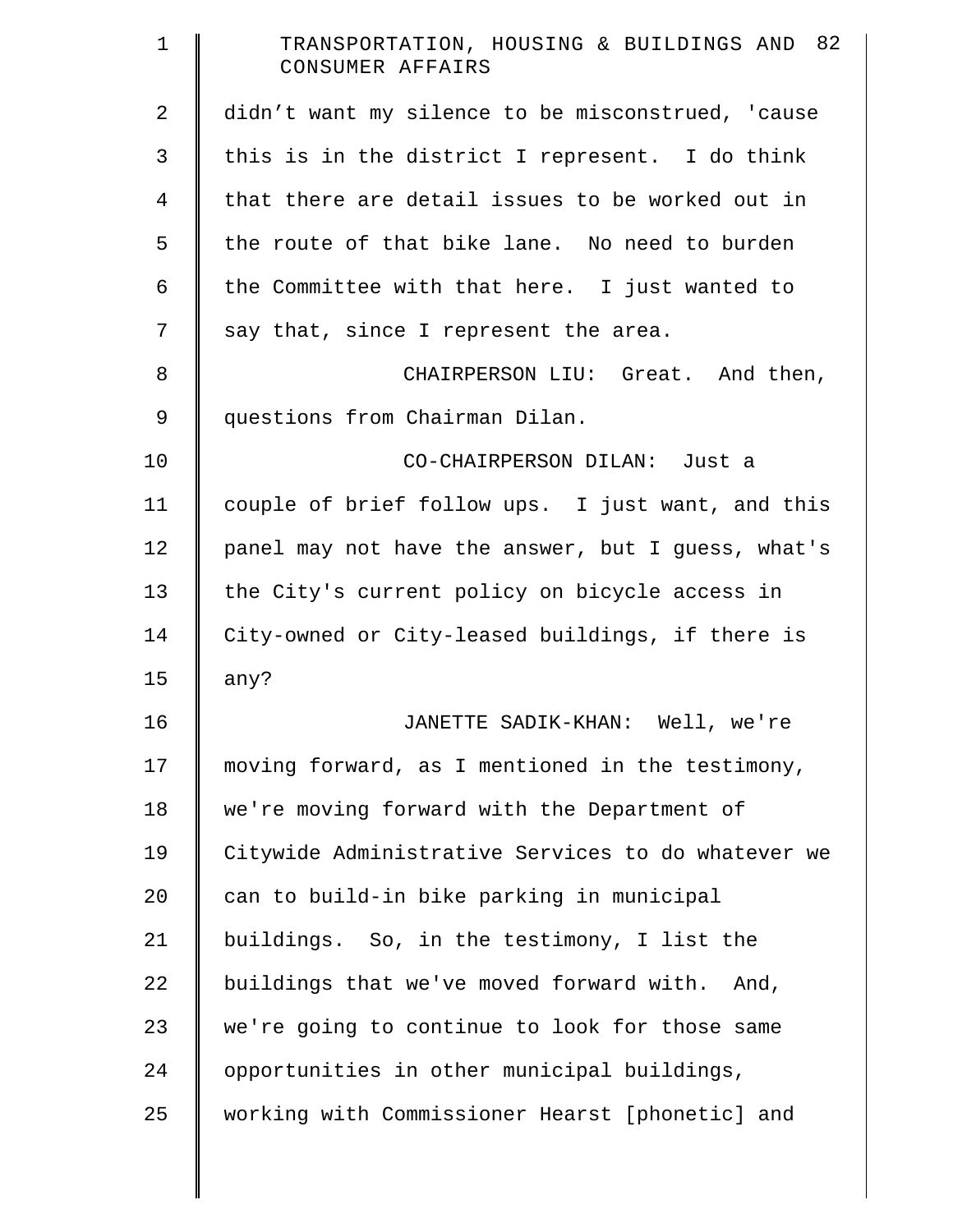didn't want my silence to be misconstrued, 'cause this is in the district I represent. I do think that there are detail issues to be worked out in the route of that bike lane. No need to burden the Committee with that here. I just wanted to say that, since I represent the area.

CHAIRPERSON LIU: Great. And then, questions from Chairman Dilan.

CO-CHAIRPERSON DILAN: Just a couple of brief follow ups. I just want, and this panel may not have the answer, but I guess, what's the City's current policy on bicycle access in City-owned or City-leased buildings, if there is any?

JANETTE SADIK-KHAN: Well, we're moving forward, as I mentioned in the testimony, we're moving forward with the Department of Citywide Administrative Services to do whatever we can to build-in bike parking in municipal buildings. So, in the testimony, I list the buildings that we've moved forward with. And, we're going to continue to look for those same opportunities in other municipal buildings, working with Commissioner Hearst [phonetic] and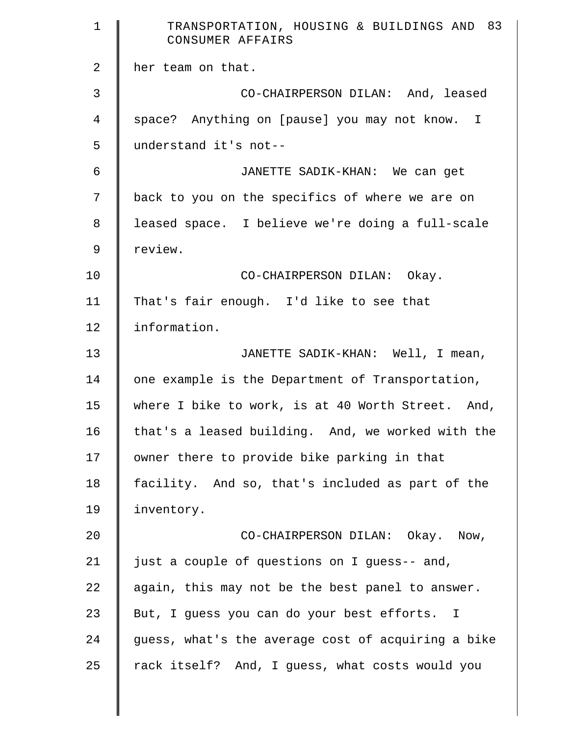her team on that.

CO-CHAIRPERSON DILAN: And, leased space? Anything on [pause] you may not know. I understand it's not--

JANETTE SADIK-KHAN: We can get back to you on the specifics of where we are on leased space. I believe we're doing a full-scale review.

CO-CHAIRPERSON DILAN: Okay. That's fair enough. I'd like to see that information.

JANETTE SADIK-KHAN: Well, I mean, one example is the Department of Transportation, where I bike to work, is at 40 Worth Street. And, that's a leased building. And, we worked with the owner there to provide bike parking in that facility. And so, that's included as part of the inventory.

CO-CHAIRPERSON DILAN: Okay. Now, just a couple of questions on I guess-- and, again, this may not be the best panel to answer. But, I guess you can do your best efforts. I guess, what's the average cost of acquiring a bike rack itself? And, I guess, what costs would you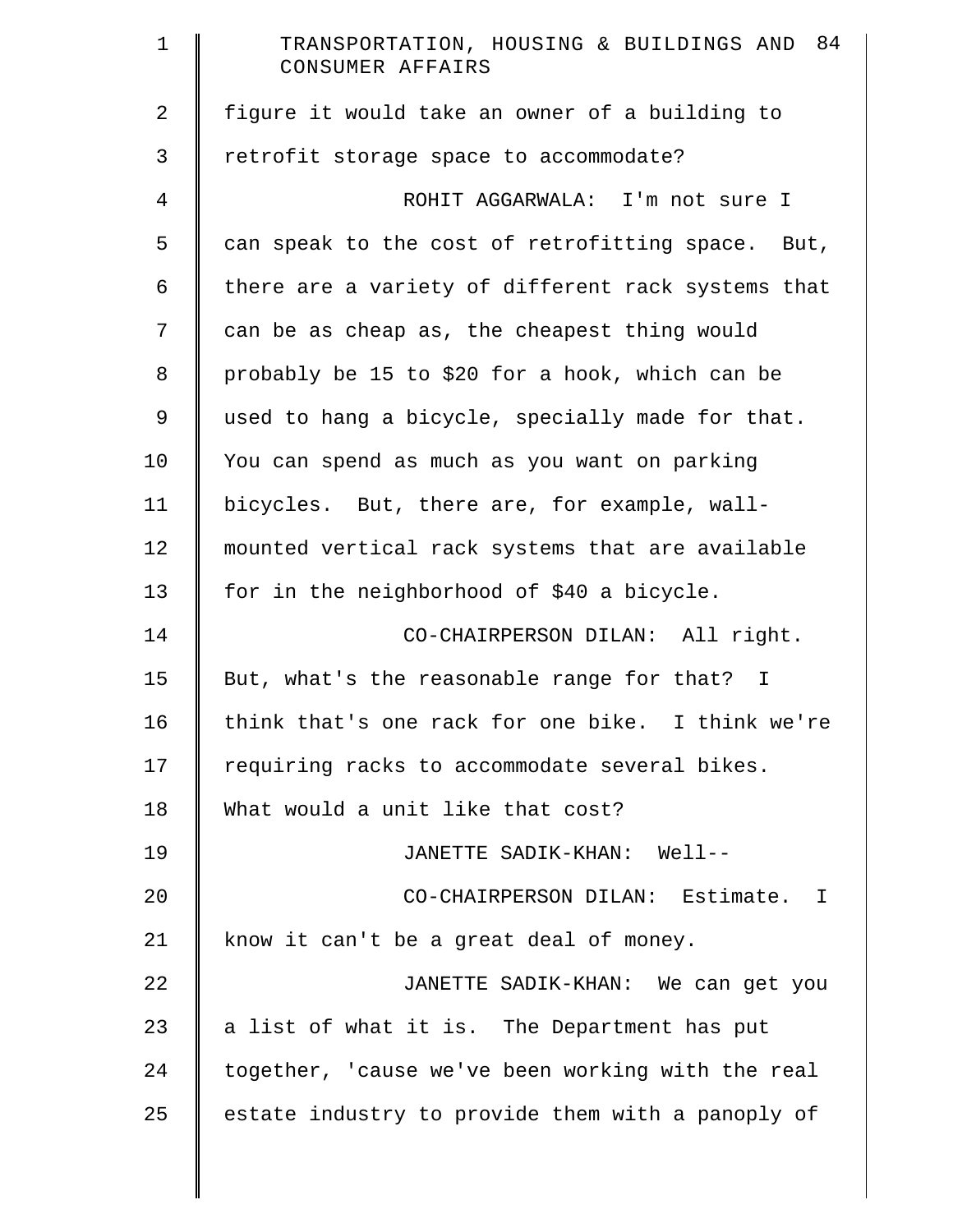figure it would take an owner of a building to retrofit storage space to accommodate?

ROHIT AGGARWALA: I'm not sure I can speak to the cost of retrofitting space. But, there are a variety of different rack systems that can be as cheap as, the cheapest thing would probably be 15 to $20 for a hook, which can be used to hang a bicycle, specially made for that. You can spend as much as you want on parking bicycles. But, there are, for example, wall-mounted vertical rack systems that are available for in the neighborhood of $40 a bicycle.

CO-CHAIRPERSON DILAN: All right. But, what's the reasonable range for that? I think that's one rack for one bike. I think we're requiring racks to accommodate several bikes. What would a unit like that cost?

JANETTE SADIK-KHAN: Well--

CO-CHAIRPERSON DILAN: Estimate. I know it can't be a great deal of money.

JANETTE SADIK-KHAN: We can get you a list of what it is. The Department has put together, 'cause we've been working with the real estate industry to provide them with a panoply of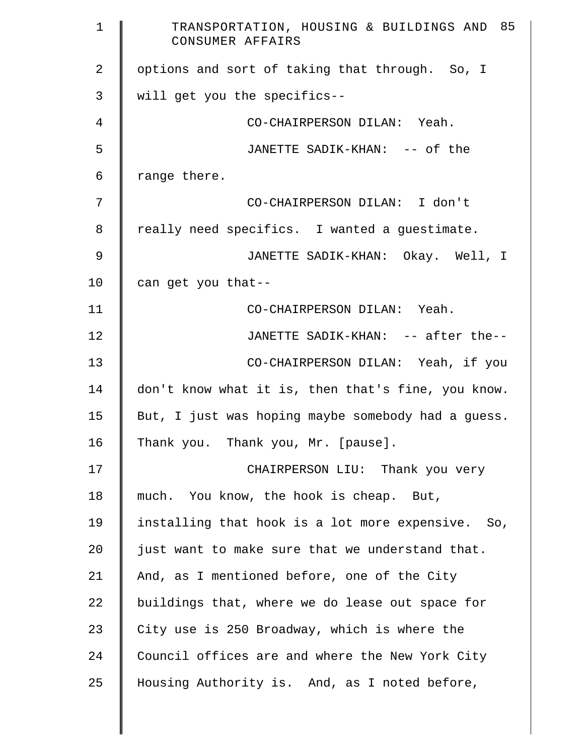options and sort of taking that through. So, I will get you the specifics--

CO-CHAIRPERSON DILAN: Yeah.

JANETTE SADIK-KHAN: -- of the range there.

CO-CHAIRPERSON DILAN: I don't really need specifics. I wanted a guestimate.

JANETTE SADIK-KHAN: Okay. Well, I can get you that--

CO-CHAIRPERSON DILAN: Yeah.

JANETTE SADIK-KHAN: -- after the--

CO-CHAIRPERSON DILAN: Yeah, if you don't know what it is, then that's fine, you know. But, I just was hoping maybe somebody had a guess. Thank you. Thank you, Mr. [pause].

CHAIRPERSON LIU: Thank you very much. You know, the hook is cheap. But, installing that hook is a lot more expensive. So, just want to make sure that we understand that. And, as I mentioned before, one of the City buildings that, where we do lease out space for City use is 250 Broadway, which is where the Council offices are and where the New York City Housing Authority is. And, as I noted before,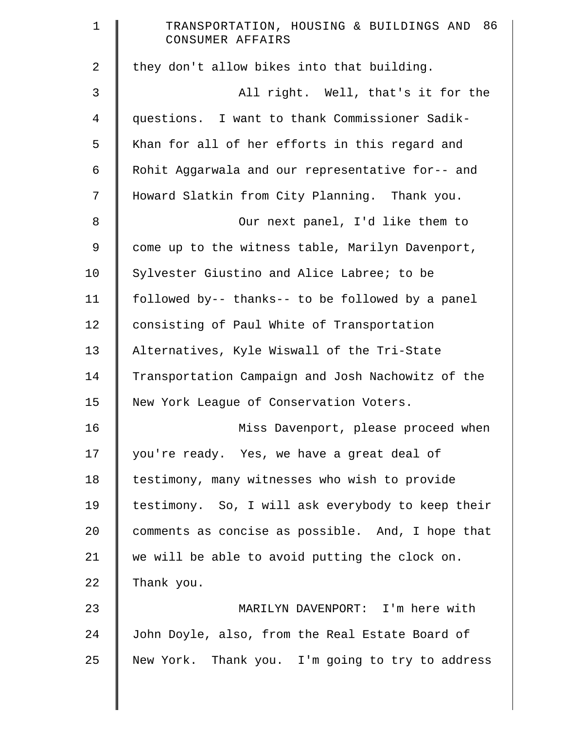they don't allow bikes into that building.

All right. Well, that's it for the questions. I want to thank Commissioner Sadik-Khan for all of her efforts in this regard and Rohit Aggarwala and our representative for-- and Howard Slatkin from City Planning. Thank you.

Our next panel, I'd like them to come up to the witness table, Marilyn Davenport, Sylvester Giustino and Alice Labree; to be followed by-- thanks-- to be followed by a panel consisting of Paul White of Transportation Alternatives, Kyle Wiswall of the Tri-State Transportation Campaign and Josh Nachowitz of the New York League of Conservation Voters.

Miss Davenport, please proceed when you're ready. Yes, we have a great deal of testimony, many witnesses who wish to provide testimony. So, I will ask everybody to keep their comments as concise as possible. And, I hope that we will be able to avoid putting the clock on. Thank you.

MARILYN DAVENPORT: I'm here with John Doyle, also, from the Real Estate Board of New York. Thank you. I'm going to try to address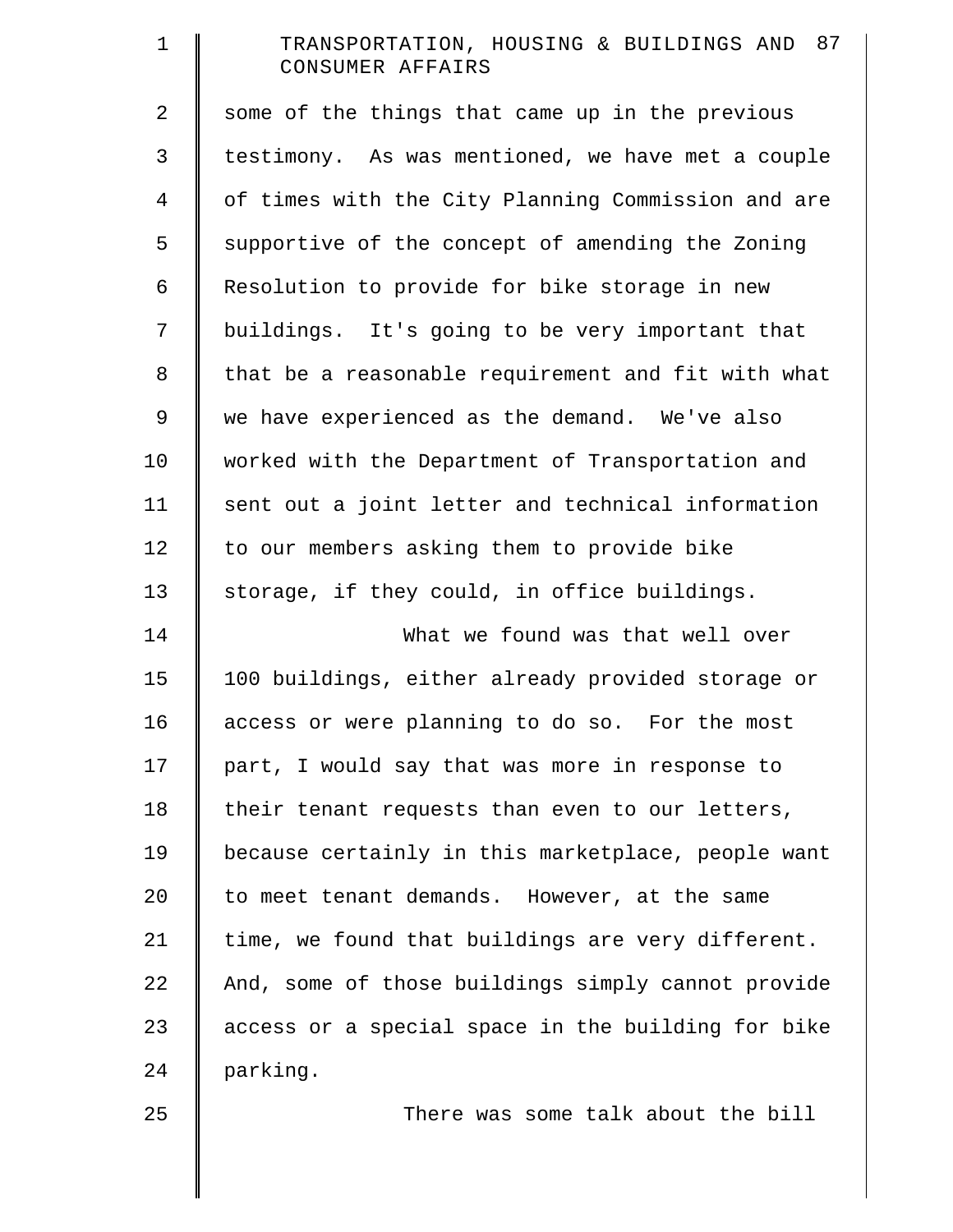some of the things that came up in the previous testimony. As was mentioned, we have met a couple of times with the City Planning Commission and are supportive of the concept of amending the Zoning Resolution to provide for bike storage in new buildings. It's going to be very important that that be a reasonable requirement and fit with what we have experienced as the demand. We've also worked with the Department of Transportation and sent out a joint letter and technical information to our members asking them to provide bike storage, if they could, in office buildings.

What we found was that well over 100 buildings, either already provided storage or access or were planning to do so. For the most part, I would say that was more in response to their tenant requests than even to our letters, because certainly in this marketplace, people want to meet tenant demands. However, at the same time, we found that buildings are very different. And, some of those buildings simply cannot provide access or a special space in the building for bike parking.

There was some talk about the bill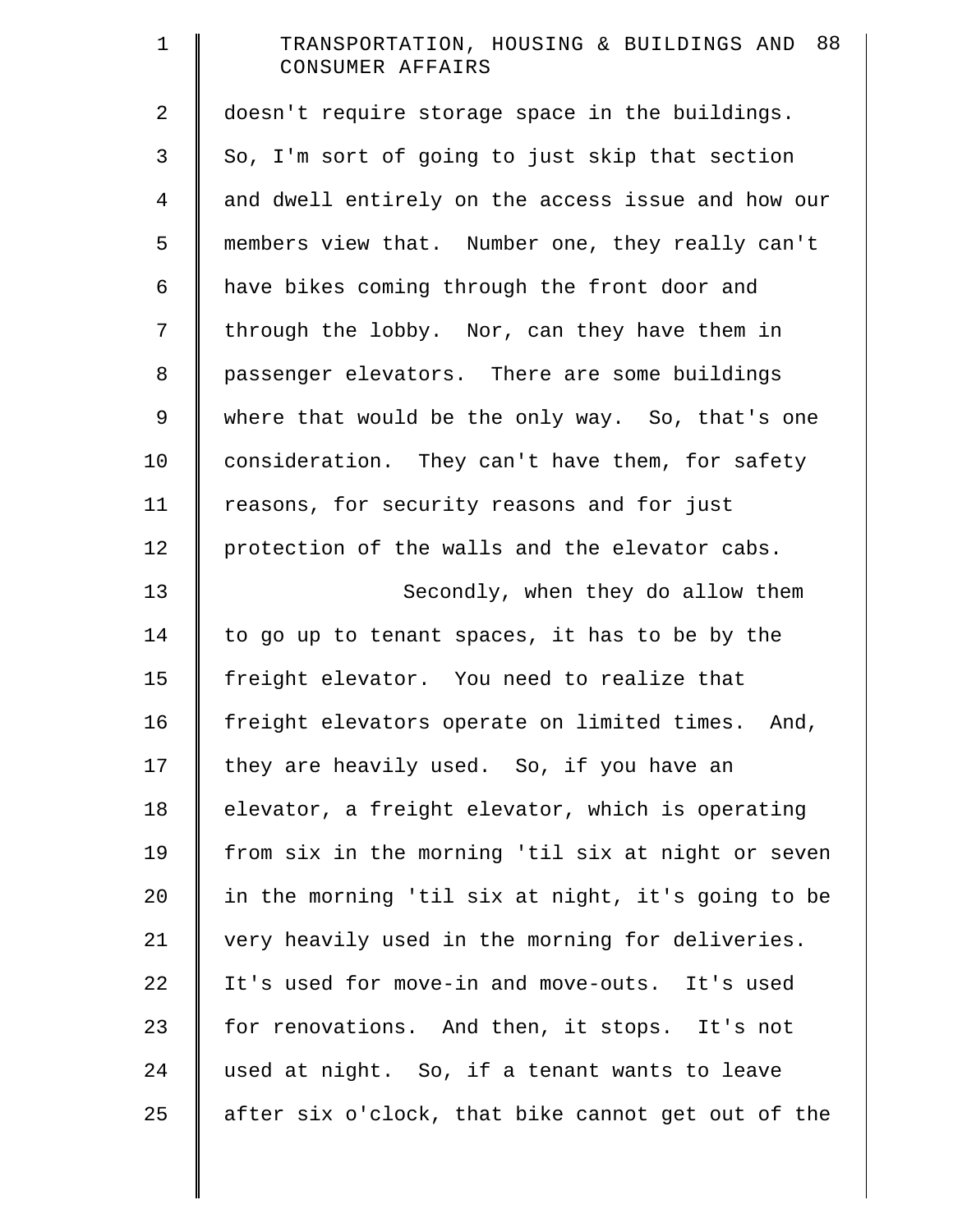doesn't require storage space in the buildings. So, I'm sort of going to just skip that section and dwell entirely on the access issue and how our members view that. Number one, they really can't have bikes coming through the front door and through the lobby. Nor, can they have them in passenger elevators. There are some buildings where that would be the only way. So, that's one consideration. They can't have them, for safety reasons, for security reasons and for just protection of the walls and the elevator cabs.

Secondly, when they do allow them to go up to tenant spaces, it has to be by the freight elevator. You need to realize that freight elevators operate on limited times. And, they are heavily used. So, if you have an elevator, a freight elevator, which is operating from six in the morning 'til six at night or seven in the morning 'til six at night, it's going to be very heavily used in the morning for deliveries. It's used for move-in and move-outs. It's used for renovations. And then, it stops. It's not used at night. So, if a tenant wants to leave after six o'clock, that bike cannot get out of the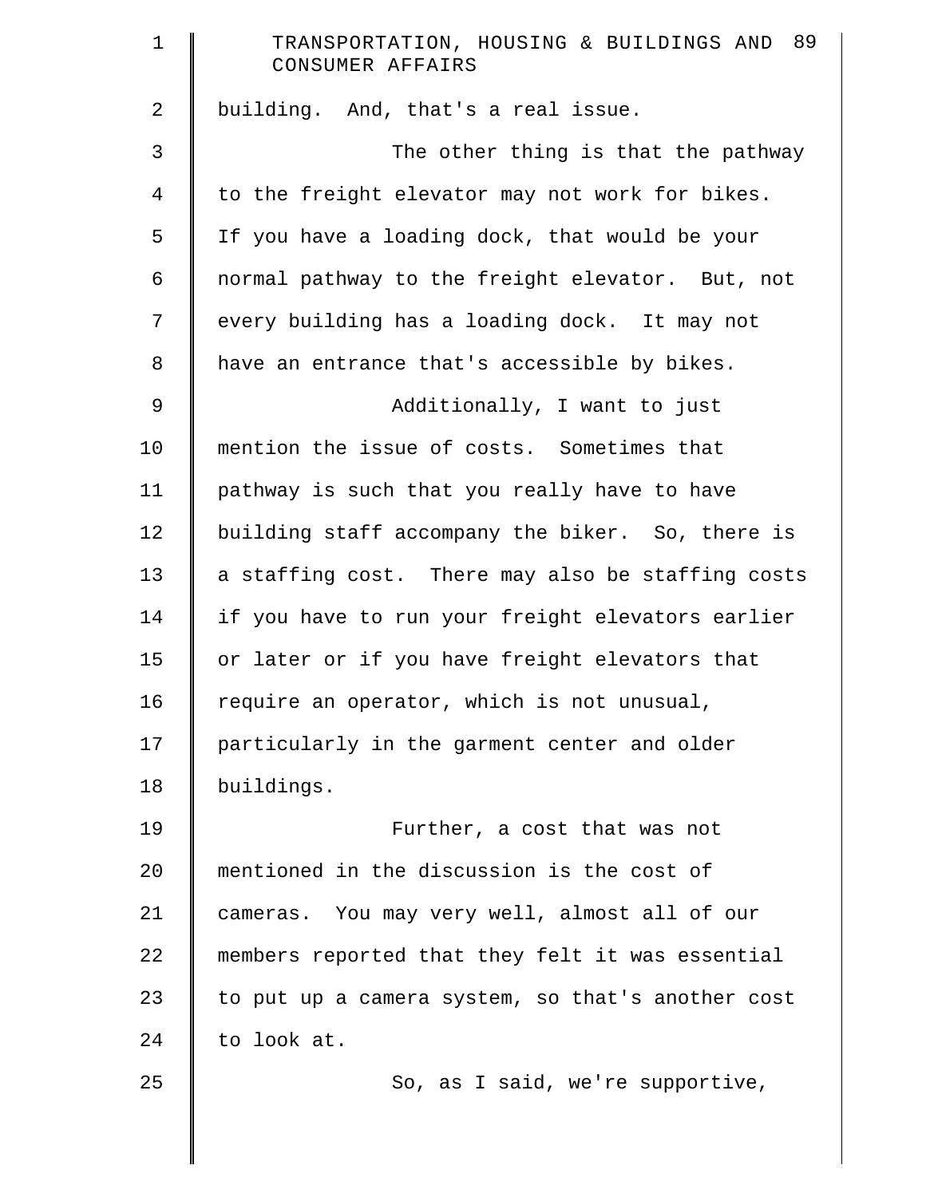building. And, that's a real issue.

The other thing is that the pathway to the freight elevator may not work for bikes. If you have a loading dock, that would be your normal pathway to the freight elevator. But, not every building has a loading dock. It may not have an entrance that's accessible by bikes.

Additionally, I want to just mention the issue of costs. Sometimes that pathway is such that you really have to have building staff accompany the biker. So, there is a staffing cost. There may also be staffing costs if you have to run your freight elevators earlier or later or if you have freight elevators that require an operator, which is not unusual, particularly in the garment center and older buildings.

Further, a cost that was not mentioned in the discussion is the cost of cameras. You may very well, almost all of our members reported that they felt it was essential to put up a camera system, so that's another cost to look at.

So, as I said, we're supportive,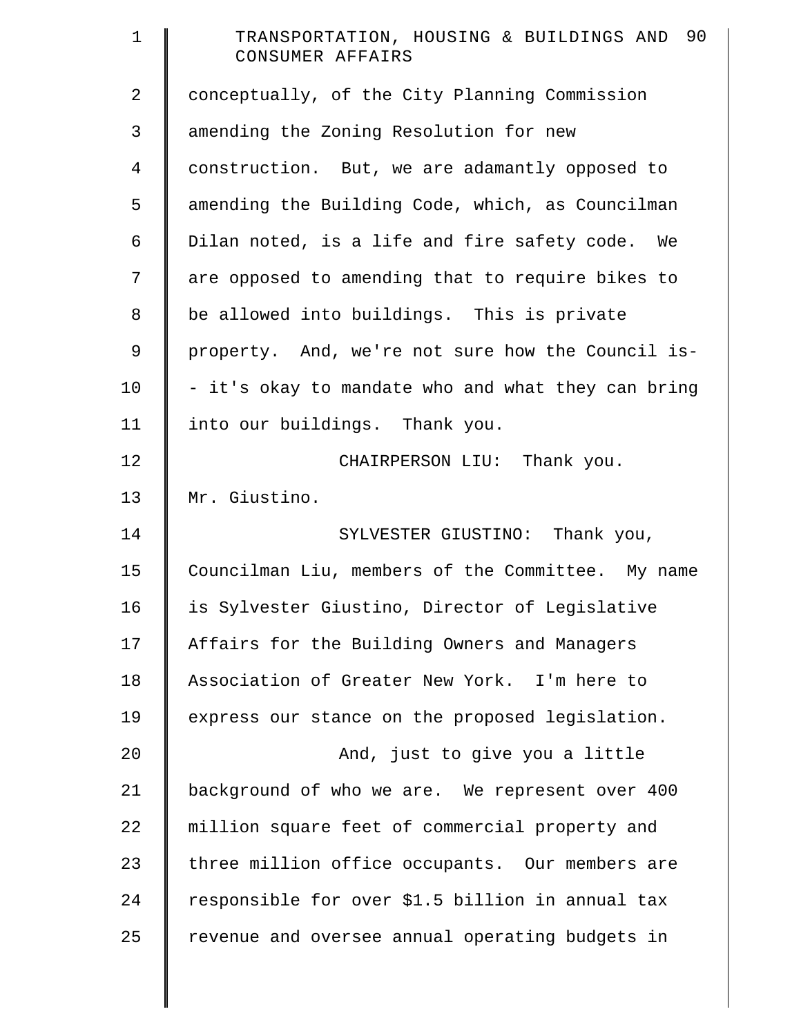conceptually, of the City Planning Commission amending the Zoning Resolution for new construction. But, we are adamantly opposed to amending the Building Code, which, as Councilman Dilan noted, is a life and fire safety code. We are opposed to amending that to require bikes to be allowed into buildings. This is private property. And, we're not sure how the Council is-- it's okay to mandate who and what they can bring into our buildings. Thank you.

CHAIRPERSON LIU: Thank you. Mr. Giustino.

SYLVESTER GIUSTINO: Thank you, Councilman Liu, members of the Committee. My name is Sylvester Giustino, Director of Legislative Affairs for the Building Owners and Managers Association of Greater New York. I'm here to express our stance on the proposed legislation.

And, just to give you a little background of who we are. We represent over 400 million square feet of commercial property and three million office occupants. Our members are responsible for over $1.5 billion in annual tax revenue and oversee annual operating budgets in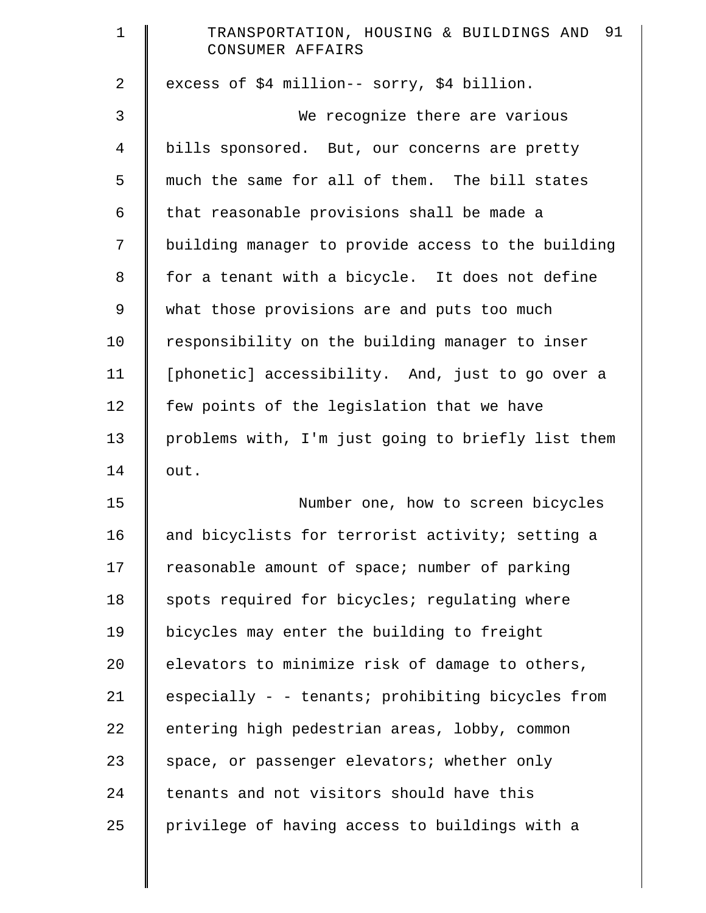excess of $4 million-- sorry, $4 billion.

We recognize there are various bills sponsored. But, our concerns are pretty much the same for all of them. The bill states that reasonable provisions shall be made a building manager to provide access to the building for a tenant with a bicycle. It does not define what those provisions are and puts too much responsibility on the building manager to inser [phonetic] accessibility. And, just to go over a few points of the legislation that we have problems with, I'm just going to briefly list them out.

Number one, how to screen bicycles and bicyclists for terrorist activity; setting a reasonable amount of space; number of parking spots required for bicycles; regulating where bicycles may enter the building to freight elevators to minimize risk of damage to others, especially - - tenants; prohibiting bicycles from entering high pedestrian areas, lobby, common space, or passenger elevators; whether only tenants and not visitors should have this privilege of having access to buildings with a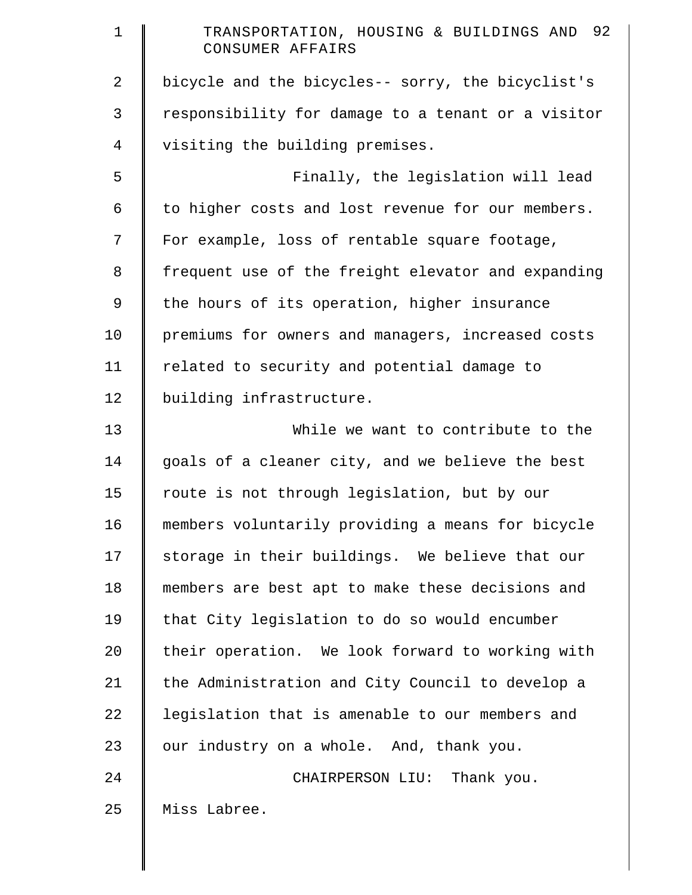bicycle and the bicycles-- sorry, the bicyclist's responsibility for damage to a tenant or a visitor visiting the building premises.

Finally, the legislation will lead to higher costs and lost revenue for our members. For example, loss of rentable square footage, frequent use of the freight elevator and expanding the hours of its operation, higher insurance premiums for owners and managers, increased costs related to security and potential damage to building infrastructure.

While we want to contribute to the goals of a cleaner city, and we believe the best route is not through legislation, but by our members voluntarily providing a means for bicycle storage in their buildings. We believe that our members are best apt to make these decisions and that City legislation to do so would encumber their operation. We look forward to working with the Administration and City Council to develop a legislation that is amenable to our members and our industry on a whole. And, thank you.

CHAIRPERSON LIU: Thank you. Miss Labree.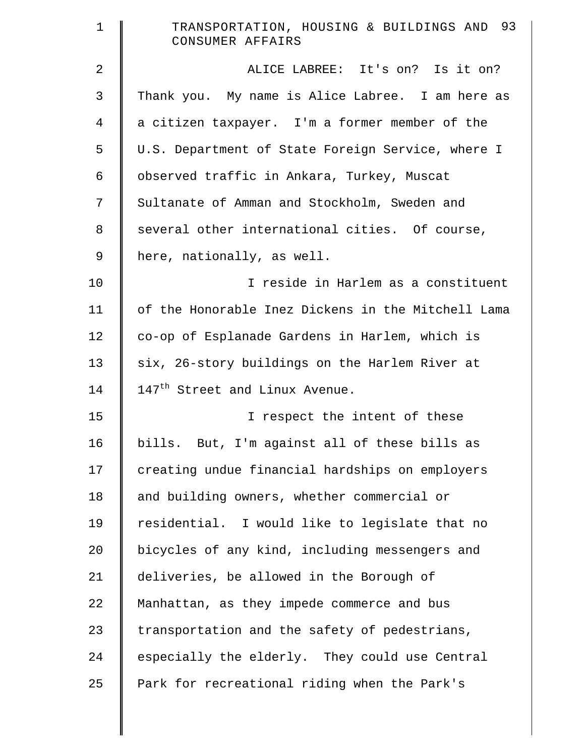ALICE LABREE: It's on? Is it on? Thank you. My name is Alice Labree. I am here as a citizen taxpayer. I'm a former member of the U.S. Department of State Foreign Service, where I observed traffic in Ankara, Turkey, Muscat Sultanate of Amman and Stockholm, Sweden and several other international cities. Of course, here, nationally, as well.

I reside in Harlem as a constituent of the Honorable Inez Dickens in the Mitchell Lama co-op of Esplanade Gardens in Harlem, which is six, 26-story buildings on the Harlem River at 147th Street and Linux Avenue.

I respect the intent of these bills. But, I'm against all of these bills as creating undue financial hardships on employers and building owners, whether commercial or residential. I would like to legislate that no bicycles of any kind, including messengers and deliveries, be allowed in the Borough of Manhattan, as they impede commerce and bus transportation and the safety of pedestrians, especially the elderly. They could use Central Park for recreational riding when the Park's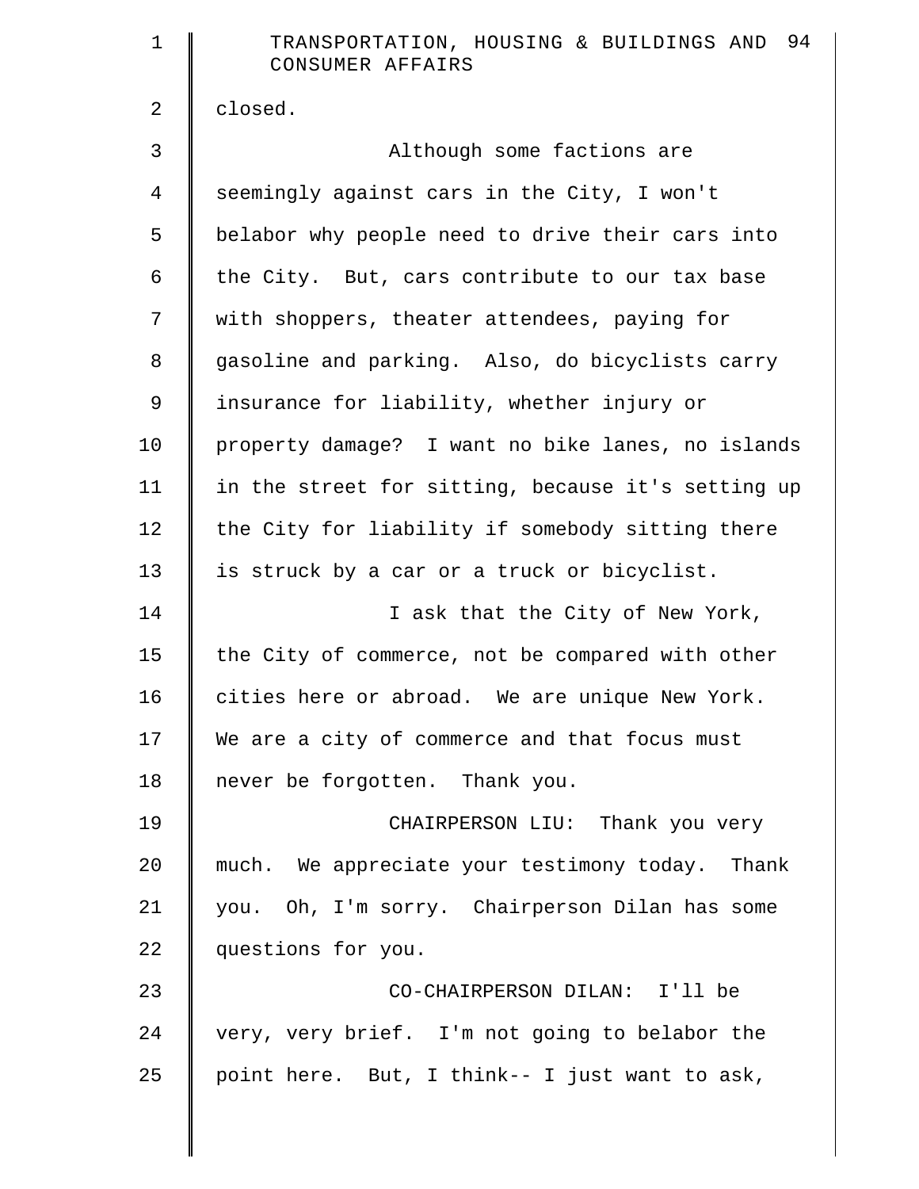closed.

Although some factions are seemingly against cars in the City, I won't belabor why people need to drive their cars into the City. But, cars contribute to our tax base with shoppers, theater attendees, paying for gasoline and parking. Also, do bicyclists carry insurance for liability, whether injury or property damage? I want no bike lanes, no islands in the street for sitting, because it's setting up the City for liability if somebody sitting there is struck by a car or a truck or bicyclist.

I ask that the City of New York, the City of commerce, not be compared with other cities here or abroad. We are unique New York. We are a city of commerce and that focus must never be forgotten. Thank you.

CHAIRPERSON LIU: Thank you very much. We appreciate your testimony today. Thank you. Oh, I'm sorry. Chairperson Dilan has some questions for you.

CO-CHAIRPERSON DILAN: I'll be very, very brief. I'm not going to belabor the point here. But, I think-- I just want to ask,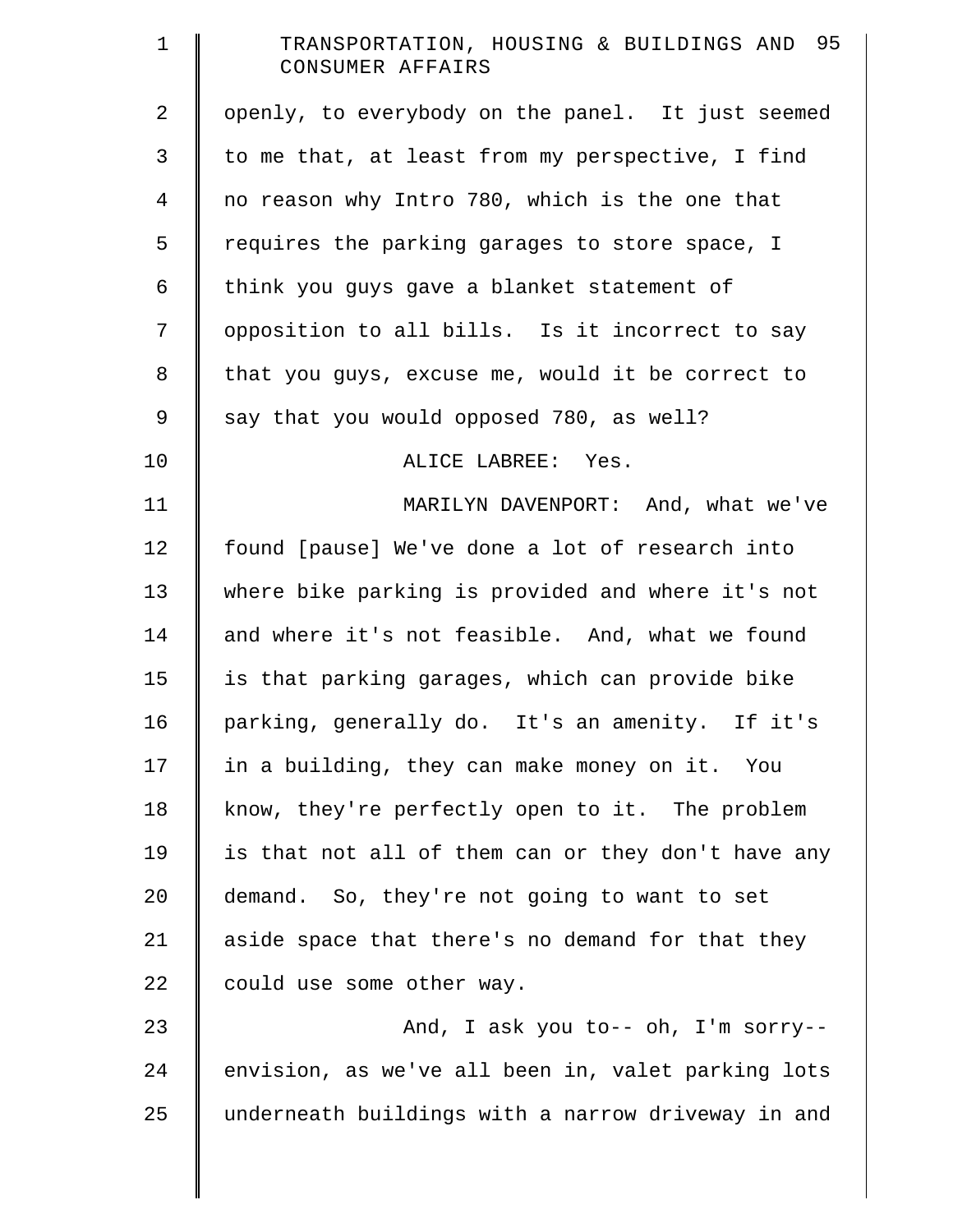openly, to everybody on the panel. It just seemed to me that, at least from my perspective, I find no reason why Intro 780, which is the one that requires the parking garages to store space, I think you guys gave a blanket statement of opposition to all bills. Is it incorrect to say that you guys, excuse me, would it be correct to say that you would opposed 780, as well?

ALICE LABREE: Yes.

MARILYN DAVENPORT: And, what we've found [pause] We've done a lot of research into where bike parking is provided and where it's not and where it's not feasible. And, what we found is that parking garages, which can provide bike parking, generally do. It's an amenity. If it's in a building, they can make money on it. You know, they're perfectly open to it. The problem is that not all of them can or they don't have any demand. So, they're not going to want to set aside space that there's no demand for that they could use some other way.

And, I ask you to-- oh, I'm sorry-- envision, as we've all been in, valet parking lots underneath buildings with a narrow driveway in and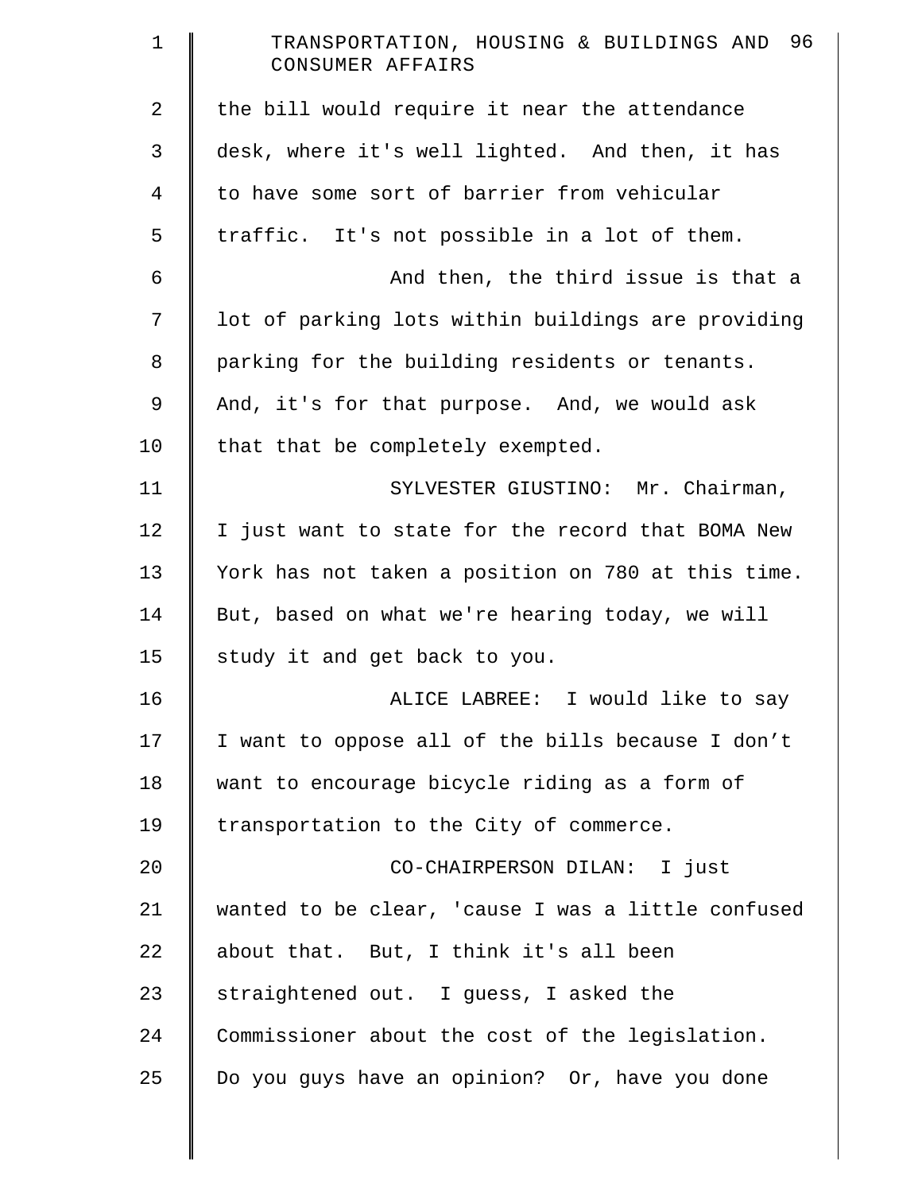the bill would require it near the attendance desk, where it's well lighted. And then, it has to have some sort of barrier from vehicular traffic. It's not possible in a lot of them.

And then, the third issue is that a lot of parking lots within buildings are providing parking for the building residents or tenants. And, it's for that purpose. And, we would ask that that be completely exempted.

SYLVESTER GIUSTINO: Mr. Chairman, I just want to state for the record that BOMA New York has not taken a position on 780 at this time. But, based on what we're hearing today, we will study it and get back to you.

ALICE LABREE: I would like to say I want to oppose all of the bills because I don't want to encourage bicycle riding as a form of transportation to the City of commerce.

CO-CHAIRPERSON DILAN: I just wanted to be clear, 'cause I was a little confused about that. But, I think it's all been straightened out. I guess, I asked the Commissioner about the cost of the legislation. Do you guys have an opinion? Or, have you done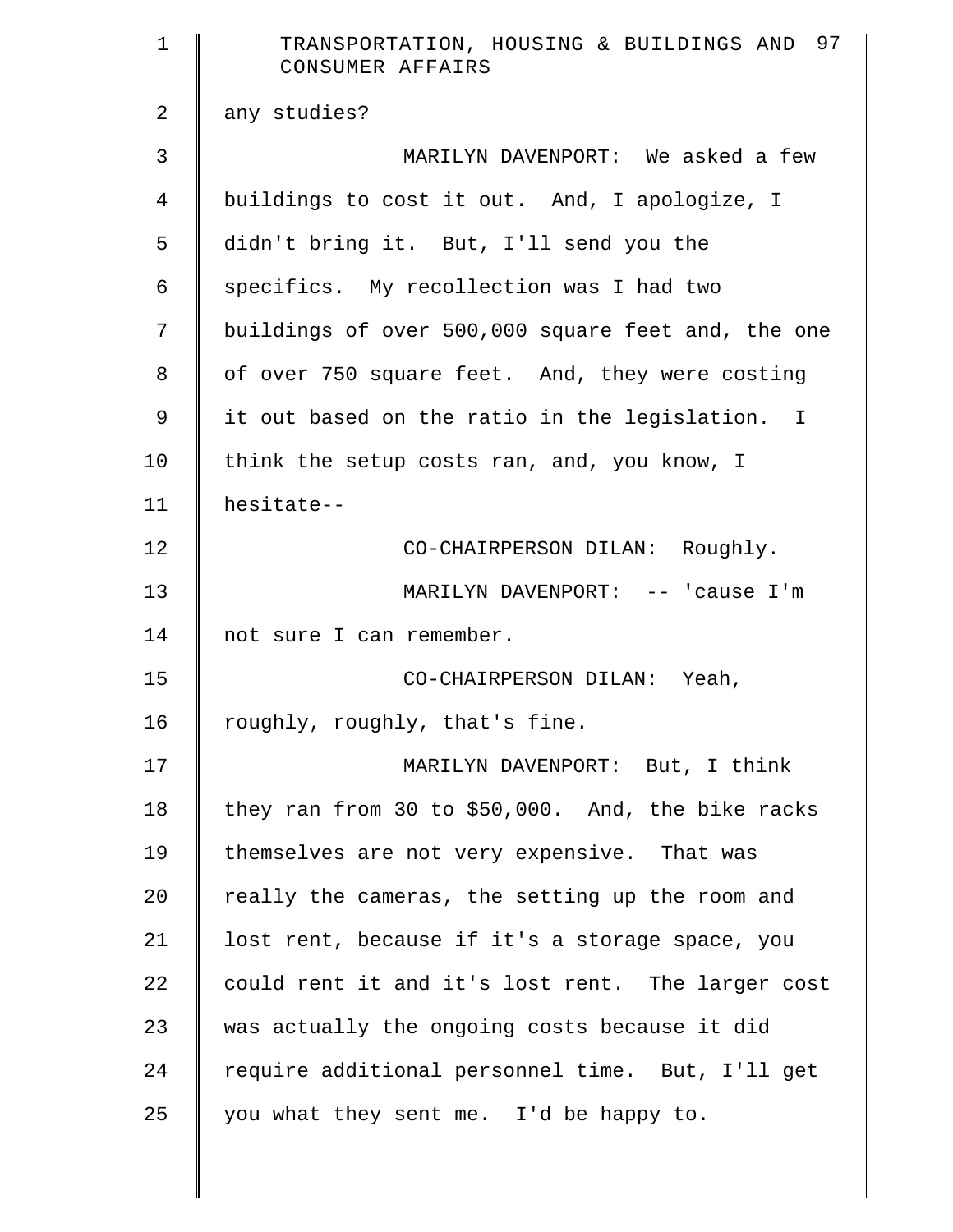any studies?

MARILYN DAVENPORT: We asked a few buildings to cost it out. And, I apologize, I didn't bring it. But, I'll send you the specifics. My recollection was I had two buildings of over 500,000 square feet and, the one of over 750 square feet. And, they were costing it out based on the ratio in the legislation. I think the setup costs ran, and, you know, I hesitate--

CO-CHAIRPERSON DILAN: Roughly.

MARILYN DAVENPORT: -- 'cause I'm not sure I can remember.

CO-CHAIRPERSON DILAN: Yeah, roughly, roughly, that's fine.

MARILYN DAVENPORT: But, I think they ran from 30 to $50,000. And, the bike racks themselves are not very expensive. That was really the cameras, the setting up the room and lost rent, because if it's a storage space, you could rent it and it's lost rent. The larger cost was actually the ongoing costs because it did require additional personnel time. But, I'll get you what they sent me. I'd be happy to.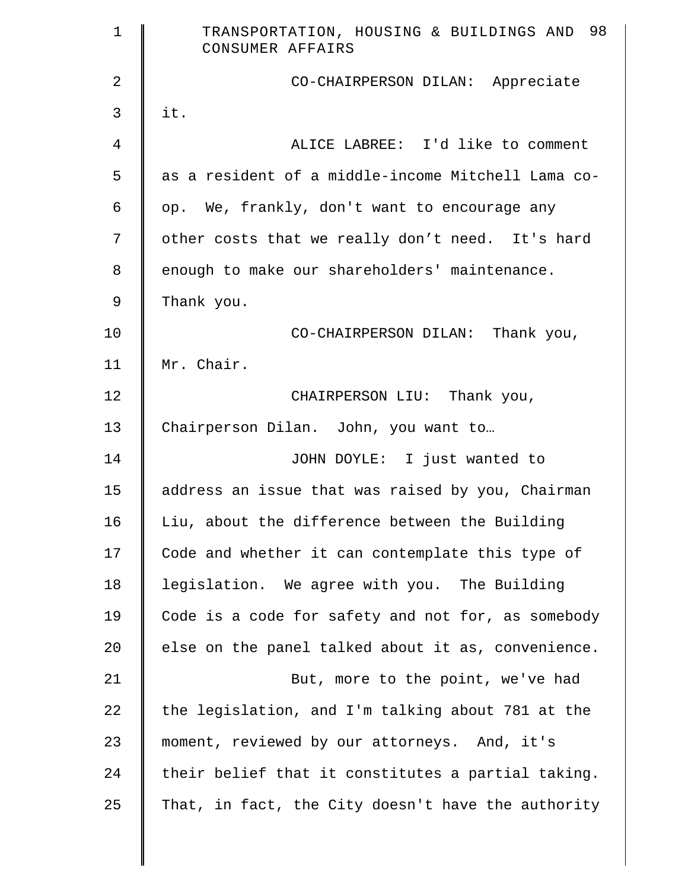CO-CHAIRPERSON DILAN: Appreciate it.

ALICE LABREE: I'd like to comment as a resident of a middle-income Mitchell Lama co-op. We, frankly, don't want to encourage any other costs that we really don't need. It's hard enough to make our shareholders' maintenance. Thank you.

CO-CHAIRPERSON DILAN: Thank you, Mr. Chair.

CHAIRPERSON LIU: Thank you, Chairperson Dilan. John, you want to…

JOHN DOYLE: I just wanted to address an issue that was raised by you, Chairman Liu, about the difference between the Building Code and whether it can contemplate this type of legislation. We agree with you. The Building Code is a code for safety and not for, as somebody else on the panel talked about it as, convenience.

But, more to the point, we've had the legislation, and I'm talking about 781 at the moment, reviewed by our attorneys. And, it's their belief that it constitutes a partial taking. That, in fact, the City doesn't have the authority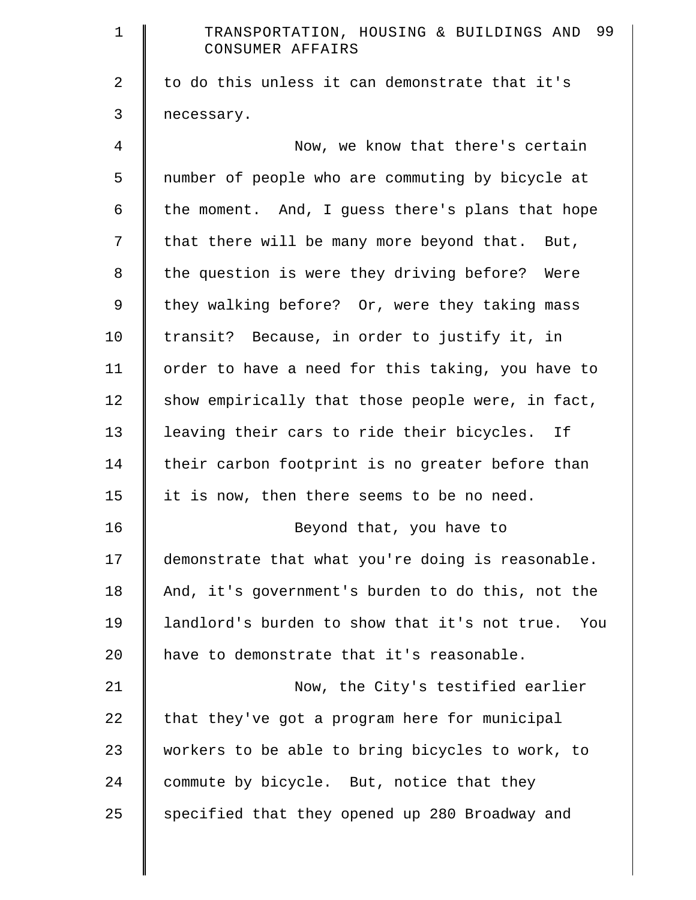to do this unless it can demonstrate that it's necessary.

Now, we know that there's certain number of people who are commuting by bicycle at the moment. And, I guess there's plans that hope that there will be many more beyond that. But, the question is were they driving before? Were they walking before? Or, were they taking mass transit? Because, in order to justify it, in order to have a need for this taking, you have to show empirically that those people were, in fact, leaving their cars to ride their bicycles. If their carbon footprint is no greater before than it is now, then there seems to be no need.

Beyond that, you have to demonstrate that what you're doing is reasonable. And, it's government's burden to do this, not the landlord's burden to show that it's not true. You have to demonstrate that it's reasonable.

Now, the City's testified earlier that they've got a program here for municipal workers to be able to bring bicycles to work, to commute by bicycle. But, notice that they specified that they opened up 280 Broadway and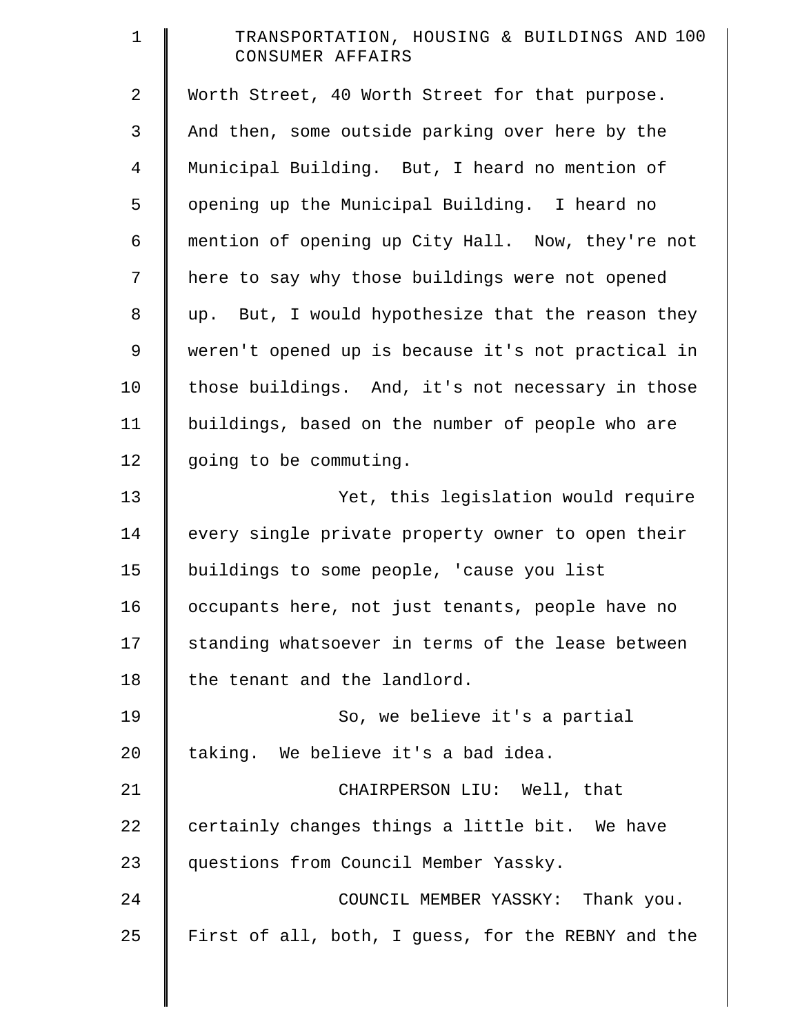Worth Street, 40 Worth Street for that purpose. And then, some outside parking over here by the Municipal Building. But, I heard no mention of opening up the Municipal Building. I heard no mention of opening up City Hall. Now, they're not here to say why those buildings were not opened up. But, I would hypothesize that the reason they weren't opened up is because it's not practical in those buildings. And, it's not necessary in those buildings, based on the number of people who are going to be commuting.

Yet, this legislation would require every single private property owner to open their buildings to some people, 'cause you list occupants here, not just tenants, people have no standing whatsoever in terms of the lease between the tenant and the landlord.

So, we believe it's a partial taking. We believe it's a bad idea.

CHAIRPERSON LIU: Well, that certainly changes things a little bit. We have questions from Council Member Yassky.

COUNCIL MEMBER YASSKY: Thank you. First of all, both, I guess, for the REBNY and the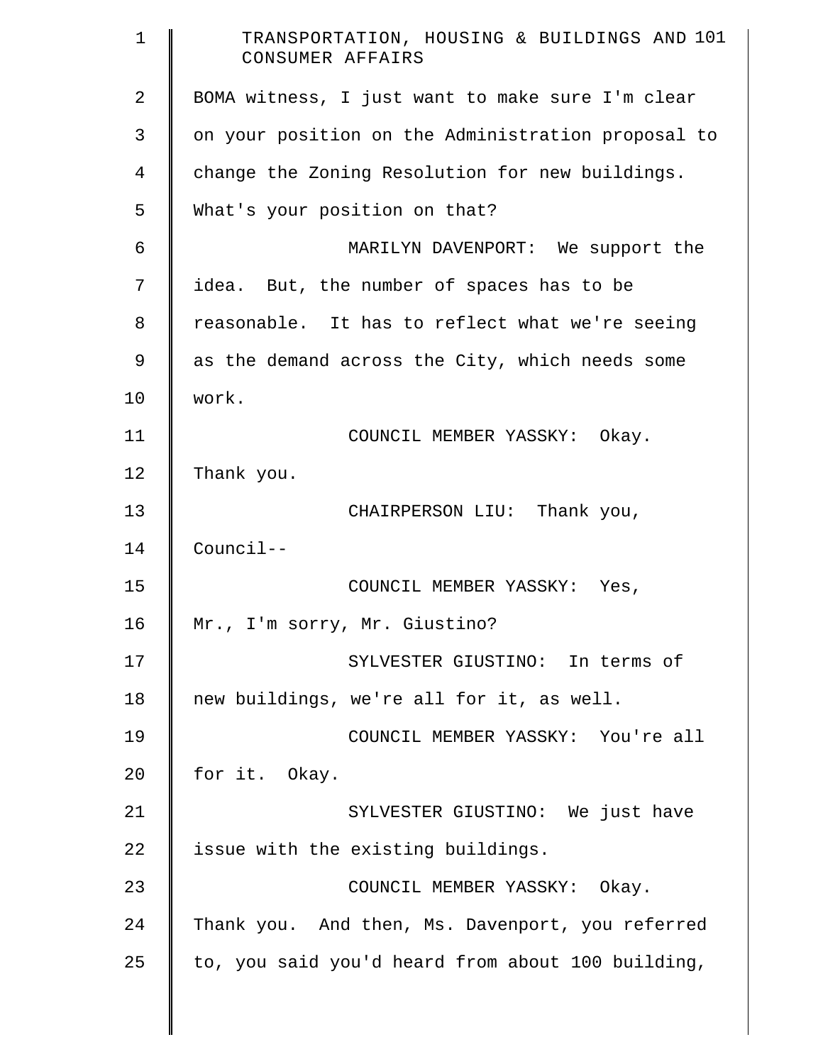BOMA witness, I just want to make sure I'm clear on your position on the Administration proposal to change the Zoning Resolution for new buildings. What's your position on that?

MARILYN DAVENPORT: We support the idea. But, the number of spaces has to be reasonable. It has to reflect what we're seeing as the demand across the City, which needs some work.

COUNCIL MEMBER YASSKY: Okay. Thank you.

CHAIRPERSON LIU: Thank you, Council--

COUNCIL MEMBER YASSKY: Yes, Mr., I'm sorry, Mr. Giustino?

SYLVESTER GIUSTINO: In terms of new buildings, we're all for it, as well.

COUNCIL MEMBER YASSKY: You're all for it. Okay.

SYLVESTER GIUSTINO: We just have issue with the existing buildings.

COUNCIL MEMBER YASSKY: Okay. Thank you. And then, Ms. Davenport, you referred to, you said you'd heard from about 100 building,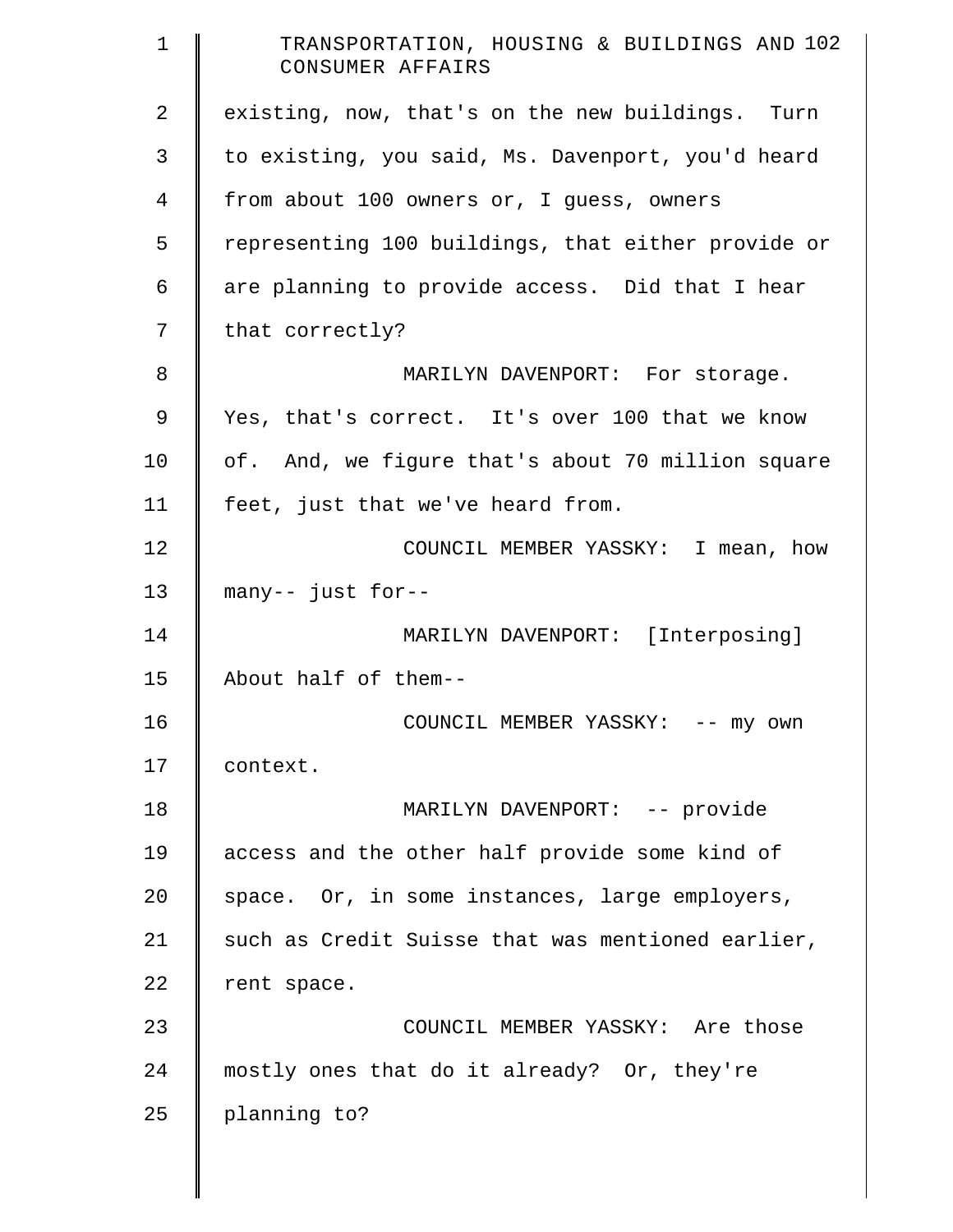existing, now, that's on the new buildings. Turn to existing, you said, Ms. Davenport, you'd heard from about 100 owners or, I guess, owners representing 100 buildings, that either provide or are planning to provide access. Did that I hear that correctly?

MARILYN DAVENPORT: For storage. Yes, that's correct. It's over 100 that we know of. And, we figure that's about 70 million square feet, just that we've heard from.

COUNCIL MEMBER YASSKY: I mean, how many-- just for--

MARILYN DAVENPORT: [Interposing] About half of them--

COUNCIL MEMBER YASSKY: -- my own context.

MARILYN DAVENPORT: -- provide access and the other half provide some kind of space. Or, in some instances, large employers, such as Credit Suisse that was mentioned earlier, rent space.

COUNCIL MEMBER YASSKY: Are those mostly ones that do it already? Or, they're planning to?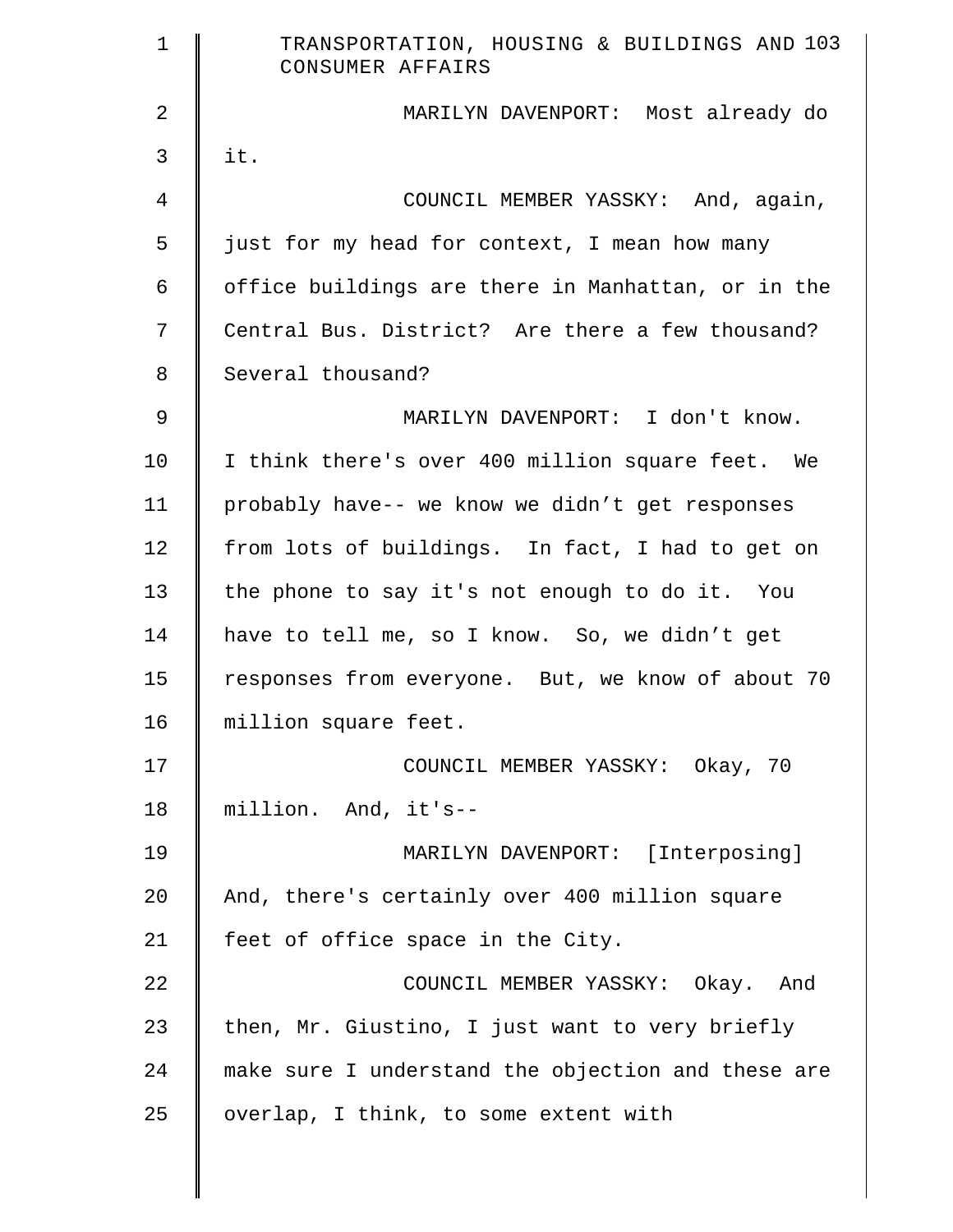MARILYN DAVENPORT: Most already do it.

COUNCIL MEMBER YASSKY: And, again, just for my head for context, I mean how many office buildings are there in Manhattan, or in the Central Bus. District? Are there a few thousand? Several thousand?

MARILYN DAVENPORT: I don't know. I think there's over 400 million square feet. We probably have-- we know we didn't get responses from lots of buildings. In fact, I had to get on the phone to say it's not enough to do it. You have to tell me, so I know. So, we didn't get responses from everyone. But, we know of about 70 million square feet.

COUNCIL MEMBER YASSKY: Okay, 70 million. And, it's--

MARILYN DAVENPORT: [Interposing] And, there's certainly over 400 million square feet of office space in the City.

COUNCIL MEMBER YASSKY: Okay. And then, Mr. Giustino, I just want to very briefly make sure I understand the objection and these are overlap, I think, to some extent with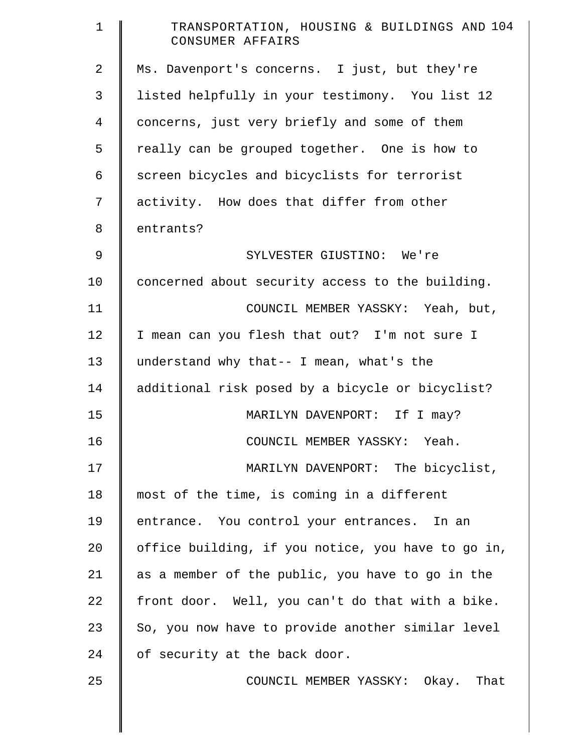Ms. Davenport's concerns. I just, but they're listed helpfully in your testimony. You list 12 concerns, just very briefly and some of them really can be grouped together. One is how to screen bicycles and bicyclists for terrorist activity. How does that differ from other entrants?

SYLVESTER GIUSTINO: We're concerned about security access to the building.

COUNCIL MEMBER YASSKY: Yeah, but, I mean can you flesh that out? I'm not sure I understand why that-- I mean, what's the additional risk posed by a bicycle or bicyclist?

MARILYN DAVENPORT: If I may?

COUNCIL MEMBER YASSKY: Yeah.

MARILYN DAVENPORT: The bicyclist, most of the time, is coming in a different entrance. You control your entrances. In an office building, if you notice, you have to go in, as a member of the public, you have to go in the front door. Well, you can't do that with a bike. So, you now have to provide another similar level of security at the back door.

COUNCIL MEMBER YASSKY: Okay. That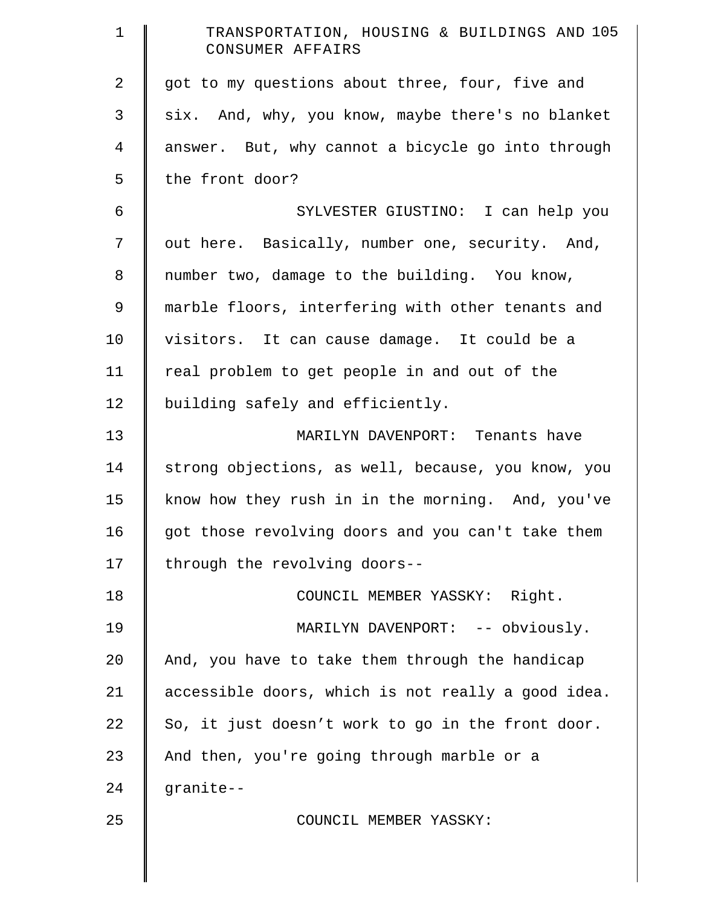got to my questions about three, four, five and six. And, why, you know, maybe there's no blanket answer. But, why cannot a bicycle go into through the front door?

SYLVESTER GIUSTINO: I can help you out here. Basically, number one, security. And, number two, damage to the building. You know, marble floors, interfering with other tenants and visitors. It can cause damage. It could be a real problem to get people in and out of the building safely and efficiently.

MARILYN DAVENPORT: Tenants have strong objections, as well, because, you know, you know how they rush in in the morning. And, you've got those revolving doors and you can't take them through the revolving doors--

COUNCIL MEMBER YASSKY: Right.

MARILYN DAVENPORT: -- obviously. And, you have to take them through the handicap accessible doors, which is not really a good idea. So, it just doesn't work to go in the front door. And then, you're going through marble or a granite--

COUNCIL MEMBER YASSKY: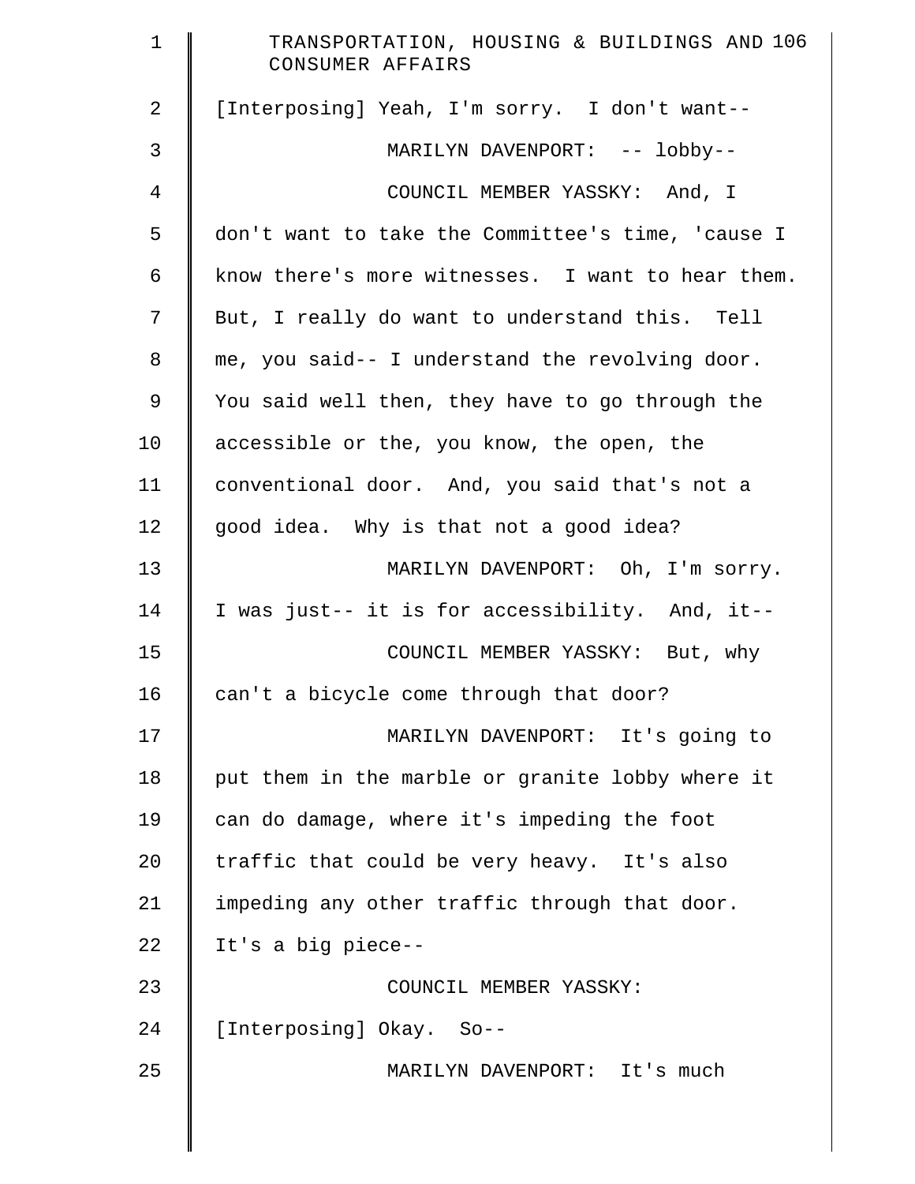[Interposing] Yeah, I'm sorry. I don't want--

MARILYN DAVENPORT: -- lobby--

COUNCIL MEMBER YASSKY: And, I don't want to take the Committee's time, 'cause I know there's more witnesses. I want to hear them. But, I really do want to understand this. Tell me, you said-- I understand the revolving door. You said well then, they have to go through the accessible or the, you know, the open, the conventional door. And, you said that's not a good idea. Why is that not a good idea?

MARILYN DAVENPORT: Oh, I'm sorry. I was just-- it is for accessibility. And, it--

COUNCIL MEMBER YASSKY: But, why can't a bicycle come through that door?

MARILYN DAVENPORT: It's going to put them in the marble or granite lobby where it can do damage, where it's impeding the foot traffic that could be very heavy. It's also impeding any other traffic through that door. It's a big piece--

COUNCIL MEMBER YASSKY: [Interposing] Okay. So--

MARILYN DAVENPORT: It's much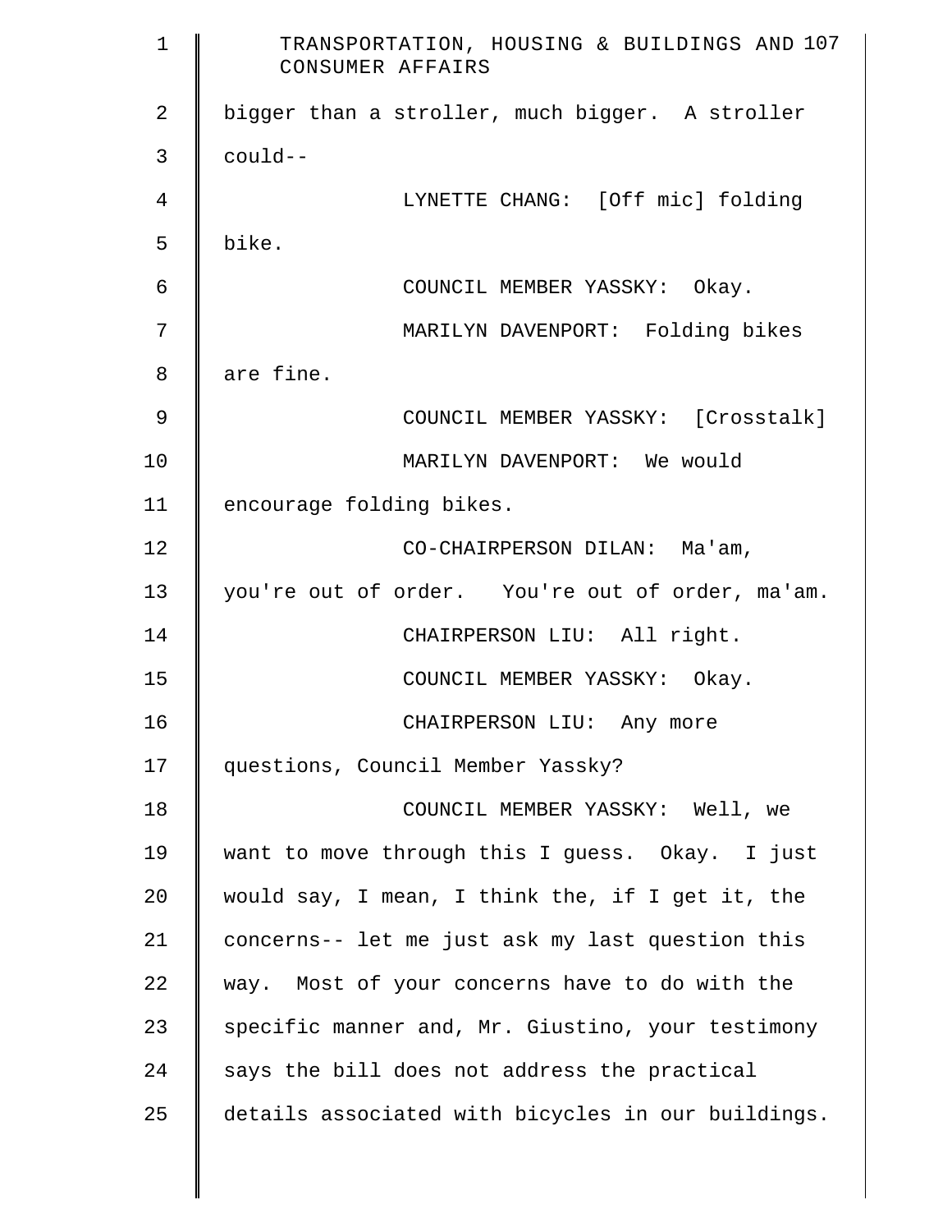bigger than a stroller, much bigger. A stroller could--

LYNETTE CHANG: [Off mic] folding bike.

COUNCIL MEMBER YASSKY: Okay.

MARILYN DAVENPORT: Folding bikes are fine.

COUNCIL MEMBER YASSKY: [Crosstalk]

MARILYN DAVENPORT: We would encourage folding bikes.

CO-CHAIRPERSON DILAN: Ma'am, you're out of order. You're out of order, ma'am.

CHAIRPERSON LIU: All right.

COUNCIL MEMBER YASSKY: Okay.

CHAIRPERSON LIU: Any more questions, Council Member Yassky?

COUNCIL MEMBER YASSKY: Well, we want to move through this I guess. Okay. I just would say, I mean, I think the, if I get it, the concerns-- let me just ask my last question this way. Most of your concerns have to do with the specific manner and, Mr. Giustino, your testimony says the bill does not address the practical details associated with bicycles in our buildings.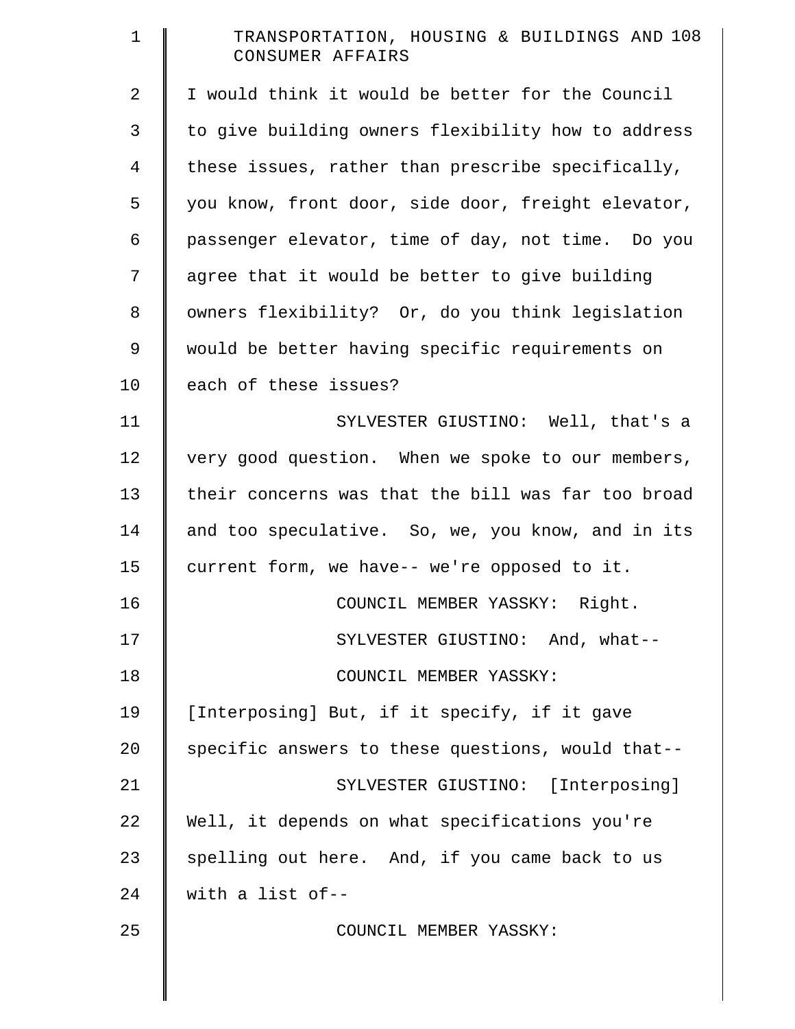I would think it would be better for the Council to give building owners flexibility how to address these issues, rather than prescribe specifically, you know, front door, side door, freight elevator, passenger elevator, time of day, not time. Do you agree that it would be better to give building owners flexibility? Or, do you think legislation would be better having specific requirements on each of these issues?

SYLVESTER GIUSTINO: Well, that's a very good question. When we spoke to our members, their concerns was that the bill was far too broad and too speculative. So, we, you know, and in its current form, we have-- we're opposed to it.

COUNCIL MEMBER YASSKY: Right.

SYLVESTER GIUSTINO: And, what--

COUNCIL MEMBER YASSKY: [Interposing] But, if it specify, if it gave specific answers to these questions, would that--

SYLVESTER GIUSTINO: [Interposing] Well, it depends on what specifications you're spelling out here. And, if you came back to us with a list of--

COUNCIL MEMBER YASSKY: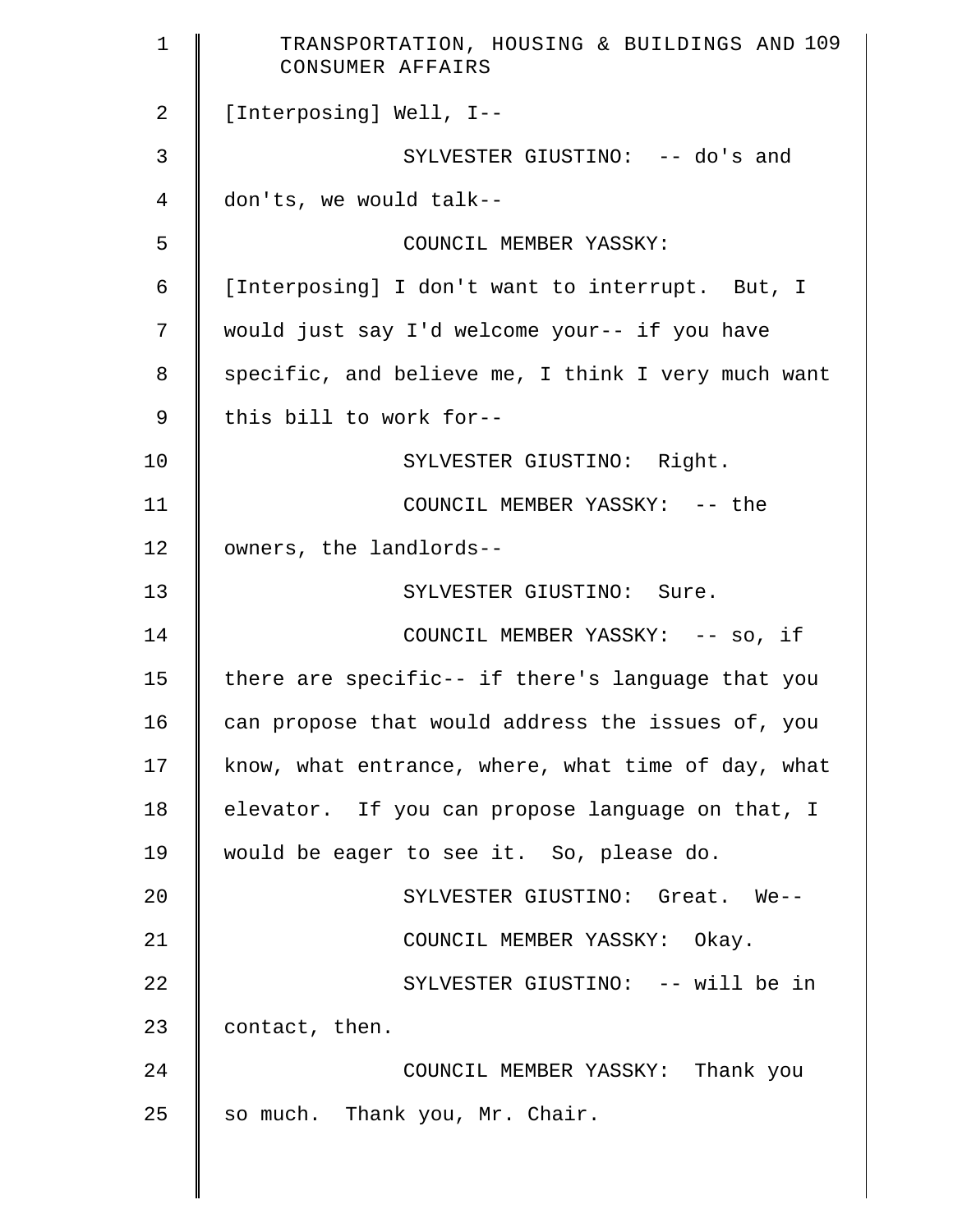[Interposing] Well, I--

SYLVESTER GIUSTINO: -- do's and don'ts, we would talk--

COUNCIL MEMBER YASSKY: [Interposing] I don't want to interrupt. But, I would just say I'd welcome your-- if you have specific, and believe me, I think I very much want this bill to work for--

SYLVESTER GIUSTINO: Right.

COUNCIL MEMBER YASSKY: -- the owners, the landlords--

SYLVESTER GIUSTINO: Sure.

COUNCIL MEMBER YASSKY: -- so, if there are specific-- if there's language that you can propose that would address the issues of, you know, what entrance, where, what time of day, what elevator. If you can propose language on that, I would be eager to see it. So, please do.

SYLVESTER GIUSTINO: Great. We--

COUNCIL MEMBER YASSKY: Okay.

SYLVESTER GIUSTINO: -- will be in contact, then.

COUNCIL MEMBER YASSKY: Thank you so much. Thank you, Mr. Chair.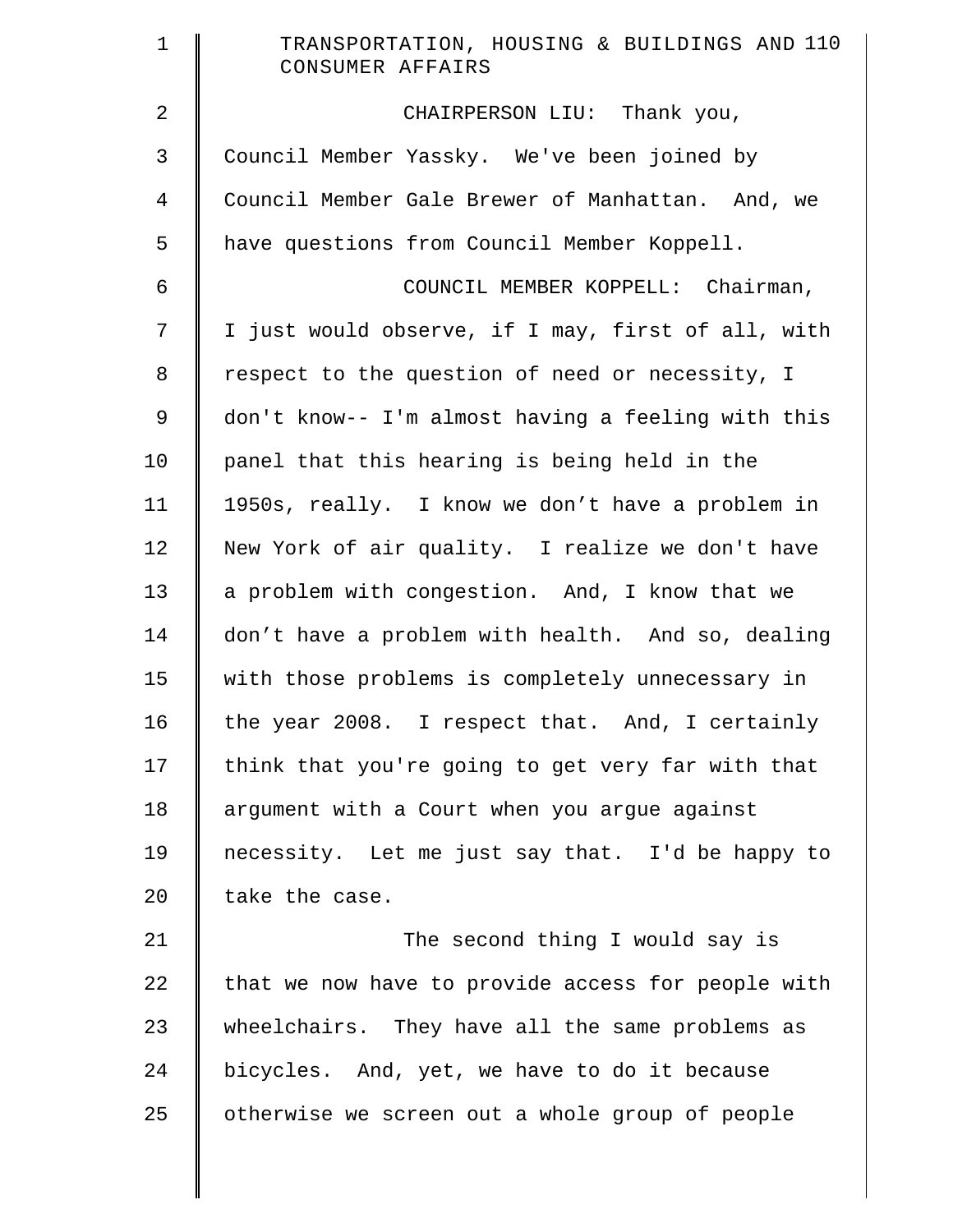CHAIRPERSON LIU: Thank you, Council Member Yassky. We've been joined by Council Member Gale Brewer of Manhattan. And, we have questions from Council Member Koppell.

COUNCIL MEMBER KOPPELL: Chairman, I just would observe, if I may, first of all, with respect to the question of need or necessity, I don't know-- I'm almost having a feeling with this panel that this hearing is being held in the 1950s, really. I know we don't have a problem in New York of air quality. I realize we don't have a problem with congestion. And, I know that we don't have a problem with health. And so, dealing with those problems is completely unnecessary in the year 2008. I respect that. And, I certainly think that you're going to get very far with that argument with a Court when you argue against necessity. Let me just say that. I'd be happy to take the case.

The second thing I would say is that we now have to provide access for people with wheelchairs. They have all the same problems as bicycles. And, yet, we have to do it because otherwise we screen out a whole group of people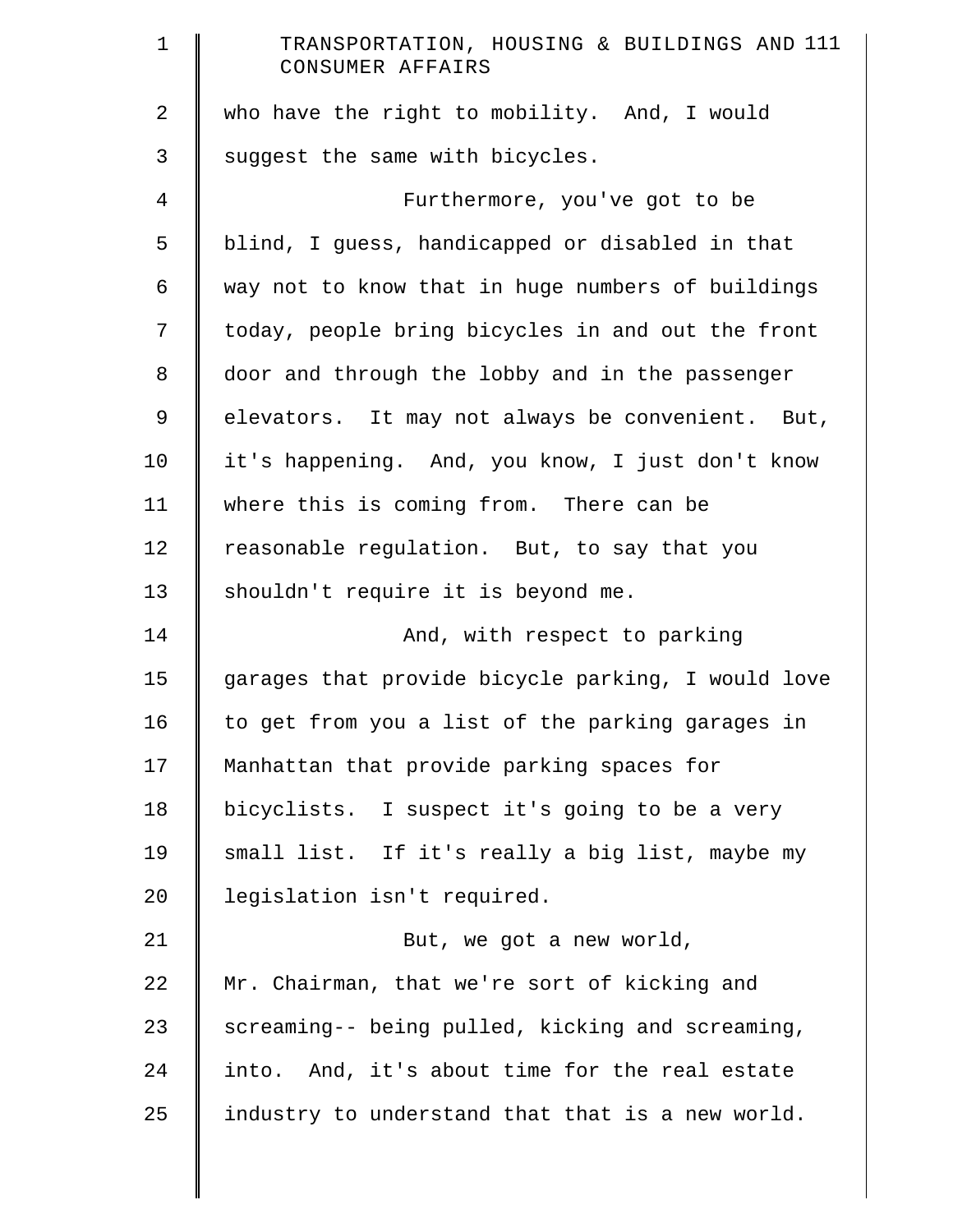who have the right to mobility. And, I would suggest the same with bicycles.

Furthermore, you've got to be blind, I guess, handicapped or disabled in that way not to know that in huge numbers of buildings today, people bring bicycles in and out the front door and through the lobby and in the passenger elevators. It may not always be convenient. But, it's happening. And, you know, I just don't know where this is coming from. There can be reasonable regulation. But, to say that you shouldn't require it is beyond me.

And, with respect to parking garages that provide bicycle parking, I would love to get from you a list of the parking garages in Manhattan that provide parking spaces for bicyclists. I suspect it's going to be a very small list. If it's really a big list, maybe my legislation isn't required.

But, we got a new world, Mr. Chairman, that we're sort of kicking and screaming-- being pulled, kicking and screaming, into. And, it's about time for the real estate industry to understand that that is a new world.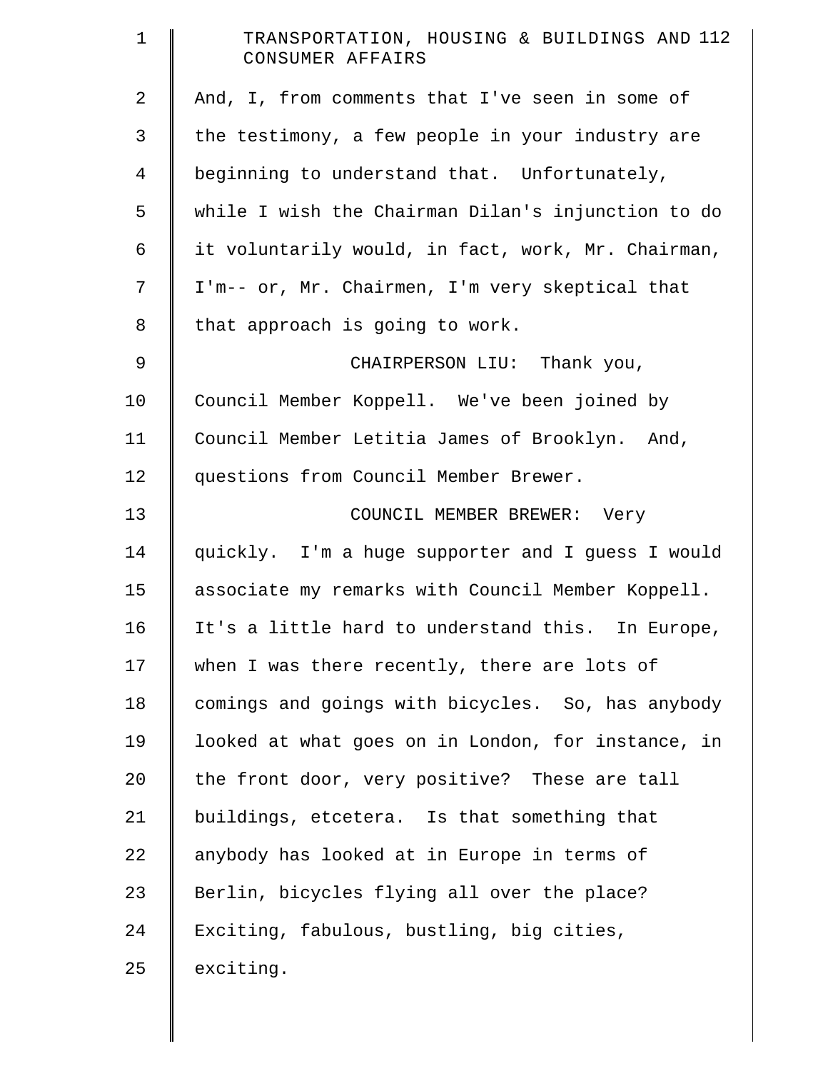And, I, from comments that I've seen in some of the testimony, a few people in your industry are beginning to understand that. Unfortunately, while I wish the Chairman Dilan's injunction to do it voluntarily would, in fact, work, Mr. Chairman, I'm-- or, Mr. Chairmen, I'm very skeptical that that approach is going to work.

CHAIRPERSON LIU: Thank you, Council Member Koppell. We've been joined by Council Member Letitia James of Brooklyn. And, questions from Council Member Brewer.

COUNCIL MEMBER BREWER: Very quickly. I'm a huge supporter and I guess I would associate my remarks with Council Member Koppell. It's a little hard to understand this. In Europe, when I was there recently, there are lots of comings and goings with bicycles. So, has anybody looked at what goes on in London, for instance, in the front door, very positive? These are tall buildings, etcetera. Is that something that anybody has looked at in Europe in terms of Berlin, bicycles flying all over the place? Exciting, fabulous, bustling, big cities, exciting.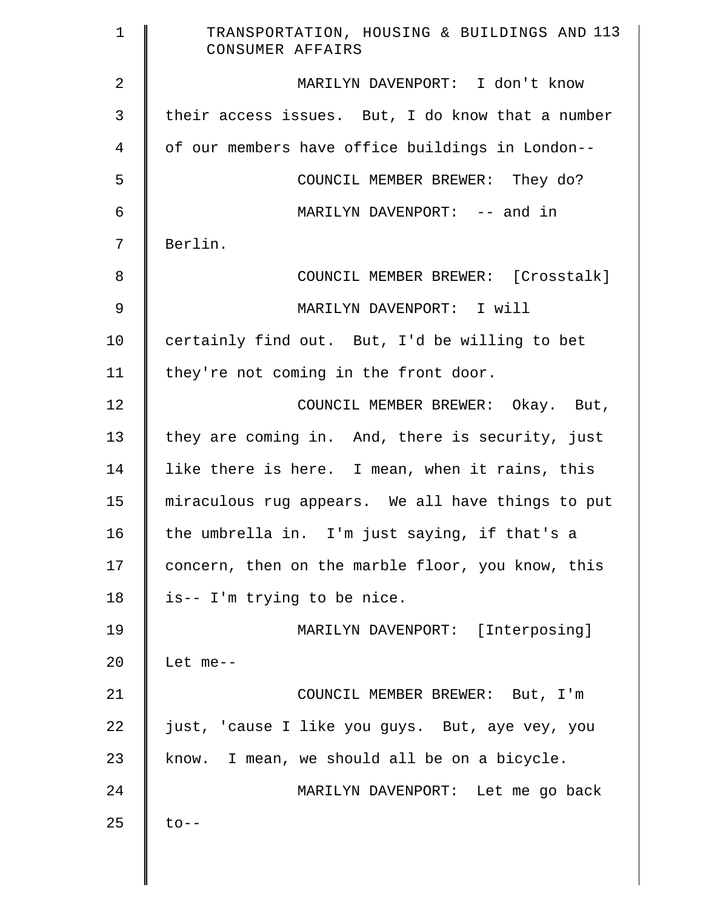MARILYN DAVENPORT: I don't know their access issues. But, I do know that a number of our members have office buildings in London--

COUNCIL MEMBER BREWER: They do?

MARILYN DAVENPORT: -- and in Berlin.

COUNCIL MEMBER BREWER: [Crosstalk]

MARILYN DAVENPORT: I will certainly find out. But, I'd be willing to bet they're not coming in the front door.

COUNCIL MEMBER BREWER: Okay. But, they are coming in. And, there is security, just like there is here. I mean, when it rains, this miraculous rug appears. We all have things to put the umbrella in. I'm just saying, if that's a concern, then on the marble floor, you know, this is-- I'm trying to be nice.

MARILYN DAVENPORT: [Interposing] Let me--

COUNCIL MEMBER BREWER: But, I'm just, 'cause I like you guys. But, aye vey, you know. I mean, we should all be on a bicycle.

MARILYN DAVENPORT: Let me go back to--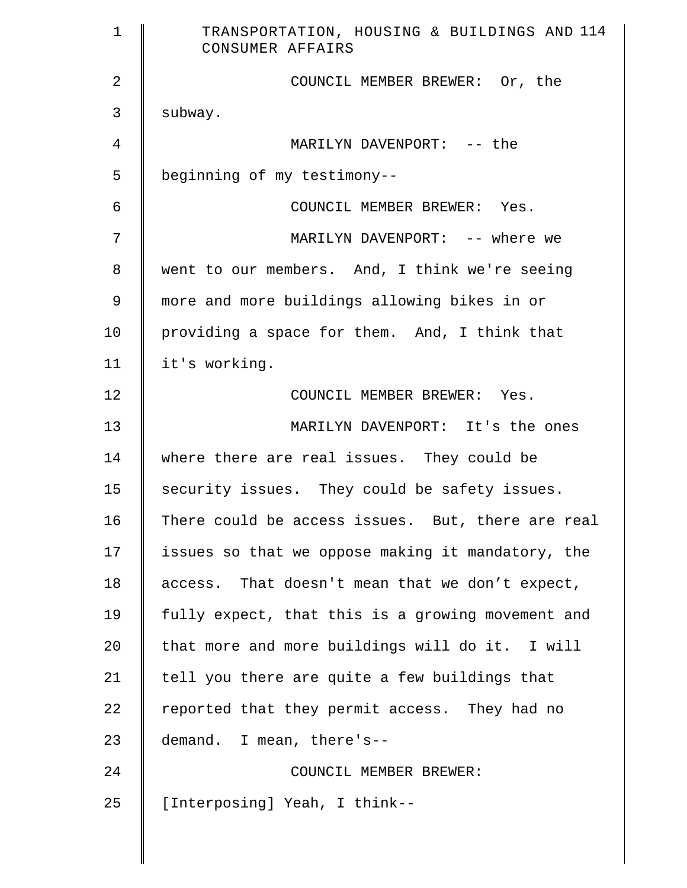COUNCIL MEMBER BREWER: Or, the subway.

MARILYN DAVENPORT: -- the beginning of my testimony--

COUNCIL MEMBER BREWER: Yes.

MARILYN DAVENPORT: -- where we went to our members. And, I think we're seeing more and more buildings allowing bikes in or providing a space for them. And, I think that it's working.

COUNCIL MEMBER BREWER: Yes.

MARILYN DAVENPORT: It's the ones where there are real issues. They could be security issues. They could be safety issues. There could be access issues. But, there are real issues so that we oppose making it mandatory, the access. That doesn't mean that we don’t expect, fully expect, that this is a growing movement and that more and more buildings will do it. I will tell you there are quite a few buildings that reported that they permit access. They had no demand. I mean, there's--

COUNCIL MEMBER BREWER: [Interposing] Yeah, I think--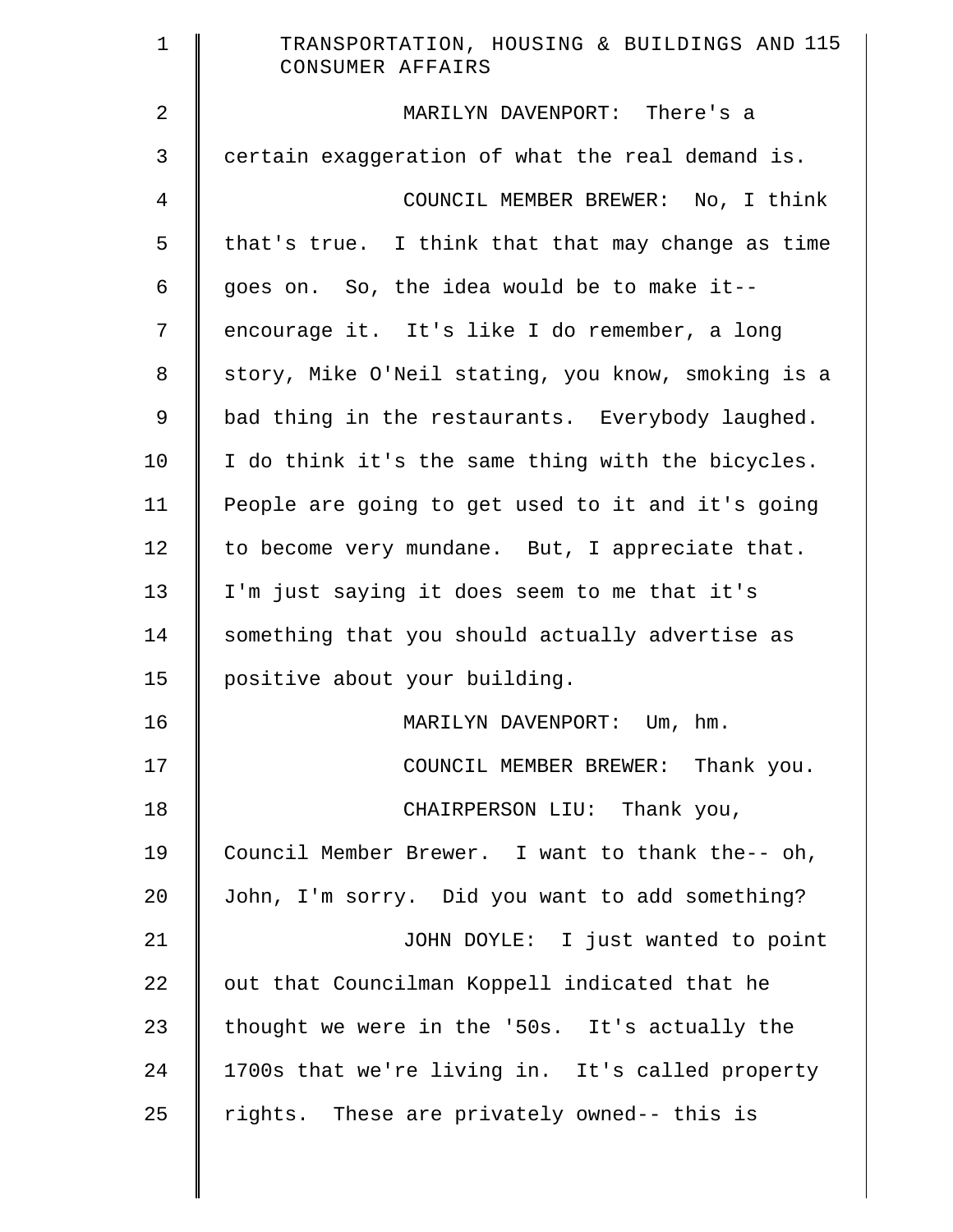MARILYN DAVENPORT: There's a certain exaggeration of what the real demand is.

COUNCIL MEMBER BREWER: No, I think that's true. I think that that may change as time goes on. So, the idea would be to make it-- encourage it. It's like I do remember, a long story, Mike O'Neil stating, you know, smoking is a bad thing in the restaurants. Everybody laughed. I do think it's the same thing with the bicycles. People are going to get used to it and it's going to become very mundane. But, I appreciate that. I'm just saying it does seem to me that it's something that you should actually advertise as positive about your building.

MARILYN DAVENPORT: Um, hm.

COUNCIL MEMBER BREWER: Thank you.

CHAIRPERSON LIU: Thank you, Council Member Brewer. I want to thank the-- oh, John, I'm sorry. Did you want to add something?

JOHN DOYLE: I just wanted to point out that Councilman Koppell indicated that he thought we were in the '50s. It's actually the 1700s that we're living in. It's called property rights. These are privately owned-- this is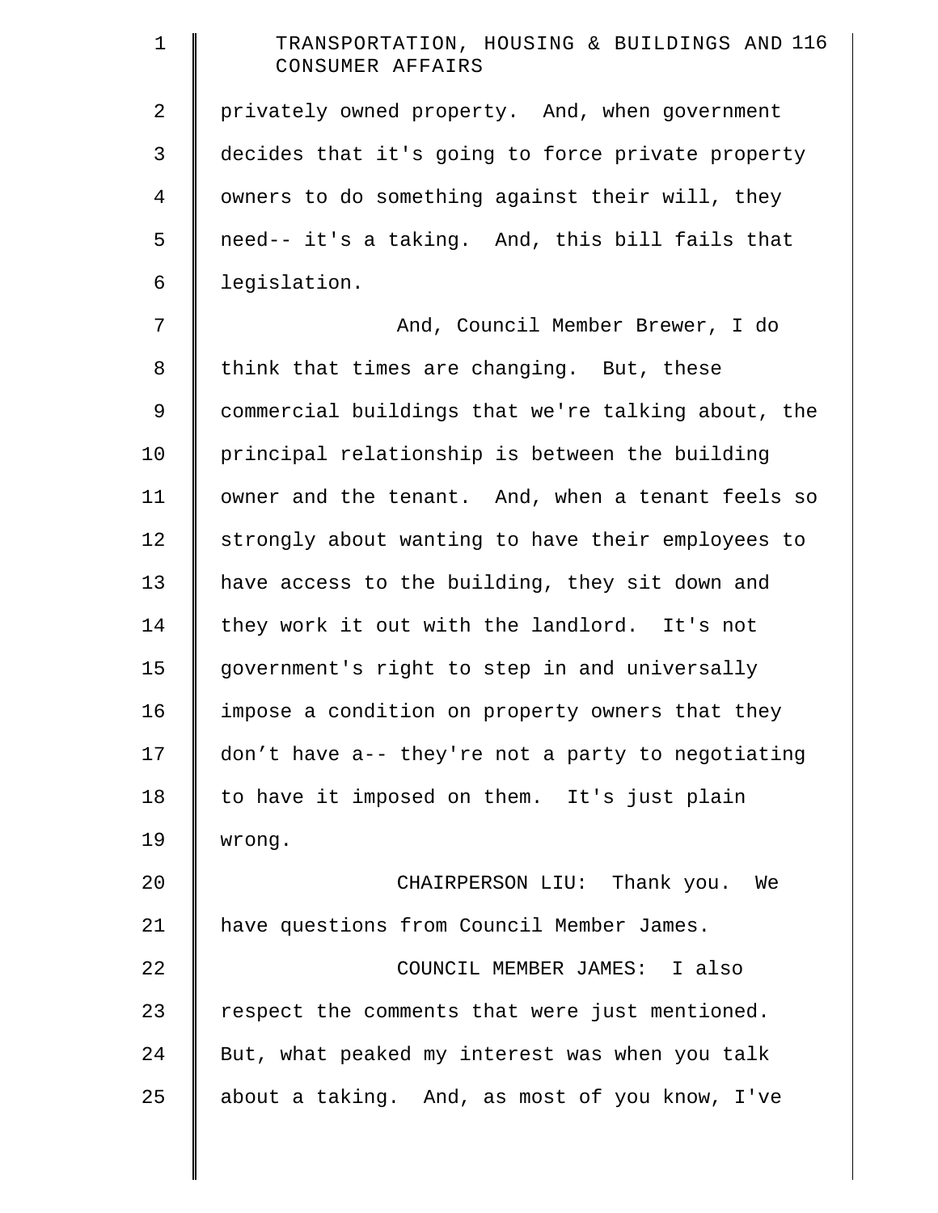privately owned property. And, when government decides that it's going to force private property owners to do something against their will, they need-- it's a taking. And, this bill fails that legislation.

And, Council Member Brewer, I do think that times are changing. But, these commercial buildings that we're talking about, the principal relationship is between the building owner and the tenant. And, when a tenant feels so strongly about wanting to have their employees to have access to the building, they sit down and they work it out with the landlord. It's not government's right to step in and universally impose a condition on property owners that they don’t have a-- they're not a party to negotiating to have it imposed on them. It's just plain wrong.

CHAIRPERSON LIU: Thank you. We have questions from Council Member James.

COUNCIL MEMBER JAMES: I also respect the comments that were just mentioned. But, what peaked my interest was when you talk about a taking. And, as most of you know, I've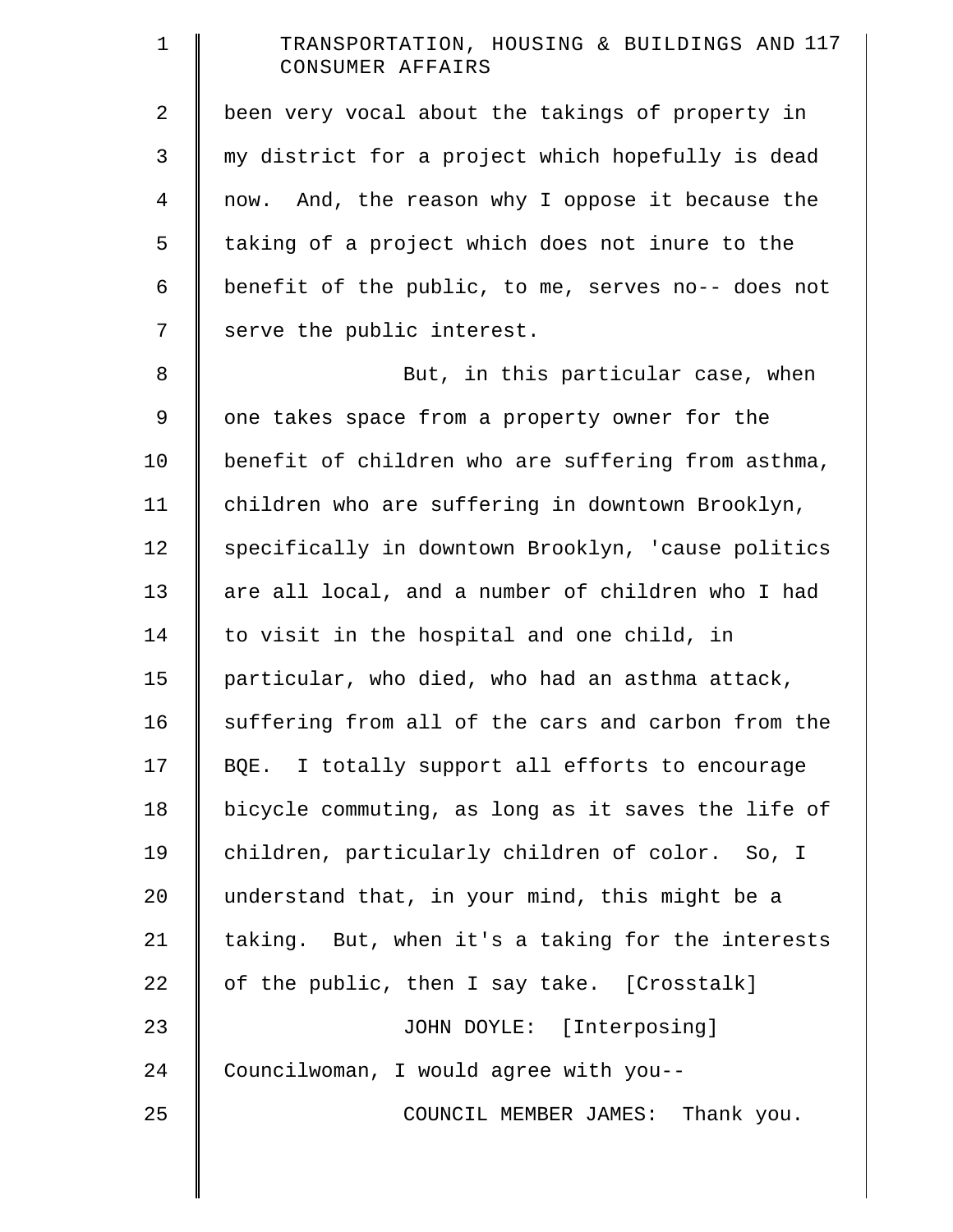been very vocal about the takings of property in my district for a project which hopefully is dead now. And, the reason why I oppose it because the taking of a project which does not inure to the benefit of the public, to me, serves no-- does not serve the public interest.

But, in this particular case, when one takes space from a property owner for the benefit of children who are suffering from asthma, children who are suffering in downtown Brooklyn, specifically in downtown Brooklyn, 'cause politics are all local, and a number of children who I had to visit in the hospital and one child, in particular, who died, who had an asthma attack, suffering from all of the cars and carbon from the BQE. I totally support all efforts to encourage bicycle commuting, as long as it saves the life of children, particularly children of color. So, I understand that, in your mind, this might be a taking. But, when it's a taking for the interests of the public, then I say take. [Crosstalk]

JOHN DOYLE: [Interposing] Councilwoman, I would agree with you--

COUNCIL MEMBER JAMES: Thank you.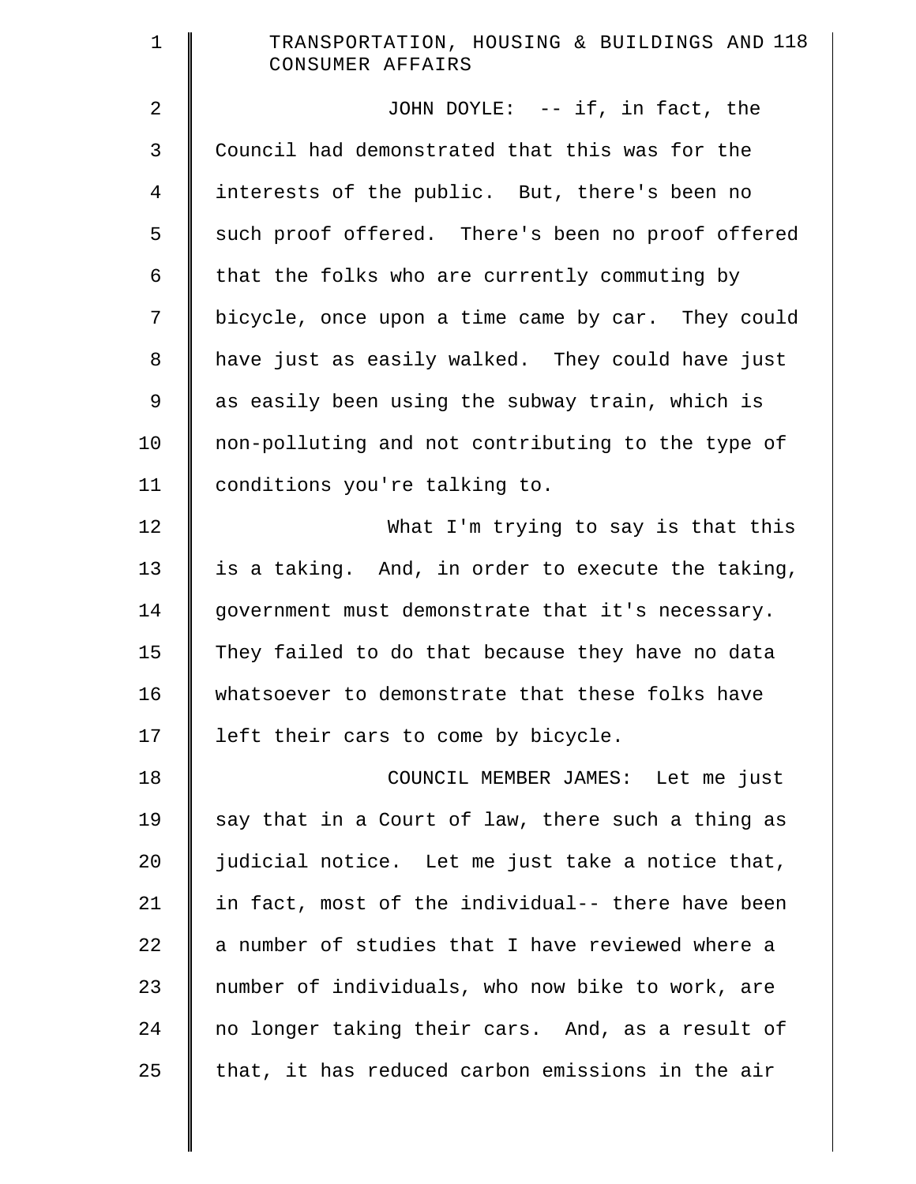JOHN DOYLE: -- if, in fact, the Council had demonstrated that this was for the interests of the public. But, there's been no such proof offered. There's been no proof offered that the folks who are currently commuting by bicycle, once upon a time came by car. They could have just as easily walked. They could have just as easily been using the subway train, which is non-polluting and not contributing to the type of conditions you're talking to.

What I'm trying to say is that this is a taking. And, in order to execute the taking, government must demonstrate that it's necessary. They failed to do that because they have no data whatsoever to demonstrate that these folks have left their cars to come by bicycle.

COUNCIL MEMBER JAMES: Let me just say that in a Court of law, there such a thing as judicial notice. Let me just take a notice that, in fact, most of the individual-- there have been a number of studies that I have reviewed where a number of individuals, who now bike to work, are no longer taking their cars. And, as a result of that, it has reduced carbon emissions in the air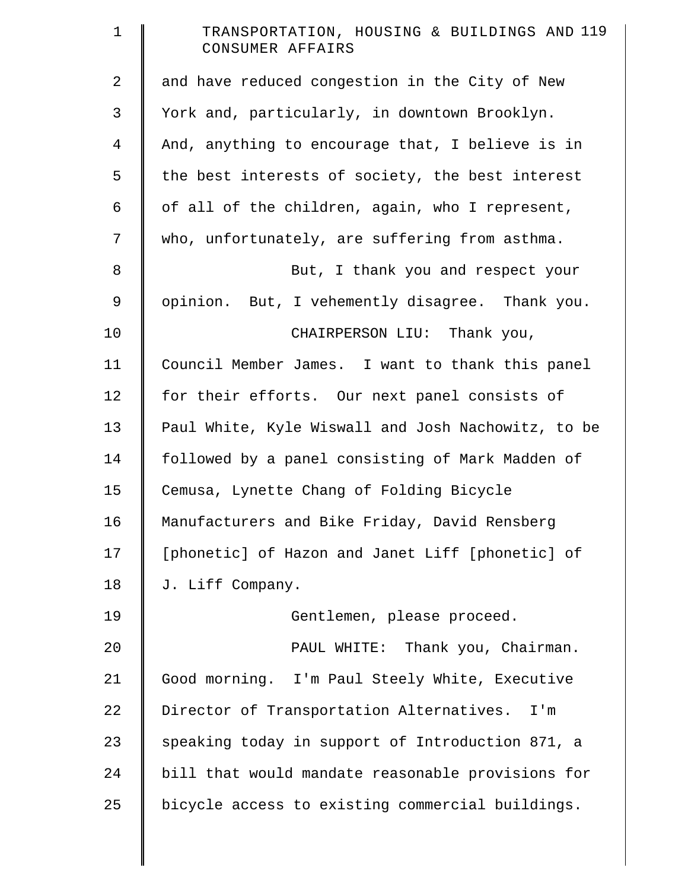and have reduced congestion in the City of New York and, particularly, in downtown Brooklyn. And, anything to encourage that, I believe is in the best interests of society, the best interest of all of the children, again, who I represent, who, unfortunately, are suffering from asthma.

But, I thank you and respect your opinion. But, I vehemently disagree. Thank you.

CHAIRPERSON LIU: Thank you, Council Member James. I want to thank this panel for their efforts. Our next panel consists of Paul White, Kyle Wiswall and Josh Nachowitz, to be followed by a panel consisting of Mark Madden of Cemusa, Lynette Chang of Folding Bicycle Manufacturers and Bike Friday, David Rensberg [phonetic] of Hazon and Janet Liff [phonetic] of J. Liff Company.

Gentlemen, please proceed.

PAUL WHITE: Thank you, Chairman. Good morning. I'm Paul Steely White, Executive Director of Transportation Alternatives. I'm speaking today in support of Introduction 871, a bill that would mandate reasonable provisions for bicycle access to existing commercial buildings.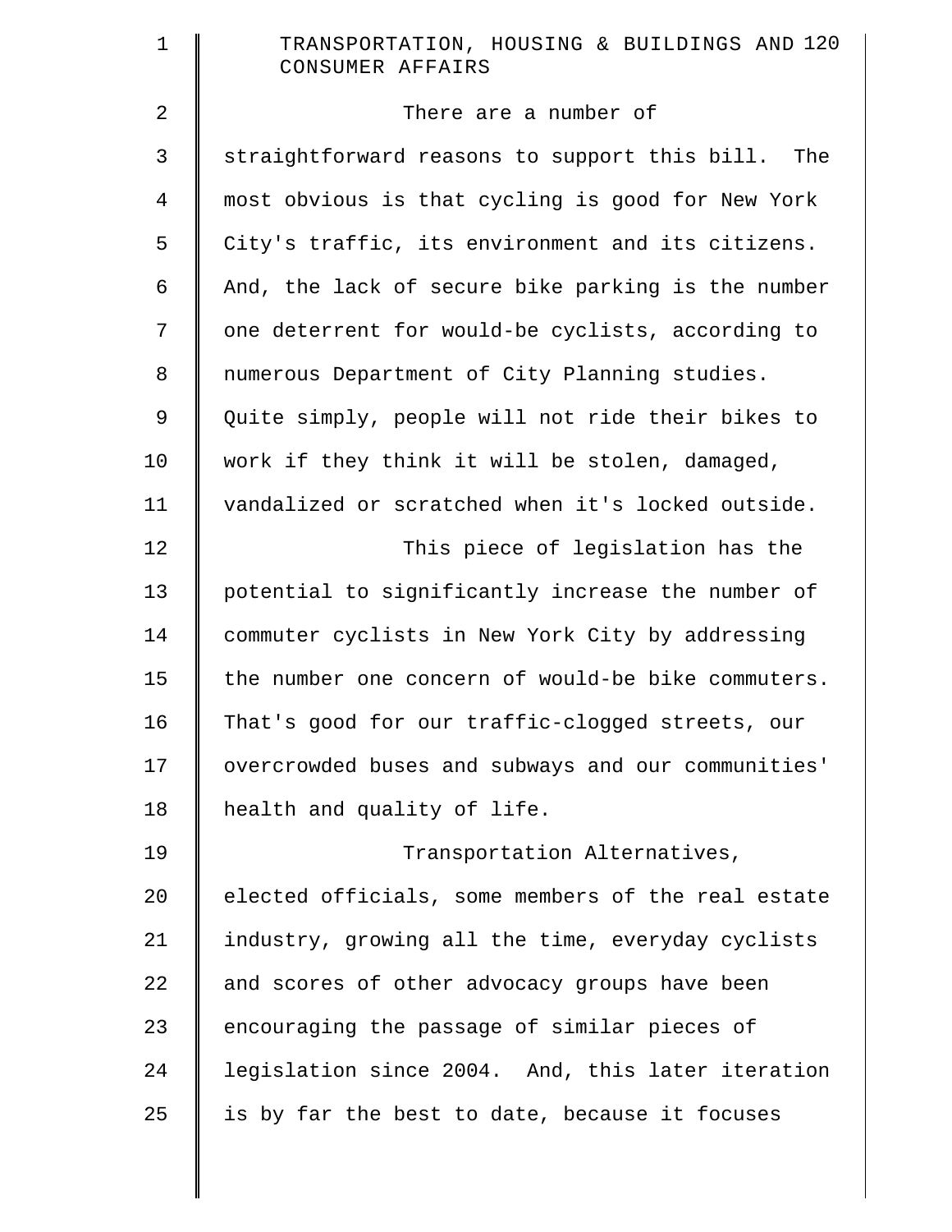There are a number of straightforward reasons to support this bill. The most obvious is that cycling is good for New York City's traffic, its environment and its citizens. And, the lack of secure bike parking is the number one deterrent for would-be cyclists, according to numerous Department of City Planning studies. Quite simply, people will not ride their bikes to work if they think it will be stolen, damaged, vandalized or scratched when it's locked outside.

This piece of legislation has the potential to significantly increase the number of commuter cyclists in New York City by addressing the number one concern of would-be bike commuters. That's good for our traffic-clogged streets, our overcrowded buses and subways and our communities' health and quality of life.

Transportation Alternatives, elected officials, some members of the real estate industry, growing all the time, everyday cyclists and scores of other advocacy groups have been encouraging the passage of similar pieces of legislation since 2004. And, this later iteration is by far the best to date, because it focuses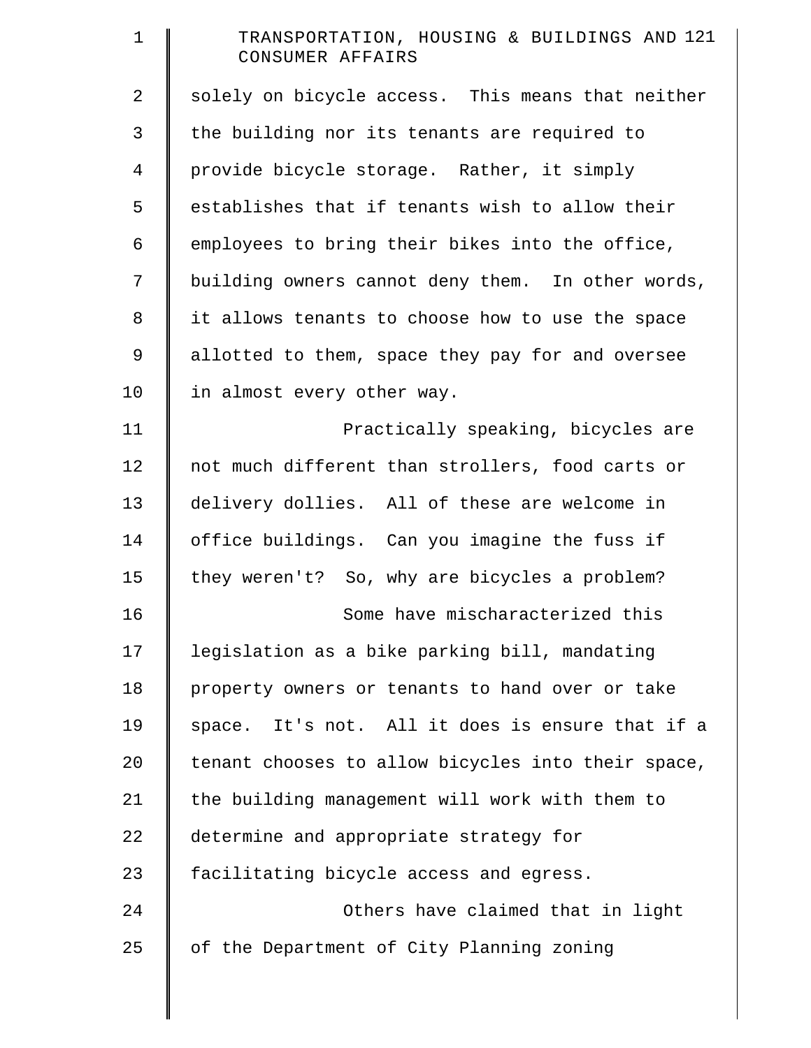solely on bicycle access. This means that neither the building nor its tenants are required to provide bicycle storage. Rather, it simply establishes that if tenants wish to allow their employees to bring their bikes into the office, building owners cannot deny them. In other words, it allows tenants to choose how to use the space allotted to them, space they pay for and oversee in almost every other way.

Practically speaking, bicycles are not much different than strollers, food carts or delivery dollies. All of these are welcome in office buildings. Can you imagine the fuss if they weren't? So, why are bicycles a problem?

Some have mischaracterized this legislation as a bike parking bill, mandating property owners or tenants to hand over or take space. It's not. All it does is ensure that if a tenant chooses to allow bicycles into their space, the building management will work with them to determine and appropriate strategy for facilitating bicycle access and egress.

Others have claimed that in light of the Department of City Planning zoning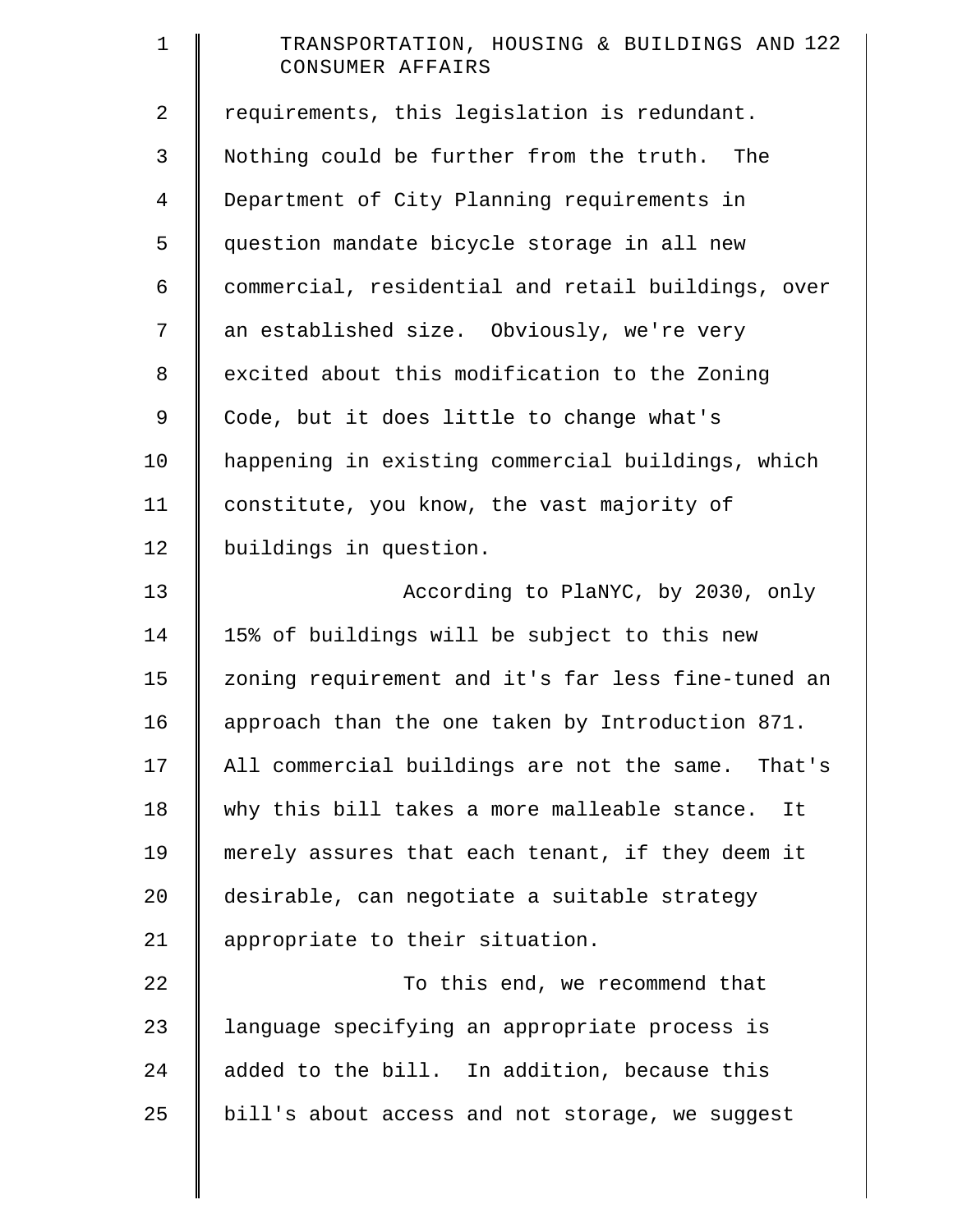requirements, this legislation is redundant. Nothing could be further from the truth. The Department of City Planning requirements in question mandate bicycle storage in all new commercial, residential and retail buildings, over an established size. Obviously, we're very excited about this modification to the Zoning Code, but it does little to change what's happening in existing commercial buildings, which constitute, you know, the vast majority of buildings in question.

According to PlaNYC, by 2030, only 15% of buildings will be subject to this new zoning requirement and it's far less fine-tuned an approach than the one taken by Introduction 871. All commercial buildings are not the same. That's why this bill takes a more malleable stance. It merely assures that each tenant, if they deem it desirable, can negotiate a suitable strategy appropriate to their situation.

To this end, we recommend that language specifying an appropriate process is added to the bill. In addition, because this bill's about access and not storage, we suggest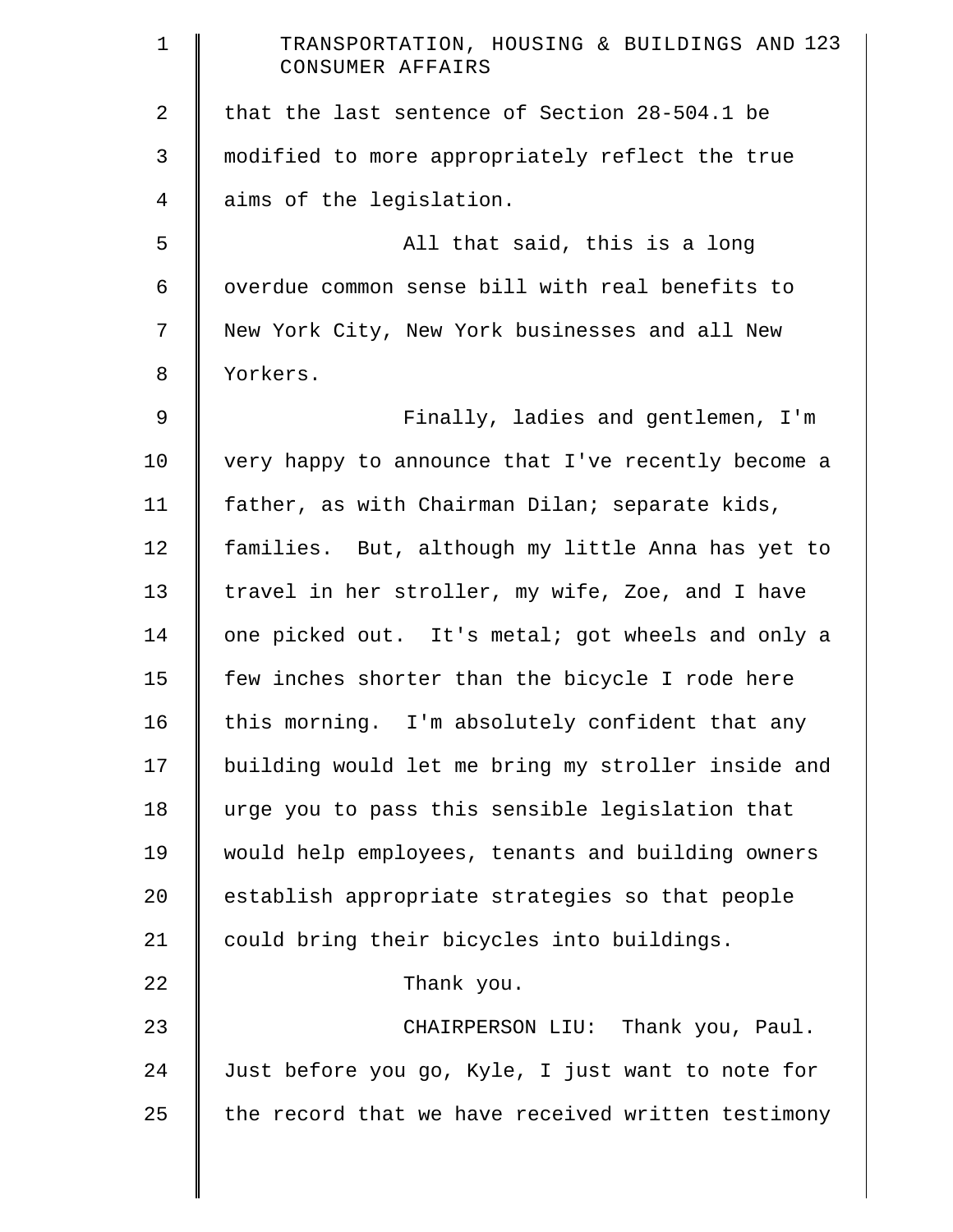that the last sentence of Section 28-504.1 be modified to more appropriately reflect the true aims of the legislation.

All that said, this is a long overdue common sense bill with real benefits to New York City, New York businesses and all New Yorkers.

Finally, ladies and gentlemen, I'm very happy to announce that I've recently become a father, as with Chairman Dilan; separate kids, families. But, although my little Anna has yet to travel in her stroller, my wife, Zoe, and I have one picked out. It's metal; got wheels and only a few inches shorter than the bicycle I rode here this morning. I'm absolutely confident that any building would let me bring my stroller inside and urge you to pass this sensible legislation that would help employees, tenants and building owners establish appropriate strategies so that people could bring their bicycles into buildings.

Thank you.

CHAIRPERSON LIU: Thank you, Paul. Just before you go, Kyle, I just want to note for the record that we have received written testimony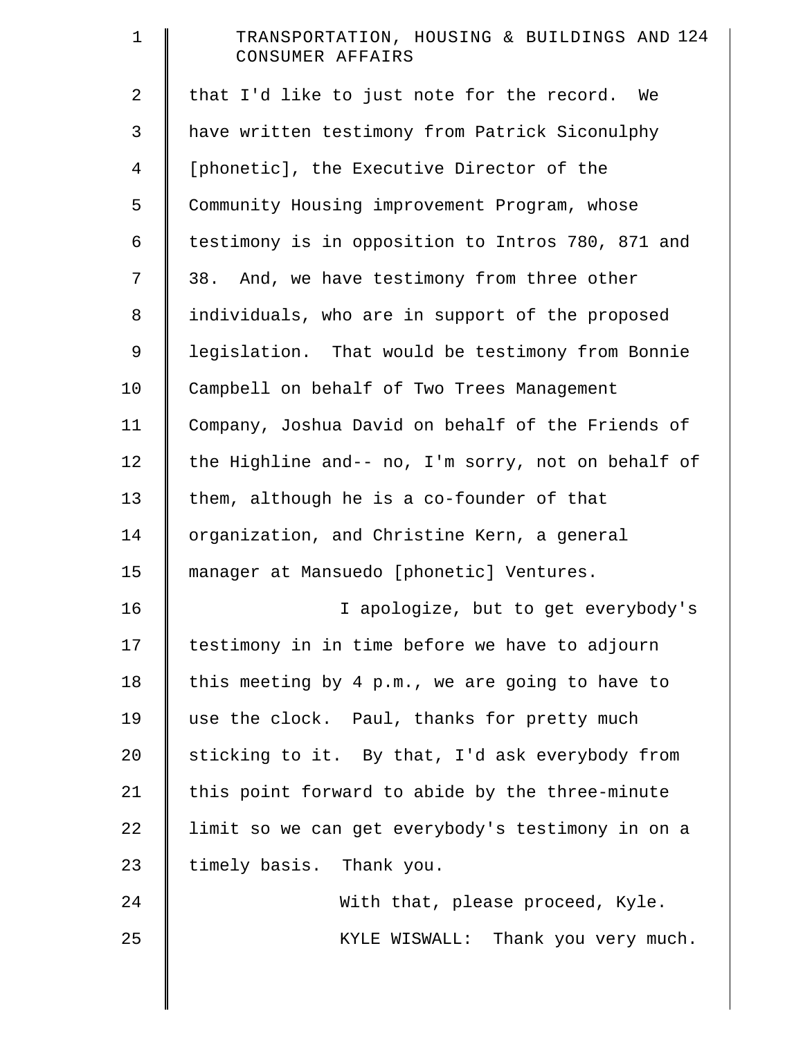that I'd like to just note for the record. We have written testimony from Patrick Siconulphy [phonetic], the Executive Director of the Community Housing improvement Program, whose testimony is in opposition to Intros 780, 871 and 38. And, we have testimony from three other individuals, who are in support of the proposed legislation. That would be testimony from Bonnie Campbell on behalf of Two Trees Management Company, Joshua David on behalf of the Friends of the Highline and-- no, I'm sorry, not on behalf of them, although he is a co-founder of that organization, and Christine Kern, a general manager at Mansuedo [phonetic] Ventures.

I apologize, but to get everybody's testimony in in time before we have to adjourn this meeting by 4 p.m., we are going to have to use the clock. Paul, thanks for pretty much sticking to it. By that, I'd ask everybody from this point forward to abide by the three-minute limit so we can get everybody's testimony in on a timely basis. Thank you.

With that, please proceed, Kyle.

KYLE WISWALL: Thank you very much.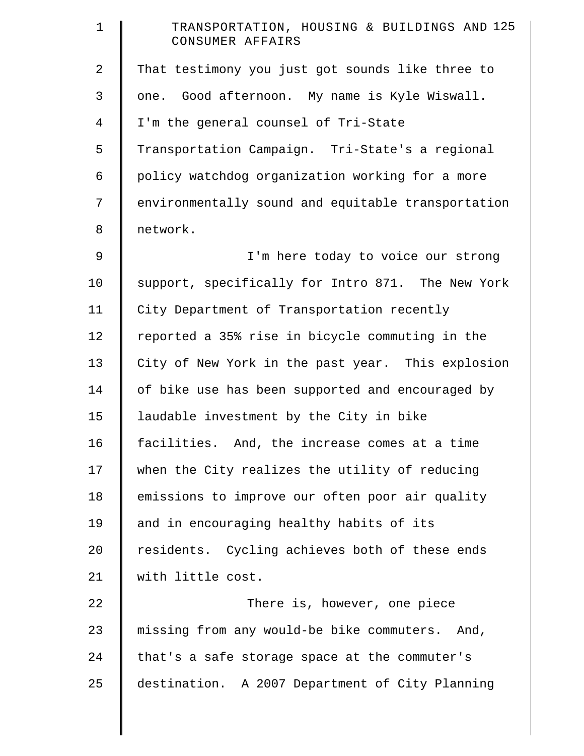That testimony you just got sounds like three to one. Good afternoon. My name is Kyle Wiswall. I'm the general counsel of Tri-State Transportation Campaign. Tri-State's a regional policy watchdog organization working for a more environmentally sound and equitable transportation network.

I'm here today to voice our strong support, specifically for Intro 871. The New York City Department of Transportation recently reported a 35% rise in bicycle commuting in the City of New York in the past year. This explosion of bike use has been supported and encouraged by laudable investment by the City in bike facilities. And, the increase comes at a time when the City realizes the utility of reducing emissions to improve our often poor air quality and in encouraging healthy habits of its residents. Cycling achieves both of these ends with little cost.

There is, however, one piece missing from any would-be bike commuters. And, that's a safe storage space at the commuter's destination. A 2007 Department of City Planning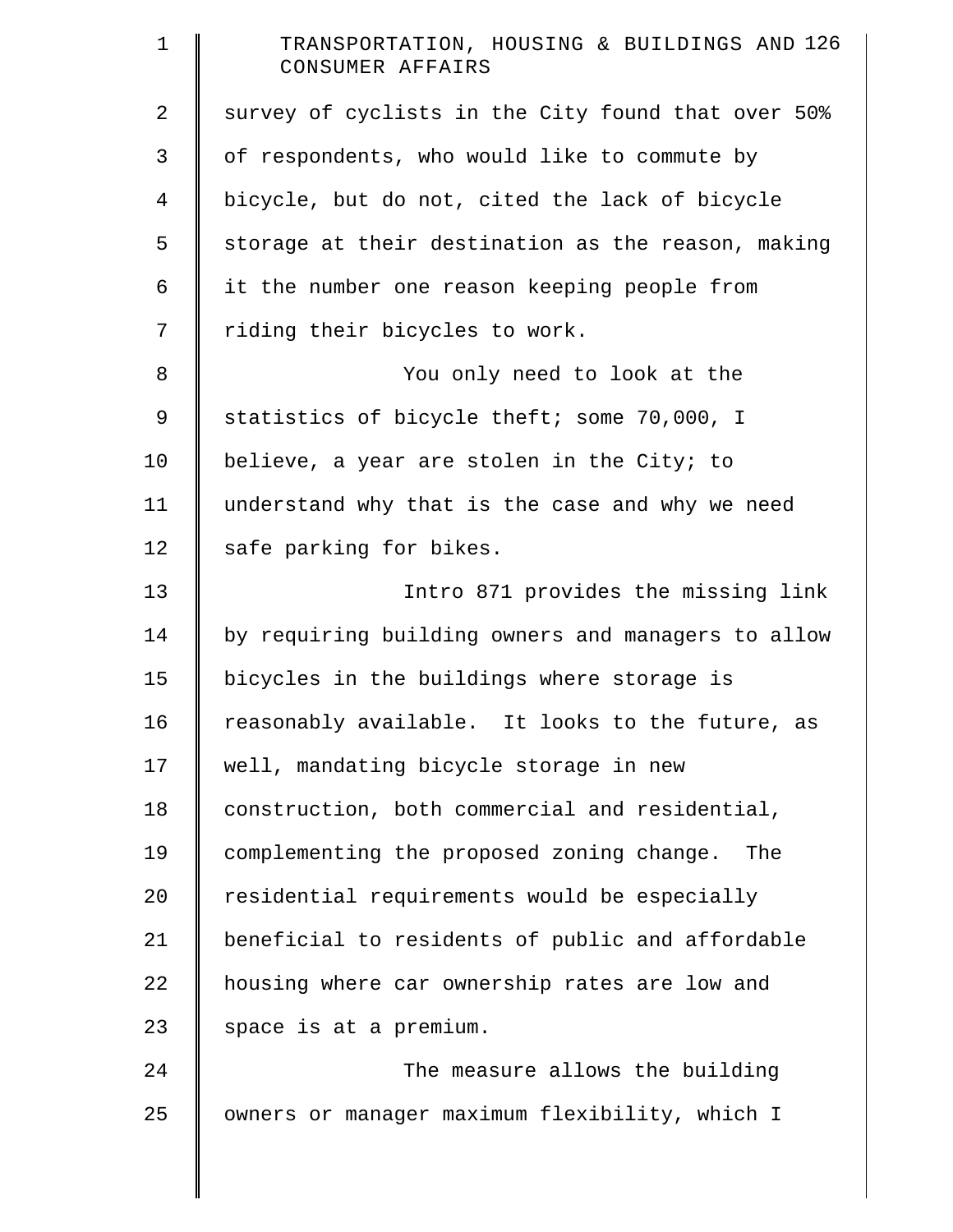survey of cyclists in the City found that over 50% of respondents, who would like to commute by bicycle, but do not, cited the lack of bicycle storage at their destination as the reason, making it the number one reason keeping people from riding their bicycles to work.

You only need to look at the statistics of bicycle theft; some 70,000, I believe, a year are stolen in the City; to understand why that is the case and why we need safe parking for bikes.

Intro 871 provides the missing link by requiring building owners and managers to allow bicycles in the buildings where storage is reasonably available. It looks to the future, as well, mandating bicycle storage in new construction, both commercial and residential, complementing the proposed zoning change. The residential requirements would be especially beneficial to residents of public and affordable housing where car ownership rates are low and space is at a premium.

The measure allows the building owners or manager maximum flexibility, which I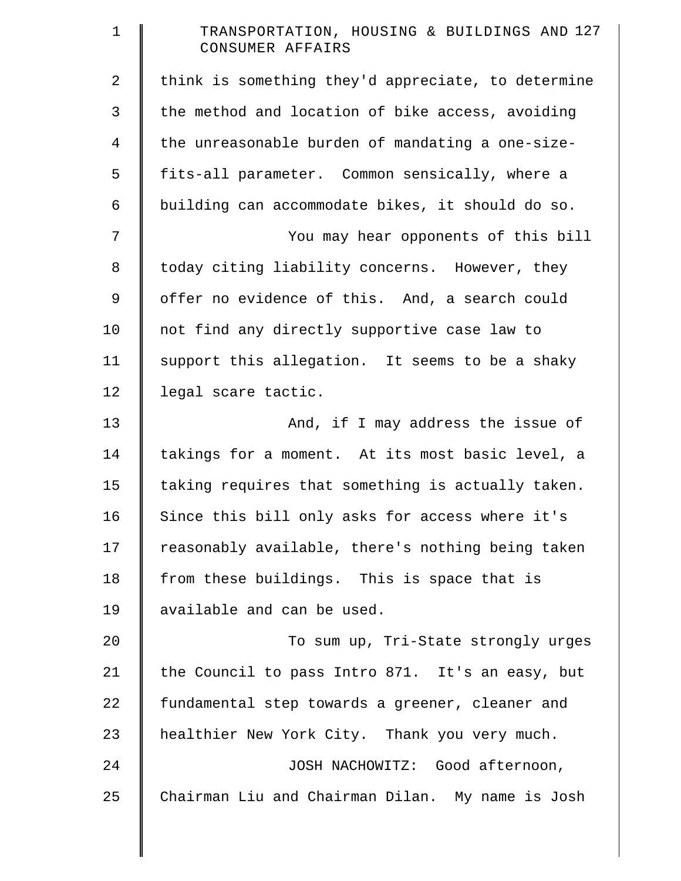think is something they'd appreciate, to determine the method and location of bike access, avoiding the unreasonable burden of mandating a one-size-fits-all parameter. Common sensically, where a building can accommodate bikes, it should do so.

You may hear opponents of this bill today citing liability concerns. However, they offer no evidence of this. And, a search could not find any directly supportive case law to support this allegation. It seems to be a shaky legal scare tactic.

And, if I may address the issue of takings for a moment. At its most basic level, a taking requires that something is actually taken. Since this bill only asks for access where it's reasonably available, there's nothing being taken from these buildings. This is space that is available and can be used.

To sum up, Tri-State strongly urges the Council to pass Intro 871. It's an easy, but fundamental step towards a greener, cleaner and healthier New York City. Thank you very much.

JOSH NACHOWITZ: Good afternoon, Chairman Liu and Chairman Dilan. My name is Josh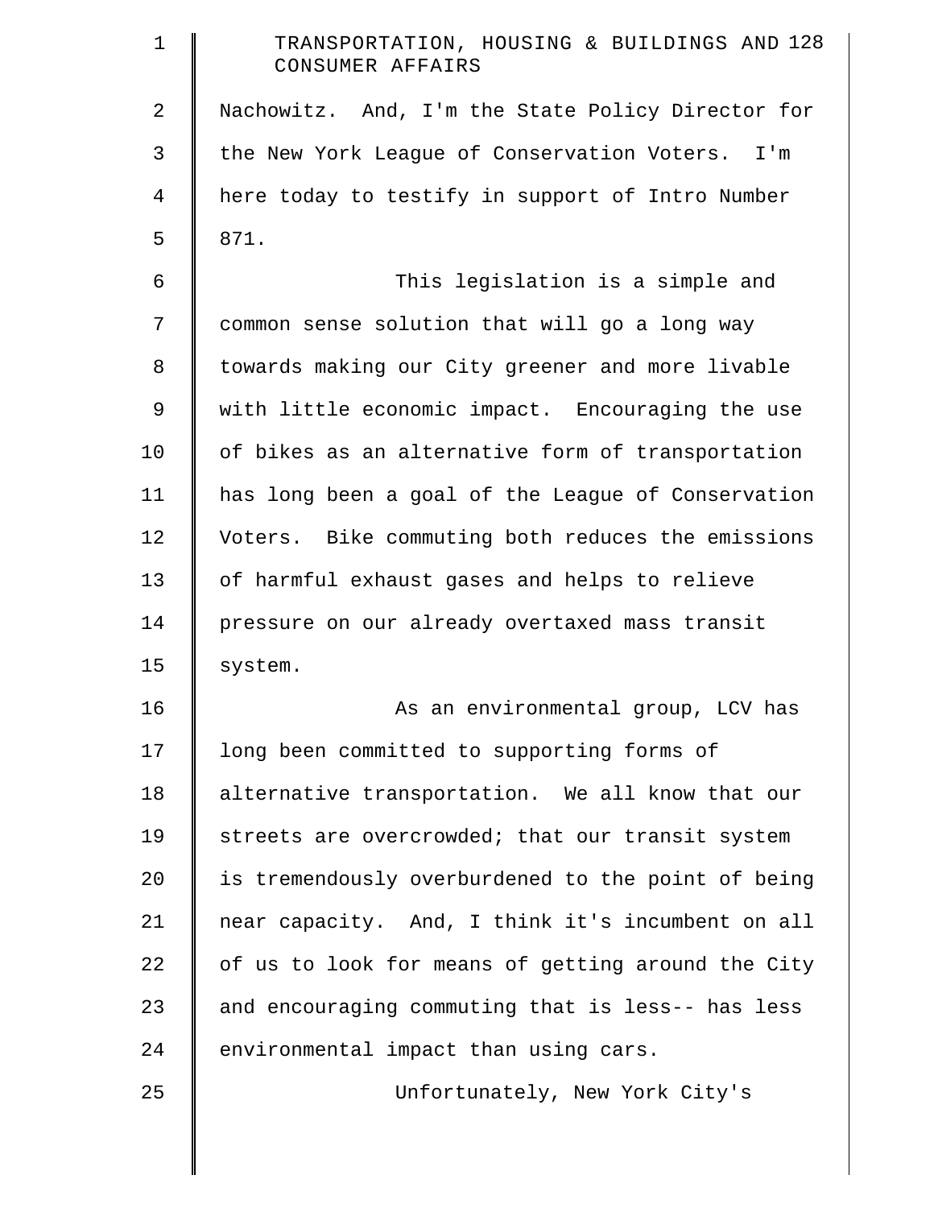Nachowitz. And, I'm the State Policy Director for the New York League of Conservation Voters. I'm here today to testify in support of Intro Number 871.

This legislation is a simple and common sense solution that will go a long way towards making our City greener and more livable with little economic impact. Encouraging the use of bikes as an alternative form of transportation has long been a goal of the League of Conservation Voters. Bike commuting both reduces the emissions of harmful exhaust gases and helps to relieve pressure on our already overtaxed mass transit system.

As an environmental group, LCV has long been committed to supporting forms of alternative transportation. We all know that our streets are overcrowded; that our transit system is tremendously overburdened to the point of being near capacity. And, I think it's incumbent on all of us to look for means of getting around the City and encouraging commuting that is less-- has less environmental impact than using cars.

Unfortunately, New York City's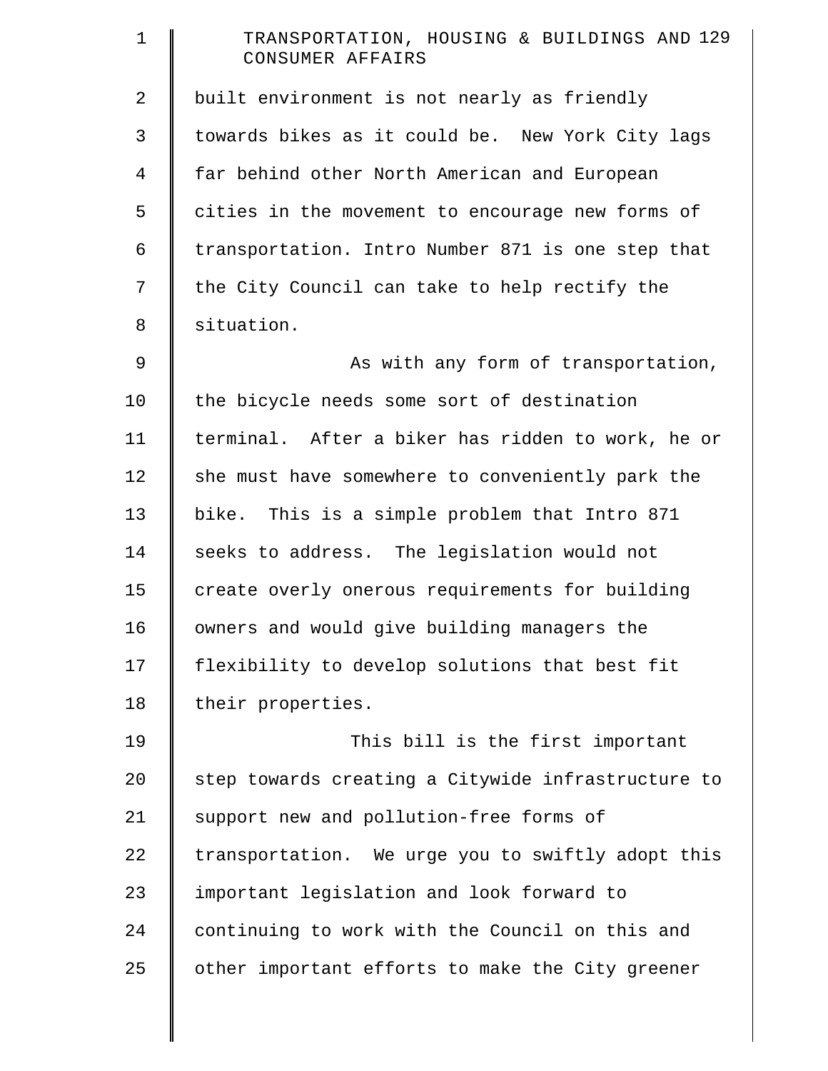built environment is not nearly as friendly towards bikes as it could be. New York City lags far behind other North American and European cities in the movement to encourage new forms of transportation. Intro Number 871 is one step that the City Council can take to help rectify the situation.

As with any form of transportation, the bicycle needs some sort of destination terminal. After a biker has ridden to work, he or she must have somewhere to conveniently park the bike. This is a simple problem that Intro 871 seeks to address. The legislation would not create overly onerous requirements for building owners and would give building managers the flexibility to develop solutions that best fit their properties.

This bill is the first important step towards creating a Citywide infrastructure to support new and pollution-free forms of transportation. We urge you to swiftly adopt this important legislation and look forward to continuing to work with the Council on this and other important efforts to make the City greener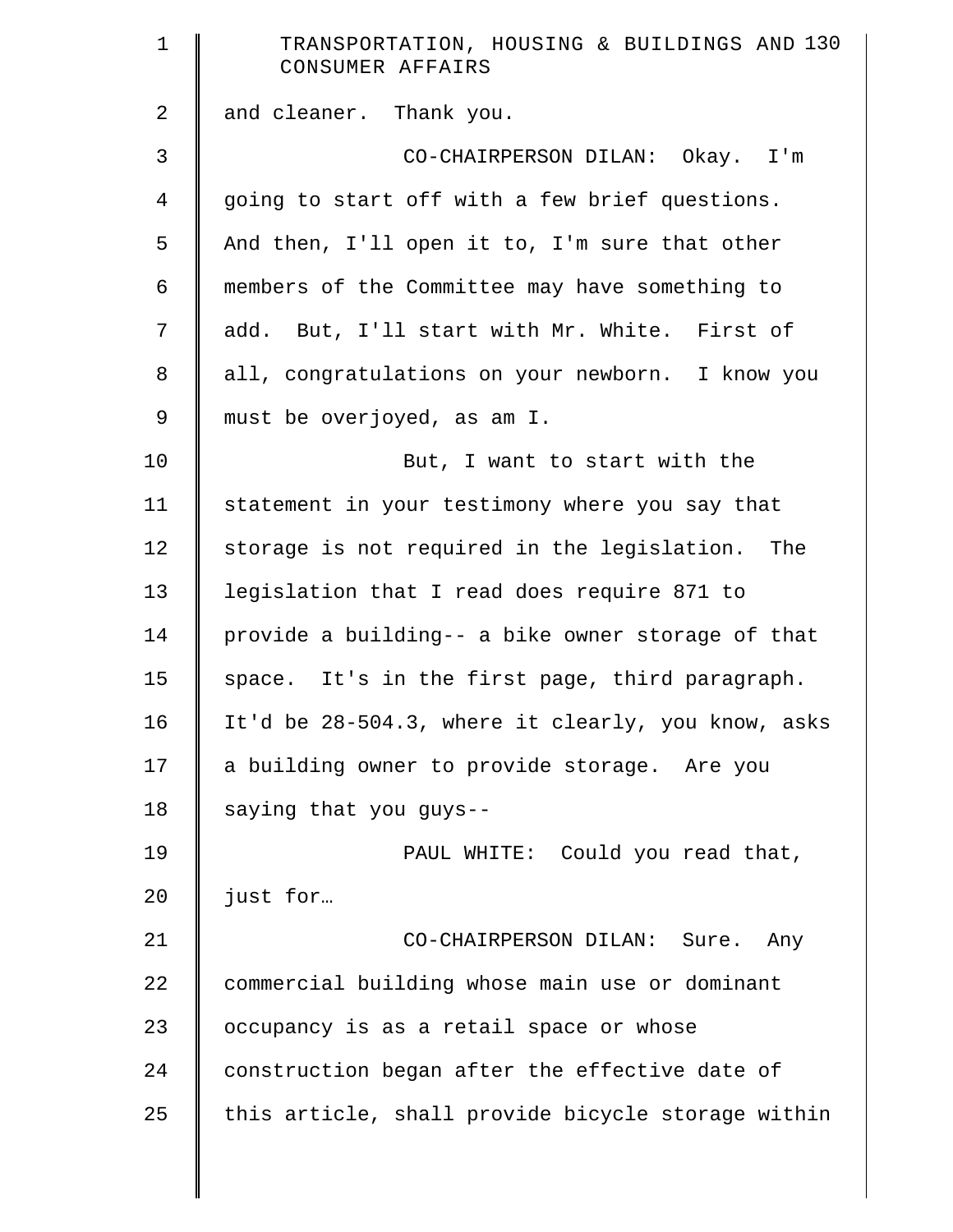and cleaner. Thank you.

CO-CHAIRPERSON DILAN: Okay. I'm going to start off with a few brief questions. And then, I'll open it to, I'm sure that other members of the Committee may have something to add. But, I'll start with Mr. White. First of all, congratulations on your newborn. I know you must be overjoyed, as am I.

But, I want to start with the statement in your testimony where you say that storage is not required in the legislation. The legislation that I read does require 871 to provide a building-- a bike owner storage of that space. It's in the first page, third paragraph. It'd be 28-504.3, where it clearly, you know, asks a building owner to provide storage. Are you saying that you guys--

PAUL WHITE: Could you read that, just for…

CO-CHAIRPERSON DILAN: Sure. Any commercial building whose main use or dominant occupancy is as a retail space or whose construction began after the effective date of this article, shall provide bicycle storage within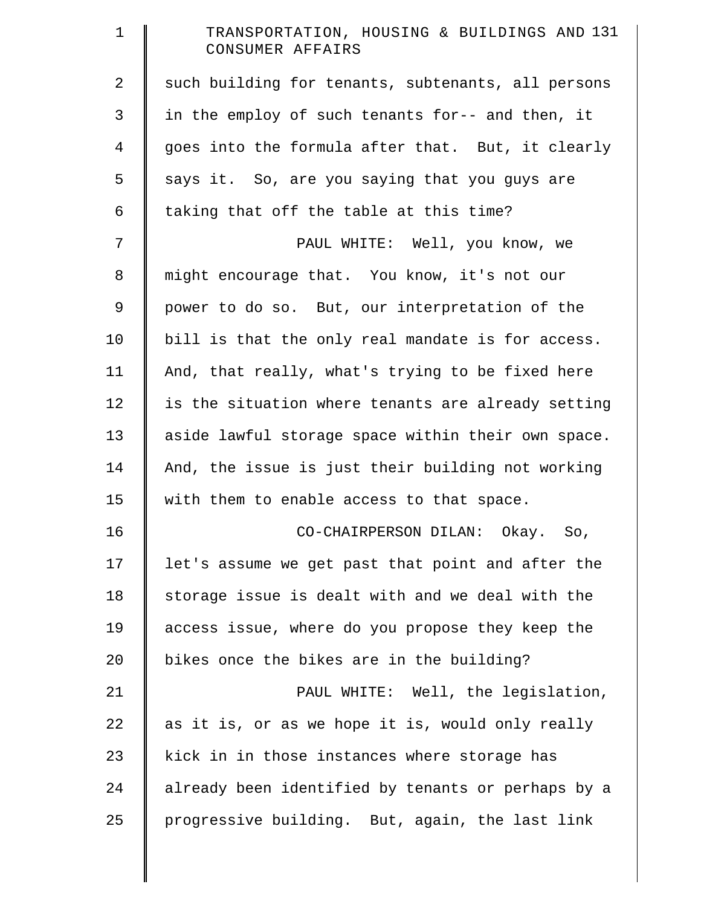such building for tenants, subtenants, all persons in the employ of such tenants for-- and then, it goes into the formula after that. But, it clearly says it. So, are you saying that you guys are taking that off the table at this time?

PAUL WHITE: Well, you know, we might encourage that. You know, it's not our power to do so. But, our interpretation of the bill is that the only real mandate is for access. And, that really, what's trying to be fixed here is the situation where tenants are already setting aside lawful storage space within their own space. And, the issue is just their building not working with them to enable access to that space.

CO-CHAIRPERSON DILAN: Okay. So, let's assume we get past that point and after the storage issue is dealt with and we deal with the access issue, where do you propose they keep the bikes once the bikes are in the building?

PAUL WHITE: Well, the legislation, as it is, or as we hope it is, would only really kick in in those instances where storage has already been identified by tenants or perhaps by a progressive building. But, again, the last link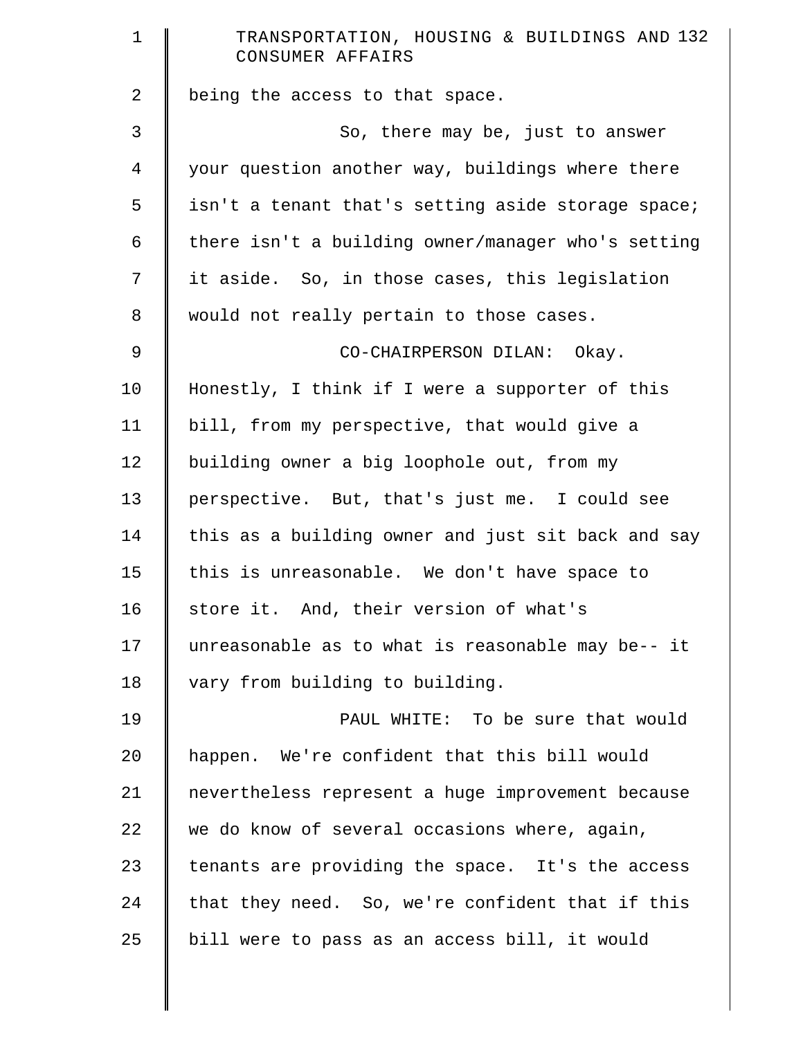being the access to that space.

So, there may be, just to answer your question another way, buildings where there isn't a tenant that's setting aside storage space; there isn't a building owner/manager who's setting it aside. So, in those cases, this legislation would not really pertain to those cases.

CO-CHAIRPERSON DILAN: Okay. Honestly, I think if I were a supporter of this bill, from my perspective, that would give a building owner a big loophole out, from my perspective. But, that's just me. I could see this as a building owner and just sit back and say this is unreasonable. We don't have space to store it. And, their version of what's unreasonable as to what is reasonable may be-- it vary from building to building.

PAUL WHITE: To be sure that would happen. We're confident that this bill would nevertheless represent a huge improvement because we do know of several occasions where, again, tenants are providing the space. It's the access that they need. So, we're confident that if this bill were to pass as an access bill, it would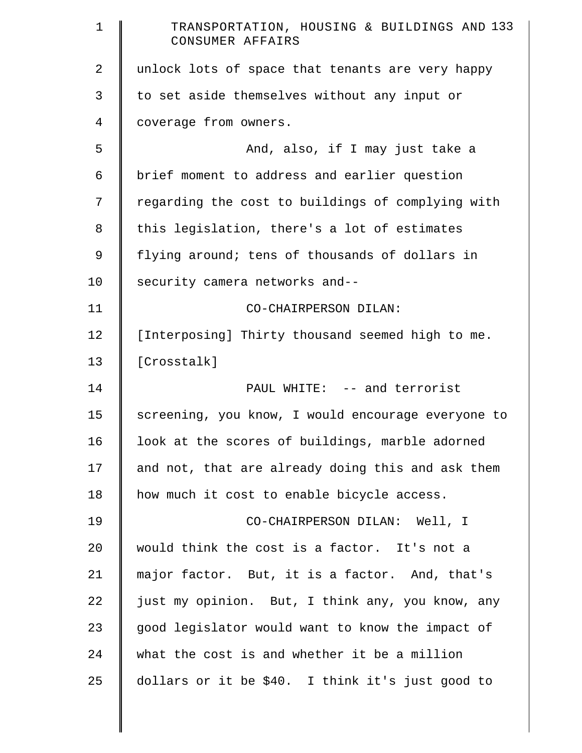unlock lots of space that tenants are very happy to set aside themselves without any input or coverage from owners.

And, also, if I may just take a brief moment to address and earlier question regarding the cost to buildings of complying with this legislation, there's a lot of estimates flying around; tens of thousands of dollars in security camera networks and--

CO-CHAIRPERSON DILAN: [Interposing] Thirty thousand seemed high to me. [Crosstalk]

PAUL WHITE: -- and terrorist screening, you know, I would encourage everyone to look at the scores of buildings, marble adorned and not, that are already doing this and ask them how much it cost to enable bicycle access.

CO-CHAIRPERSON DILAN: Well, I would think the cost is a factor. It's not a major factor. But, it is a factor. And, that's just my opinion. But, I think any, you know, any good legislator would want to know the impact of what the cost is and whether it be a million dollars or it be $40. I think it's just good to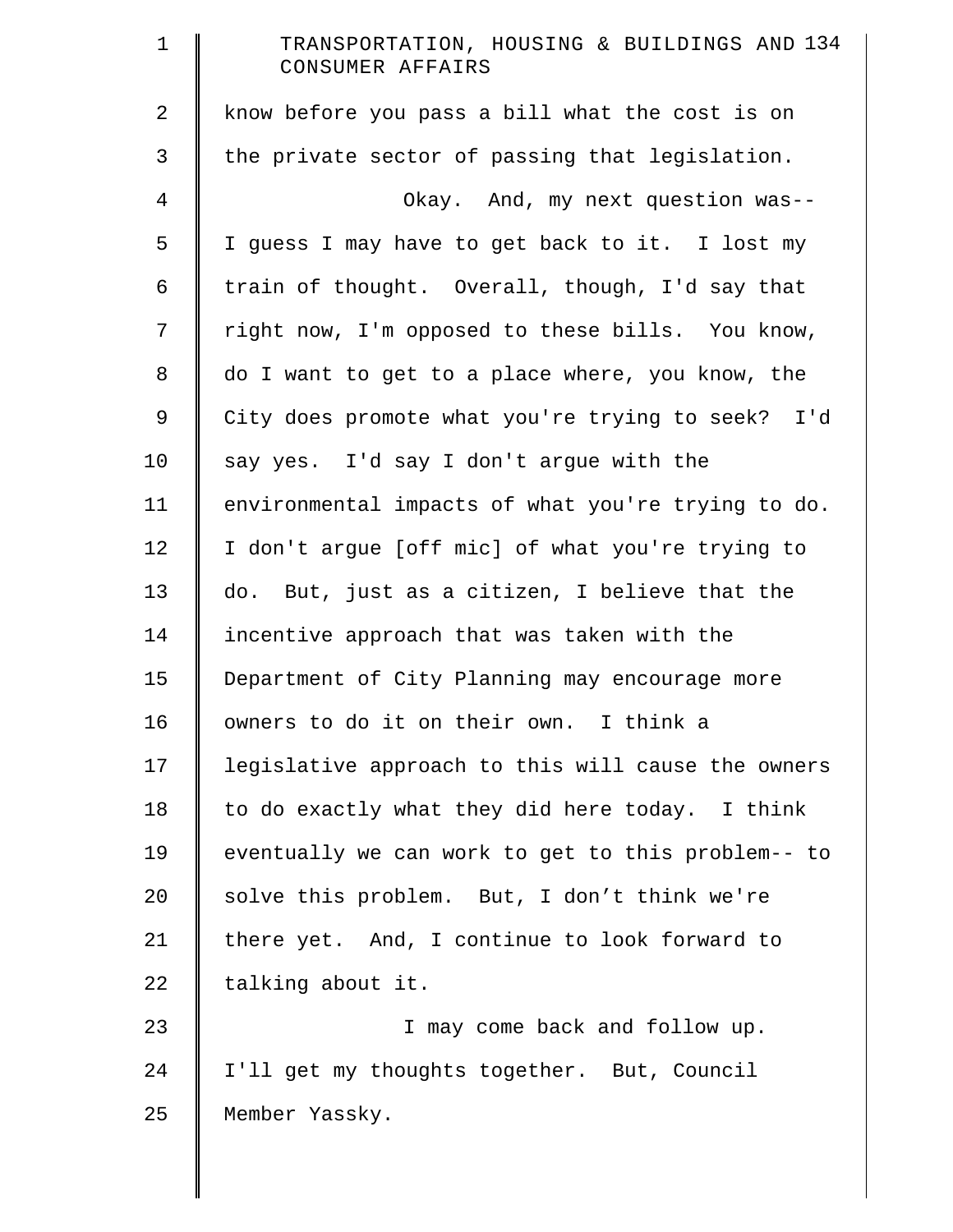know before you pass a bill what the cost is on the private sector of passing that legislation.

Okay. And, my next question was-- I guess I may have to get back to it. I lost my train of thought. Overall, though, I'd say that right now, I'm opposed to these bills. You know, do I want to get to a place where, you know, the City does promote what you're trying to seek? I'd say yes. I'd say I don't argue with the environmental impacts of what you're trying to do. I don't argue [off mic] of what you're trying to do. But, just as a citizen, I believe that the incentive approach that was taken with the Department of City Planning may encourage more owners to do it on their own. I think a legislative approach to this will cause the owners to do exactly what they did here today. I think eventually we can work to get to this problem-- to solve this problem. But, I don't think we're there yet. And, I continue to look forward to talking about it.

I may come back and follow up. I'll get my thoughts together. But, Council Member Yassky.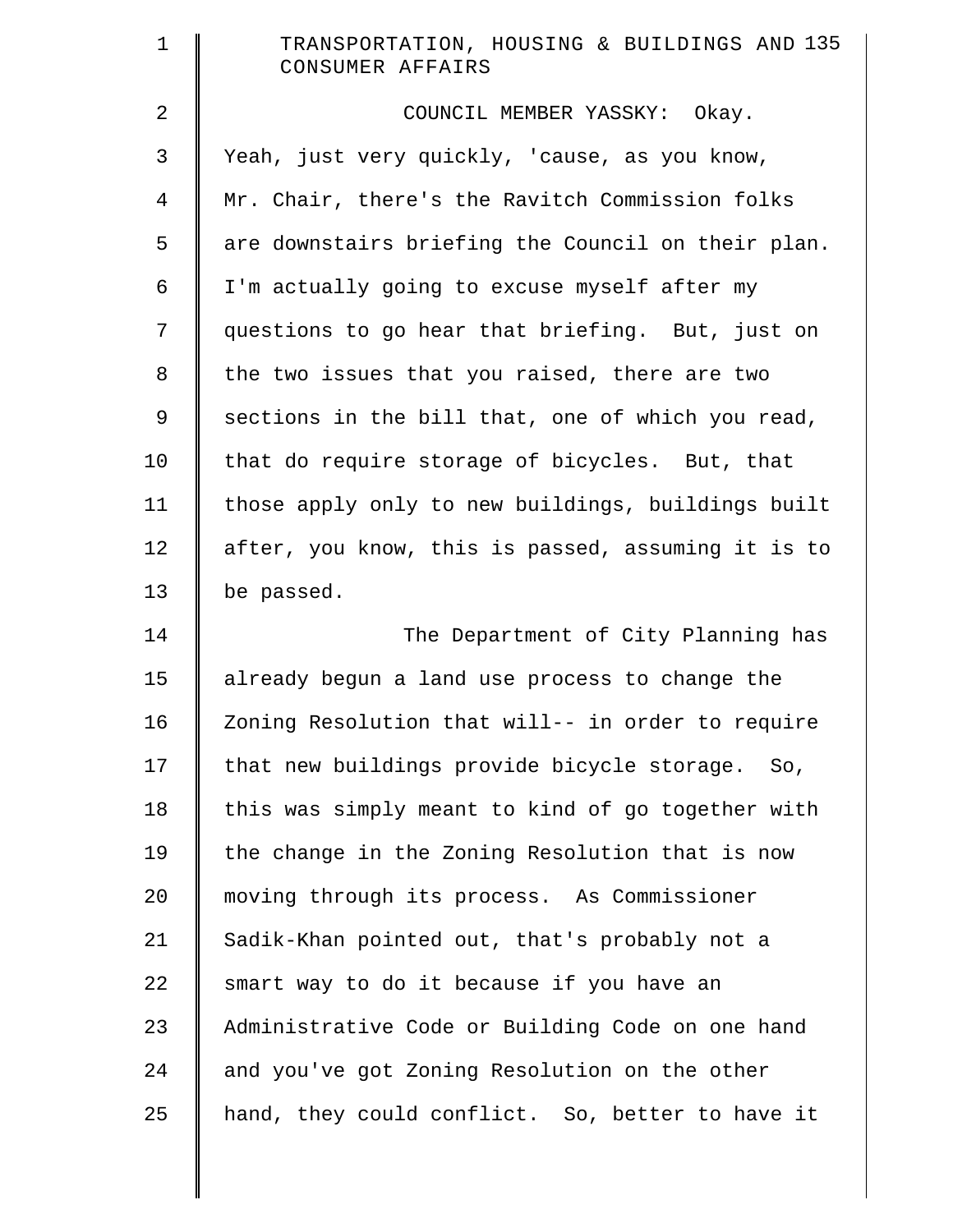COUNCIL MEMBER YASSKY: Okay. Yeah, just very quickly, 'cause, as you know, Mr. Chair, there's the Ravitch Commission folks are downstairs briefing the Council on their plan. I'm actually going to excuse myself after my questions to go hear that briefing. But, just on the two issues that you raised, there are two sections in the bill that, one of which you read, that do require storage of bicycles. But, that those apply only to new buildings, buildings built after, you know, this is passed, assuming it is to be passed.

The Department of City Planning has already begun a land use process to change the Zoning Resolution that will-- in order to require that new buildings provide bicycle storage. So, this was simply meant to kind of go together with the change in the Zoning Resolution that is now moving through its process. As Commissioner Sadik-Khan pointed out, that's probably not a smart way to do it because if you have an Administrative Code or Building Code on one hand and you've got Zoning Resolution on the other hand, they could conflict. So, better to have it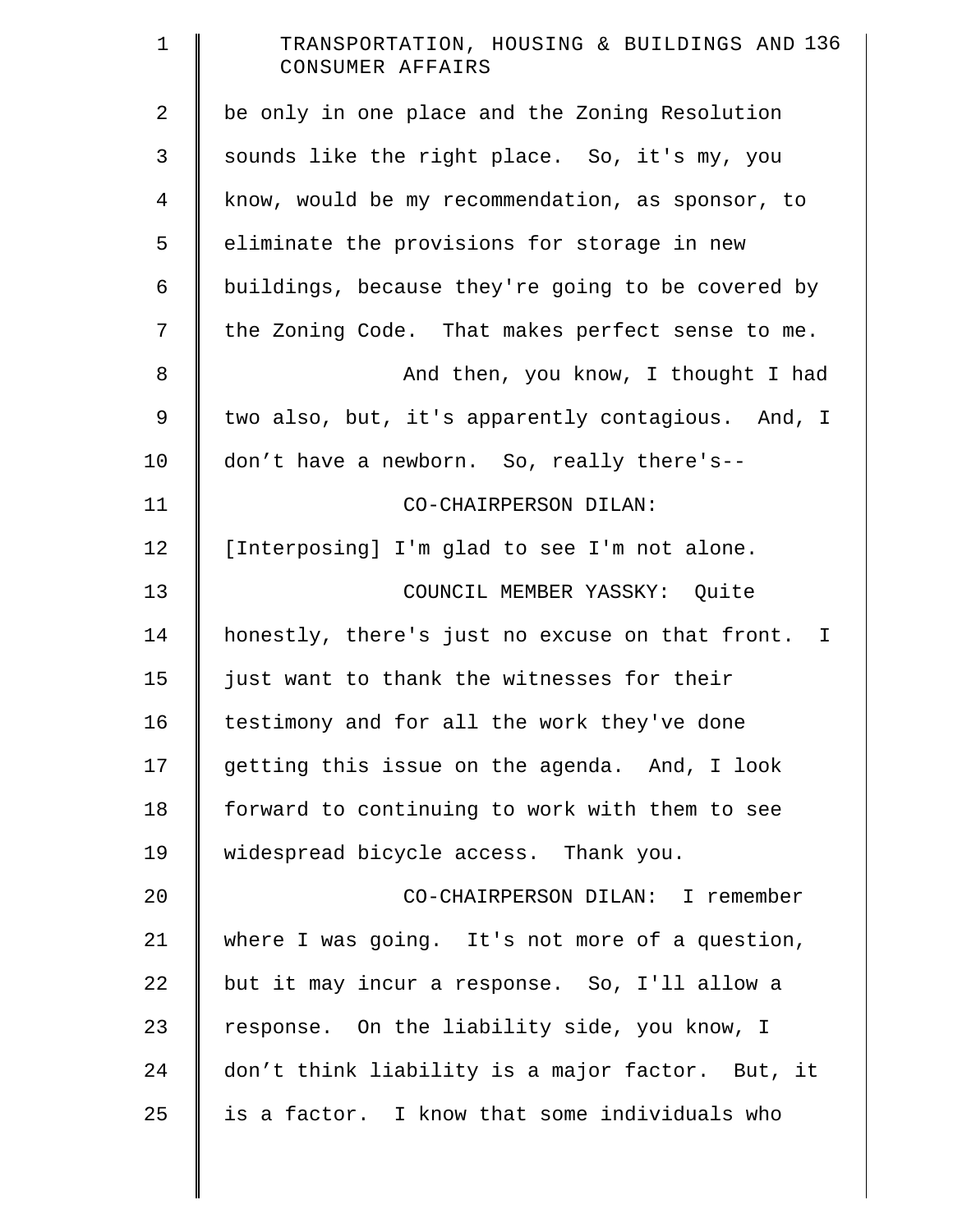be only in one place and the Zoning Resolution sounds like the right place. So, it's my, you know, would be my recommendation, as sponsor, to eliminate the provisions for storage in new buildings, because they're going to be covered by the Zoning Code. That makes perfect sense to me.

And then, you know, I thought I had two also, but, it's apparently contagious. And, I don't have a newborn. So, really there's--

CO-CHAIRPERSON DILAN: [Interposing] I'm glad to see I'm not alone.

COUNCIL MEMBER YASSKY: Quite honestly, there's just no excuse on that front. I just want to thank the witnesses for their testimony and for all the work they've done getting this issue on the agenda. And, I look forward to continuing to work with them to see widespread bicycle access. Thank you.

CO-CHAIRPERSON DILAN: I remember where I was going. It's not more of a question, but it may incur a response. So, I'll allow a response. On the liability side, you know, I don't think liability is a major factor. But, it is a factor. I know that some individuals who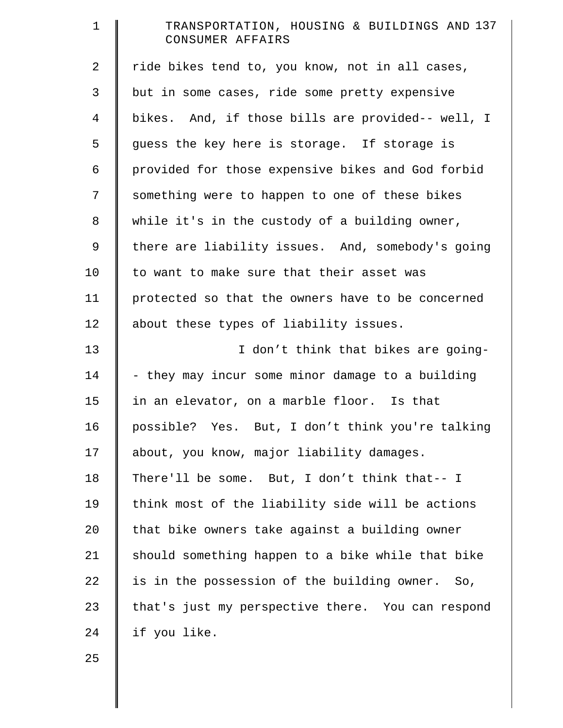ride bikes tend to, you know, not in all cases, but in some cases, ride some pretty expensive bikes. And, if those bills are provided-- well, I guess the key here is storage. If storage is provided for those expensive bikes and God forbid something were to happen to one of these bikes while it's in the custody of a building owner, there are liability issues. And, somebody's going to want to make sure that their asset was protected so that the owners have to be concerned about these types of liability issues.

I don’t think that bikes are going-- they may incur some minor damage to a building in an elevator, on a marble floor. Is that possible? Yes. But, I don’t think you're talking about, you know, major liability damages. There'll be some. But, I don’t think that-- I think most of the liability side will be actions that bike owners take against a building owner should something happen to a bike while that bike is in the possession of the building owner. So, that's just my perspective there. You can respond if you like.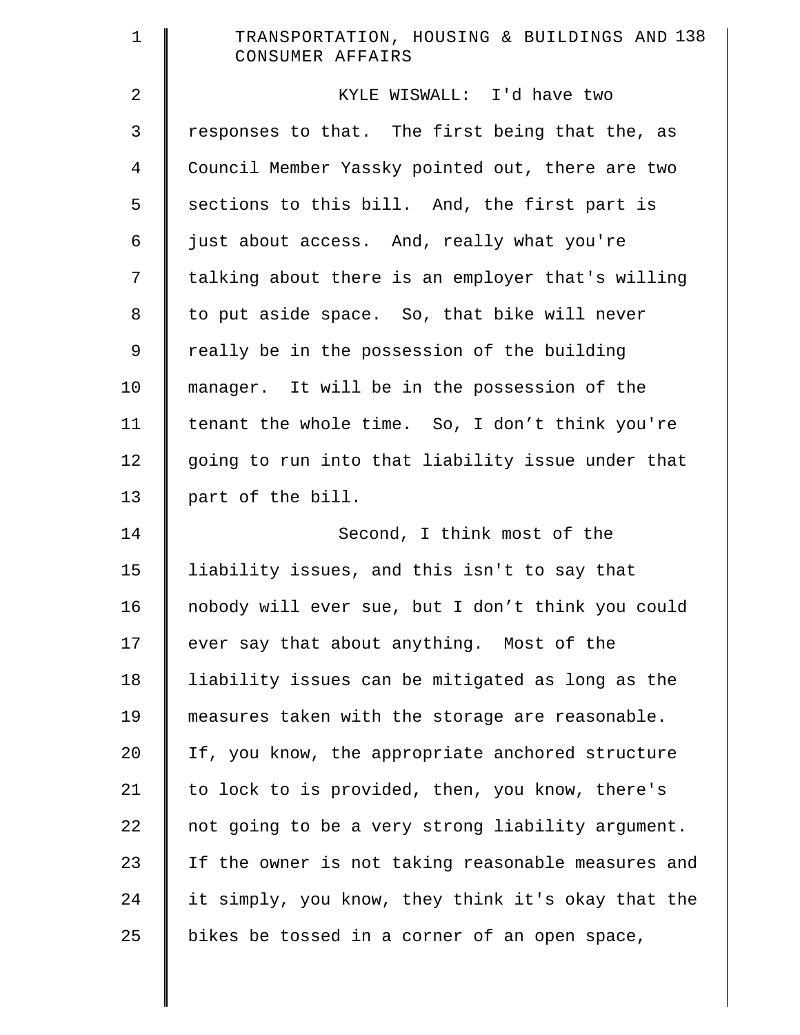KYLE WISWALL: I'd have two responses to that. The first being that the, as Council Member Yassky pointed out, there are two sections to this bill. And, the first part is just about access. And, really what you're talking about there is an employer that's willing to put aside space. So, that bike will never really be in the possession of the building manager. It will be in the possession of the tenant the whole time. So, I don't think you're going to run into that liability issue under that part of the bill.

Second, I think most of the liability issues, and this isn't to say that nobody will ever sue, but I don't think you could ever say that about anything. Most of the liability issues can be mitigated as long as the measures taken with the storage are reasonable. If, you know, the appropriate anchored structure to lock to is provided, then, you know, there's not going to be a very strong liability argument. If the owner is not taking reasonable measures and it simply, you know, they think it's okay that the bikes be tossed in a corner of an open space,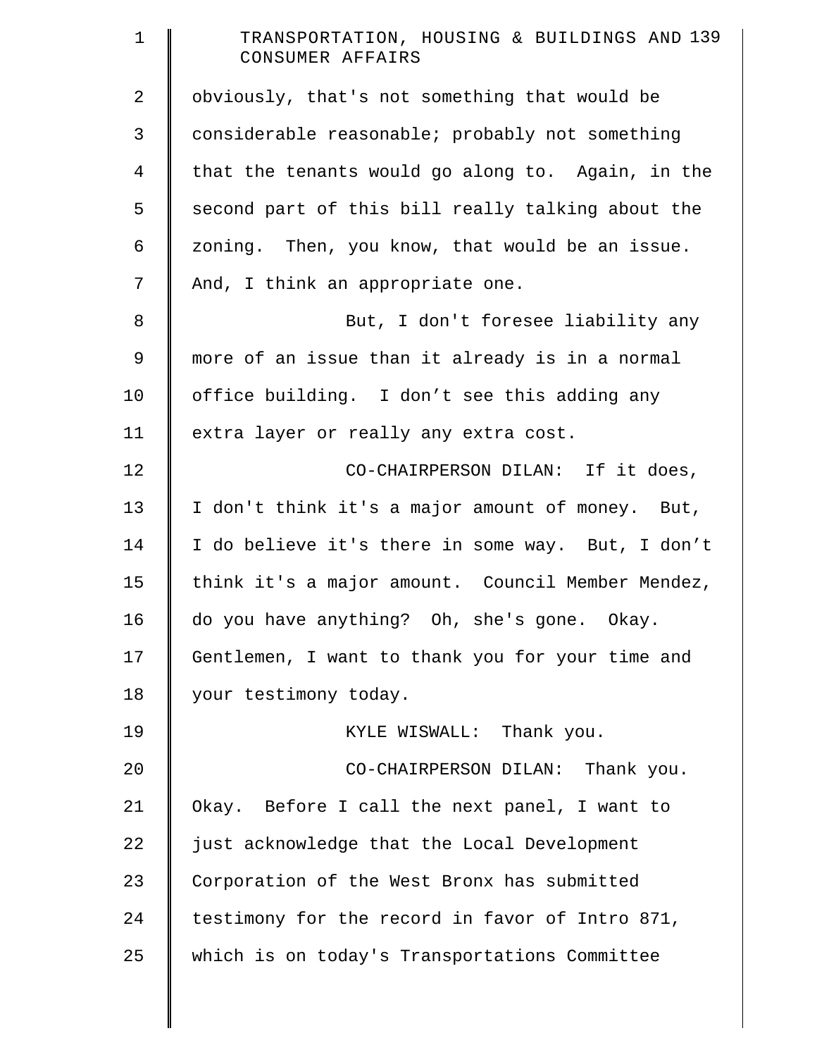obviously, that's not something that would be considerable reasonable; probably not something that the tenants would go along to. Again, in the second part of this bill really talking about the zoning. Then, you know, that would be an issue. And, I think an appropriate one.

But, I don't foresee liability any more of an issue than it already is in a normal office building. I don't see this adding any extra layer or really any extra cost.

CO-CHAIRPERSON DILAN: If it does, I don't think it's a major amount of money. But, I do believe it's there in some way. But, I don't think it's a major amount. Council Member Mendez, do you have anything? Oh, she's gone. Okay. Gentlemen, I want to thank you for your time and your testimony today.

KYLE WISWALL: Thank you.

CO-CHAIRPERSON DILAN: Thank you. Okay. Before I call the next panel, I want to just acknowledge that the Local Development Corporation of the West Bronx has submitted testimony for the record in favor of Intro 871, which is on today's Transportations Committee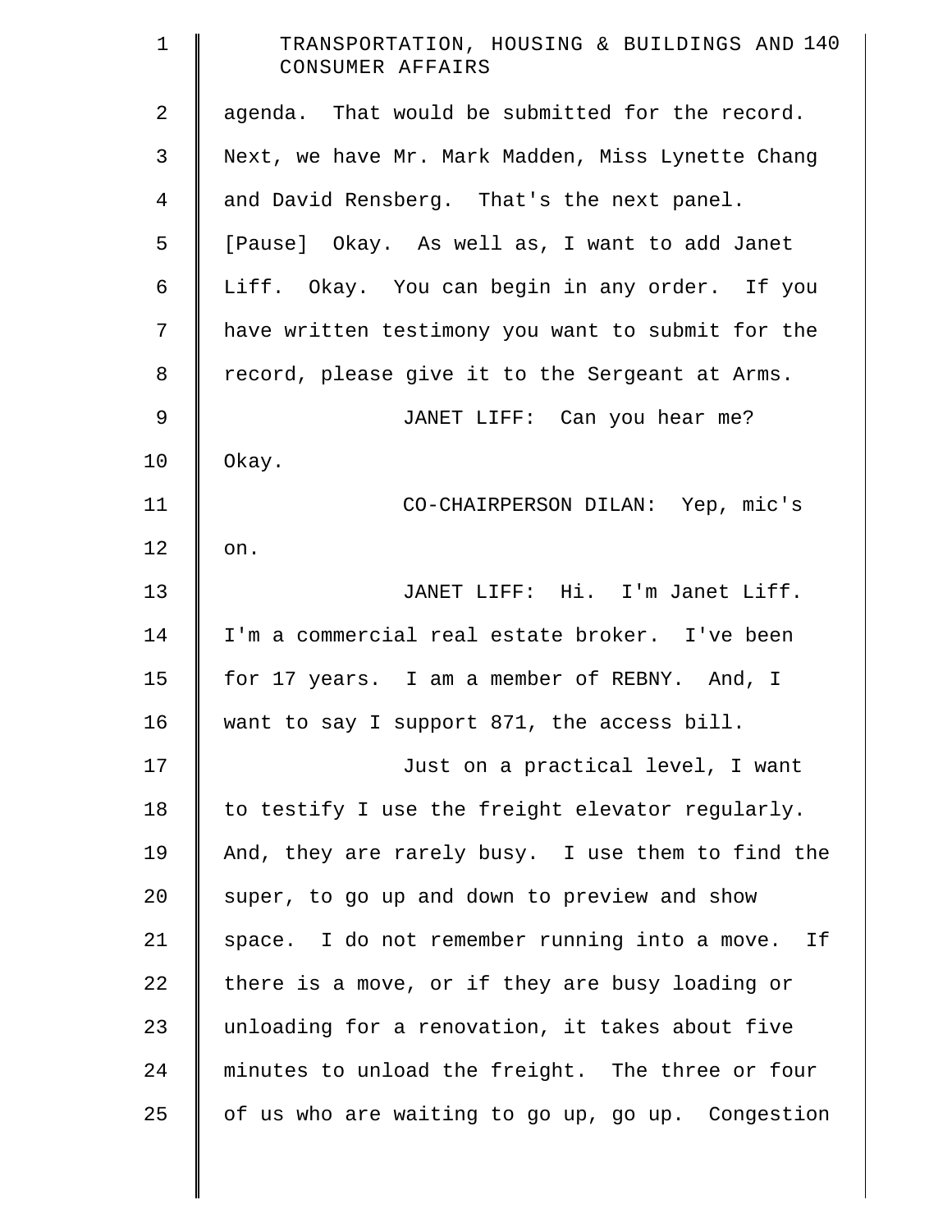agenda. That would be submitted for the record. Next, we have Mr. Mark Madden, Miss Lynette Chang and David Rensberg. That's the next panel. [Pause] Okay. As well as, I want to add Janet Liff. Okay. You can begin in any order. If you have written testimony you want to submit for the record, please give it to the Sergeant at Arms.

JANET LIFF: Can you hear me? Okay.

CO-CHAIRPERSON DILAN: Yep, mic's on.

JANET LIFF: Hi. I'm Janet Liff. I'm a commercial real estate broker. I've been for 17 years. I am a member of REBNY. And, I want to say I support 871, the access bill.

Just on a practical level, I want to testify I use the freight elevator regularly. And, they are rarely busy. I use them to find the super, to go up and down to preview and show space. I do not remember running into a move. If there is a move, or if they are busy loading or unloading for a renovation, it takes about five minutes to unload the freight. The three or four of us who are waiting to go up, go up. Congestion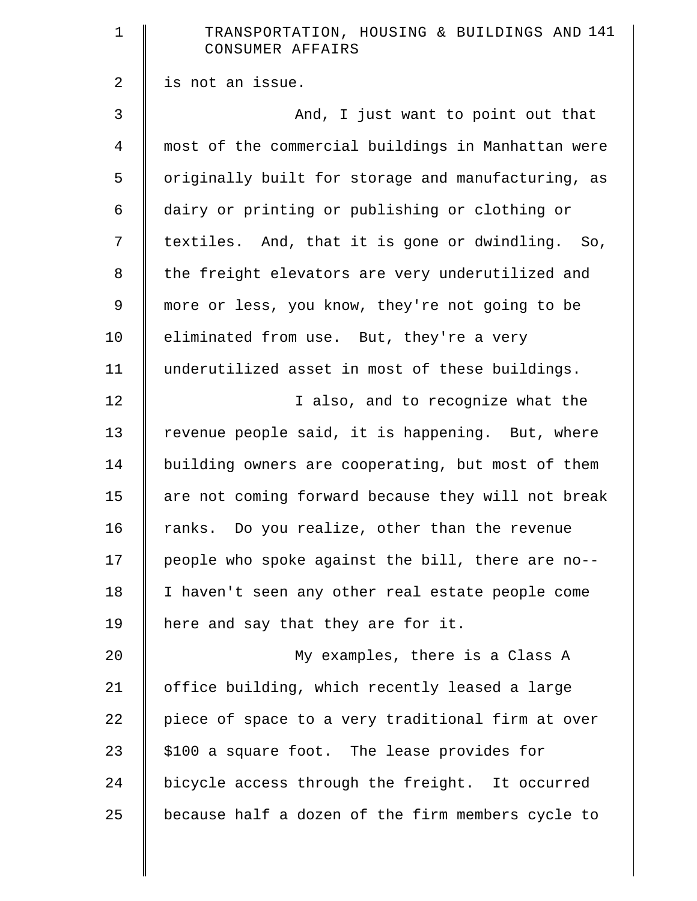is not an issue.

And, I just want to point out that most of the commercial buildings in Manhattan were originally built for storage and manufacturing, as dairy or printing or publishing or clothing or textiles. And, that it is gone or dwindling. So, the freight elevators are very underutilized and more or less, you know, they're not going to be eliminated from use. But, they're a very underutilized asset in most of these buildings.

I also, and to recognize what the revenue people said, it is happening. But, where building owners are cooperating, but most of them are not coming forward because they will not break ranks. Do you realize, other than the revenue people who spoke against the bill, there are no-- I haven't seen any other real estate people come here and say that they are for it.

My examples, there is a Class A office building, which recently leased a large piece of space to a very traditional firm at over $100 a square foot. The lease provides for bicycle access through the freight. It occurred because half a dozen of the firm members cycle to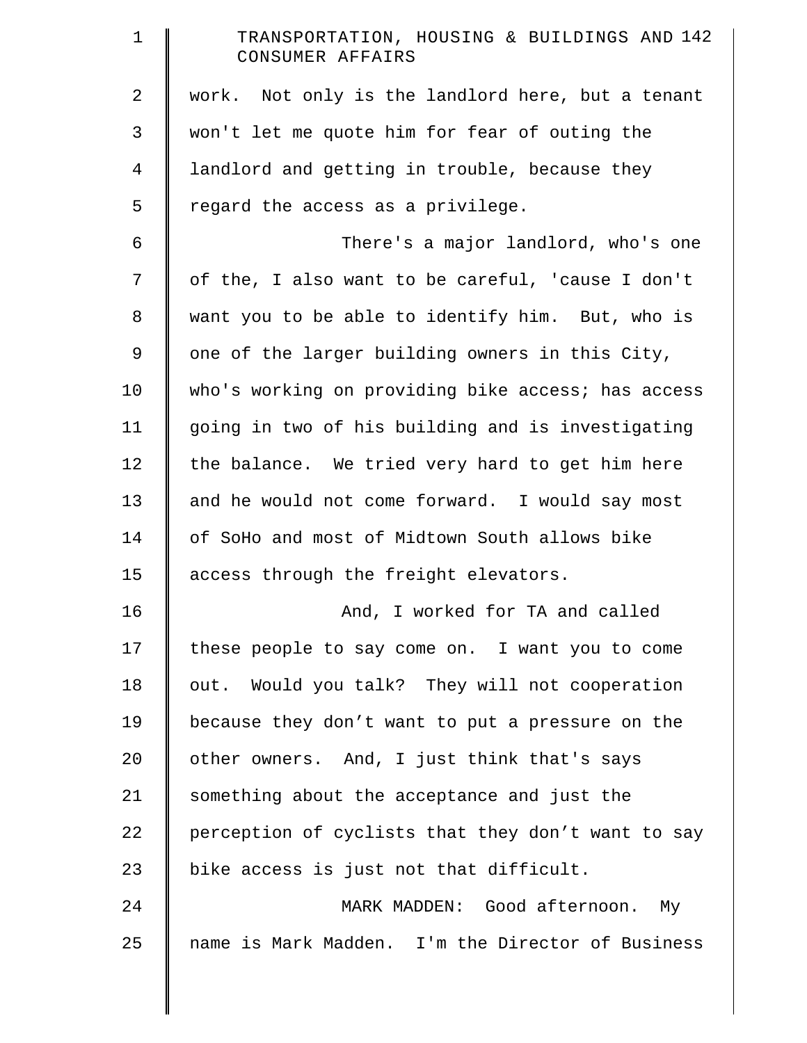work. Not only is the landlord here, but a tenant won't let me quote him for fear of outing the landlord and getting in trouble, because they regard the access as a privilege.

There's a major landlord, who's one of the, I also want to be careful, 'cause I don't want you to be able to identify him. But, who is one of the larger building owners in this City, who's working on providing bike access; has access going in two of his building and is investigating the balance. We tried very hard to get him here and he would not come forward. I would say most of SoHo and most of Midtown South allows bike access through the freight elevators.

And, I worked for TA and called these people to say come on. I want you to come out. Would you talk? They will not cooperation because they don't want to put a pressure on the other owners. And, I just think that's says something about the acceptance and just the perception of cyclists that they don't want to say bike access is just not that difficult.

MARK MADDEN: Good afternoon. My name is Mark Madden. I'm the Director of Business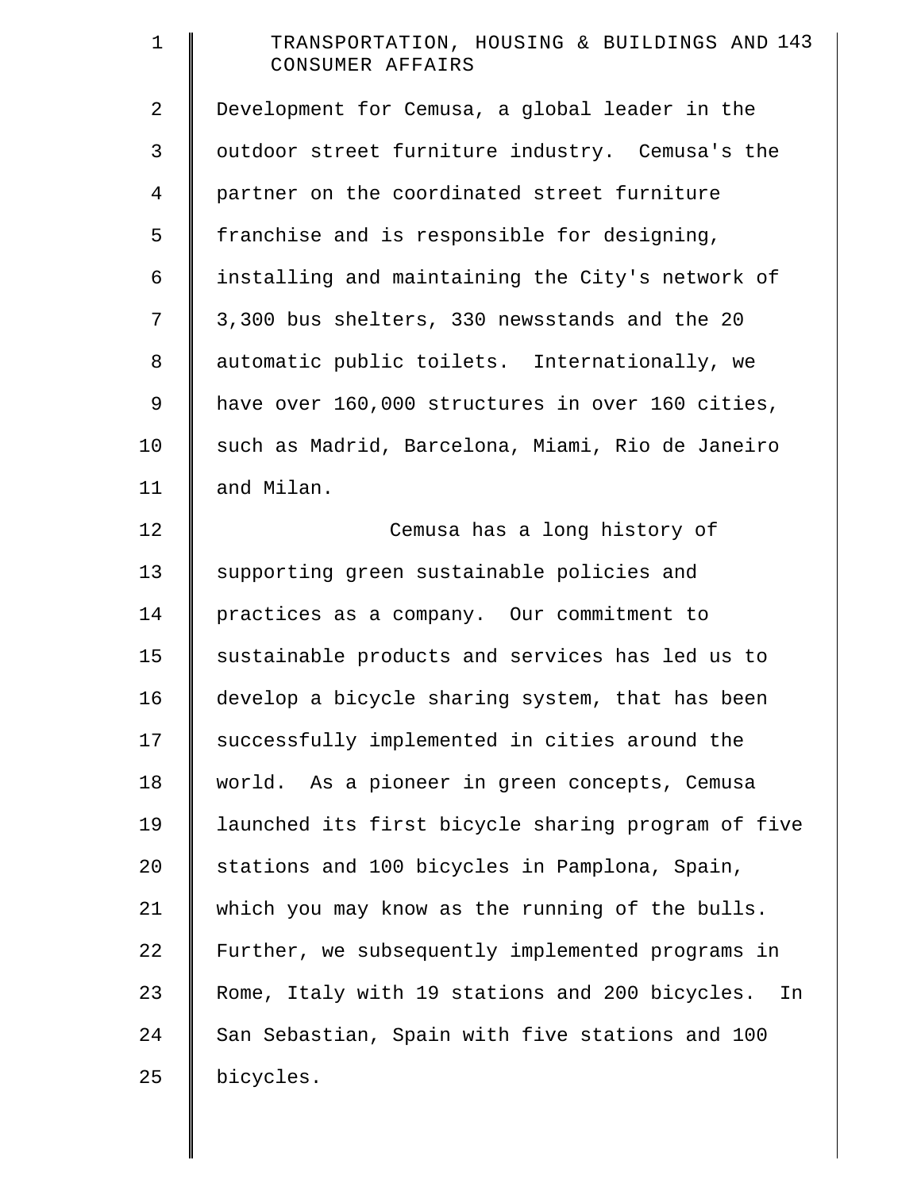Development for Cemusa, a global leader in the outdoor street furniture industry. Cemusa's the partner on the coordinated street furniture franchise and is responsible for designing, installing and maintaining the City's network of 3,300 bus shelters, 330 newsstands and the 20 automatic public toilets. Internationally, we have over 160,000 structures in over 160 cities, such as Madrid, Barcelona, Miami, Rio de Janeiro and Milan.

Cemusa has a long history of supporting green sustainable policies and practices as a company. Our commitment to sustainable products and services has led us to develop a bicycle sharing system, that has been successfully implemented in cities around the world. As a pioneer in green concepts, Cemusa launched its first bicycle sharing program of five stations and 100 bicycles in Pamplona, Spain, which you may know as the running of the bulls. Further, we subsequently implemented programs in Rome, Italy with 19 stations and 200 bicycles. In San Sebastian, Spain with five stations and 100 bicycles.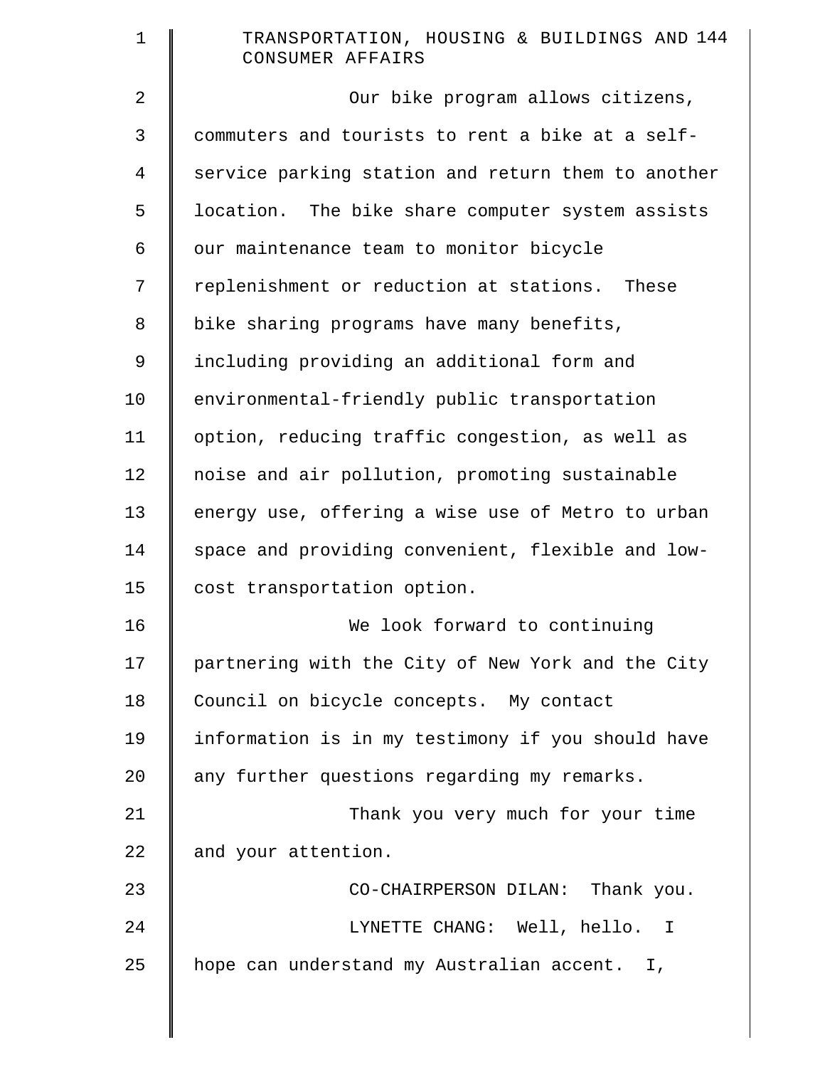Our bike program allows citizens, commuters and tourists to rent a bike at a self-service parking station and return them to another location. The bike share computer system assists our maintenance team to monitor bicycle replenishment or reduction at stations. These bike sharing programs have many benefits, including providing an additional form and environmental-friendly public transportation option, reducing traffic congestion, as well as noise and air pollution, promoting sustainable energy use, offering a wise use of Metro to urban space and providing convenient, flexible and low-cost transportation option.

We look forward to continuing partnering with the City of New York and the City Council on bicycle concepts. My contact information is in my testimony if you should have any further questions regarding my remarks.

Thank you very much for your time and your attention.

CO-CHAIRPERSON DILAN: Thank you.

LYNETTE CHANG: Well, hello. I hope can understand my Australian accent. I,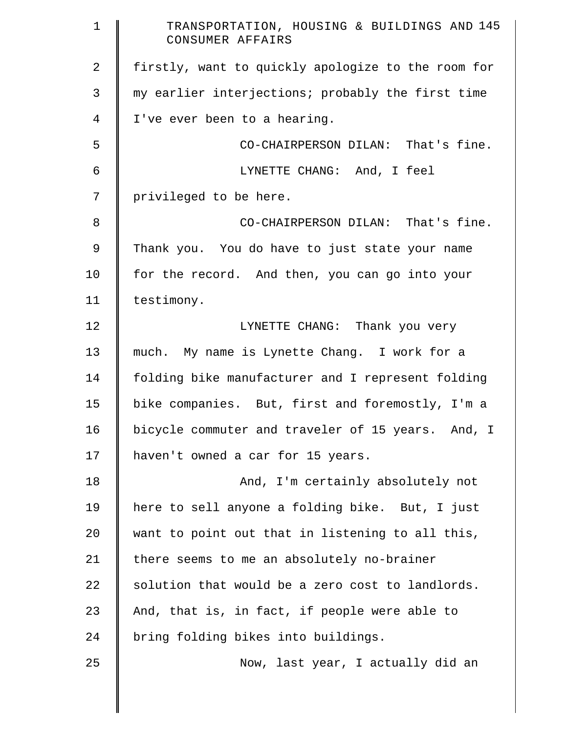firstly, want to quickly apologize to the room for my earlier interjections; probably the first time I've ever been to a hearing.

CO-CHAIRPERSON DILAN: That's fine.

LYNETTE CHANG: And, I feel privileged to be here.

CO-CHAIRPERSON DILAN: That's fine. Thank you. You do have to just state your name for the record. And then, you can go into your testimony.

LYNETTE CHANG: Thank you very much. My name is Lynette Chang. I work for a folding bike manufacturer and I represent folding bike companies. But, first and foremostly, I'm a bicycle commuter and traveler of 15 years. And, I haven't owned a car for 15 years.

And, I'm certainly absolutely not here to sell anyone a folding bike. But, I just want to point out that in listening to all this, there seems to me an absolutely no-brainer solution that would be a zero cost to landlords. And, that is, in fact, if people were able to bring folding bikes into buildings.

Now, last year, I actually did an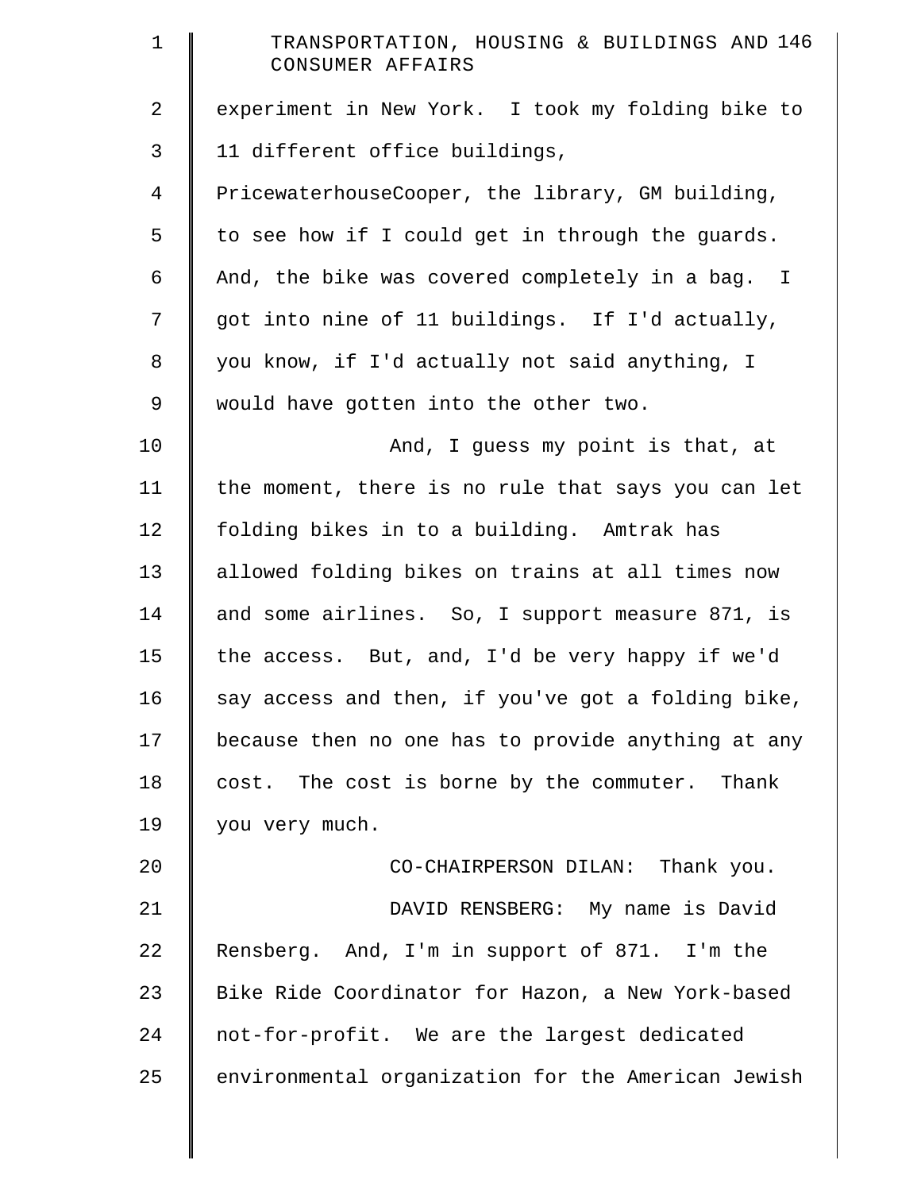experiment in New York. I took my folding bike to 11 different office buildings, PricewaterhouseCooper, the library, GM building, to see how if I could get in through the guards. And, the bike was covered completely in a bag. I got into nine of 11 buildings. If I'd actually, you know, if I'd actually not said anything, I would have gotten into the other two.

And, I guess my point is that, at the moment, there is no rule that says you can let folding bikes in to a building. Amtrak has allowed folding bikes on trains at all times now and some airlines. So, I support measure 871, is the access. But, and, I'd be very happy if we'd say access and then, if you've got a folding bike, because then no one has to provide anything at any cost. The cost is borne by the commuter. Thank you very much.

CO-CHAIRPERSON DILAN: Thank you.

DAVID RENSBERG: My name is David Rensberg. And, I'm in support of 871. I'm the Bike Ride Coordinator for Hazon, a New York-based not-for-profit. We are the largest dedicated environmental organization for the American Jewish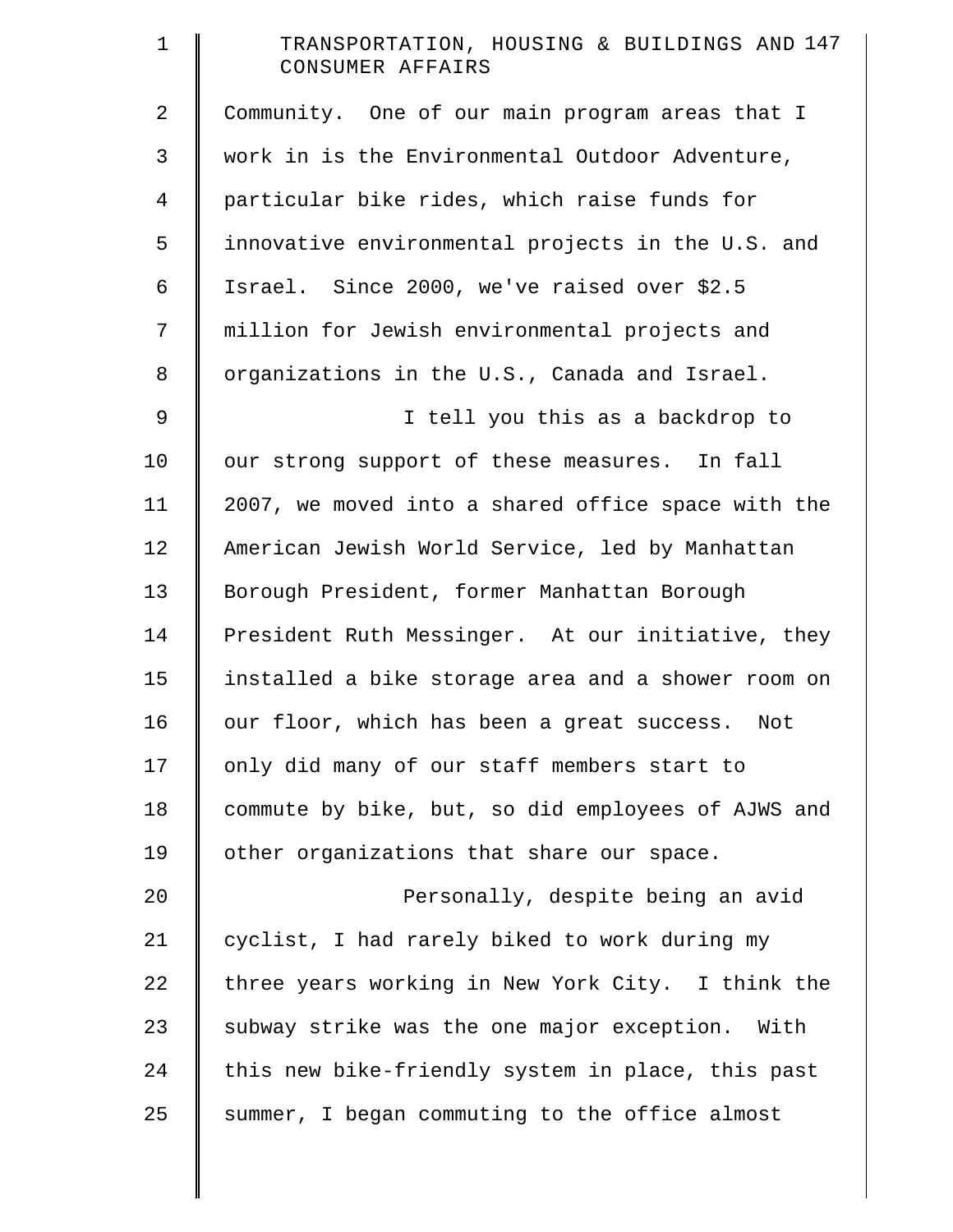Community. One of our main program areas that I work in is the Environmental Outdoor Adventure, particular bike rides, which raise funds for innovative environmental projects in the U.S. and Israel. Since 2000, we've raised over $2.5 million for Jewish environmental projects and organizations in the U.S., Canada and Israel.

I tell you this as a backdrop to our strong support of these measures. In fall 2007, we moved into a shared office space with the American Jewish World Service, led by Manhattan Borough President, former Manhattan Borough President Ruth Messinger. At our initiative, they installed a bike storage area and a shower room on our floor, which has been a great success. Not only did many of our staff members start to commute by bike, but, so did employees of AJWS and other organizations that share our space.

Personally, despite being an avid cyclist, I had rarely biked to work during my three years working in New York City. I think the subway strike was the one major exception. With this new bike-friendly system in place, this past summer, I began commuting to the office almost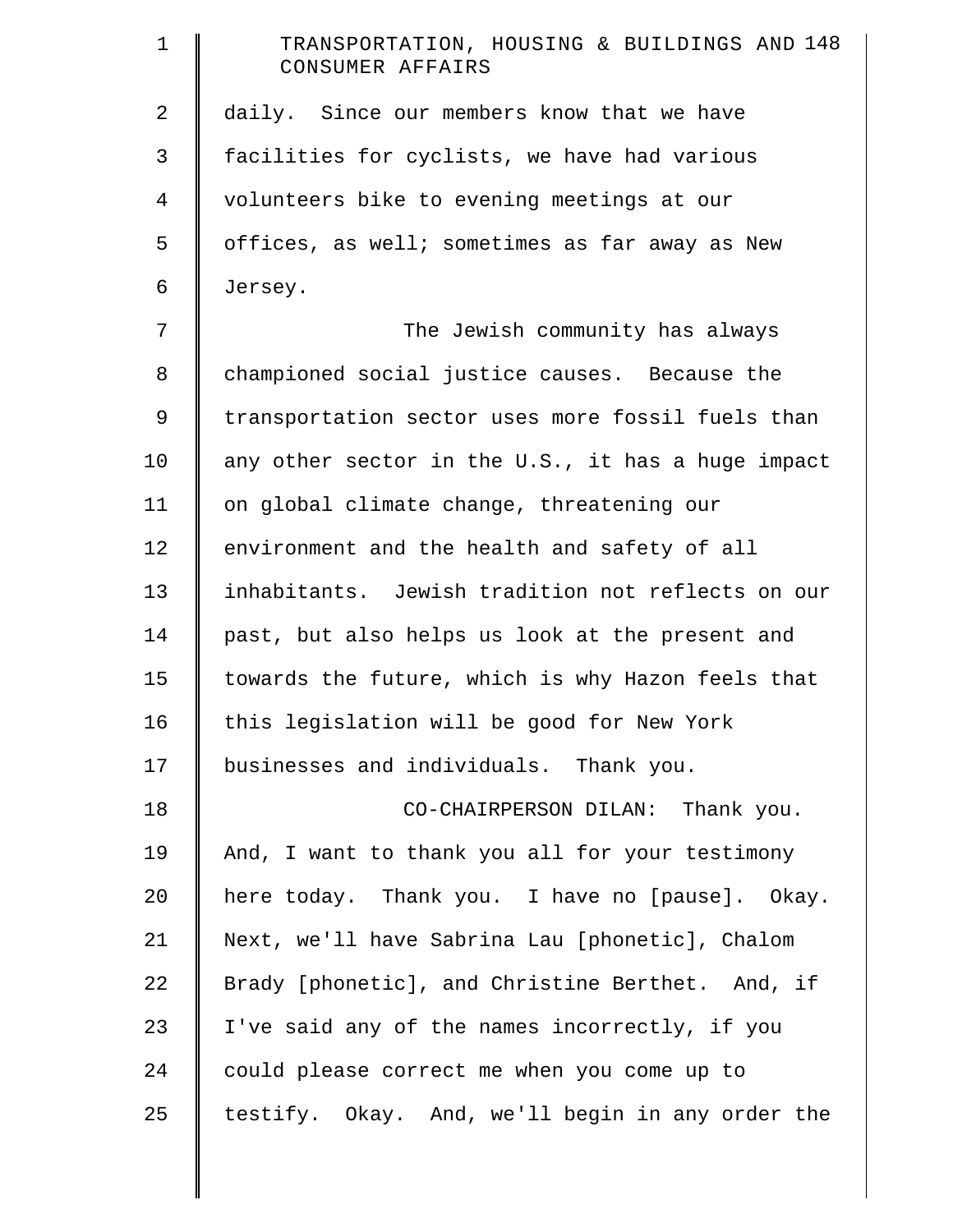daily. Since our members know that we have facilities for cyclists, we have had various volunteers bike to evening meetings at our offices, as well; sometimes as far away as New Jersey.

The Jewish community has always championed social justice causes. Because the transportation sector uses more fossil fuels than any other sector in the U.S., it has a huge impact on global climate change, threatening our environment and the health and safety of all inhabitants. Jewish tradition not reflects on our past, but also helps us look at the present and towards the future, which is why Hazon feels that this legislation will be good for New York businesses and individuals. Thank you.

CO-CHAIRPERSON DILAN: Thank you. And, I want to thank you all for your testimony here today. Thank you. I have no [pause]. Okay. Next, we'll have Sabrina Lau [phonetic], Chalom Brady [phonetic], and Christine Berthet. And, if I've said any of the names incorrectly, if you could please correct me when you come up to testify. Okay. And, we'll begin in any order the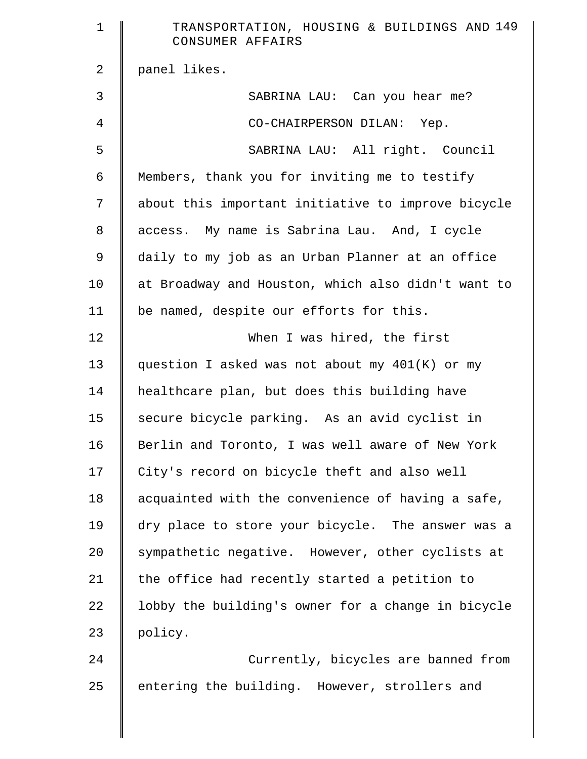panel likes.

SABRINA LAU: Can you hear me?

CO-CHAIRPERSON DILAN: Yep.

SABRINA LAU: All right. Council Members, thank you for inviting me to testify about this important initiative to improve bicycle access. My name is Sabrina Lau. And, I cycle daily to my job as an Urban Planner at an office at Broadway and Houston, which also didn't want to be named, despite our efforts for this.

When I was hired, the first question I asked was not about my 401(K) or my healthcare plan, but does this building have secure bicycle parking. As an avid cyclist in Berlin and Toronto, I was well aware of New York City's record on bicycle theft and also well acquainted with the convenience of having a safe, dry place to store your bicycle. The answer was a sympathetic negative. However, other cyclists at the office had recently started a petition to lobby the building's owner for a change in bicycle policy.

Currently, bicycles are banned from entering the building. However, strollers and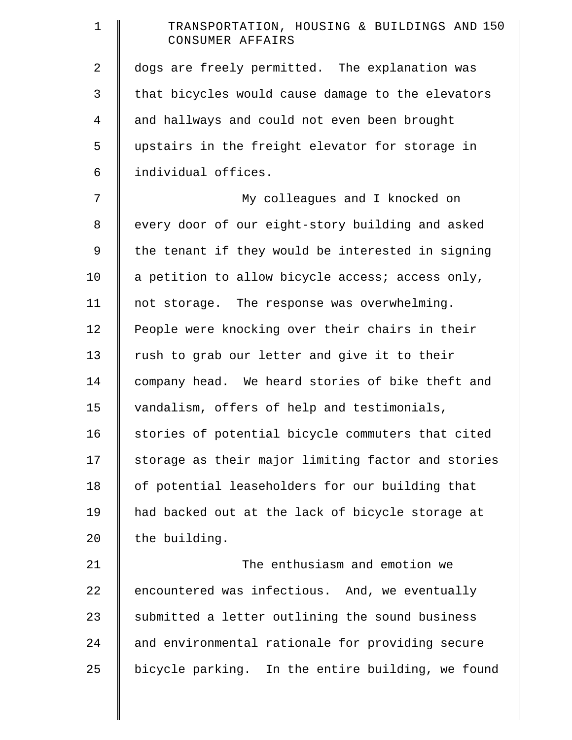dogs are freely permitted. The explanation was that bicycles would cause damage to the elevators and hallways and could not even been brought upstairs in the freight elevator for storage in individual offices.

My colleagues and I knocked on every door of our eight-story building and asked the tenant if they would be interested in signing a petition to allow bicycle access; access only, not storage. The response was overwhelming. People were knocking over their chairs in their rush to grab our letter and give it to their company head. We heard stories of bike theft and vandalism, offers of help and testimonials, stories of potential bicycle commuters that cited storage as their major limiting factor and stories of potential leaseholders for our building that had backed out at the lack of bicycle storage at the building.

The enthusiasm and emotion we encountered was infectious. And, we eventually submitted a letter outlining the sound business and environmental rationale for providing secure bicycle parking. In the entire building, we found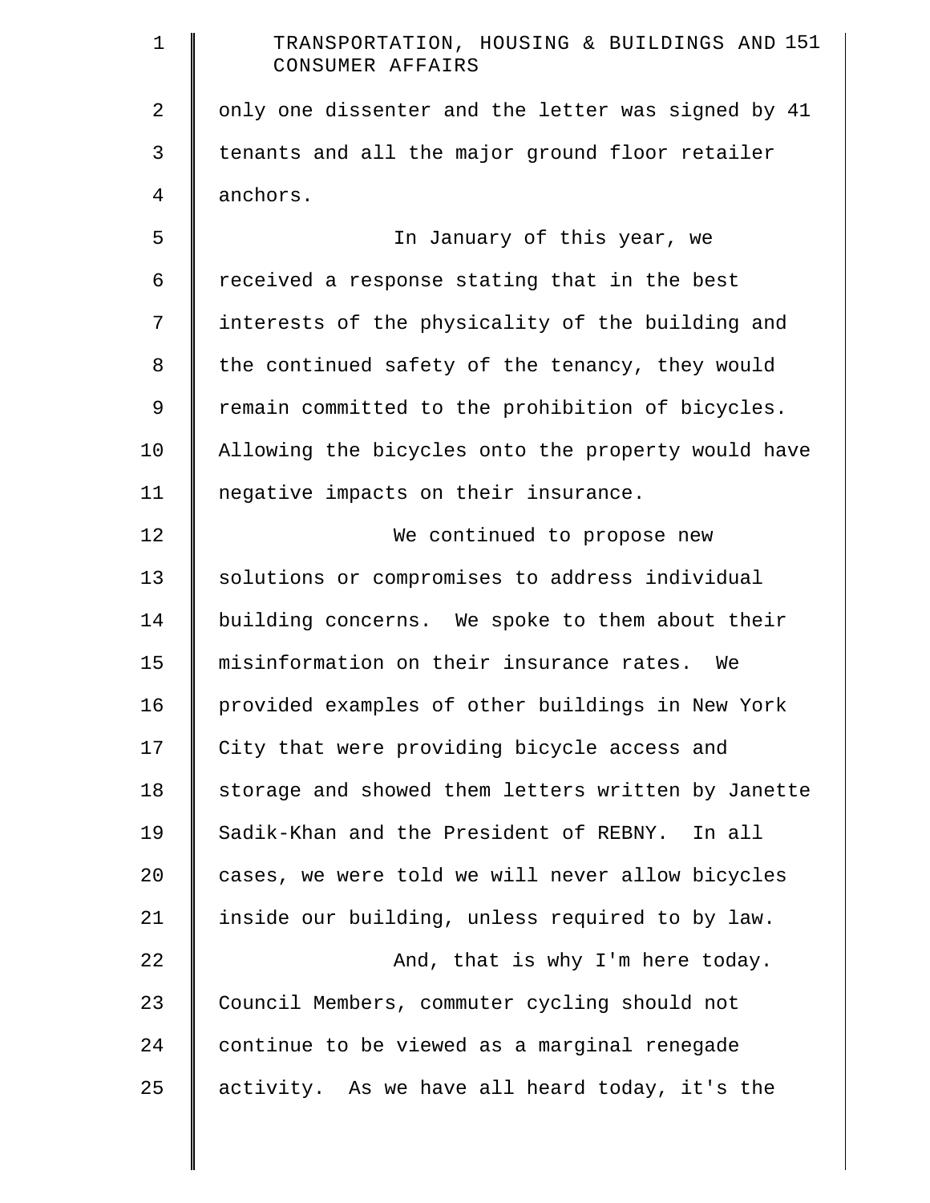only one dissenter and the letter was signed by 41 tenants and all the major ground floor retailer anchors.

In January of this year, we received a response stating that in the best interests of the physicality of the building and the continued safety of the tenancy, they would remain committed to the prohibition of bicycles. Allowing the bicycles onto the property would have negative impacts on their insurance.

We continued to propose new solutions or compromises to address individual building concerns. We spoke to them about their misinformation on their insurance rates. We provided examples of other buildings in New York City that were providing bicycle access and storage and showed them letters written by Janette Sadik-Khan and the President of REBNY. In all cases, we were told we will never allow bicycles inside our building, unless required to by law.

And, that is why I'm here today. Council Members, commuter cycling should not continue to be viewed as a marginal renegade activity. As we have all heard today, it's the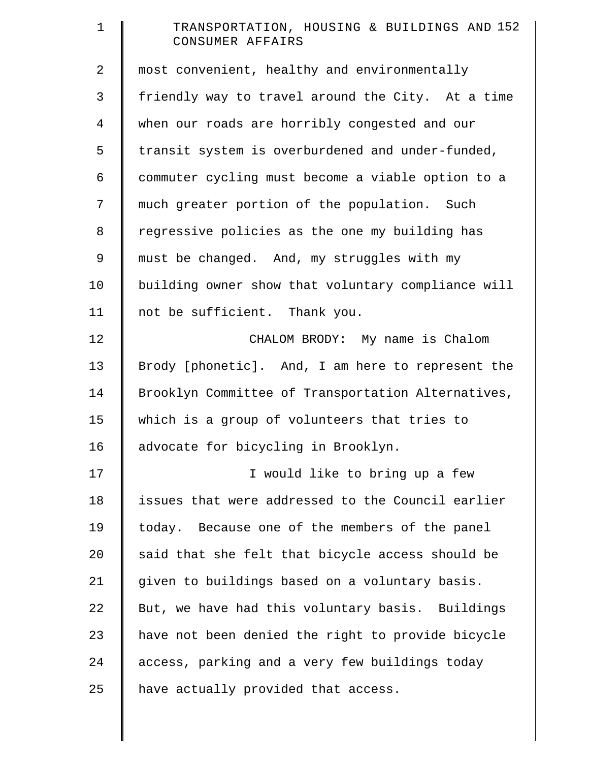most convenient, healthy and environmentally friendly way to travel around the City. At a time when our roads are horribly congested and our transit system is overburdened and under-funded, commuter cycling must become a viable option to a much greater portion of the population. Such regressive policies as the one my building has must be changed. And, my struggles with my building owner show that voluntary compliance will not be sufficient. Thank you.

CHALOM BRODY: My name is Chalom Brody [phonetic]. And, I am here to represent the Brooklyn Committee of Transportation Alternatives, which is a group of volunteers that tries to advocate for bicycling in Brooklyn.

I would like to bring up a few issues that were addressed to the Council earlier today. Because one of the members of the panel said that she felt that bicycle access should be given to buildings based on a voluntary basis. But, we have had this voluntary basis. Buildings have not been denied the right to provide bicycle access, parking and a very few buildings today have actually provided that access.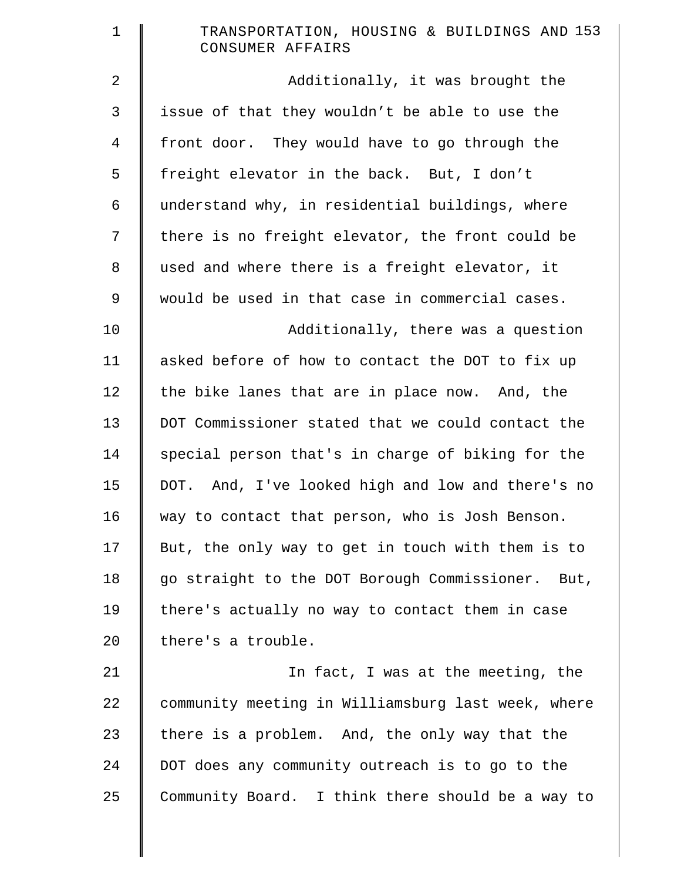Additionally, it was brought the issue of that they wouldn’t be able to use the front door. They would have to go through the freight elevator in the back. But, I don’t understand why, in residential buildings, where there is no freight elevator, the front could be used and where there is a freight elevator, it would be used in that case in commercial cases.

Additionally, there was a question asked before of how to contact the DOT to fix up the bike lanes that are in place now. And, the DOT Commissioner stated that we could contact the special person that's in charge of biking for the DOT. And, I've looked high and low and there's no way to contact that person, who is Josh Benson. But, the only way to get in touch with them is to go straight to the DOT Borough Commissioner. But, there's actually no way to contact them in case there's a trouble.

In fact, I was at the meeting, the community meeting in Williamsburg last week, where there is a problem. And, the only way that the DOT does any community outreach is to go to the Community Board. I think there should be a way to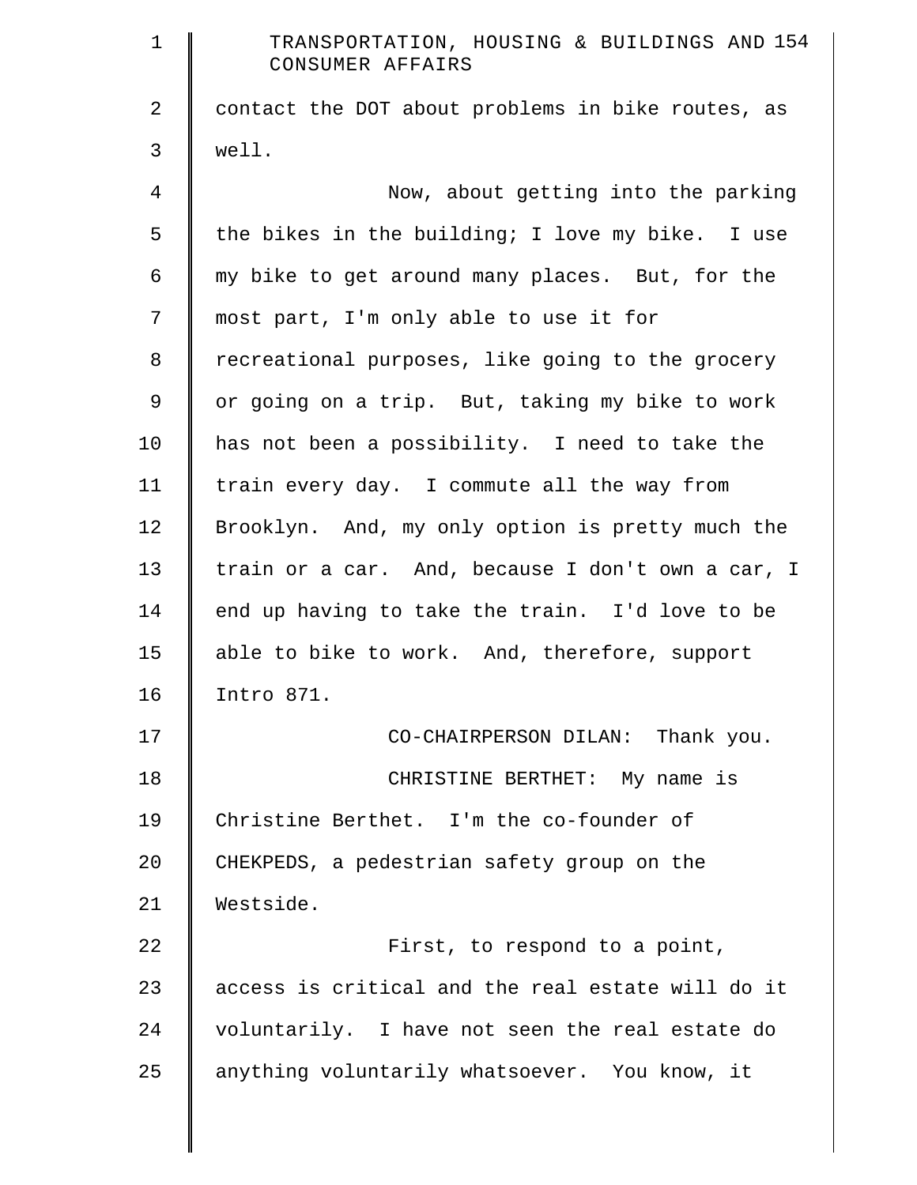contact the DOT about problems in bike routes, as well.

Now, about getting into the parking the bikes in the building; I love my bike. I use my bike to get around many places. But, for the most part, I'm only able to use it for recreational purposes, like going to the grocery or going on a trip. But, taking my bike to work has not been a possibility. I need to take the train every day. I commute all the way from Brooklyn. And, my only option is pretty much the train or a car. And, because I don't own a car, I end up having to take the train. I'd love to be able to bike to work. And, therefore, support Intro 871.

CO-CHAIRPERSON DILAN: Thank you.

CHRISTINE BERTHET: My name is Christine Berthet. I'm the co-founder of CHEKPEDS, a pedestrian safety group on the Westside.

First, to respond to a point, access is critical and the real estate will do it voluntarily. I have not seen the real estate do anything voluntarily whatsoever. You know, it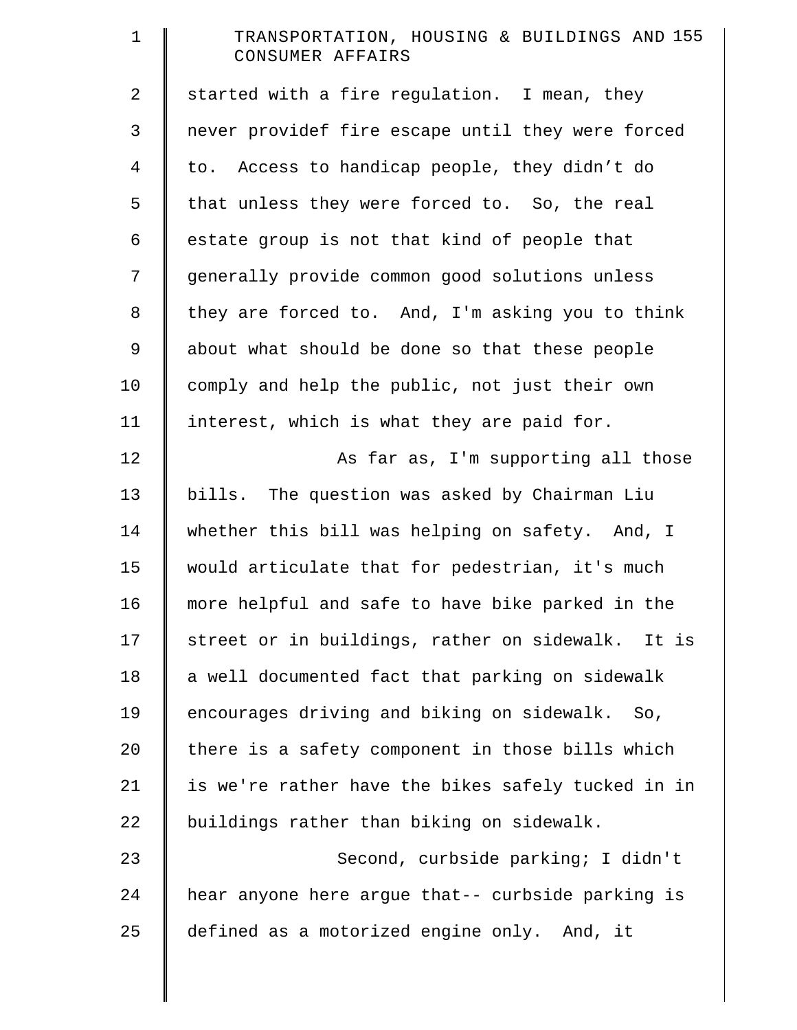started with a fire regulation. I mean, they never providef fire escape until they were forced to. Access to handicap people, they didn't do that unless they were forced to. So, the real estate group is not that kind of people that generally provide common good solutions unless they are forced to. And, I'm asking you to think about what should be done so that these people comply and help the public, not just their own interest, which is what they are paid for.

As far as, I'm supporting all those bills. The question was asked by Chairman Liu whether this bill was helping on safety. And, I would articulate that for pedestrian, it's much more helpful and safe to have bike parked in the street or in buildings, rather on sidewalk. It is a well documented fact that parking on sidewalk encourages driving and biking on sidewalk. So, there is a safety component in those bills which is we're rather have the bikes safely tucked in in buildings rather than biking on sidewalk.

Second, curbside parking; I didn't hear anyone here argue that-- curbside parking is defined as a motorized engine only. And, it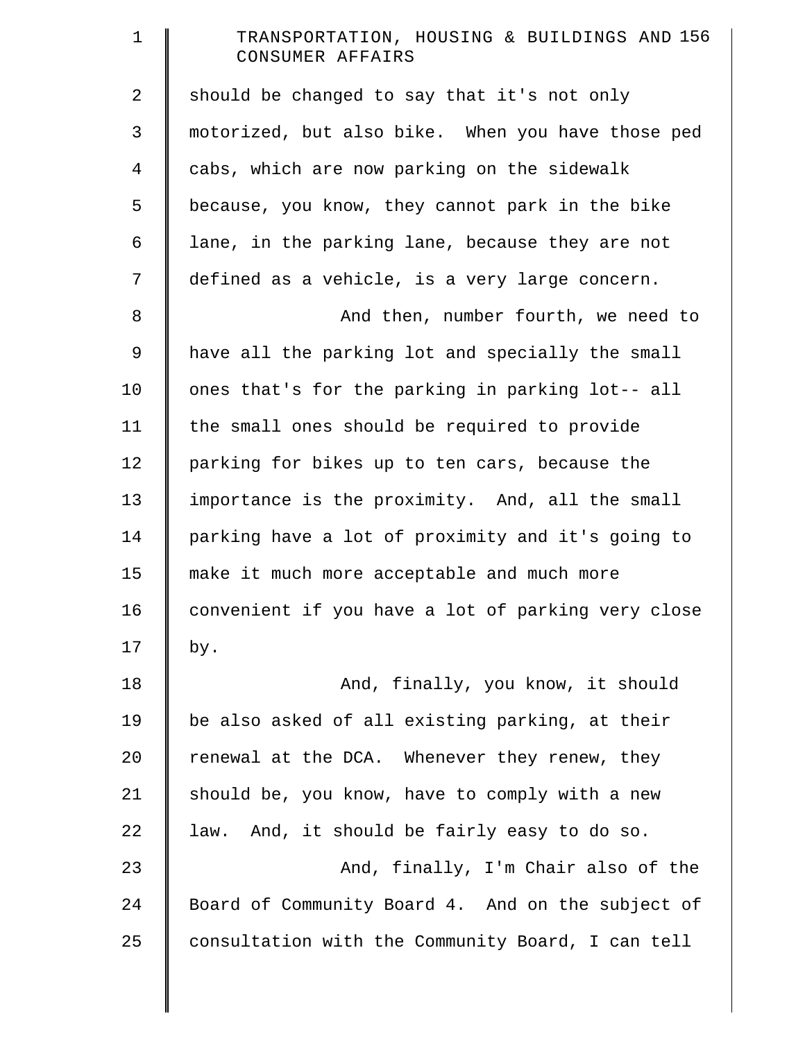should be changed to say that it's not only motorized, but also bike. When you have those ped cabs, which are now parking on the sidewalk because, you know, they cannot park in the bike lane, in the parking lane, because they are not defined as a vehicle, is a very large concern.

And then, number fourth, we need to have all the parking lot and specially the small ones that's for the parking in parking lot-- all the small ones should be required to provide parking for bikes up to ten cars, because the importance is the proximity. And, all the small parking have a lot of proximity and it's going to make it much more acceptable and much more convenient if you have a lot of parking very close by.

And, finally, you know, it should be also asked of all existing parking, at their renewal at the DCA. Whenever they renew, they should be, you know, have to comply with a new law. And, it should be fairly easy to do so.

And, finally, I'm Chair also of the Board of Community Board 4. And on the subject of consultation with the Community Board, I can tell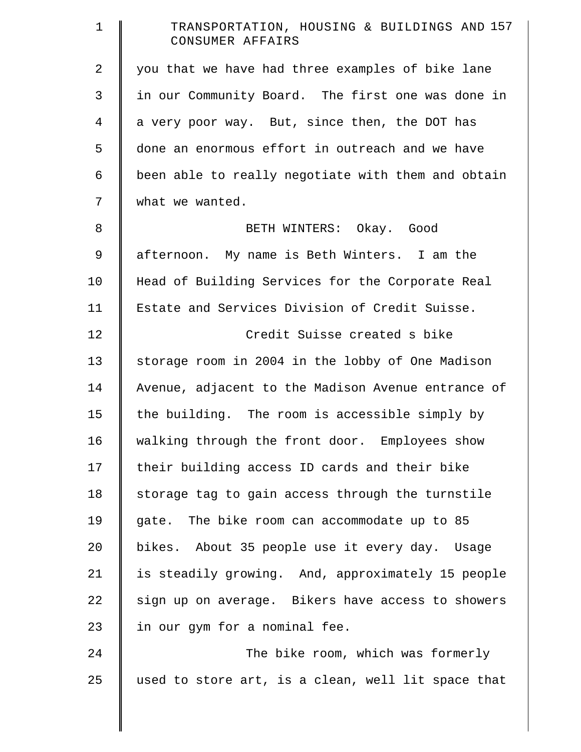you that we have had three examples of bike lane in our Community Board. The first one was done in a very poor way. But, since then, the DOT has done an enormous effort in outreach and we have been able to really negotiate with them and obtain what we wanted.

BETH WINTERS: Okay. Good afternoon. My name is Beth Winters. I am the Head of Building Services for the Corporate Real Estate and Services Division of Credit Suisse.

Credit Suisse created s bike storage room in 2004 in the lobby of One Madison Avenue, adjacent to the Madison Avenue entrance of the building. The room is accessible simply by walking through the front door. Employees show their building access ID cards and their bike storage tag to gain access through the turnstile gate. The bike room can accommodate up to 85 bikes. About 35 people use it every day. Usage is steadily growing. And, approximately 15 people sign up on average. Bikers have access to showers in our gym for a nominal fee.

The bike room, which was formerly used to store art, is a clean, well lit space that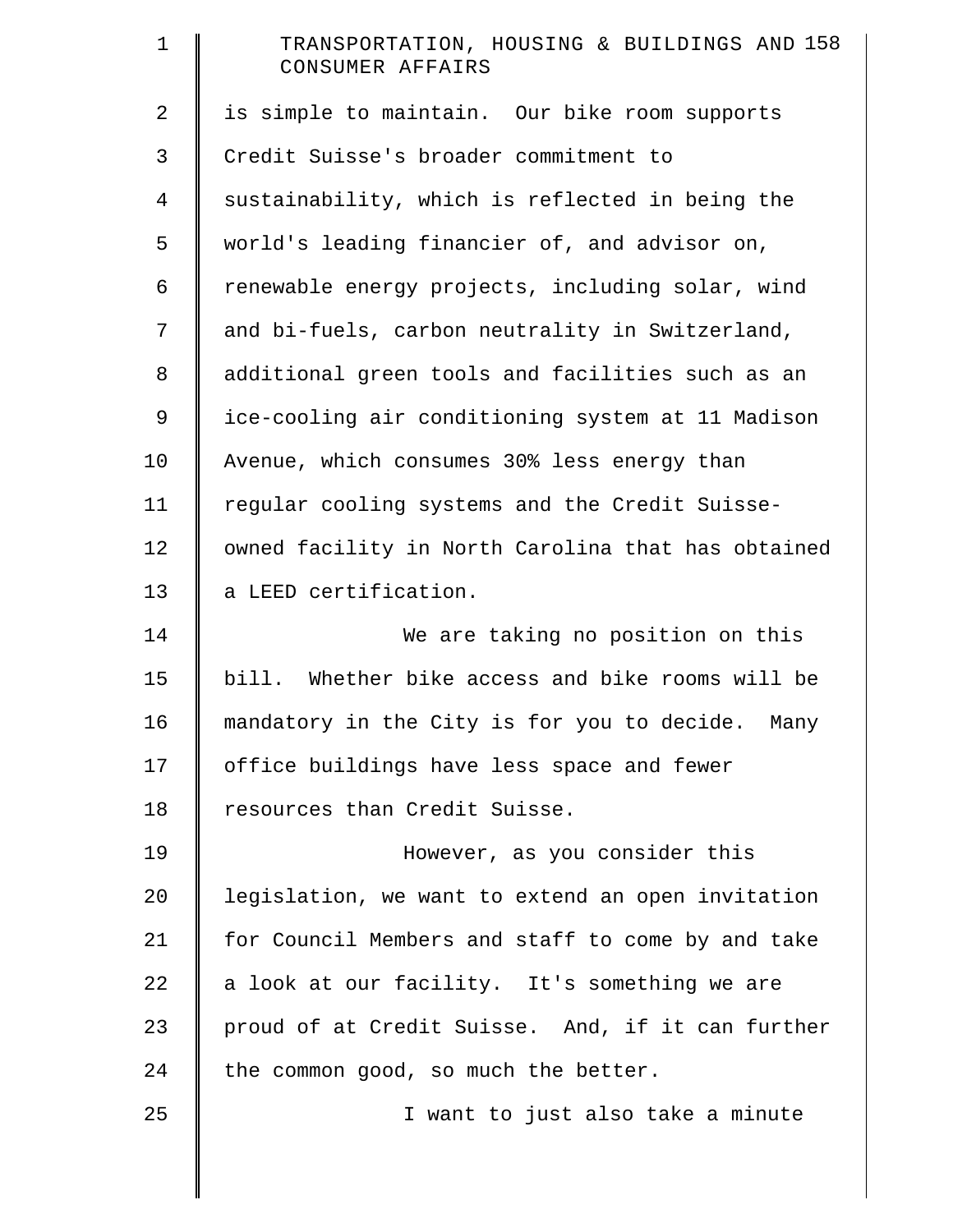is simple to maintain. Our bike room supports Credit Suisse's broader commitment to sustainability, which is reflected in being the world's leading financier of, and advisor on, renewable energy projects, including solar, wind and bi-fuels, carbon neutrality in Switzerland, additional green tools and facilities such as an ice-cooling air conditioning system at 11 Madison Avenue, which consumes 30% less energy than regular cooling systems and the Credit Suisse-owned facility in North Carolina that has obtained a LEED certification.

We are taking no position on this bill. Whether bike access and bike rooms will be mandatory in the City is for you to decide. Many office buildings have less space and fewer resources than Credit Suisse.

However, as you consider this legislation, we want to extend an open invitation for Council Members and staff to come by and take a look at our facility. It's something we are proud of at Credit Suisse. And, if it can further the common good, so much the better.

I want to just also take a minute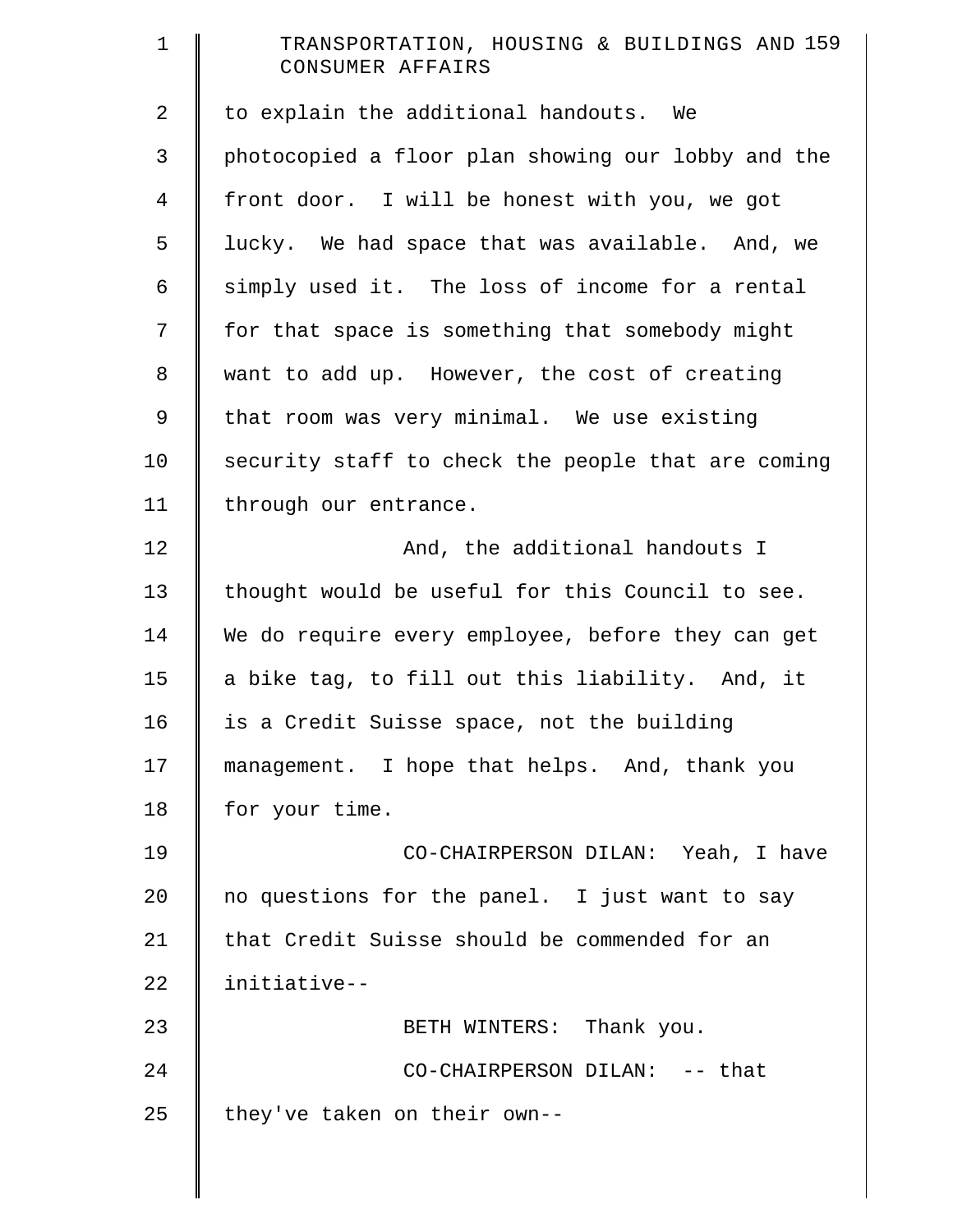to explain the additional handouts. We photocopied a floor plan showing our lobby and the front door. I will be honest with you, we got lucky. We had space that was available. And, we simply used it. The loss of income for a rental for that space is something that somebody might want to add up. However, the cost of creating that room was very minimal. We use existing security staff to check the people that are coming through our entrance.

And, the additional handouts I thought would be useful for this Council to see. We do require every employee, before they can get a bike tag, to fill out this liability. And, it is a Credit Suisse space, not the building management. I hope that helps. And, thank you for your time.

CO-CHAIRPERSON DILAN: Yeah, I have no questions for the panel. I just want to say that Credit Suisse should be commended for an initiative--

BETH WINTERS: Thank you.

CO-CHAIRPERSON DILAN: -- that they've taken on their own--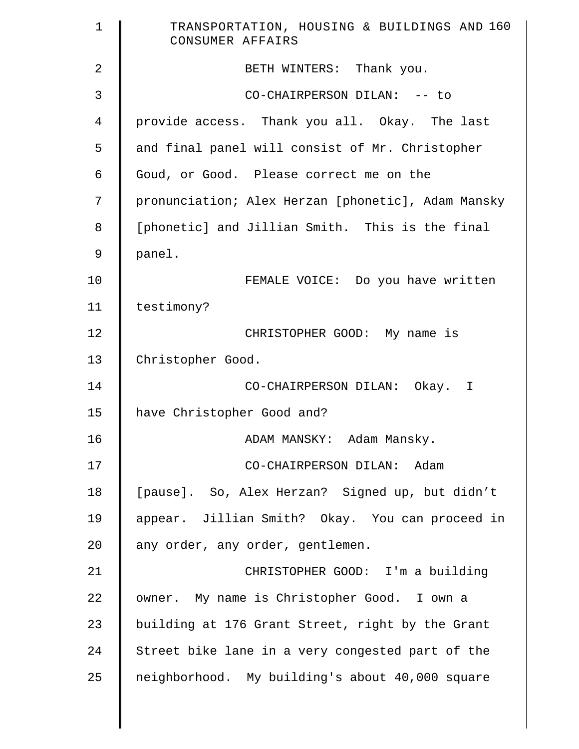BETH WINTERS: Thank you.

CO-CHAIRPERSON DILAN: -- to provide access. Thank you all. Okay. The last and final panel will consist of Mr. Christopher Goud, or Good. Please correct me on the pronunciation; Alex Herzan [phonetic], Adam Mansky [phonetic] and Jillian Smith. This is the final panel.

FEMALE VOICE: Do you have written testimony?

CHRISTOPHER GOOD: My name is Christopher Good.

CO-CHAIRPERSON DILAN: Okay. I have Christopher Good and?

ADAM MANSKY: Adam Mansky.

CO-CHAIRPERSON DILAN: Adam [pause]. So, Alex Herzan? Signed up, but didn’t appear. Jillian Smith? Okay. You can proceed in any order, any order, gentlemen.

CHRISTOPHER GOOD: I'm a building owner. My name is Christopher Good. I own a building at 176 Grant Street, right by the Grant Street bike lane in a very congested part of the neighborhood. My building's about 40,000 square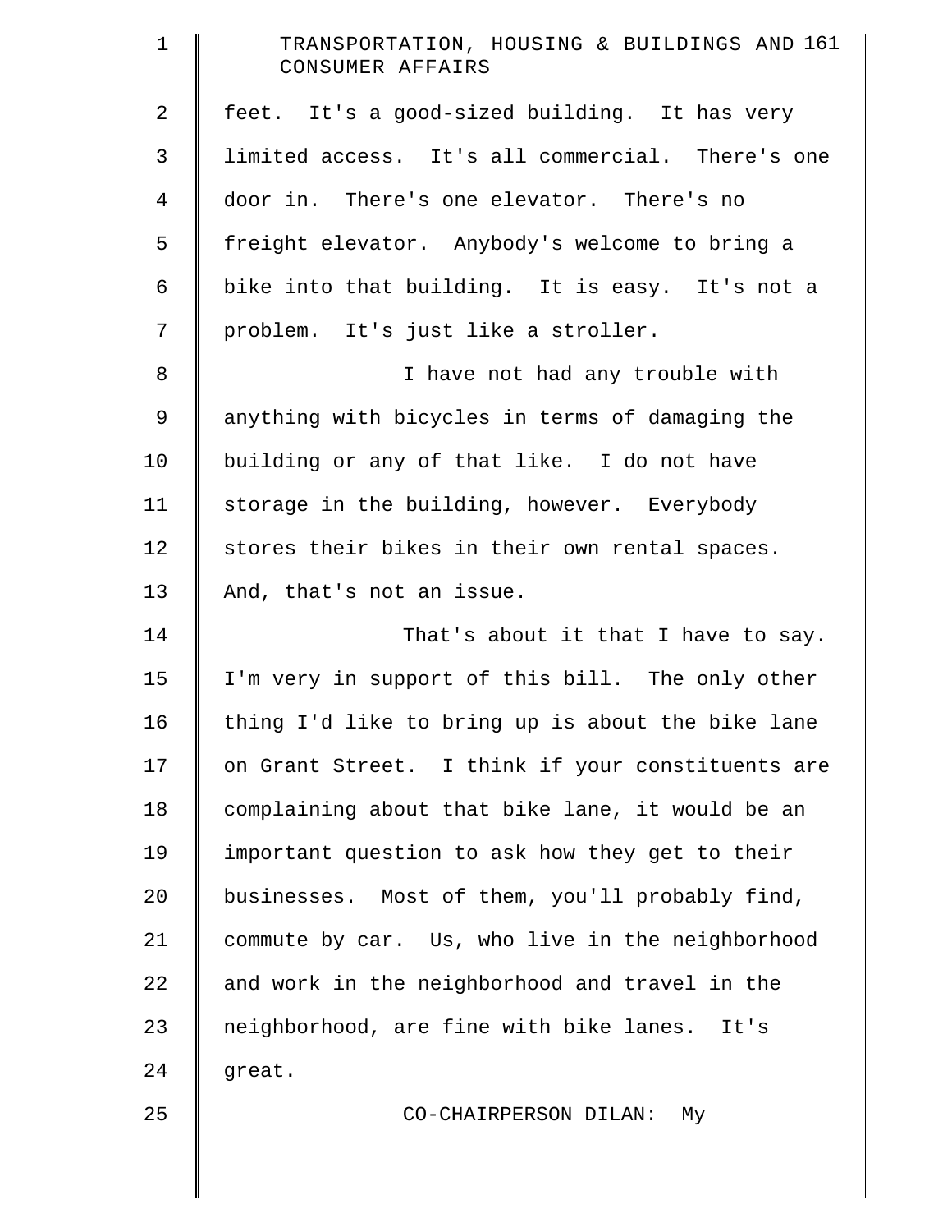feet. It's a good-sized building. It has very limited access. It's all commercial. There's one door in. There's one elevator. There's no freight elevator. Anybody's welcome to bring a bike into that building. It is easy. It's not a problem. It's just like a stroller.

I have not had any trouble with anything with bicycles in terms of damaging the building or any of that like. I do not have storage in the building, however. Everybody stores their bikes in their own rental spaces. And, that's not an issue.

That's about it that I have to say. I'm very in support of this bill. The only other thing I'd like to bring up is about the bike lane on Grant Street. I think if your constituents are complaining about that bike lane, it would be an important question to ask how they get to their businesses. Most of them, you'll probably find, commute by car. Us, who live in the neighborhood and work in the neighborhood and travel in the neighborhood, are fine with bike lanes. It's great.

CO-CHAIRPERSON DILAN: My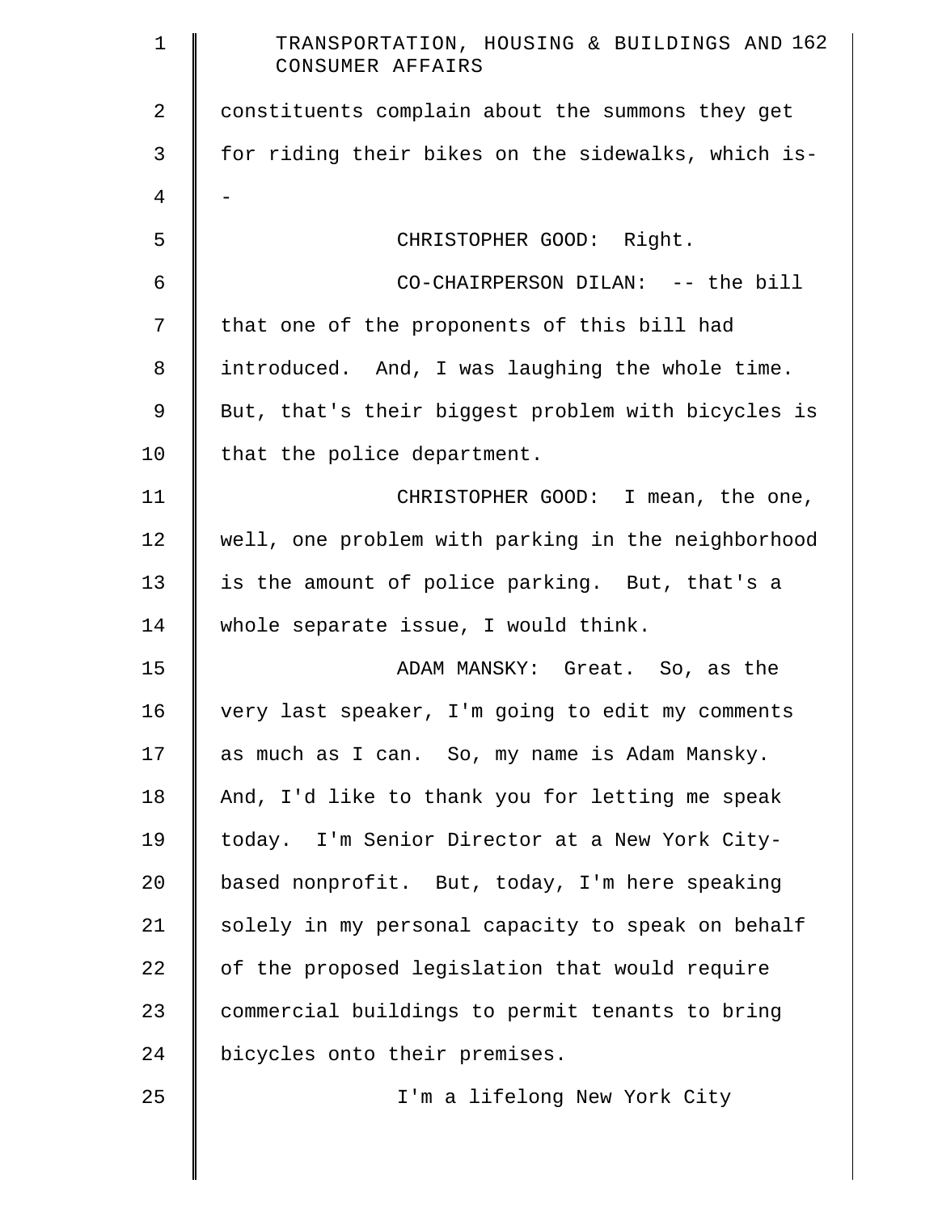constituents complain about the summons they get for riding their bikes on the sidewalks, which is--

CHRISTOPHER GOOD: Right.

CO-CHAIRPERSON DILAN: -- the bill that one of the proponents of this bill had introduced. And, I was laughing the whole time. But, that's their biggest problem with bicycles is that the police department.

CHRISTOPHER GOOD: I mean, the one, well, one problem with parking in the neighborhood is the amount of police parking. But, that's a whole separate issue, I would think.

ADAM MANSKY: Great. So, as the very last speaker, I'm going to edit my comments as much as I can. So, my name is Adam Mansky. And, I'd like to thank you for letting me speak today. I'm Senior Director at a New York City-based nonprofit. But, today, I'm here speaking solely in my personal capacity to speak on behalf of the proposed legislation that would require commercial buildings to permit tenants to bring bicycles onto their premises.

I'm a lifelong New York City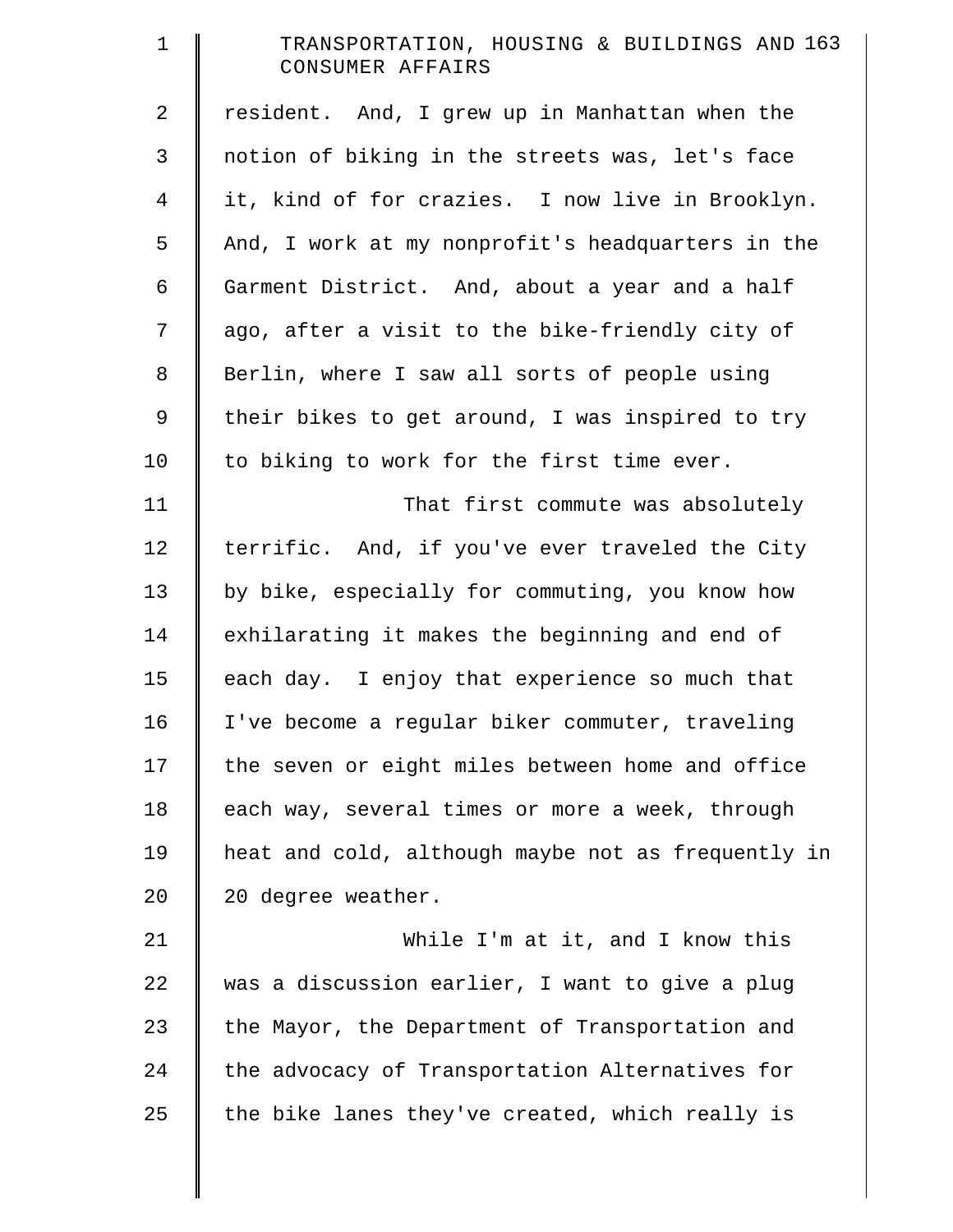resident. And, I grew up in Manhattan when the notion of biking in the streets was, let's face it, kind of for crazies. I now live in Brooklyn. And, I work at my nonprofit's headquarters in the Garment District. And, about a year and a half ago, after a visit to the bike-friendly city of Berlin, where I saw all sorts of people using their bikes to get around, I was inspired to try to biking to work for the first time ever.

That first commute was absolutely terrific. And, if you've ever traveled the City by bike, especially for commuting, you know how exhilarating it makes the beginning and end of each day. I enjoy that experience so much that I've become a regular biker commuter, traveling the seven or eight miles between home and office each way, several times or more a week, through heat and cold, although maybe not as frequently in 20 degree weather.

While I'm at it, and I know this was a discussion earlier, I want to give a plug the Mayor, the Department of Transportation and the advocacy of Transportation Alternatives for the bike lanes they've created, which really is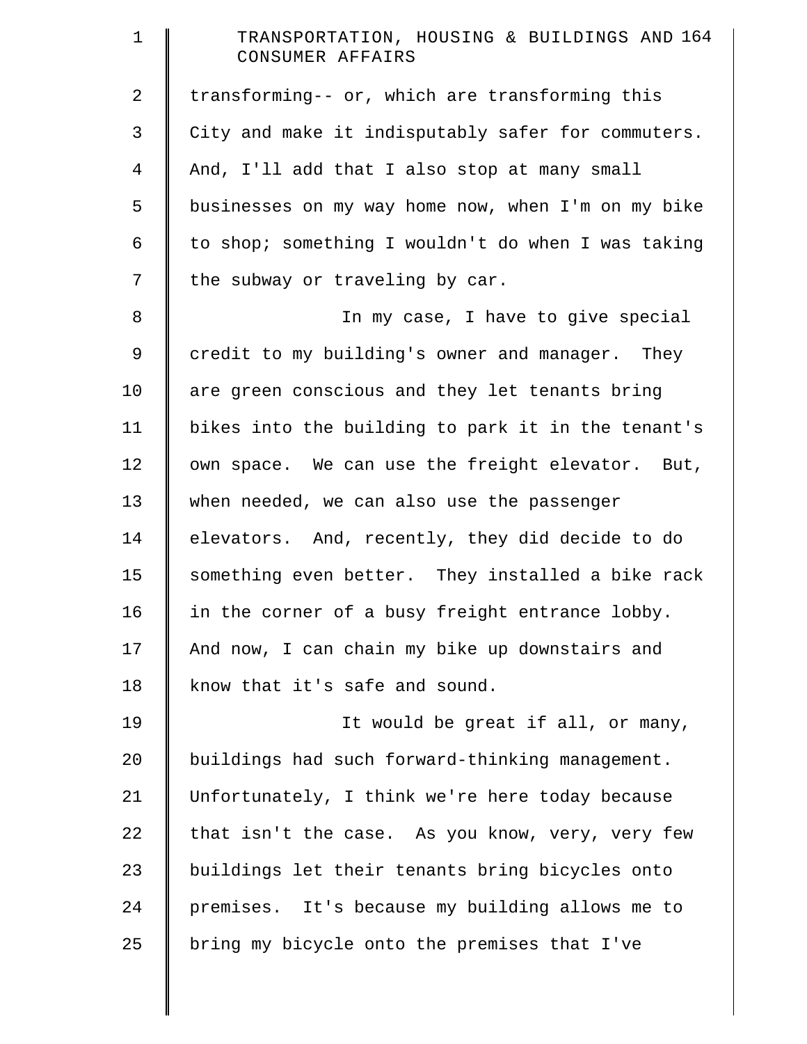transforming-- or, which are transforming this City and make it indisputably safer for commuters. And, I'll add that I also stop at many small businesses on my way home now, when I'm on my bike to shop; something I wouldn't do when I was taking the subway or traveling by car.

In my case, I have to give special credit to my building's owner and manager. They are green conscious and they let tenants bring bikes into the building to park it in the tenant's own space. We can use the freight elevator. But, when needed, we can also use the passenger elevators. And, recently, they did decide to do something even better. They installed a bike rack in the corner of a busy freight entrance lobby. And now, I can chain my bike up downstairs and know that it's safe and sound.

It would be great if all, or many, buildings had such forward-thinking management. Unfortunately, I think we're here today because that isn't the case. As you know, very, very few buildings let their tenants bring bicycles onto premises. It's because my building allows me to bring my bicycle onto the premises that I've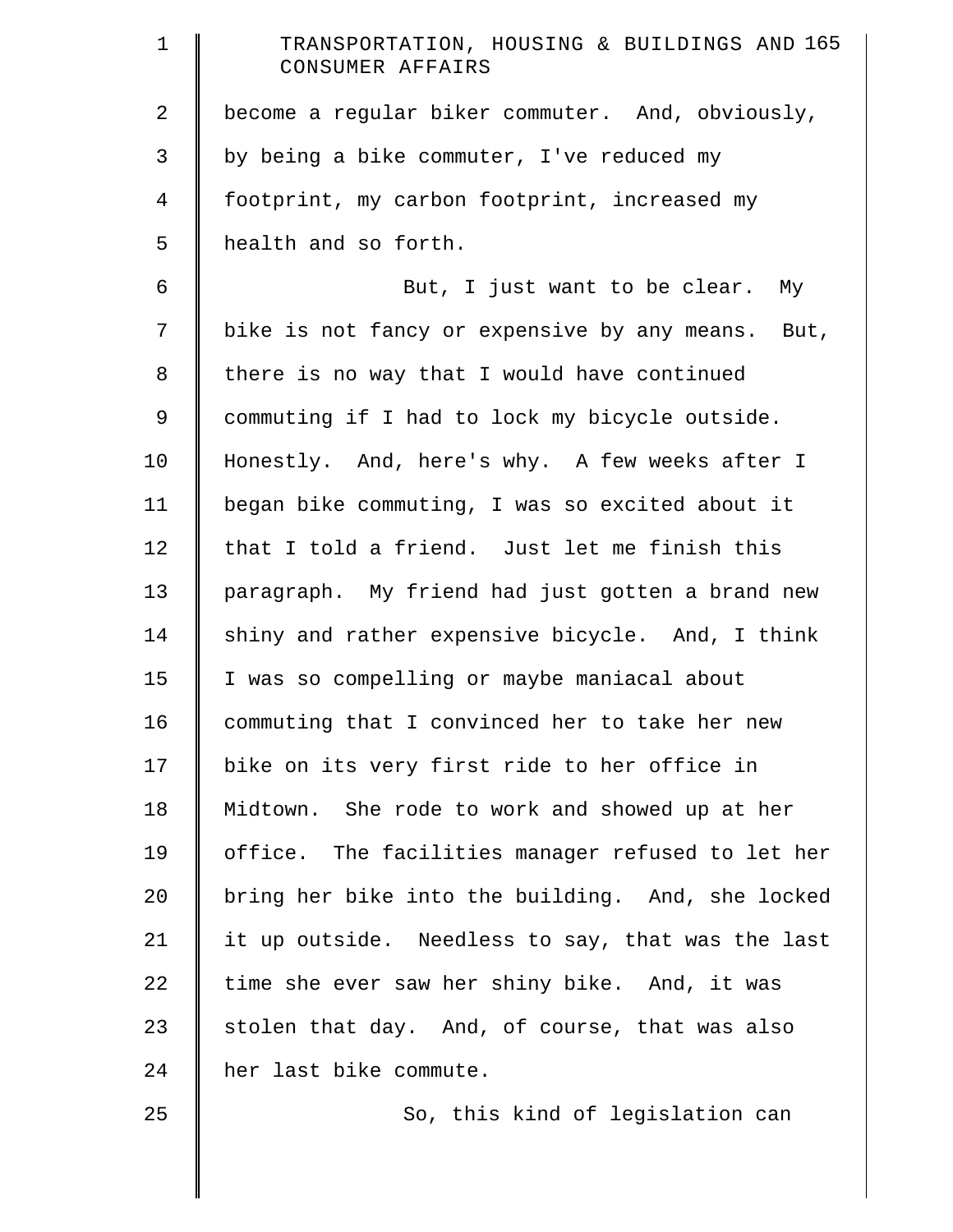become a regular biker commuter. And, obviously, by being a bike commuter, I've reduced my footprint, my carbon footprint, increased my health and so forth.

But, I just want to be clear. My bike is not fancy or expensive by any means. But, there is no way that I would have continued commuting if I had to lock my bicycle outside. Honestly. And, here's why. A few weeks after I began bike commuting, I was so excited about it that I told a friend. Just let me finish this paragraph. My friend had just gotten a brand new shiny and rather expensive bicycle. And, I think I was so compelling or maybe maniacal about commuting that I convinced her to take her new bike on its very first ride to her office in Midtown. She rode to work and showed up at her office. The facilities manager refused to let her bring her bike into the building. And, she locked it up outside. Needless to say, that was the last time she ever saw her shiny bike. And, it was stolen that day. And, of course, that was also her last bike commute.

So, this kind of legislation can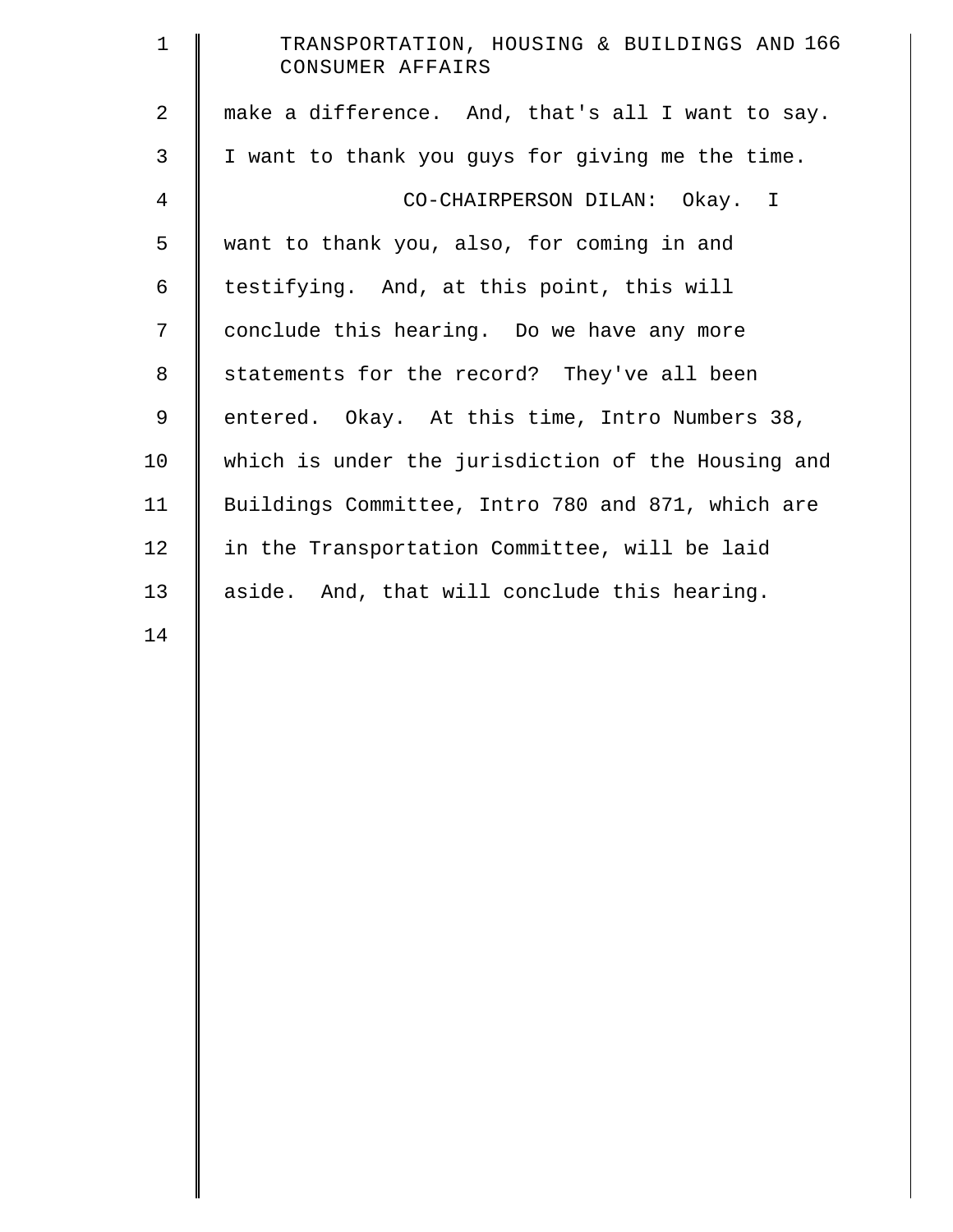make a difference. And, that's all I want to say. I want to thank you guys for giving me the time.

CO-CHAIRPERSON DILAN: Okay. I want to thank you, also, for coming in and testifying. And, at this point, this will conclude this hearing. Do we have any more statements for the record? They've all been entered. Okay. At this time, Intro Numbers 38, which is under the jurisdiction of the Housing and Buildings Committee, Intro 780 and 871, which are in the Transportation Committee, will be laid aside. And, that will conclude this hearing.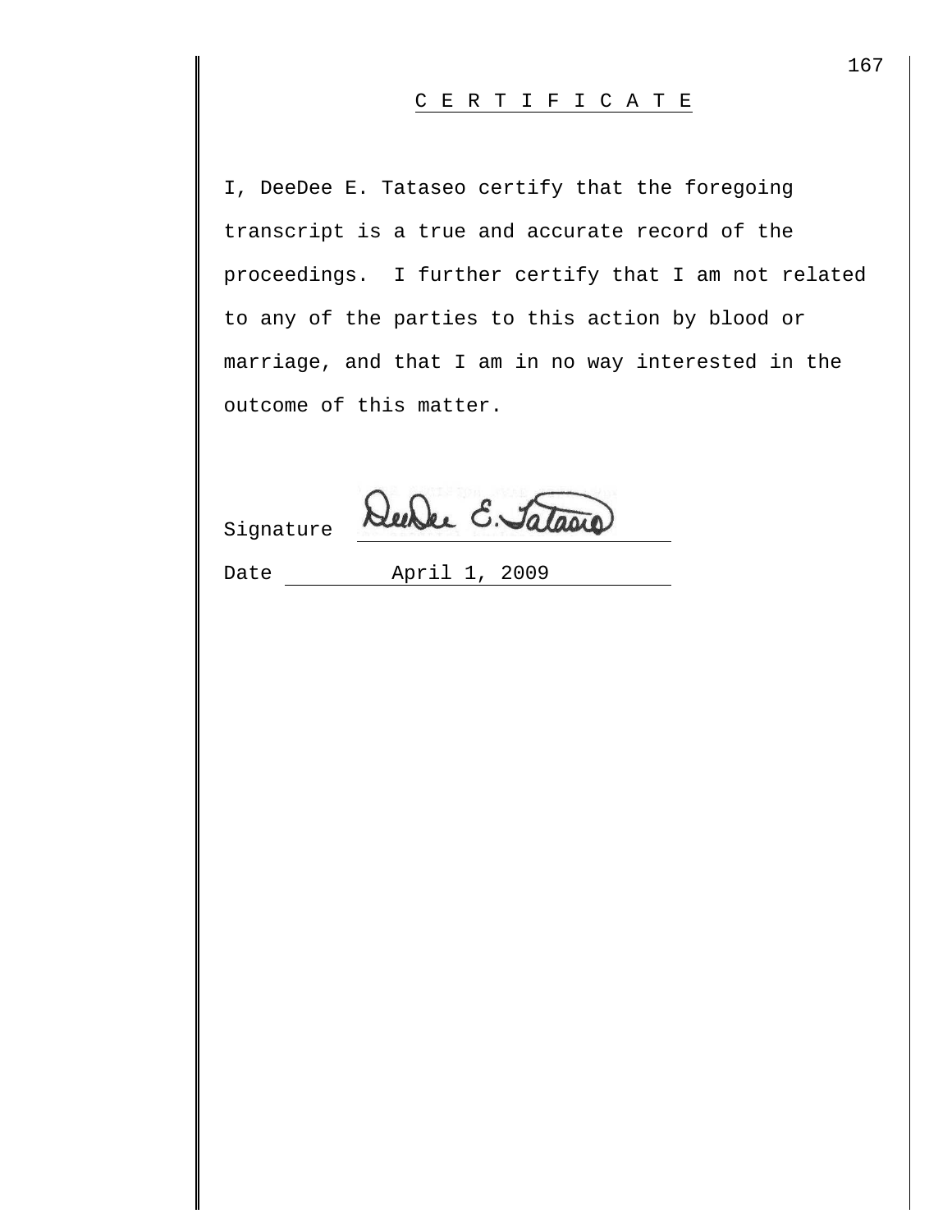# C E R T I F I C A T E

I, DeeDee E. Tataseo certify that the foregoing transcript is a true and accurate record of the proceedings. I further certify that I am not related to any of the parties to this action by blood or marriage, and that I am in no way interested in the outcome of this matter.

Signature DeeDee E. Tataseo

Date April 1, 2009